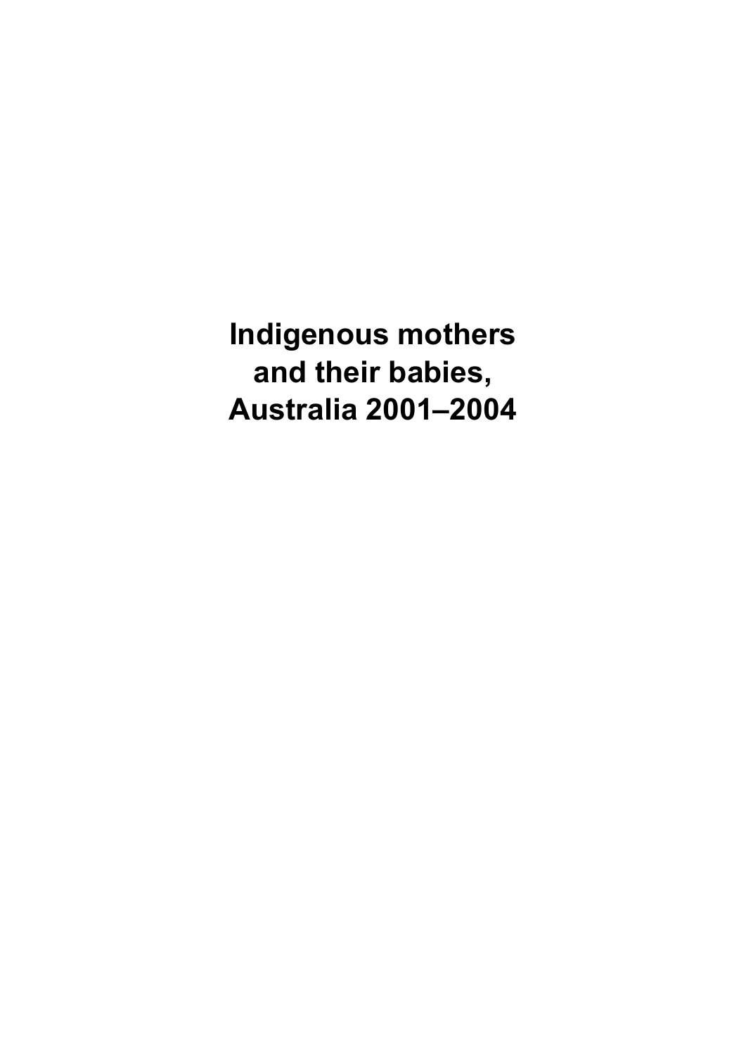# Indigenous mothers and their babies, Australia 2001–2004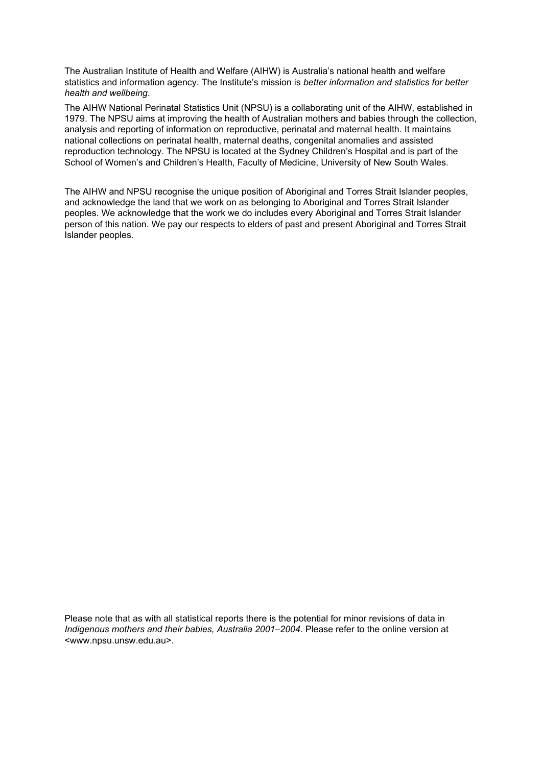The Australian Institute of Health and Welfare (AIHW) is Australia's national health and welfare statistics and information agency. The Institute's mission is *better information and statistics for better health and wellbeing*.

The AIHW National Perinatal Statistics Unit (NPSU) is a collaborating unit of the AIHW, established in 1979. The NPSU aims at improving the health of Australian mothers and babies through the collection, analysis and reporting of information on reproductive, perinatal and maternal health. It maintains national collections on perinatal health, maternal deaths, congenital anomalies and assisted reproduction technology. The NPSU is located at the Sydney Children's Hospital and is part of the School of Women's and Children's Health, Faculty of Medicine, University of New South Wales.

The AIHW and NPSU recognise the unique position of Aboriginal and Torres Strait Islander peoples, and acknowledge the land that we work on as belonging to Aboriginal and Torres Strait Islander peoples. We acknowledge that the work we do includes every Aboriginal and Torres Strait Islander person of this nation. We pay our respects to elders of past and present Aboriginal and Torres Strait Islander peoples.

Please note that as with all statistical reports there is the potential for minor revisions of data in *Indigenous mothers and their babies, Australia 2001–2004*. Please refer to the online version at <www.npsu.unsw.edu.au>.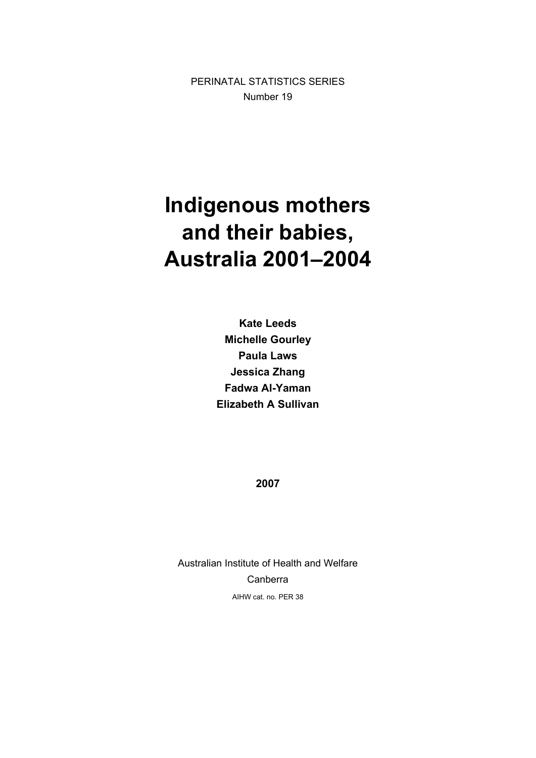PERINATAL STATISTICS SERIES

Number 19

# Indigenous mothers and their babies, Australia 2001–2004

**Kate Leeds**

**Michelle Gourley**

**Paula Laws**

**Jessica Zhang**

**Fadwa Al-Yaman**

**Elizabeth A Sullivan**

**2007**

Australian Institute of Health and Welfare

Canberra

AIHW cat. no. PER 38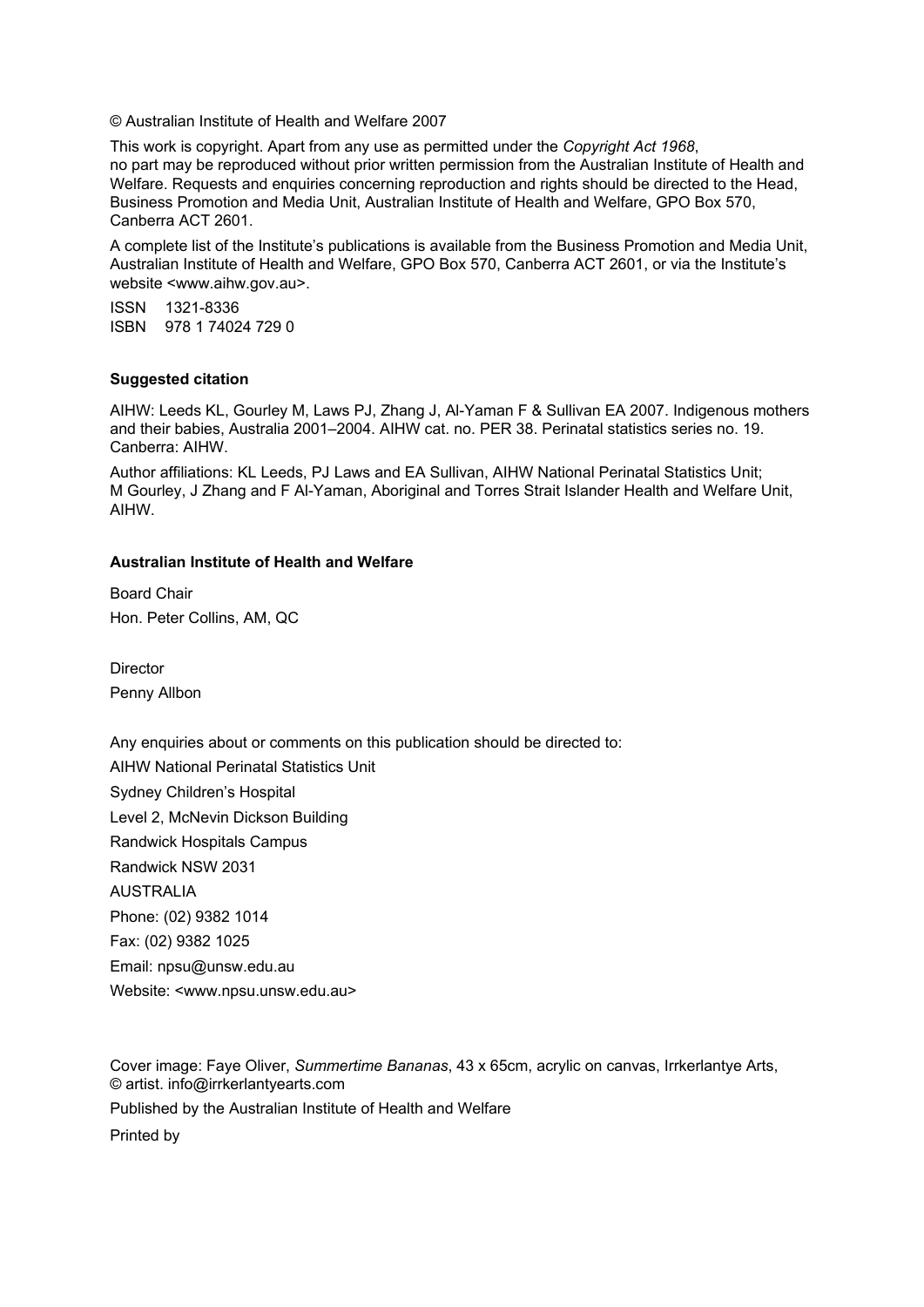© Australian Institute of Health and Welfare 2007

This work is copyright. Apart from any use as permitted under the *Copyright Act 1968*, no part may be reproduced without prior written permission from the Australian Institute of Health and Welfare. Requests and enquiries concerning reproduction and rights should be directed to the Head, Business Promotion and Media Unit, Australian Institute of Health and Welfare, GPO Box 570, Canberra ACT 2601.

A complete list of the Institute's publications is available from the Business Promotion and Media Unit, Australian Institute of Health and Welfare, GPO Box 570, Canberra ACT 2601, or via the Institute's website <www.aihw.gov.au>.

ISSN 1321-8336
ISBN 978 1 74024 729 0

**Suggested citation**

AIHW: Leeds KL, Gourley M, Laws PJ, Zhang J, Al-Yaman F & Sullivan EA 2007. Indigenous mothers and their babies, Australia 2001–2004. AIHW cat. no. PER 38. Perinatal statistics series no. 19. Canberra: AIHW.

Author affiliations: KL Leeds, PJ Laws and EA Sullivan, AIHW National Perinatal Statistics Unit; M Gourley, J Zhang and F Al-Yaman, Aboriginal and Torres Strait Islander Health and Welfare Unit, AIHW.

**Australian Institute of Health and Welfare**

Board Chair
Hon. Peter Collins, AM, QC

Director
Penny Allbon

Any enquiries about or comments on this publication should be directed to:
AIHW National Perinatal Statistics Unit
Sydney Children's Hospital
Level 2, McNevin Dickson Building
Randwick Hospitals Campus
Randwick NSW 2031
AUSTRALIA
Phone: (02) 9382 1014
Fax: (02) 9382 1025
Email: npsu@unsw.edu.au
Website: <www.npsu.unsw.edu.au>

Cover image: Faye Oliver, *Summertime Bananas*, 43 x 65cm, acrylic on canvas, Irrkerlantye Arts, © artist. info@irrkerlantyearts.com

Published by the Australian Institute of Health and Welfare

Printed by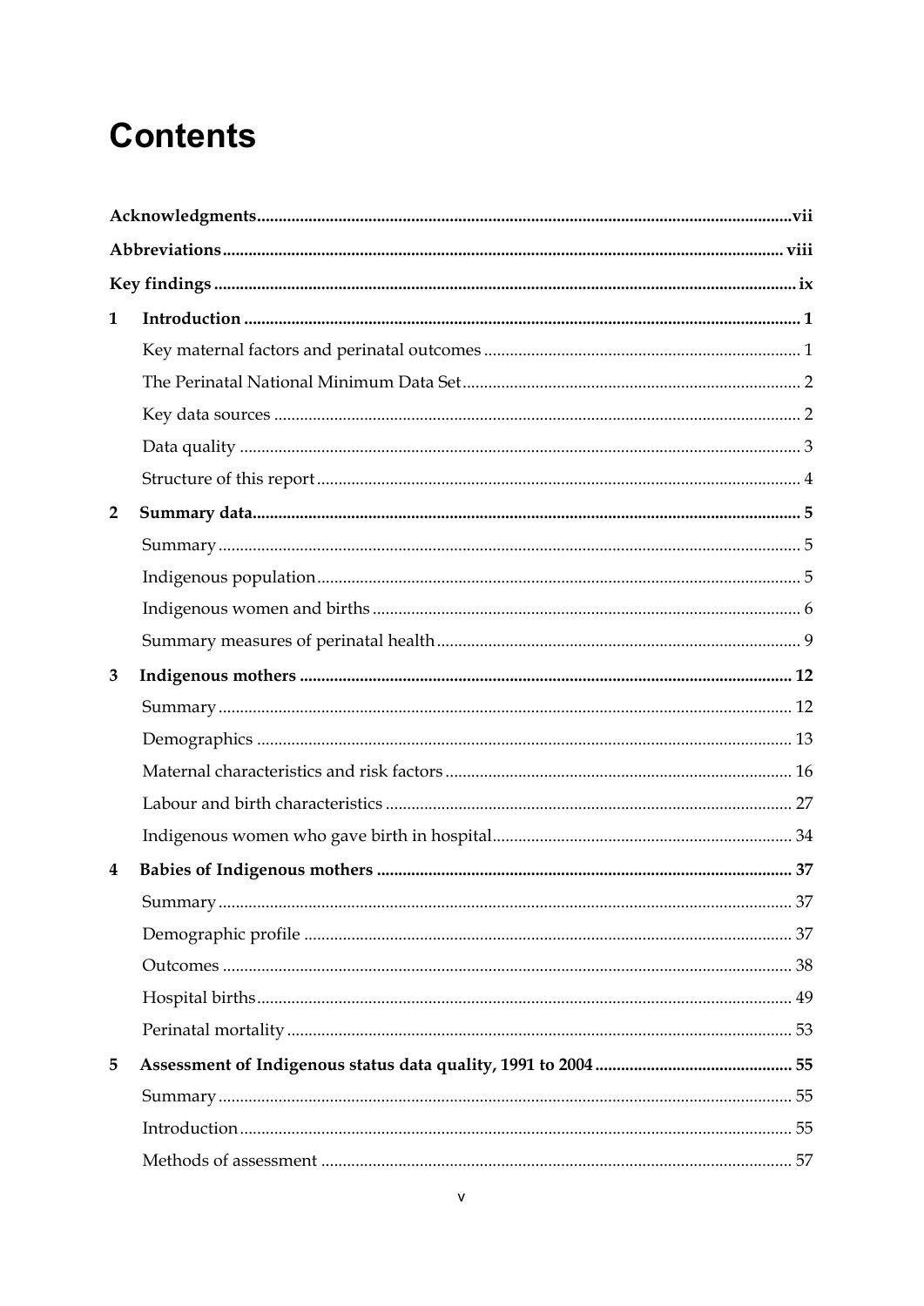# Contents

**Acknowledgments** ... vii

**Abbreviations** ... viii

**Key findings** ... ix

**1 Introduction** ... 1

- Key maternal factors and perinatal outcomes ... 1
- The Perinatal National Minimum Data Set ... 2
- Key data sources ... 2
- Data quality ... 3
- Structure of this report ... 4

**2 Summary data** ... 5

- Summary ... 5
- Indigenous population ... 5
- Indigenous women and births ... 6
- Summary measures of perinatal health ... 9

**3 Indigenous mothers** ... 12

- Summary ... 12
- Demographics ... 13
- Maternal characteristics and risk factors ... 16
- Labour and birth characteristics ... 27
- Indigenous women who gave birth in hospital ... 34

**4 Babies of Indigenous mothers** ... 37

- Summary ... 37
- Demographic profile ... 37
- Outcomes ... 38
- Hospital births ... 49
- Perinatal mortality ... 53

**5 Assessment of Indigenous status data quality, 1991 to 2004** ... 55

- Summary ... 55
- Introduction ... 55
- Methods of assessment ... 57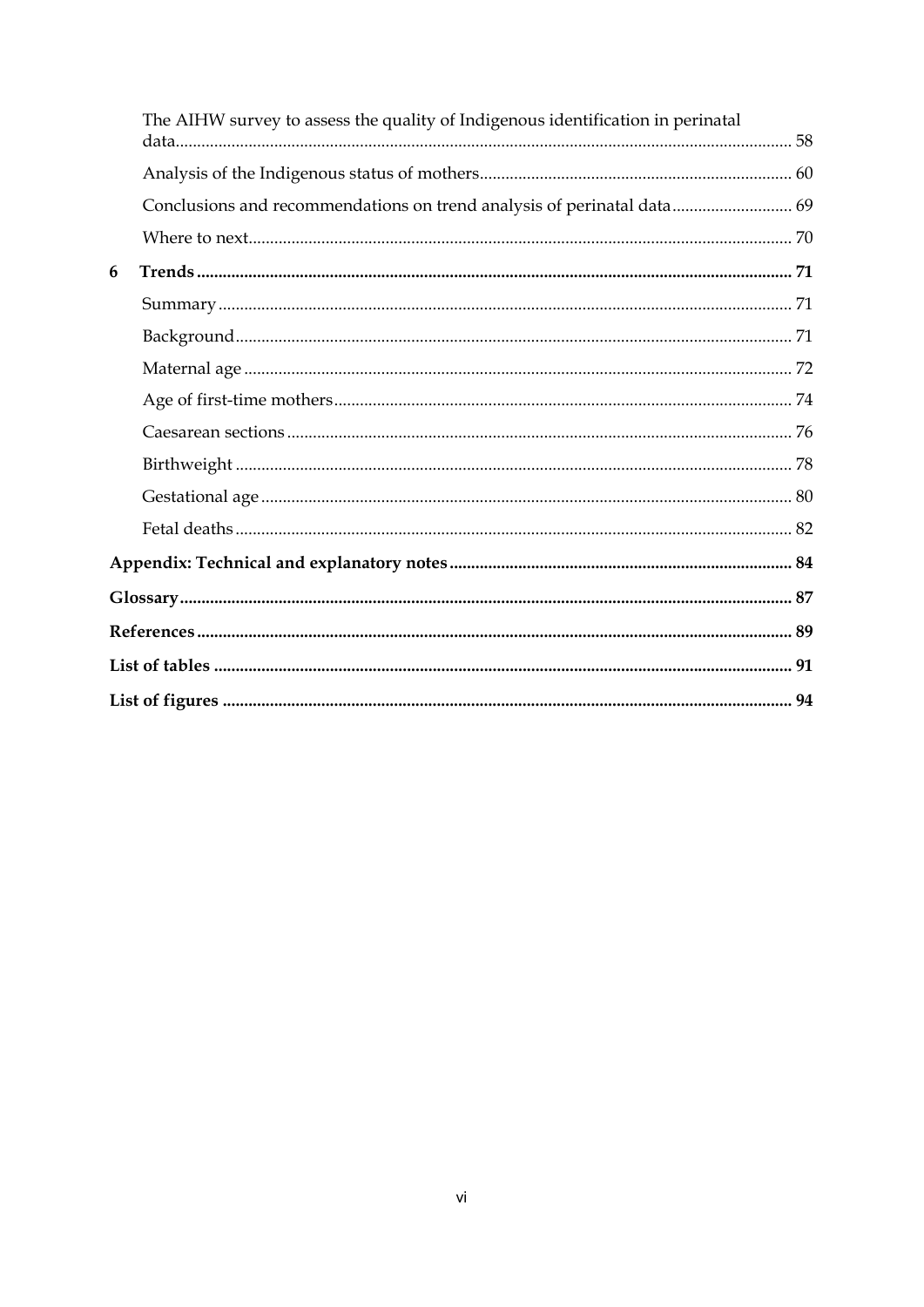The AIHW survey to assess the quality of Indigenous identification in perinatal data ..... 58

Analysis of the Indigenous status of mothers ..... 60

Conclusions and recommendations on trend analysis of perinatal data ..... 69

Where to next ..... 70

**6 Trends ..... 71**

Summary ..... 71

Background ..... 71

Maternal age ..... 72

Age of first-time mothers ..... 74

Caesarean sections ..... 76

Birthweight ..... 78

Gestational age ..... 80

Fetal deaths ..... 82

**Appendix: Technical and explanatory notes ..... 84**

**Glossary ..... 87**

**References ..... 89**

**List of tables ..... 91**

**List of figures ..... 94**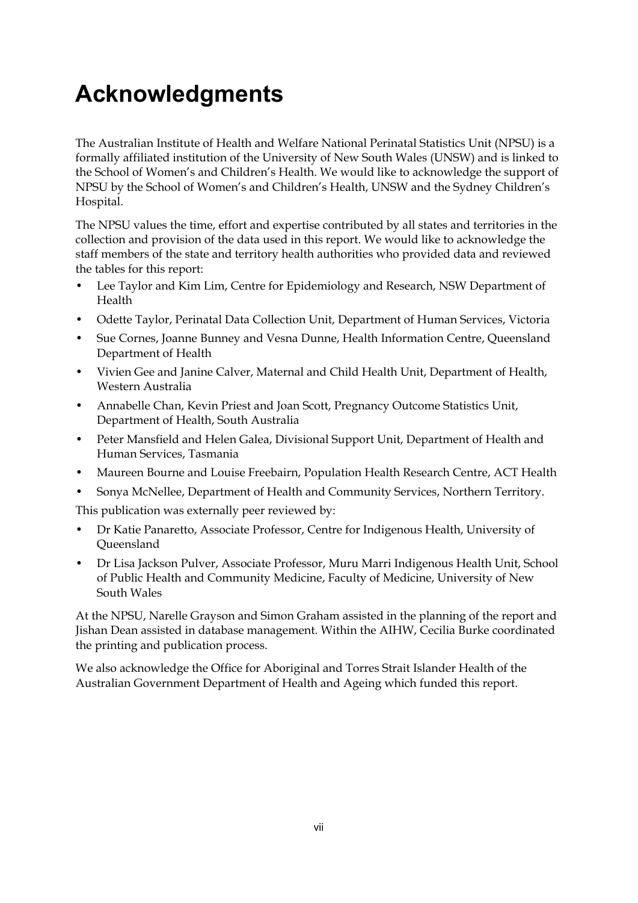# Acknowledgments

The Australian Institute of Health and Welfare National Perinatal Statistics Unit (NPSU) is a formally affiliated institution of the University of New South Wales (UNSW) and is linked to the School of Women's and Children's Health. We would like to acknowledge the support of NPSU by the School of Women's and Children's Health, UNSW and the Sydney Children's Hospital.

The NPSU values the time, effort and expertise contributed by all states and territories in the collection and provision of the data used in this report. We would like to acknowledge the staff members of the state and territory health authorities who provided data and reviewed the tables for this report:

- Lee Taylor and Kim Lim, Centre for Epidemiology and Research, NSW Department of Health
- Odette Taylor, Perinatal Data Collection Unit, Department of Human Services, Victoria
- Sue Cornes, Joanne Bunney and Vesna Dunne, Health Information Centre, Queensland Department of Health
- Vivien Gee and Janine Calver, Maternal and Child Health Unit, Department of Health, Western Australia
- Annabelle Chan, Kevin Priest and Joan Scott, Pregnancy Outcome Statistics Unit, Department of Health, South Australia
- Peter Mansfield and Helen Galea, Divisional Support Unit, Department of Health and Human Services, Tasmania
- Maureen Bourne and Louise Freebairn, Population Health Research Centre, ACT Health
- Sonya McNellee, Department of Health and Community Services, Northern Territory.

This publication was externally peer reviewed by:

- Dr Katie Panaretto, Associate Professor, Centre for Indigenous Health, University of Queensland
- Dr Lisa Jackson Pulver, Associate Professor, Muru Marri Indigenous Health Unit, School of Public Health and Community Medicine, Faculty of Medicine, University of New South Wales

At the NPSU, Narelle Grayson and Simon Graham assisted in the planning of the report and Jishan Dean assisted in database management. Within the AIHW, Cecilia Burke coordinated the printing and publication process.

We also acknowledge the Office for Aboriginal and Torres Strait Islander Health of the Australian Government Department of Health and Ageing which funded this report.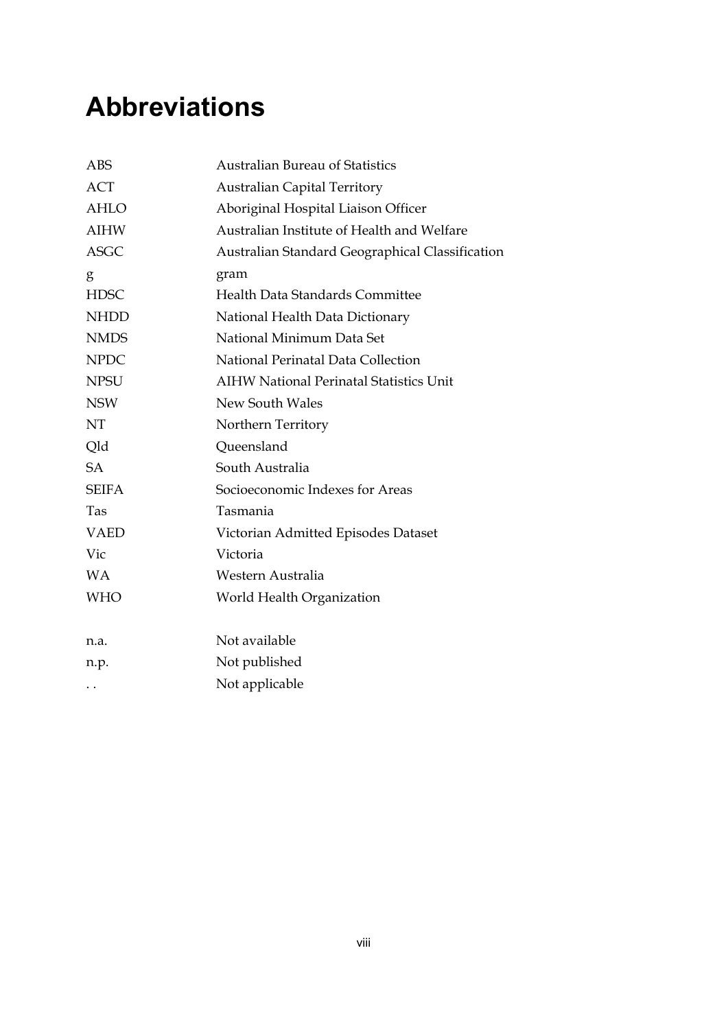# Abbreviations

| | |
|---|---|
| ABS | Australian Bureau of Statistics |
| ACT | Australian Capital Territory |
| AHLO | Aboriginal Hospital Liaison Officer |
| AIHW | Australian Institute of Health and Welfare |
| ASGC | Australian Standard Geographical Classification |
| g | gram |
| HDSC | Health Data Standards Committee |
| NHDD | National Health Data Dictionary |
| NMDS | National Minimum Data Set |
| NPDC | National Perinatal Data Collection |
| NPSU | AIHW National Perinatal Statistics Unit |
| NSW | New South Wales |
| NT | Northern Territory |
| Qld | Queensland |
| SA | South Australia |
| SEIFA | Socioeconomic Indexes for Areas |
| Tas | Tasmania |
| VAED | Victorian Admitted Episodes Dataset |
| Vic | Victoria |
| WA | Western Australia |
| WHO | World Health Organization |
| | |
| n.a. | Not available |
| n.p. | Not published |
| . . | Not applicable |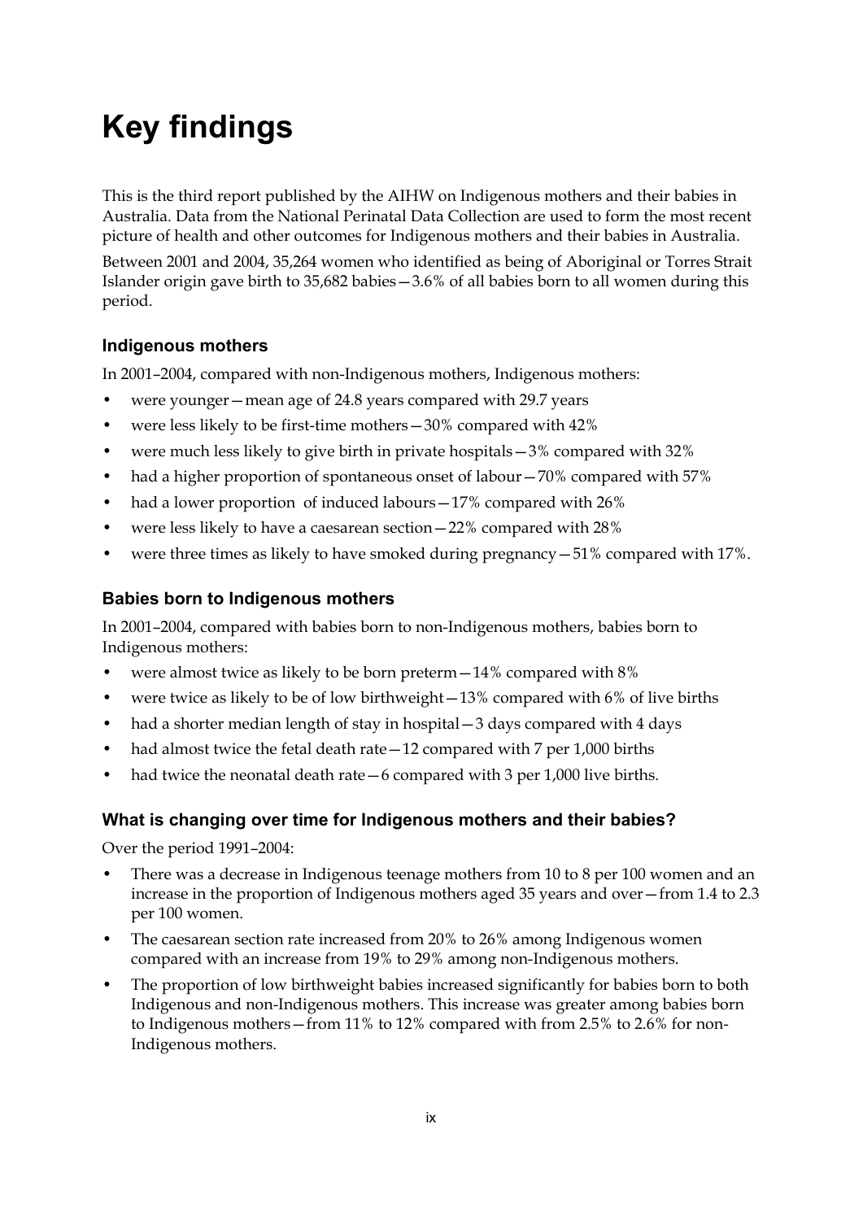# Key findings

This is the third report published by the AIHW on Indigenous mothers and their babies in Australia. Data from the National Perinatal Data Collection are used to form the most recent picture of health and other outcomes for Indigenous mothers and their babies in Australia.

Between 2001 and 2004, 35,264 women who identified as being of Aboriginal or Torres Strait Islander origin gave birth to 35,682 babies—3.6% of all babies born to all women during this period.

### Indigenous mothers

In 2001–2004, compared with non-Indigenous mothers, Indigenous mothers:

- were younger—mean age of 24.8 years compared with 29.7 years
- were less likely to be first-time mothers—30% compared with 42%
- were much less likely to give birth in private hospitals—3% compared with 32%
- had a higher proportion of spontaneous onset of labour—70% compared with 57%
- had a lower proportion of induced labours—17% compared with 26%
- were less likely to have a caesarean section—22% compared with 28%
- were three times as likely to have smoked during pregnancy—51% compared with 17%.

### Babies born to Indigenous mothers

In 2001–2004, compared with babies born to non-Indigenous mothers, babies born to Indigenous mothers:

- were almost twice as likely to be born preterm—14% compared with 8%
- were twice as likely to be of low birthweight—13% compared with 6% of live births
- had a shorter median length of stay in hospital—3 days compared with 4 days
- had almost twice the fetal death rate—12 compared with 7 per 1,000 births
- had twice the neonatal death rate—6 compared with 3 per 1,000 live births.

### What is changing over time for Indigenous mothers and their babies?

Over the period 1991–2004:

- There was a decrease in Indigenous teenage mothers from 10 to 8 per 100 women and an increase in the proportion of Indigenous mothers aged 35 years and over—from 1.4 to 2.3 per 100 women.
- The caesarean section rate increased from 20% to 26% among Indigenous women compared with an increase from 19% to 29% among non-Indigenous mothers.
- The proportion of low birthweight babies increased significantly for babies born to both Indigenous and non-Indigenous mothers. This increase was greater among babies born to Indigenous mothers—from 11% to 12% compared with from 2.5% to 2.6% for non-Indigenous mothers.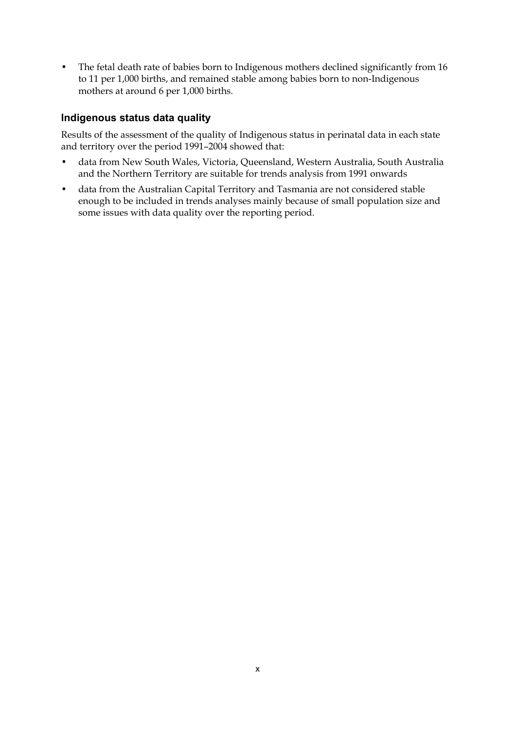- The fetal death rate of babies born to Indigenous mothers declined significantly from 16 to 11 per 1,000 births, and remained stable among babies born to non-Indigenous mothers at around 6 per 1,000 births.

### Indigenous status data quality

Results of the assessment of the quality of Indigenous status in perinatal data in each state and territory over the period 1991–2004 showed that:

- data from New South Wales, Victoria, Queensland, Western Australia, South Australia and the Northern Territory are suitable for trends analysis from 1991 onwards
- data from the Australian Capital Territory and Tasmania are not considered stable enough to be included in trends analyses mainly because of small population size and some issues with data quality over the reporting period.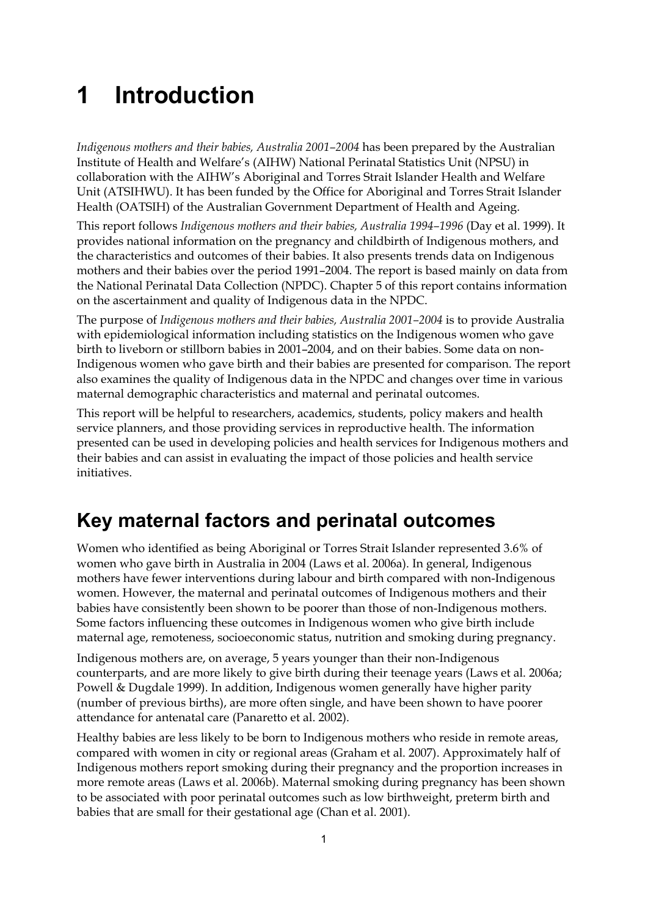# 1 Introduction

*Indigenous mothers and their babies, Australia 2001–2004* has been prepared by the Australian Institute of Health and Welfare's (AIHW) National Perinatal Statistics Unit (NPSU) in collaboration with the AIHW's Aboriginal and Torres Strait Islander Health and Welfare Unit (ATSIHWU). It has been funded by the Office for Aboriginal and Torres Strait Islander Health (OATSIH) of the Australian Government Department of Health and Ageing.

This report follows *Indigenous mothers and their babies, Australia 1994–1996* (Day et al. 1999). It provides national information on the pregnancy and childbirth of Indigenous mothers, and the characteristics and outcomes of their babies. It also presents trends data on Indigenous mothers and their babies over the period 1991–2004. The report is based mainly on data from the National Perinatal Data Collection (NPDC). Chapter 5 of this report contains information on the ascertainment and quality of Indigenous data in the NPDC.

The purpose of *Indigenous mothers and their babies, Australia 2001–2004* is to provide Australia with epidemiological information including statistics on the Indigenous women who gave birth to liveborn or stillborn babies in 2001–2004, and on their babies. Some data on non-Indigenous women who gave birth and their babies are presented for comparison. The report also examines the quality of Indigenous data in the NPDC and changes over time in various maternal demographic characteristics and maternal and perinatal outcomes.

This report will be helpful to researchers, academics, students, policy makers and health service planners, and those providing services in reproductive health. The information presented can be used in developing policies and health services for Indigenous mothers and their babies and can assist in evaluating the impact of those policies and health service initiatives.

## Key maternal factors and perinatal outcomes

Women who identified as being Aboriginal or Torres Strait Islander represented 3.6% of women who gave birth in Australia in 2004 (Laws et al. 2006a). In general, Indigenous mothers have fewer interventions during labour and birth compared with non-Indigenous women. However, the maternal and perinatal outcomes of Indigenous mothers and their babies have consistently been shown to be poorer than those of non-Indigenous mothers. Some factors influencing these outcomes in Indigenous women who give birth include maternal age, remoteness, socioeconomic status, nutrition and smoking during pregnancy.

Indigenous mothers are, on average, 5 years younger than their non-Indigenous counterparts, and are more likely to give birth during their teenage years (Laws et al. 2006a; Powell & Dugdale 1999). In addition, Indigenous women generally have higher parity (number of previous births), are more often single, and have been shown to have poorer attendance for antenatal care (Panaretto et al. 2002).

Healthy babies are less likely to be born to Indigenous mothers who reside in remote areas, compared with women in city or regional areas (Graham et al. 2007). Approximately half of Indigenous mothers report smoking during their pregnancy and the proportion increases in more remote areas (Laws et al. 2006b). Maternal smoking during pregnancy has been shown to be associated with poor perinatal outcomes such as low birthweight, preterm birth and babies that are small for their gestational age (Chan et al. 2001).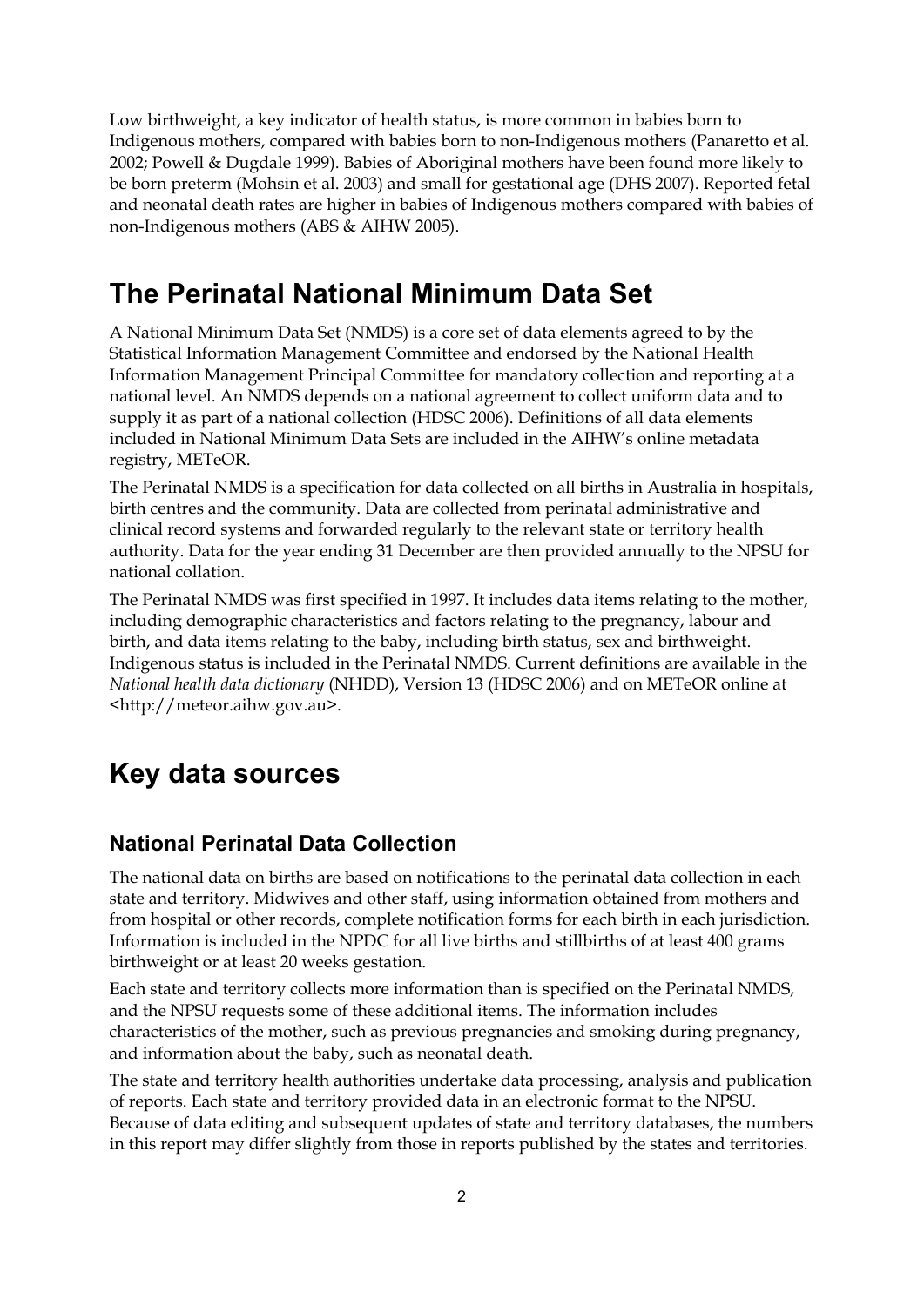Low birthweight, a key indicator of health status, is more common in babies born to Indigenous mothers, compared with babies born to non-Indigenous mothers (Panaretto et al. 2002; Powell & Dugdale 1999). Babies of Aboriginal mothers have been found more likely to be born preterm (Mohsin et al. 2003) and small for gestational age (DHS 2007). Reported fetal and neonatal death rates are higher in babies of Indigenous mothers compared with babies of non-Indigenous mothers (ABS & AIHW 2005).

# The Perinatal National Minimum Data Set

A National Minimum Data Set (NMDS) is a core set of data elements agreed to by the Statistical Information Management Committee and endorsed by the National Health Information Management Principal Committee for mandatory collection and reporting at a national level. An NMDS depends on a national agreement to collect uniform data and to supply it as part of a national collection (HDSC 2006). Definitions of all data elements included in National Minimum Data Sets are included in the AIHW's online metadata registry, METeOR.

The Perinatal NMDS is a specification for data collected on all births in Australia in hospitals, birth centres and the community. Data are collected from perinatal administrative and clinical record systems and forwarded regularly to the relevant state or territory health authority. Data for the year ending 31 December are then provided annually to the NPSU for national collation.

The Perinatal NMDS was first specified in 1997. It includes data items relating to the mother, including demographic characteristics and factors relating to the pregnancy, labour and birth, and data items relating to the baby, including birth status, sex and birthweight. Indigenous status is included in the Perinatal NMDS. Current definitions are available in the *National health data dictionary* (NHDD), Version 13 (HDSC 2006) and on METeOR online at <http://meteor.aihw.gov.au>.

# Key data sources

## National Perinatal Data Collection

The national data on births are based on notifications to the perinatal data collection in each state and territory. Midwives and other staff, using information obtained from mothers and from hospital or other records, complete notification forms for each birth in each jurisdiction. Information is included in the NPDC for all live births and stillbirths of at least 400 grams birthweight or at least 20 weeks gestation.

Each state and territory collects more information than is specified on the Perinatal NMDS, and the NPSU requests some of these additional items. The information includes characteristics of the mother, such as previous pregnancies and smoking during pregnancy, and information about the baby, such as neonatal death.

The state and territory health authorities undertake data processing, analysis and publication of reports. Each state and territory provided data in an electronic format to the NPSU. Because of data editing and subsequent updates of state and territory databases, the numbers in this report may differ slightly from those in reports published by the states and territories.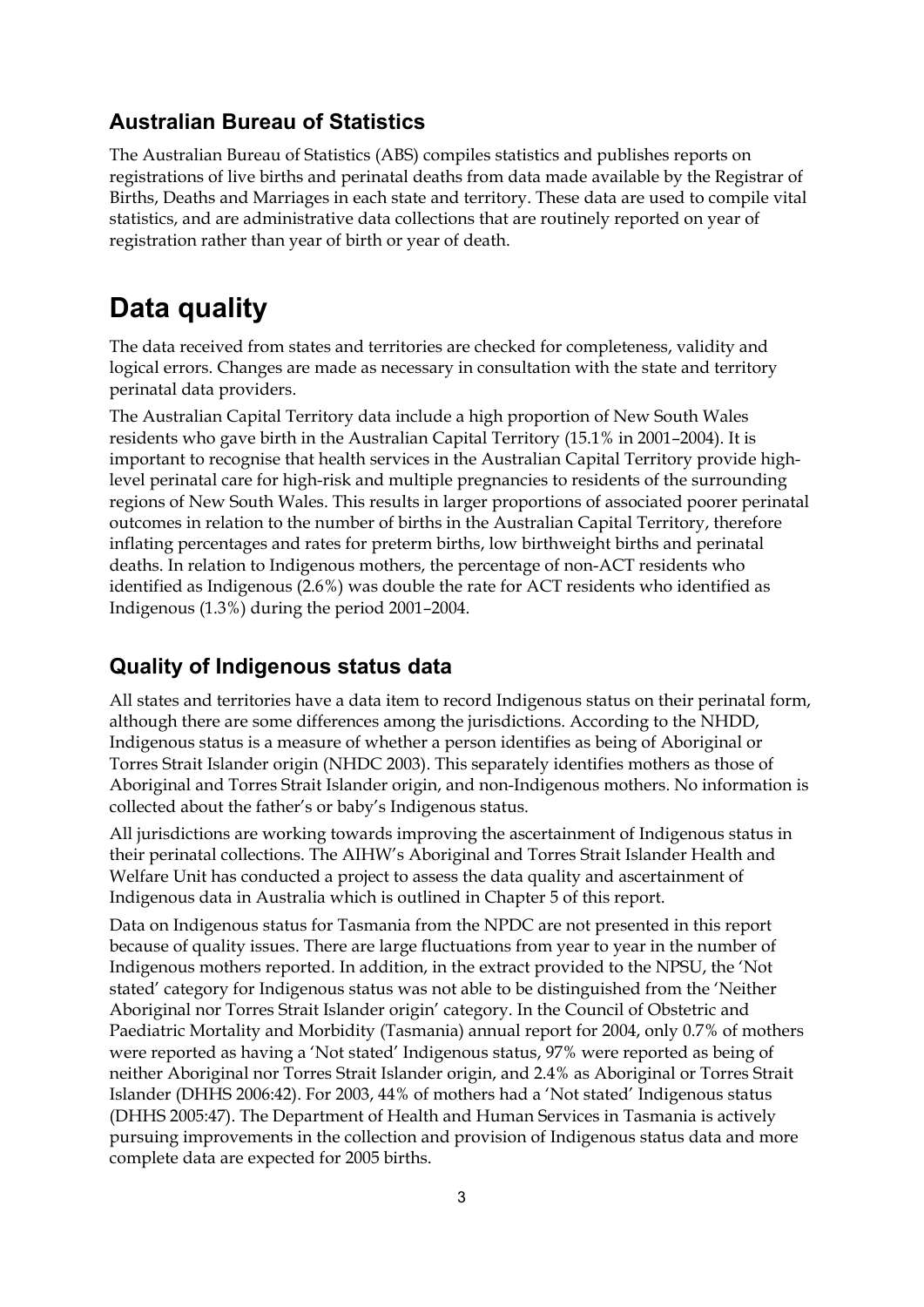### Australian Bureau of Statistics

The Australian Bureau of Statistics (ABS) compiles statistics and publishes reports on registrations of live births and perinatal deaths from data made available by the Registrar of Births, Deaths and Marriages in each state and territory. These data are used to compile vital statistics, and are administrative data collections that are routinely reported on year of registration rather than year of birth or year of death.

# Data quality

The data received from states and territories are checked for completeness, validity and logical errors. Changes are made as necessary in consultation with the state and territory perinatal data providers.

The Australian Capital Territory data include a high proportion of New South Wales residents who gave birth in the Australian Capital Territory (15.1% in 2001–2004). It is important to recognise that health services in the Australian Capital Territory provide high-level perinatal care for high-risk and multiple pregnancies to residents of the surrounding regions of New South Wales. This results in larger proportions of associated poorer perinatal outcomes in relation to the number of births in the Australian Capital Territory, therefore inflating percentages and rates for preterm births, low birthweight births and perinatal deaths. In relation to Indigenous mothers, the percentage of non-ACT residents who identified as Indigenous (2.6%) was double the rate for ACT residents who identified as Indigenous (1.3%) during the period 2001–2004.

## Quality of Indigenous status data

All states and territories have a data item to record Indigenous status on their perinatal form, although there are some differences among the jurisdictions. According to the NHDD, Indigenous status is a measure of whether a person identifies as being of Aboriginal or Torres Strait Islander origin (NHDC 2003). This separately identifies mothers as those of Aboriginal and Torres Strait Islander origin, and non-Indigenous mothers. No information is collected about the father's or baby's Indigenous status.

All jurisdictions are working towards improving the ascertainment of Indigenous status in their perinatal collections. The AIHW's Aboriginal and Torres Strait Islander Health and Welfare Unit has conducted a project to assess the data quality and ascertainment of Indigenous data in Australia which is outlined in Chapter 5 of this report.

Data on Indigenous status for Tasmania from the NPDC are not presented in this report because of quality issues. There are large fluctuations from year to year in the number of Indigenous mothers reported. In addition, in the extract provided to the NPSU, the 'Not stated' category for Indigenous status was not able to be distinguished from the 'Neither Aboriginal nor Torres Strait Islander origin' category. In the Council of Obstetric and Paediatric Mortality and Morbidity (Tasmania) annual report for 2004, only 0.7% of mothers were reported as having a 'Not stated' Indigenous status, 97% were reported as being of neither Aboriginal nor Torres Strait Islander origin, and 2.4% as Aboriginal or Torres Strait Islander (DHHS 2006:42). For 2003, 44% of mothers had a 'Not stated' Indigenous status (DHHS 2005:47). The Department of Health and Human Services in Tasmania is actively pursuing improvements in the collection and provision of Indigenous status data and more complete data are expected for 2005 births.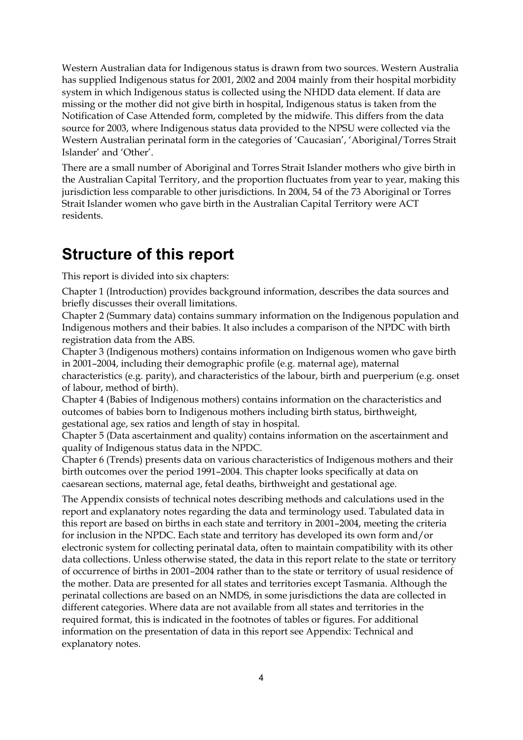Western Australian data for Indigenous status is drawn from two sources. Western Australia has supplied Indigenous status for 2001, 2002 and 2004 mainly from their hospital morbidity system in which Indigenous status is collected using the NHDD data element. If data are missing or the mother did not give birth in hospital, Indigenous status is taken from the Notification of Case Attended form, completed by the midwife. This differs from the data source for 2003, where Indigenous status data provided to the NPSU were collected via the Western Australian perinatal form in the categories of 'Caucasian', 'Aboriginal/Torres Strait Islander' and 'Other'.

There are a small number of Aboriginal and Torres Strait Islander mothers who give birth in the Australian Capital Territory, and the proportion fluctuates from year to year, making this jurisdiction less comparable to other jurisdictions. In 2004, 54 of the 73 Aboriginal or Torres Strait Islander women who gave birth in the Australian Capital Territory were ACT residents.

## Structure of this report

This report is divided into six chapters:

Chapter 1 (Introduction) provides background information, describes the data sources and briefly discusses their overall limitations.

Chapter 2 (Summary data) contains summary information on the Indigenous population and Indigenous mothers and their babies. It also includes a comparison of the NPDC with birth registration data from the ABS.

Chapter 3 (Indigenous mothers) contains information on Indigenous women who gave birth in 2001–2004, including their demographic profile (e.g. maternal age), maternal characteristics (e.g. parity), and characteristics of the labour, birth and puerperium (e.g. onset of labour, method of birth).

Chapter 4 (Babies of Indigenous mothers) contains information on the characteristics and outcomes of babies born to Indigenous mothers including birth status, birthweight, gestational age, sex ratios and length of stay in hospital.

Chapter 5 (Data ascertainment and quality) contains information on the ascertainment and quality of Indigenous status data in the NPDC.

Chapter 6 (Trends) presents data on various characteristics of Indigenous mothers and their birth outcomes over the period 1991–2004. This chapter looks specifically at data on caesarean sections, maternal age, fetal deaths, birthweight and gestational age.

The Appendix consists of technical notes describing methods and calculations used in the report and explanatory notes regarding the data and terminology used. Tabulated data in this report are based on births in each state and territory in 2001–2004, meeting the criteria for inclusion in the NPDC. Each state and territory has developed its own form and/or electronic system for collecting perinatal data, often to maintain compatibility with its other data collections. Unless otherwise stated, the data in this report relate to the state or territory of occurrence of births in 2001–2004 rather than to the state or territory of usual residence of the mother. Data are presented for all states and territories except Tasmania. Although the perinatal collections are based on an NMDS, in some jurisdictions the data are collected in different categories. Where data are not available from all states and territories in the required format, this is indicated in the footnotes of tables or figures. For additional information on the presentation of data in this report see Appendix: Technical and explanatory notes.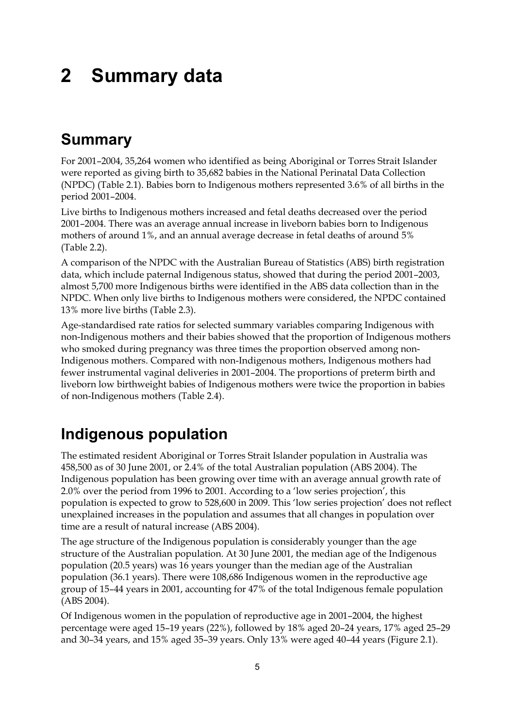# 2 Summary data

## Summary

For 2001–2004, 35,264 women who identified as being Aboriginal or Torres Strait Islander were reported as giving birth to 35,682 babies in the National Perinatal Data Collection (NPDC) (Table 2.1). Babies born to Indigenous mothers represented 3.6% of all births in the period 2001–2004.

Live births to Indigenous mothers increased and fetal deaths decreased over the period 2001–2004. There was an average annual increase in liveborn babies born to Indigenous mothers of around 1%, and an annual average decrease in fetal deaths of around 5% (Table 2.2).

A comparison of the NPDC with the Australian Bureau of Statistics (ABS) birth registration data, which include paternal Indigenous status, showed that during the period 2001–2003, almost 5,700 more Indigenous births were identified in the ABS data collection than in the NPDC. When only live births to Indigenous mothers were considered, the NPDC contained 13% more live births (Table 2.3).

Age-standardised rate ratios for selected summary variables comparing Indigenous with non-Indigenous mothers and their babies showed that the proportion of Indigenous mothers who smoked during pregnancy was three times the proportion observed among non-Indigenous mothers. Compared with non-Indigenous mothers, Indigenous mothers had fewer instrumental vaginal deliveries in 2001–2004. The proportions of preterm birth and liveborn low birthweight babies of Indigenous mothers were twice the proportion in babies of non-Indigenous mothers (Table 2.4).

## Indigenous population

The estimated resident Aboriginal or Torres Strait Islander population in Australia was 458,500 as of 30 June 2001, or 2.4% of the total Australian population (ABS 2004). The Indigenous population has been growing over time with an average annual growth rate of 2.0% over the period from 1996 to 2001. According to a 'low series projection', this population is expected to grow to 528,600 in 2009. This 'low series projection' does not reflect unexplained increases in the population and assumes that all changes in population over time are a result of natural increase (ABS 2004).

The age structure of the Indigenous population is considerably younger than the age structure of the Australian population. At 30 June 2001, the median age of the Indigenous population (20.5 years) was 16 years younger than the median age of the Australian population (36.1 years). There were 108,686 Indigenous women in the reproductive age group of 15–44 years in 2001, accounting for 47% of the total Indigenous female population (ABS 2004).

Of Indigenous women in the population of reproductive age in 2001–2004, the highest percentage were aged 15–19 years (22%), followed by 18% aged 20–24 years, 17% aged 25–29 and 30–34 years, and 15% aged 35–39 years. Only 13% were aged 40–44 years (Figure 2.1).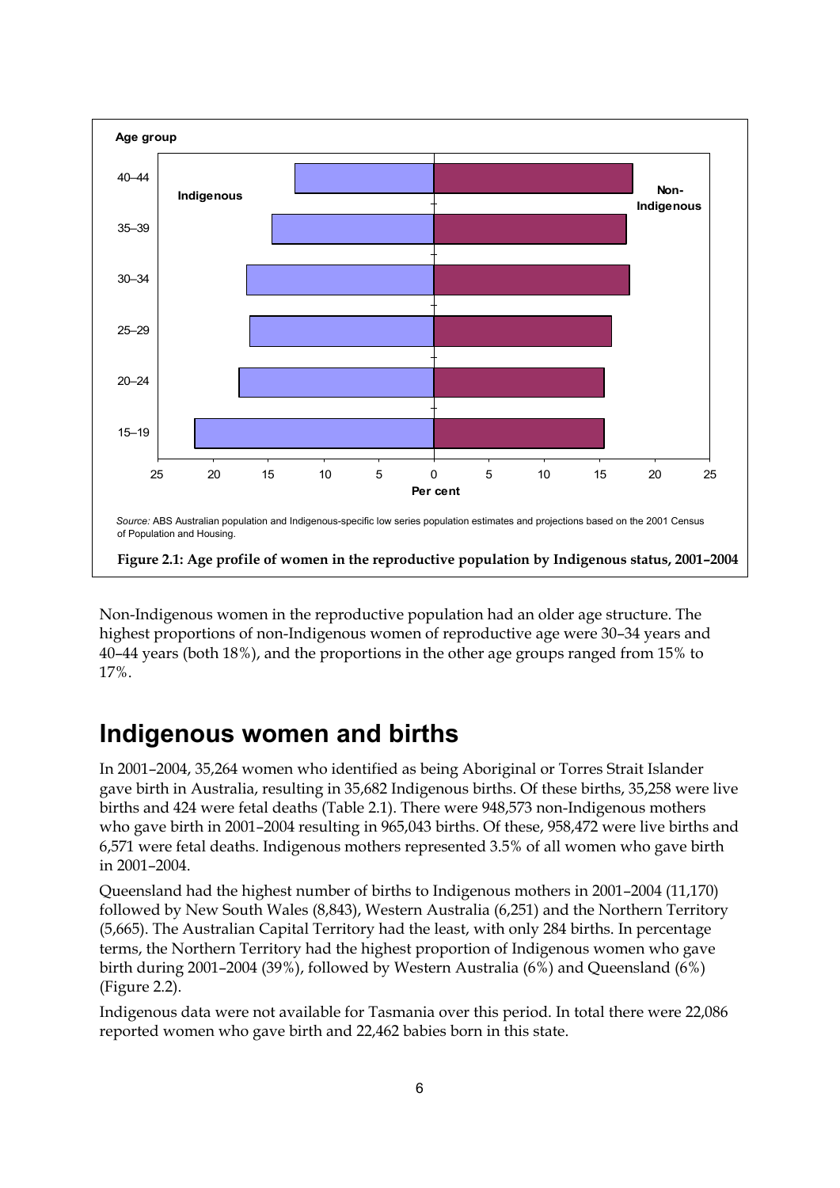Source: ABS Australian population and Indigenous-specific low series population estimates and projections based on the 2001 Census of Population and Housing.

**Figure 2.1: Age profile of women in the reproductive population by Indigenous status, 2001–2004**

Non-Indigenous women in the reproductive population had an older age structure. The highest proportions of non-Indigenous women of reproductive age were 30–34 years and 40–44 years (both 18%), and the proportions in the other age groups ranged from 15% to 17%.

## Indigenous women and births

In 2001–2004, 35,264 women who identified as being Aboriginal or Torres Strait Islander gave birth in Australia, resulting in 35,682 Indigenous births. Of these births, 35,258 were live births and 424 were fetal deaths (Table 2.1). There were 948,573 non-Indigenous mothers who gave birth in 2001–2004 resulting in 965,043 births. Of these, 958,472 were live births and 6,571 were fetal deaths. Indigenous mothers represented 3.5% of all women who gave birth in 2001–2004.

Queensland had the highest number of births to Indigenous mothers in 2001–2004 (11,170) followed by New South Wales (8,843), Western Australia (6,251) and the Northern Territory (5,665). The Australian Capital Territory had the least, with only 284 births. In percentage terms, the Northern Territory had the highest proportion of Indigenous women who gave birth during 2001–2004 (39%), followed by Western Australia (6%) and Queensland (6%) (Figure 2.2).

Indigenous data were not available for Tasmania over this period. In total there were 22,086 reported women who gave birth and 22,462 babies born in this state.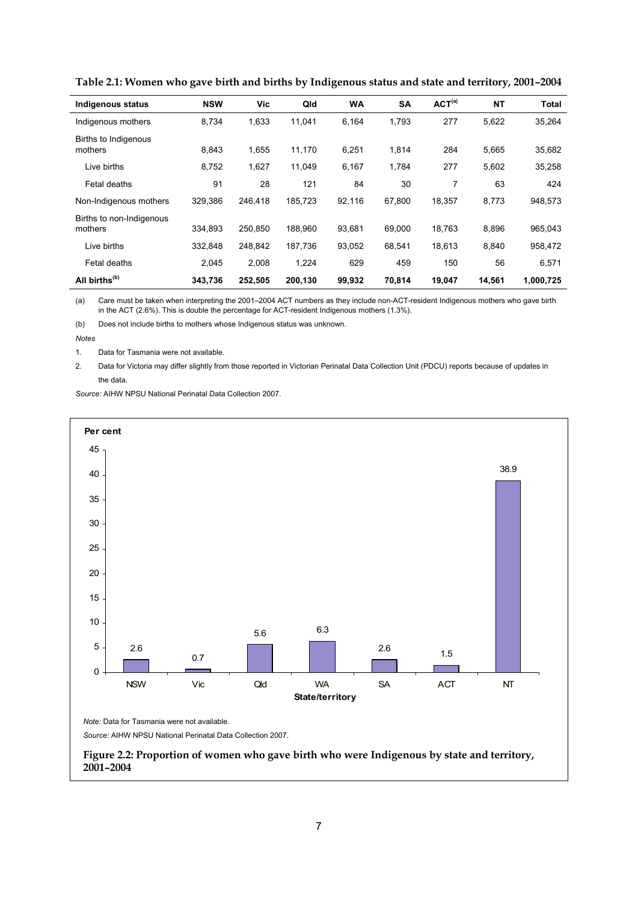**Table 2.1: Women who gave birth and births by Indigenous status and state and territory, 2001–2004**

| Indigenous status | NSW | Vic | Qld | WA | SA | ACT[(a)] | NT | Total |
|---|---|---|---|---|---|---|---|---|
| Indigenous mothers | 8,734 | 1,633 | 11,041 | 6,164 | 1,793 | 277 | 5,622 | 35,264 |
| Births to Indigenous mothers | 8,843 | 1,655 | 11,170 | 6,251 | 1,814 | 284 | 5,665 | 35,682 |
| Live births | 8,752 | 1,627 | 11,049 | 6,167 | 1,784 | 277 | 5,602 | 35,258 |
| Fetal deaths | 91 | 28 | 121 | 84 | 30 | 7 | 63 | 424 |
| Non-Indigenous mothers | 329,386 | 246,418 | 185,723 | 92,116 | 67,800 | 18,357 | 8,773 | 948,573 |
| Births to non-Indigenous mothers | 334,893 | 250,850 | 188,960 | 93,681 | 69,000 | 18,763 | 8,896 | 965,043 |
| Live births | 332,848 | 248,842 | 187,736 | 93,052 | 68,541 | 18,613 | 8,840 | 958,472 |
| Fetal deaths | 2,045 | 2,008 | 1,224 | 629 | 459 | 150 | 56 | 6,571 |
| **All births[(b)]** | **343,736** | **252,505** | **200,130** | **99,932** | **70,814** | **19,047** | **14,561** | **1,000,725** |

(a) Care must be taken when interpreting the 2001–2004 ACT numbers as they include non-ACT-resident Indigenous mothers who gave birth in the ACT (2.6%). This is double the percentage for ACT-resident Indigenous mothers (1.3%).

(b) Does not include births to mothers whose Indigenous status was unknown.

*Notes*

1. Data for Tasmania were not available.
2. Data for Victoria may differ slightly from those reported in Victorian Perinatal Data Collection Unit (PDCU) reports because of updates in the data.

*Source:* AIHW NPSU National Perinatal Data Collection 2007.

| State/territory | NSW | Vic | Qld | WA | SA | ACT | NT |
|---|---|---|---|---|---|---|---|
| Per cent | 2.6 | 0.7 | 5.6 | 6.3 | 2.6 | 1.5 | 38.9 |

*Note:* Data for Tasmania were not available.

*Source:* AIHW NPSU National Perinatal Data Collection 2007.

**Figure 2.2: Proportion of women who gave birth who were Indigenous by state and territory, 2001–2004**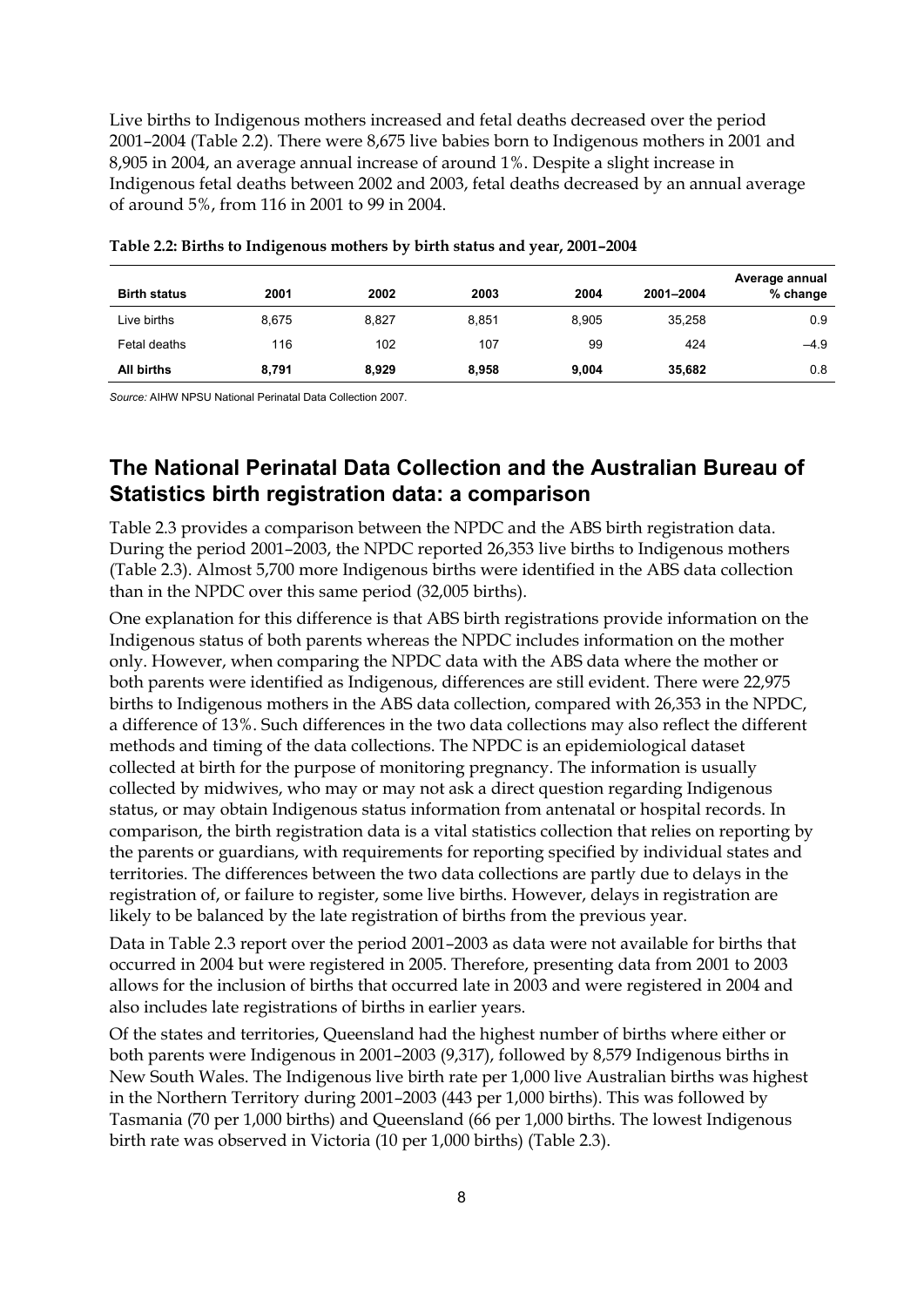Live births to Indigenous mothers increased and fetal deaths decreased over the period 2001–2004 (Table 2.2). There were 8,675 live babies born to Indigenous mothers in 2001 and 8,905 in 2004, an average annual increase of around 1%. Despite a slight increase in Indigenous fetal deaths between 2002 and 2003, fetal deaths decreased by an annual average of around 5%, from 116 in 2001 to 99 in 2004.

**Table 2.2: Births to Indigenous mothers by birth status and year, 2001–2004**

| Birth status | 2001 | 2002 | 2003 | 2004 | 2001–2004 | Average annual % change |
|---|---|---|---|---|---|---|
| Live births | 8,675 | 8,827 | 8,851 | 8,905 | 35,258 | 0.9 |
| Fetal deaths | 116 | 102 | 107 | 99 | 424 | –4.9 |
| **All births** | **8,791** | **8,929** | **8,958** | **9,004** | **35,682** | 0.8 |

*Source:* AIHW NPSU National Perinatal Data Collection 2007.

## The National Perinatal Data Collection and the Australian Bureau of Statistics birth registration data: a comparison

Table 2.3 provides a comparison between the NPDC and the ABS birth registration data. During the period 2001–2003, the NPDC reported 26,353 live births to Indigenous mothers (Table 2.3). Almost 5,700 more Indigenous births were identified in the ABS data collection than in the NPDC over this same period (32,005 births).

One explanation for this difference is that ABS birth registrations provide information on the Indigenous status of both parents whereas the NPDC includes information on the mother only. However, when comparing the NPDC data with the ABS data where the mother or both parents were identified as Indigenous, differences are still evident. There were 22,975 births to Indigenous mothers in the ABS data collection, compared with 26,353 in the NPDC, a difference of 13%. Such differences in the two data collections may also reflect the different methods and timing of the data collections. The NPDC is an epidemiological dataset collected at birth for the purpose of monitoring pregnancy. The information is usually collected by midwives, who may or may not ask a direct question regarding Indigenous status, or may obtain Indigenous status information from antenatal or hospital records. In comparison, the birth registration data is a vital statistics collection that relies on reporting by the parents or guardians, with requirements for reporting specified by individual states and territories. The differences between the two data collections are partly due to delays in the registration of, or failure to register, some live births. However, delays in registration are likely to be balanced by the late registration of births from the previous year.

Data in Table 2.3 report over the period 2001–2003 as data were not available for births that occurred in 2004 but were registered in 2005. Therefore, presenting data from 2001 to 2003 allows for the inclusion of births that occurred late in 2003 and were registered in 2004 and also includes late registrations of births in earlier years.

Of the states and territories, Queensland had the highest number of births where either or both parents were Indigenous in 2001–2003 (9,317), followed by 8,579 Indigenous births in New South Wales. The Indigenous live birth rate per 1,000 live Australian births was highest in the Northern Territory during 2001–2003 (443 per 1,000 births). This was followed by Tasmania (70 per 1,000 births) and Queensland (66 per 1,000 births. The lowest Indigenous birth rate was observed in Victoria (10 per 1,000 births) (Table 2.3).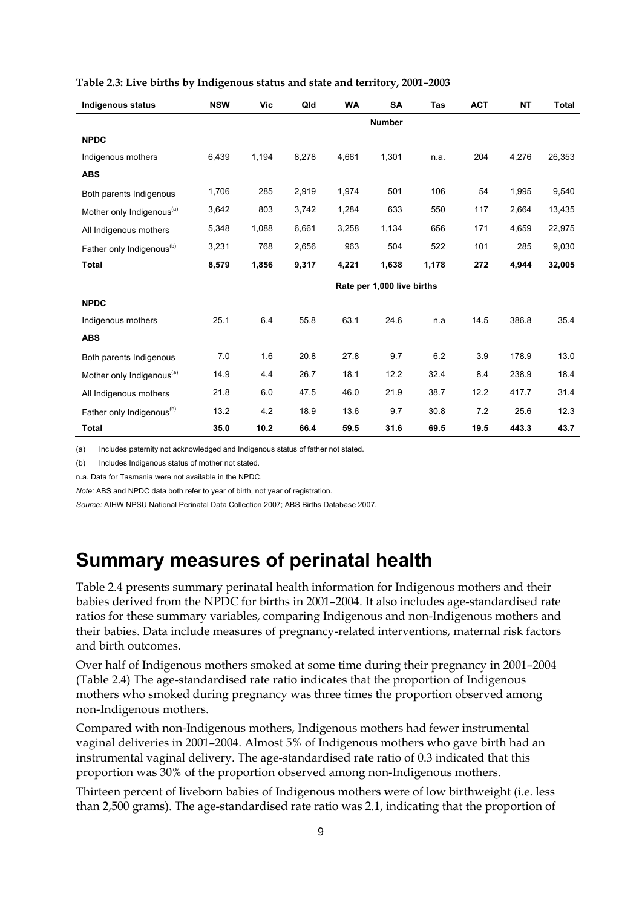**Table 2.3: Live births by Indigenous status and state and territory, 2001–2003**

| Indigenous status | NSW | Vic | Qld | WA | SA | Tas | ACT | NT | Total |
|---|---|---|---|---|---|---|---|---|---|
| | | | | | **Number** | | | | |
| **NPDC** | | | | | | | | | |
| Indigenous mothers | 6,439 | 1,194 | 8,278 | 4,661 | 1,301 | n.a. | 204 | 4,276 | 26,353 |
| **ABS** | | | | | | | | | |
| Both parents Indigenous | 1,706 | 285 | 2,919 | 1,974 | 501 | 106 | 54 | 1,995 | 9,540 |
| Mother only Indigenous[(a)] | 3,642 | 803 | 3,742 | 1,284 | 633 | 550 | 117 | 2,664 | 13,435 |
| All Indigenous mothers | 5,348 | 1,088 | 6,661 | 3,258 | 1,134 | 656 | 171 | 4,659 | 22,975 |
| Father only Indigenous[(b)] | 3,231 | 768 | 2,656 | 963 | 504 | 522 | 101 | 285 | 9,030 |
| **Total** | **8,579** | **1,856** | **9,317** | **4,221** | **1,638** | **1,178** | **272** | **4,944** | **32,005** |
| | | | | | **Rate per 1,000 live births** | | | | |
| **NPDC** | | | | | | | | | |
| Indigenous mothers | 25.1 | 6.4 | 55.8 | 63.1 | 24.6 | n.a | 14.5 | 386.8 | 35.4 |
| **ABS** | | | | | | | | | |
| Both parents Indigenous | 7.0 | 1.6 | 20.8 | 27.8 | 9.7 | 6.2 | 3.9 | 178.9 | 13.0 |
| Mother only Indigenous[(a)] | 14.9 | 4.4 | 26.7 | 18.1 | 12.2 | 32.4 | 8.4 | 238.9 | 18.4 |
| All Indigenous mothers | 21.8 | 6.0 | 47.5 | 46.0 | 21.9 | 38.7 | 12.2 | 417.7 | 31.4 |
| Father only Indigenous[(b)] | 13.2 | 4.2 | 18.9 | 13.6 | 9.7 | 30.8 | 7.2 | 25.6 | 12.3 |
| **Total** | **35.0** | **10.2** | **66.4** | **59.5** | **31.6** | **69.5** | **19.5** | **443.3** | **43.7** |

(a) Includes paternity not acknowledged and Indigenous status of father not stated.

(b) Includes Indigenous status of mother not stated.

n.a. Data for Tasmania were not available in the NPDC.

*Note:* ABS and NPDC data both refer to year of birth, not year of registration.

*Source:* AIHW NPSU National Perinatal Data Collection 2007; ABS Births Database 2007.

# Summary measures of perinatal health

Table 2.4 presents summary perinatal health information for Indigenous mothers and their babies derived from the NPDC for births in 2001–2004. It also includes age-standardised rate ratios for these summary variables, comparing Indigenous and non-Indigenous mothers and their babies. Data include measures of pregnancy-related interventions, maternal risk factors and birth outcomes.

Over half of Indigenous mothers smoked at some time during their pregnancy in 2001–2004 (Table 2.4) The age-standardised rate ratio indicates that the proportion of Indigenous mothers who smoked during pregnancy was three times the proportion observed among non-Indigenous mothers.

Compared with non-Indigenous mothers, Indigenous mothers had fewer instrumental vaginal deliveries in 2001–2004. Almost 5% of Indigenous mothers who gave birth had an instrumental vaginal delivery. The age-standardised rate ratio of 0.3 indicated that this proportion was 30% of the proportion observed among non-Indigenous mothers.

Thirteen percent of liveborn babies of Indigenous mothers were of low birthweight (i.e. less than 2,500 grams). The age-standardised rate ratio was 2.1, indicating that the proportion of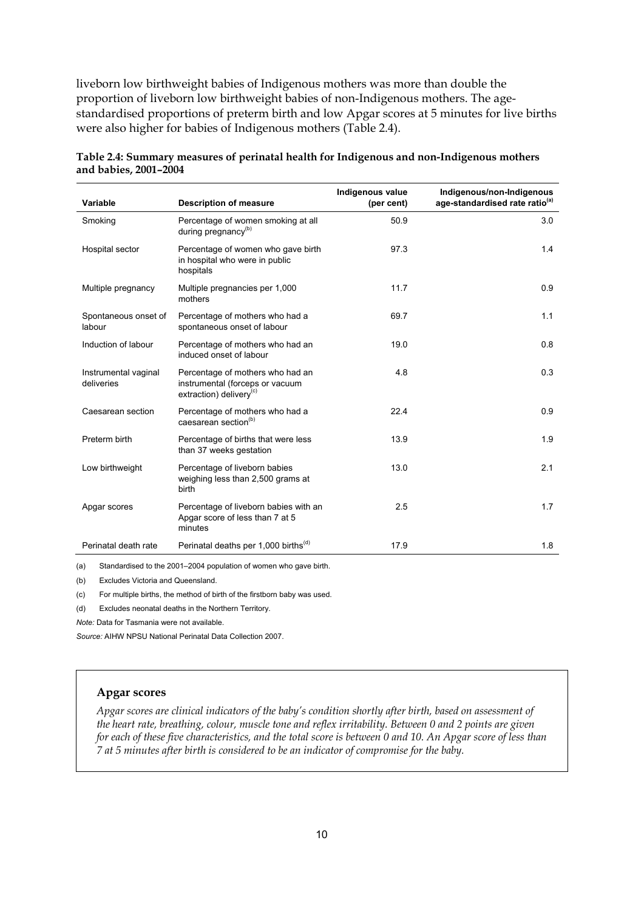liveborn low birthweight babies of Indigenous mothers was more than double the proportion of liveborn low birthweight babies of non-Indigenous mothers. The age-standardised proportions of preterm birth and low Apgar scores at 5 minutes for live births were also higher for babies of Indigenous mothers (Table 2.4).

**Table 2.4: Summary measures of perinatal health for Indigenous and non-Indigenous mothers and babies, 2001–2004**

| Variable | Description of measure | Indigenous value (per cent) | Indigenous/non-Indigenous age-standardised rate ratio[(a)] |
|---|---|---|---|
| Smoking | Percentage of women smoking at all during pregnancy[(b)] | 50.9 | 3.0 |
| Hospital sector | Percentage of women who gave birth in hospital who were in public hospitals | 97.3 | 1.4 |
| Multiple pregnancy | Multiple pregnancies per 1,000 mothers | 11.7 | 0.9 |
| Spontaneous onset of labour | Percentage of mothers who had a spontaneous onset of labour | 69.7 | 1.1 |
| Induction of labour | Percentage of mothers who had an induced onset of labour | 19.0 | 0.8 |
| Instrumental vaginal deliveries | Percentage of mothers who had an instrumental (forceps or vacuum extraction) delivery[(c)] | 4.8 | 0.3 |
| Caesarean section | Percentage of mothers who had a caesarean section[(b)] | 22.4 | 0.9 |
| Preterm birth | Percentage of births that were less than 37 weeks gestation | 13.9 | 1.9 |
| Low birthweight | Percentage of liveborn babies weighing less than 2,500 grams at birth | 13.0 | 2.1 |
| Apgar scores | Percentage of liveborn babies with an Apgar score of less than 7 at 5 minutes | 2.5 | 1.7 |
| Perinatal death rate | Perinatal deaths per 1,000 births[(d)] | 17.9 | 1.8 |

(a) Standardised to the 2001–2004 population of women who gave birth.

(b) Excludes Victoria and Queensland.

(c) For multiple births, the method of birth of the firstborn baby was used.

(d) Excludes neonatal deaths in the Northern Territory.

*Note:* Data for Tasmania were not available.

*Source:* AIHW NPSU National Perinatal Data Collection 2007.

**Apgar scores**

*Apgar scores are clinical indicators of the baby's condition shortly after birth, based on assessment of the heart rate, breathing, colour, muscle tone and reflex irritability. Between 0 and 2 points are given for each of these five characteristics, and the total score is between 0 and 10. An Apgar score of less than 7 at 5 minutes after birth is considered to be an indicator of compromise for the baby.*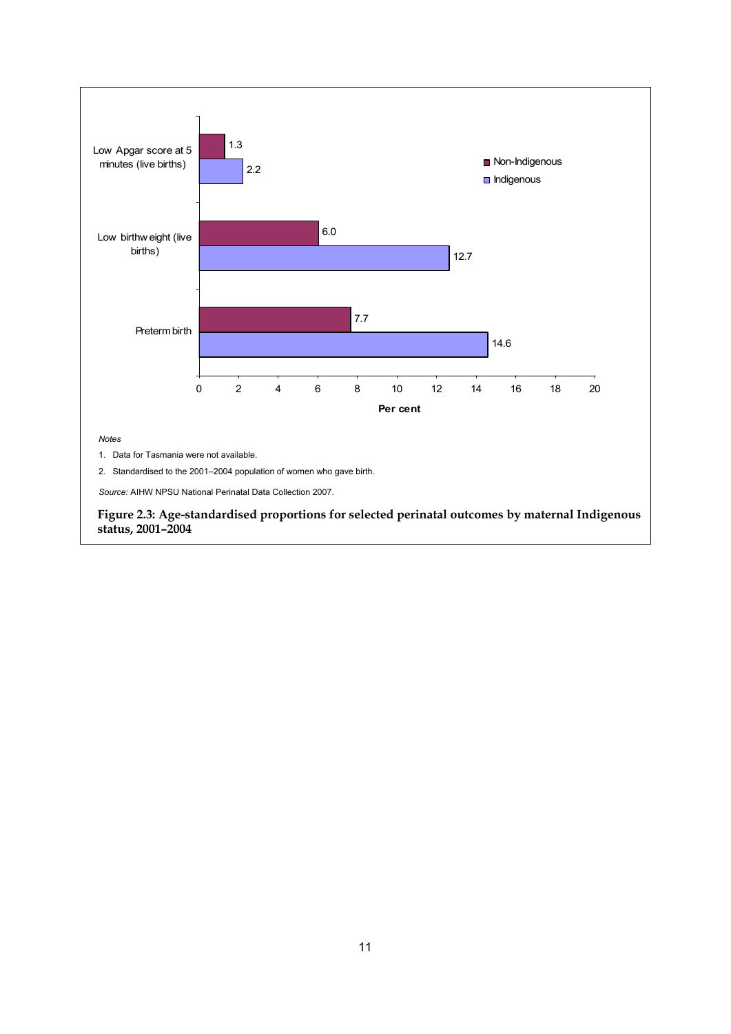| | Non-Indigenous | Indigenous |
|---|---|---|
| Low Apgar score at 5 minutes (live births) | 1.3 | 2.2 |
| Low birthweight (live births) | 6.0 | 12.7 |
| Preterm birth | 7.7 | 14.6 |

*Notes*

1. Data for Tasmania were not available.
2. Standardised to the 2001–2004 population of women who gave birth.

*Source:* AIHW NPSU National Perinatal Data Collection 2007.

**Figure 2.3: Age-standardised proportions for selected perinatal outcomes by maternal Indigenous status, 2001–2004**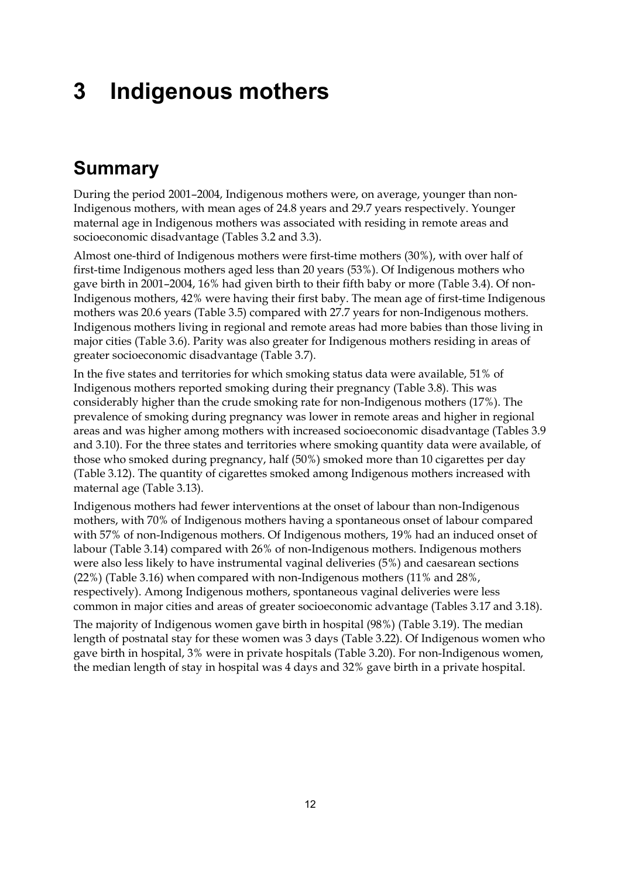# 3 Indigenous mothers

## Summary

During the period 2001–2004, Indigenous mothers were, on average, younger than non-Indigenous mothers, with mean ages of 24.8 years and 29.7 years respectively. Younger maternal age in Indigenous mothers was associated with residing in remote areas and socioeconomic disadvantage (Tables 3.2 and 3.3).

Almost one-third of Indigenous mothers were first-time mothers (30%), with over half of first-time Indigenous mothers aged less than 20 years (53%). Of Indigenous mothers who gave birth in 2001–2004, 16% had given birth to their fifth baby or more (Table 3.4). Of non-Indigenous mothers, 42% were having their first baby. The mean age of first-time Indigenous mothers was 20.6 years (Table 3.5) compared with 27.7 years for non-Indigenous mothers. Indigenous mothers living in regional and remote areas had more babies than those living in major cities (Table 3.6). Parity was also greater for Indigenous mothers residing in areas of greater socioeconomic disadvantage (Table 3.7).

In the five states and territories for which smoking status data were available, 51% of Indigenous mothers reported smoking during their pregnancy (Table 3.8). This was considerably higher than the crude smoking rate for non-Indigenous mothers (17%). The prevalence of smoking during pregnancy was lower in remote areas and higher in regional areas and was higher among mothers with increased socioeconomic disadvantage (Tables 3.9 and 3.10). For the three states and territories where smoking quantity data were available, of those who smoked during pregnancy, half (50%) smoked more than 10 cigarettes per day (Table 3.12). The quantity of cigarettes smoked among Indigenous mothers increased with maternal age (Table 3.13).

Indigenous mothers had fewer interventions at the onset of labour than non-Indigenous mothers, with 70% of Indigenous mothers having a spontaneous onset of labour compared with 57% of non-Indigenous mothers. Of Indigenous mothers, 19% had an induced onset of labour (Table 3.14) compared with 26% of non-Indigenous mothers. Indigenous mothers were also less likely to have instrumental vaginal deliveries (5%) and caesarean sections (22%) (Table 3.16) when compared with non-Indigenous mothers (11% and 28%, respectively). Among Indigenous mothers, spontaneous vaginal deliveries were less common in major cities and areas of greater socioeconomic advantage (Tables 3.17 and 3.18).

The majority of Indigenous women gave birth in hospital (98%) (Table 3.19). The median length of postnatal stay for these women was 3 days (Table 3.22). Of Indigenous women who gave birth in hospital, 3% were in private hospitals (Table 3.20). For non-Indigenous women, the median length of stay in hospital was 4 days and 32% gave birth in a private hospital.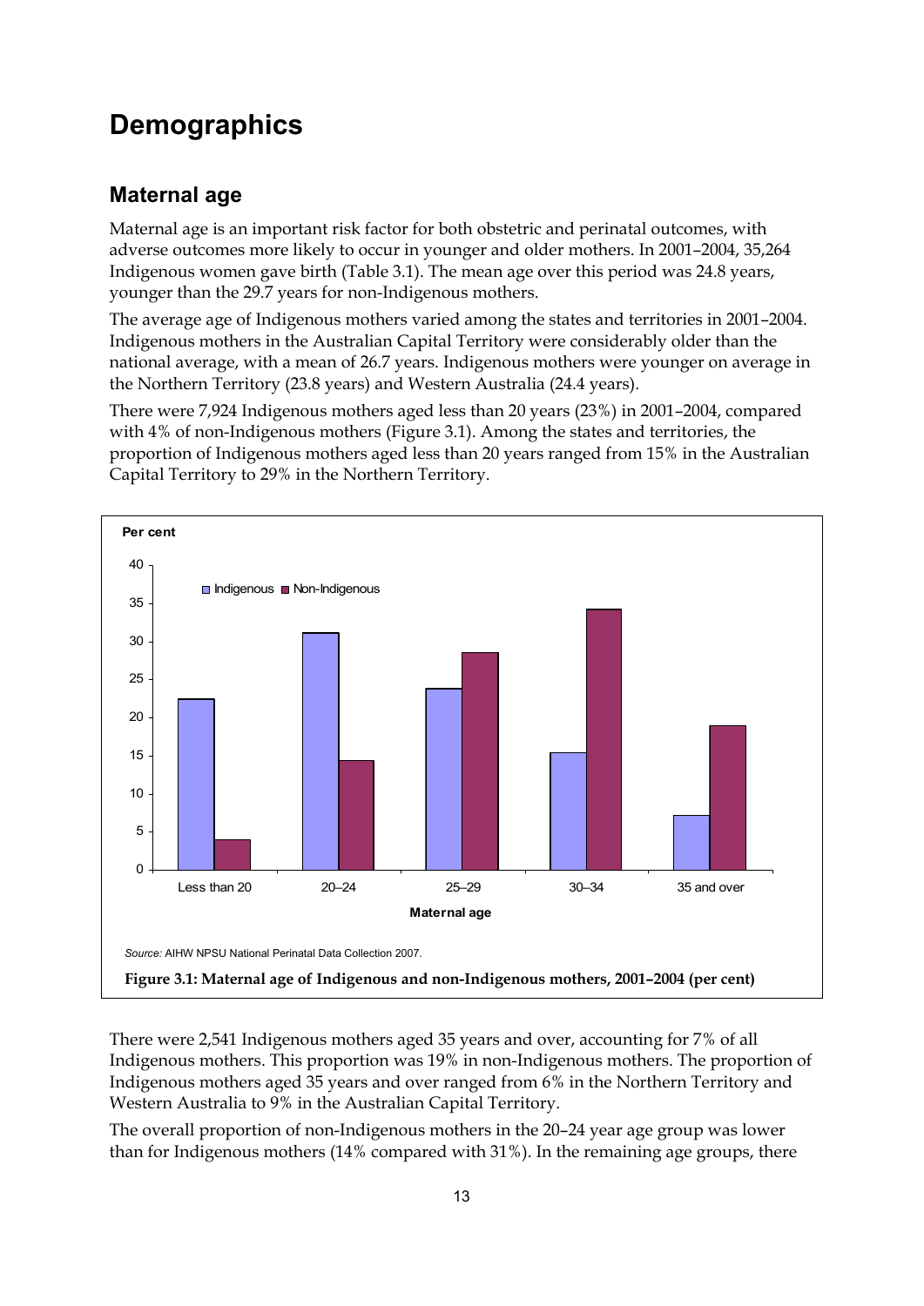# Demographics

## Maternal age

Maternal age is an important risk factor for both obstetric and perinatal outcomes, with adverse outcomes more likely to occur in younger and older mothers. In 2001–2004, 35,264 Indigenous women gave birth (Table 3.1). The mean age over this period was 24.8 years, younger than the 29.7 years for non-Indigenous mothers.

The average age of Indigenous mothers varied among the states and territories in 2001–2004. Indigenous mothers in the Australian Capital Territory were considerably older than the national average, with a mean of 26.7 years. Indigenous mothers were younger on average in the Northern Territory (23.8 years) and Western Australia (24.4 years).

There were 7,924 Indigenous mothers aged less than 20 years (23%) in 2001–2004, compared with 4% of non-Indigenous mothers (Figure 3.1). Among the states and territories, the proportion of Indigenous mothers aged less than 20 years ranged from 15% in the Australian Capital Territory to 29% in the Northern Territory.

*Source:* AIHW NPSU National Perinatal Data Collection 2007.

**Figure 3.1: Maternal age of Indigenous and non-Indigenous mothers, 2001–2004 (per cent)**

There were 2,541 Indigenous mothers aged 35 years and over, accounting for 7% of all Indigenous mothers. This proportion was 19% in non-Indigenous mothers. The proportion of Indigenous mothers aged 35 years and over ranged from 6% in the Northern Territory and Western Australia to 9% in the Australian Capital Territory.

The overall proportion of non-Indigenous mothers in the 20–24 year age group was lower than for Indigenous mothers (14% compared with 31%). In the remaining age groups, there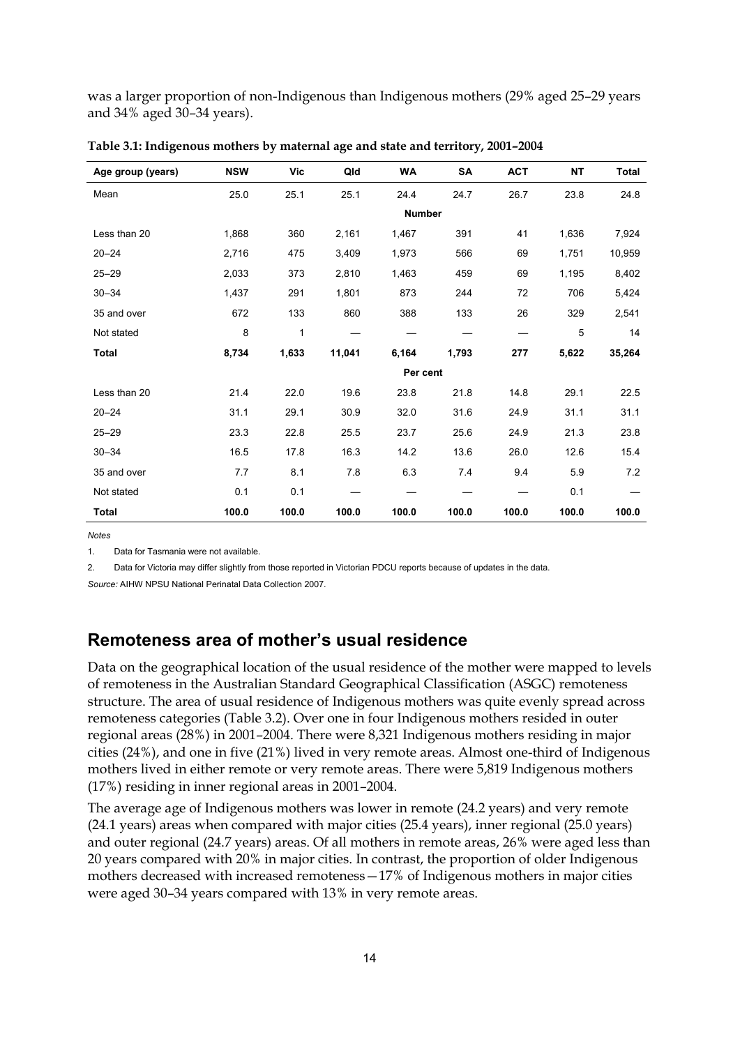was a larger proportion of non-Indigenous than Indigenous mothers (29% aged 25–29 years and 34% aged 30–34 years).

**Table 3.1: Indigenous mothers by maternal age and state and territory, 2001–2004**

| Age group (years) | NSW | Vic | Qld | WA | SA | ACT | NT | Total |
|---|---|---|---|---|---|---|---|---|
| Mean | 25.0 | 25.1 | 25.1 | 24.4 | 24.7 | 26.7 | 23.8 | 24.8 |
| | | | | **Number** | | | | |
| Less than 20 | 1,868 | 360 | 2,161 | 1,467 | 391 | 41 | 1,636 | 7,924 |
| 20–24 | 2,716 | 475 | 3,409 | 1,973 | 566 | 69 | 1,751 | 10,959 |
| 25–29 | 2,033 | 373 | 2,810 | 1,463 | 459 | 69 | 1,195 | 8,402 |
| 30–34 | 1,437 | 291 | 1,801 | 873 | 244 | 72 | 706 | 5,424 |
| 35 and over | 672 | 133 | 860 | 388 | 133 | 26 | 329 | 2,541 |
| Not stated | 8 | 1 | — | — | — | — | 5 | 14 |
| **Total** | **8,734** | **1,633** | **11,041** | **6,164** | **1,793** | **277** | **5,622** | **35,264** |
| | | | | **Per cent** | | | | |
| Less than 20 | 21.4 | 22.0 | 19.6 | 23.8 | 21.8 | 14.8 | 29.1 | 22.5 |
| 20–24 | 31.1 | 29.1 | 30.9 | 32.0 | 31.6 | 24.9 | 31.1 | 31.1 |
| 25–29 | 23.3 | 22.8 | 25.5 | 23.7 | 25.6 | 24.9 | 21.3 | 23.8 |
| 30–34 | 16.5 | 17.8 | 16.3 | 14.2 | 13.6 | 26.0 | 12.6 | 15.4 |
| 35 and over | 7.7 | 8.1 | 7.8 | 6.3 | 7.4 | 9.4 | 5.9 | 7.2 |
| Not stated | 0.1 | 0.1 | — | — | — | — | 0.1 | — |
| **Total** | **100.0** | **100.0** | **100.0** | **100.0** | **100.0** | **100.0** | **100.0** | **100.0** |

*Notes*

1. Data for Tasmania were not available.
2. Data for Victoria may differ slightly from those reported in Victorian PDCU reports because of updates in the data.

*Source:* AIHW NPSU National Perinatal Data Collection 2007.

## Remoteness area of mother's usual residence

Data on the geographical location of the usual residence of the mother were mapped to levels of remoteness in the Australian Standard Geographical Classification (ASGC) remoteness structure. The area of usual residence of Indigenous mothers was quite evenly spread across remoteness categories (Table 3.2). Over one in four Indigenous mothers resided in outer regional areas (28%) in 2001–2004. There were 8,321 Indigenous mothers residing in major cities (24%), and one in five (21%) lived in very remote areas. Almost one-third of Indigenous mothers lived in either remote or very remote areas. There were 5,819 Indigenous mothers (17%) residing in inner regional areas in 2001–2004.

The average age of Indigenous mothers was lower in remote (24.2 years) and very remote (24.1 years) areas when compared with major cities (25.4 years), inner regional (25.0 years) and outer regional (24.7 years) areas. Of all mothers in remote areas, 26% were aged less than 20 years compared with 20% in major cities. In contrast, the proportion of older Indigenous mothers decreased with increased remoteness—17% of Indigenous mothers in major cities were aged 30–34 years compared with 13% in very remote areas.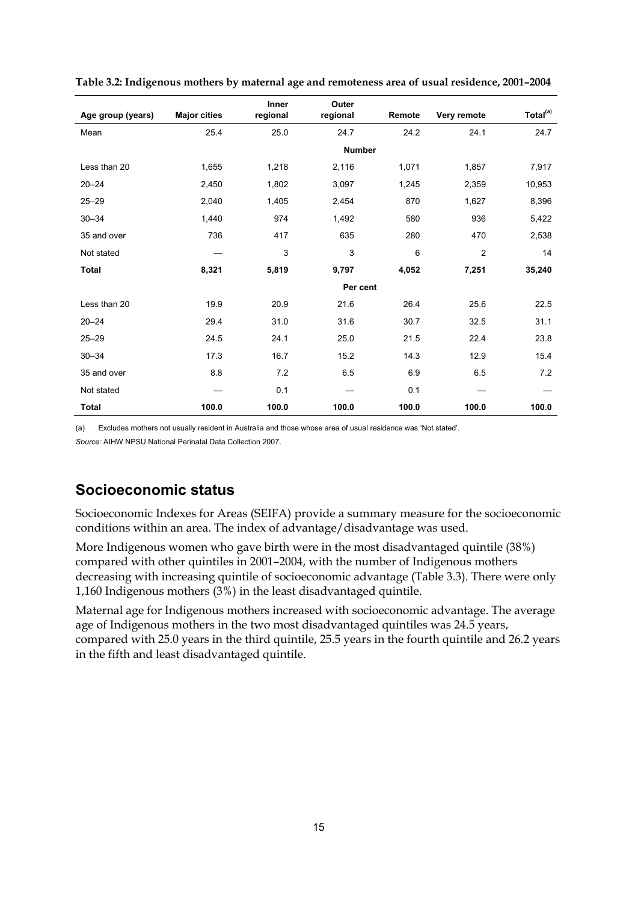**Table 3.2: Indigenous mothers by maternal age and remoteness area of usual residence, 2001–2004**

| Age group (years) | Major cities | Inner regional | Outer regional | Remote | Very remote | Total[(a)] |
|---|---|---|---|---|---|---|
| Mean | 25.4 | 25.0 | 24.7 | 24.2 | 24.1 | 24.7 |
| | | | **Number** | | | |
| Less than 20 | 1,655 | 1,218 | 2,116 | 1,071 | 1,857 | 7,917 |
| 20–24 | 2,450 | 1,802 | 3,097 | 1,245 | 2,359 | 10,953 |
| 25–29 | 2,040 | 1,405 | 2,454 | 870 | 1,627 | 8,396 |
| 30–34 | 1,440 | 974 | 1,492 | 580 | 936 | 5,422 |
| 35 and over | 736 | 417 | 635 | 280 | 470 | 2,538 |
| Not stated | — | 3 | 3 | 6 | 2 | 14 |
| **Total** | **8,321** | **5,819** | **9,797** | **4,052** | **7,251** | **35,240** |
| | | | **Per cent** | | | |
| Less than 20 | 19.9 | 20.9 | 21.6 | 26.4 | 25.6 | 22.5 |
| 20–24 | 29.4 | 31.0 | 31.6 | 30.7 | 32.5 | 31.1 |
| 25–29 | 24.5 | 24.1 | 25.0 | 21.5 | 22.4 | 23.8 |
| 30–34 | 17.3 | 16.7 | 15.2 | 14.3 | 12.9 | 15.4 |
| 35 and over | 8.8 | 7.2 | 6.5 | 6.9 | 6.5 | 7.2 |
| Not stated | — | 0.1 | — | 0.1 | — | — |
| **Total** | **100.0** | **100.0** | **100.0** | **100.0** | **100.0** | **100.0** |

(a) Excludes mothers not usually resident in Australia and those whose area of usual residence was 'Not stated'.

*Source:* AIHW NPSU National Perinatal Data Collection 2007.

## Socioeconomic status

Socioeconomic Indexes for Areas (SEIFA) provide a summary measure for the socioeconomic conditions within an area. The index of advantage/disadvantage was used.

More Indigenous women who gave birth were in the most disadvantaged quintile (38%) compared with other quintiles in 2001–2004, with the number of Indigenous mothers decreasing with increasing quintile of socioeconomic advantage (Table 3.3). There were only 1,160 Indigenous mothers (3%) in the least disadvantaged quintile.

Maternal age for Indigenous mothers increased with socioeconomic advantage. The average age of Indigenous mothers in the two most disadvantaged quintiles was 24.5 years, compared with 25.0 years in the third quintile, 25.5 years in the fourth quintile and 26.2 years in the fifth and least disadvantaged quintile.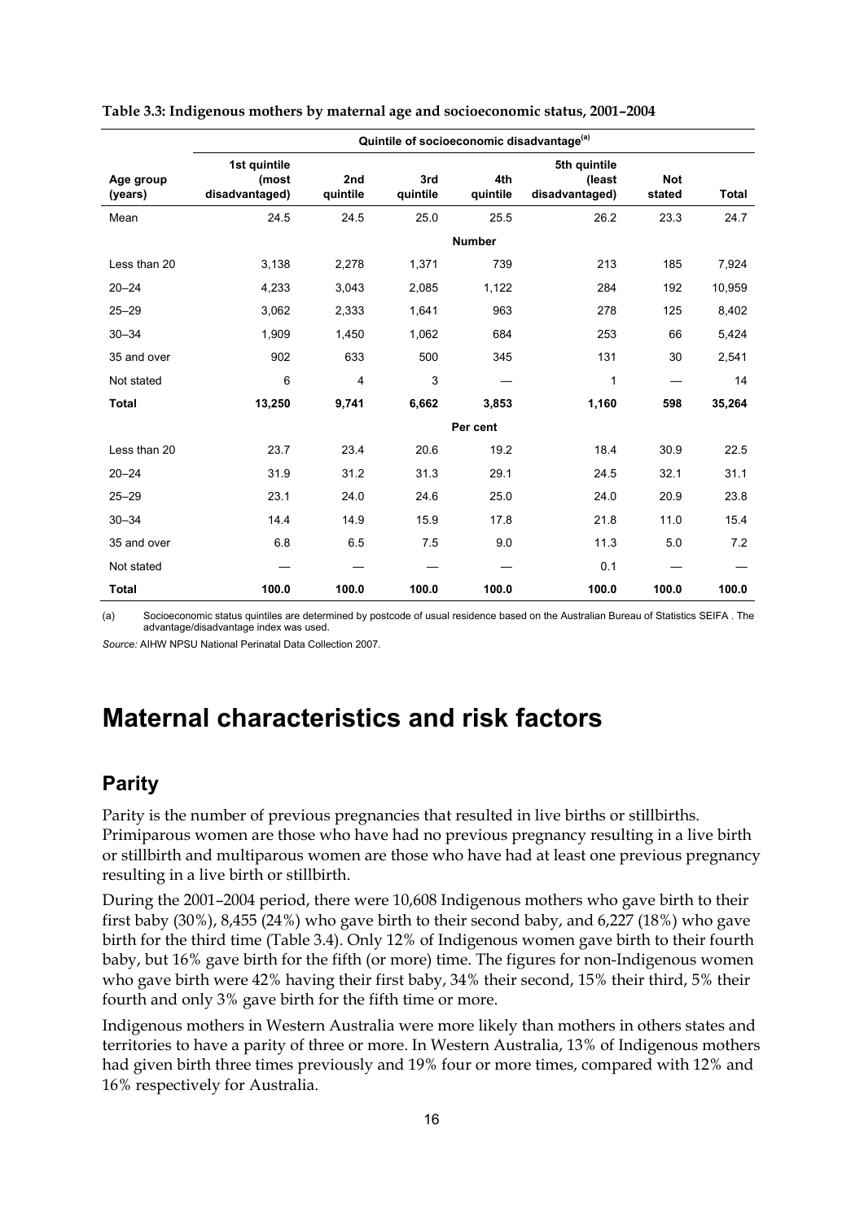**Table 3.3: Indigenous mothers by maternal age and socioeconomic status, 2001–2004**

| Age group (years) | Quintile of socioeconomic disadvantage[(a)] | | | | | | |
|---|---|---|---|---|---|---|---|
| | 1st quintile (most disadvantaged) | 2nd quintile | 3rd quintile | 4th quintile | 5th quintile (least disadvantaged) | Not stated | Total |
| Mean | 24.5 | 24.5 | 25.0 | 25.5 | 26.2 | 23.3 | 24.7 |
| | | | | **Number** | | | |
| Less than 20 | 3,138 | 2,278 | 1,371 | 739 | 213 | 185 | 7,924 |
| 20–24 | 4,233 | 3,043 | 2,085 | 1,122 | 284 | 192 | 10,959 |
| 25–29 | 3,062 | 2,333 | 1,641 | 963 | 278 | 125 | 8,402 |
| 30–34 | 1,909 | 1,450 | 1,062 | 684 | 253 | 66 | 5,424 |
| 35 and over | 902 | 633 | 500 | 345 | 131 | 30 | 2,541 |
| Not stated | 6 | 4 | 3 | — | 1 | — | 14 |
| **Total** | **13,250** | **9,741** | **6,662** | **3,853** | **1,160** | **598** | **35,264** |
| | | | | **Per cent** | | | |
| Less than 20 | 23.7 | 23.4 | 20.6 | 19.2 | 18.4 | 30.9 | 22.5 |
| 20–24 | 31.9 | 31.2 | 31.3 | 29.1 | 24.5 | 32.1 | 31.1 |
| 25–29 | 23.1 | 24.0 | 24.6 | 25.0 | 24.0 | 20.9 | 23.8 |
| 30–34 | 14.4 | 14.9 | 15.9 | 17.8 | 21.8 | 11.0 | 15.4 |
| 35 and over | 6.8 | 6.5 | 7.5 | 9.0 | 11.3 | 5.0 | 7.2 |
| Not stated | — | — | — | — | 0.1 | — | — |
| **Total** | **100.0** | **100.0** | **100.0** | **100.0** | **100.0** | **100.0** | **100.0** |

(a) Socioeconomic status quintiles are determined by postcode of usual residence based on the Australian Bureau of Statistics SEIFA . The advantage/disadvantage index was used.

*Source:* AIHW NPSU National Perinatal Data Collection 2007.

# Maternal characteristics and risk factors

## Parity

Parity is the number of previous pregnancies that resulted in live births or stillbirths. Primiparous women are those who have had no previous pregnancy resulting in a live birth or stillbirth and multiparous women are those who have had at least one previous pregnancy resulting in a live birth or stillbirth.

During the 2001–2004 period, there were 10,608 Indigenous mothers who gave birth to their first baby (30%), 8,455 (24%) who gave birth to their second baby, and 6,227 (18%) who gave birth for the third time (Table 3.4). Only 12% of Indigenous women gave birth to their fourth baby, but 16% gave birth for the fifth (or more) time. The figures for non-Indigenous women who gave birth were 42% having their first baby, 34% their second, 15% their third, 5% their fourth and only 3% gave birth for the fifth time or more.

Indigenous mothers in Western Australia were more likely than mothers in others states and territories to have a parity of three or more. In Western Australia, 13% of Indigenous mothers had given birth three times previously and 19% four or more times, compared with 12% and 16% respectively for Australia.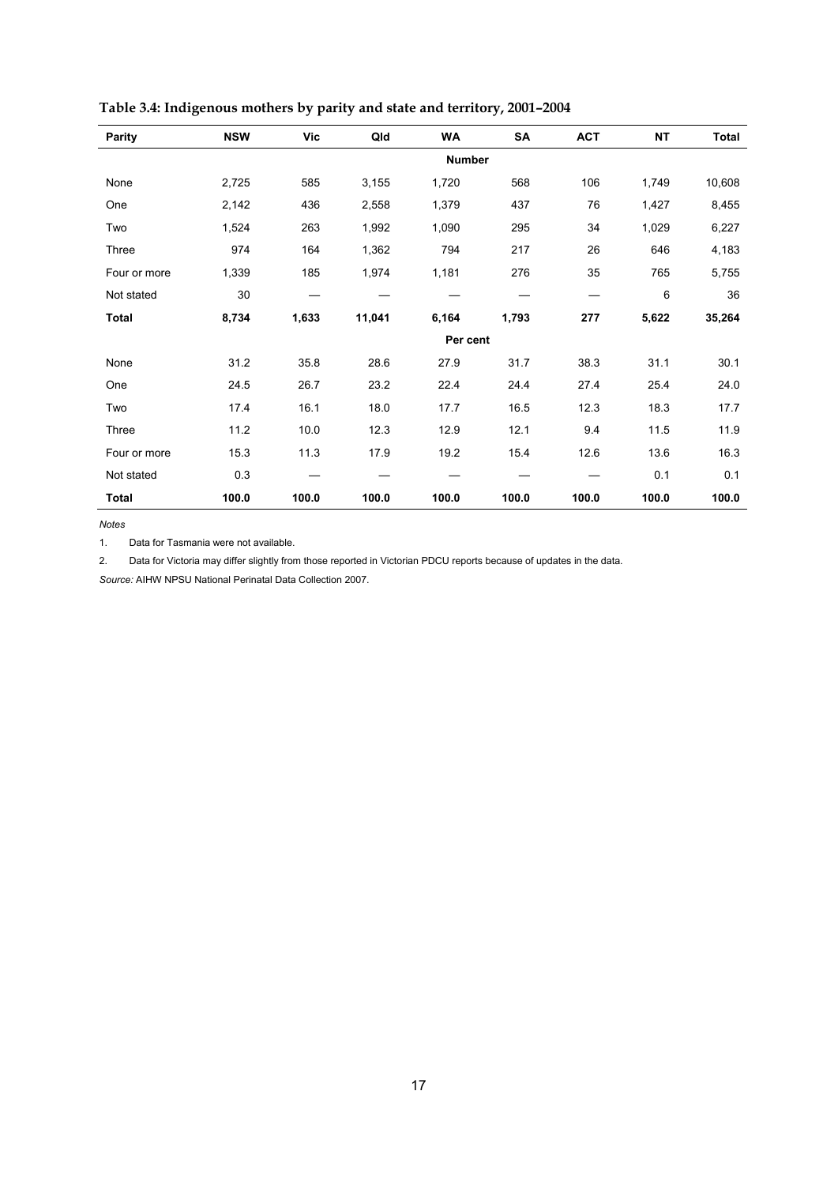**Table 3.4: Indigenous mothers by parity and state and territory, 2001–2004**

| Parity | NSW | Vic | Qld | WA | SA | ACT | NT | Total |
|---|---|---|---|---|---|---|---|---|
| | | | | **Number** | | | | |
| None | 2,725 | 585 | 3,155 | 1,720 | 568 | 106 | 1,749 | 10,608 |
| One | 2,142 | 436 | 2,558 | 1,379 | 437 | 76 | 1,427 | 8,455 |
| Two | 1,524 | 263 | 1,992 | 1,090 | 295 | 34 | 1,029 | 6,227 |
| Three | 974 | 164 | 1,362 | 794 | 217 | 26 | 646 | 4,183 |
| Four or more | 1,339 | 185 | 1,974 | 1,181 | 276 | 35 | 765 | 5,755 |
| Not stated | 30 | — | — | — | — | — | 6 | 36 |
| **Total** | **8,734** | **1,633** | **11,041** | **6,164** | **1,793** | **277** | **5,622** | **35,264** |
| | | | | **Per cent** | | | | |
| None | 31.2 | 35.8 | 28.6 | 27.9 | 31.7 | 38.3 | 31.1 | 30.1 |
| One | 24.5 | 26.7 | 23.2 | 22.4 | 24.4 | 27.4 | 25.4 | 24.0 |
| Two | 17.4 | 16.1 | 18.0 | 17.7 | 16.5 | 12.3 | 18.3 | 17.7 |
| Three | 11.2 | 10.0 | 12.3 | 12.9 | 12.1 | 9.4 | 11.5 | 11.9 |
| Four or more | 15.3 | 11.3 | 17.9 | 19.2 | 15.4 | 12.6 | 13.6 | 16.3 |
| Not stated | 0.3 | — | — | — | — | — | 0.1 | 0.1 |
| **Total** | **100.0** | **100.0** | **100.0** | **100.0** | **100.0** | **100.0** | **100.0** | **100.0** |

*Notes*

1. Data for Tasmania were not available.

2. Data for Victoria may differ slightly from those reported in Victorian PDCU reports because of updates in the data.

*Source:* AIHW NPSU National Perinatal Data Collection 2007.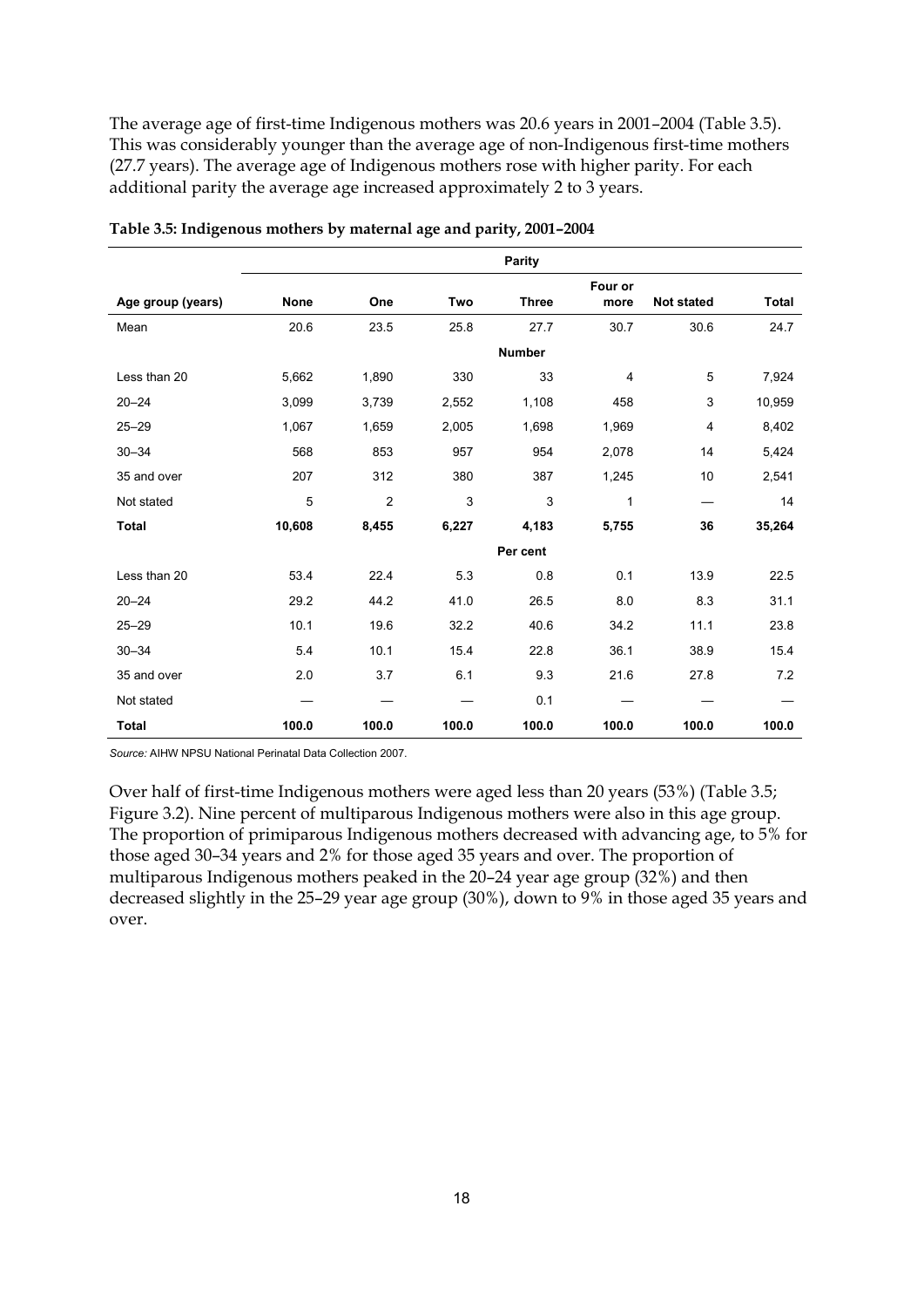The average age of first-time Indigenous mothers was 20.6 years in 2001–2004 (Table 3.5). This was considerably younger than the average age of non-Indigenous first-time mothers (27.7 years). The average age of Indigenous mothers rose with higher parity. For each additional parity the average age increased approximately 2 to 3 years.

**Table 3.5: Indigenous mothers by maternal age and parity, 2001–2004**

| | Parity | | | | | | |
|---|---|---|---|---|---|---|---|
| **Age group (years)** | **None** | **One** | **Two** | **Three** | **Four or more** | **Not stated** | **Total** |
| Mean | 20.6 | 23.5 | 25.8 | 27.7 | 30.7 | 30.6 | 24.7 |
| | | | | **Number** | | | |
| Less than 20 | 5,662 | 1,890 | 330 | 33 | 4 | 5 | 7,924 |
| 20–24 | 3,099 | 3,739 | 2,552 | 1,108 | 458 | 3 | 10,959 |
| 25–29 | 1,067 | 1,659 | 2,005 | 1,698 | 1,969 | 4 | 8,402 |
| 30–34 | 568 | 853 | 957 | 954 | 2,078 | 14 | 5,424 |
| 35 and over | 207 | 312 | 380 | 387 | 1,245 | 10 | 2,541 |
| Not stated | 5 | 2 | 3 | 3 | 1 | — | 14 |
| **Total** | **10,608** | **8,455** | **6,227** | **4,183** | **5,755** | **36** | **35,264** |
| | | | | **Per cent** | | | |
| Less than 20 | 53.4 | 22.4 | 5.3 | 0.8 | 0.1 | 13.9 | 22.5 |
| 20–24 | 29.2 | 44.2 | 41.0 | 26.5 | 8.0 | 8.3 | 31.1 |
| 25–29 | 10.1 | 19.6 | 32.2 | 40.6 | 34.2 | 11.1 | 23.8 |
| 30–34 | 5.4 | 10.1 | 15.4 | 22.8 | 36.1 | 38.9 | 15.4 |
| 35 and over | 2.0 | 3.7 | 6.1 | 9.3 | 21.6 | 27.8 | 7.2 |
| Not stated | — | — | — | 0.1 | — | — | — |
| **Total** | **100.0** | **100.0** | **100.0** | **100.0** | **100.0** | **100.0** | **100.0** |

*Source:* AIHW NPSU National Perinatal Data Collection 2007.

Over half of first-time Indigenous mothers were aged less than 20 years (53%) (Table 3.5; Figure 3.2). Nine percent of multiparous Indigenous mothers were also in this age group. The proportion of primiparous Indigenous mothers decreased with advancing age, to 5% for those aged 30–34 years and 2% for those aged 35 years and over. The proportion of multiparous Indigenous mothers peaked in the 20–24 year age group (32%) and then decreased slightly in the 25–29 year age group (30%), down to 9% in those aged 35 years and over.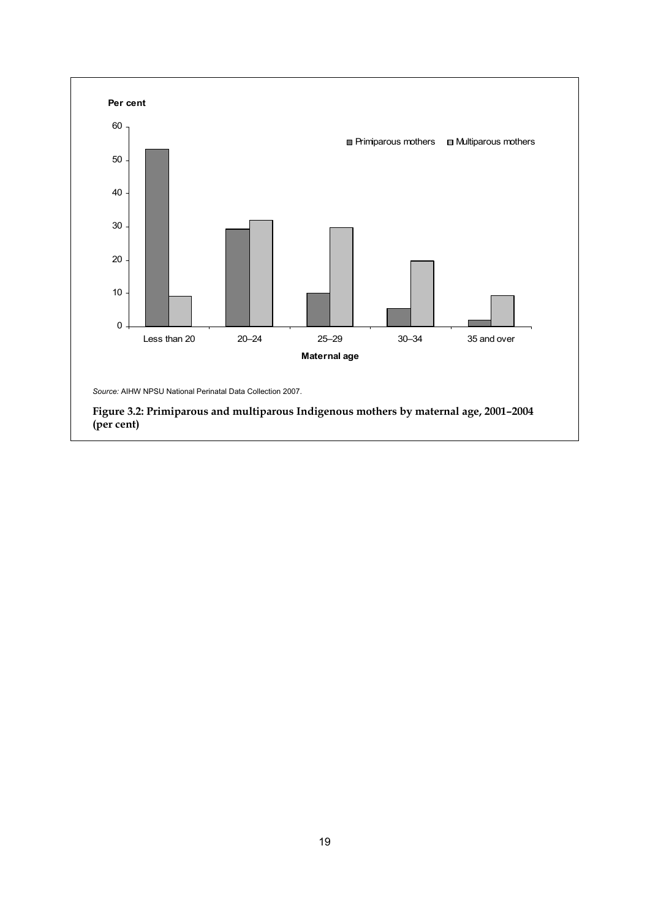*Source:* AIHW NPSU National Perinatal Data Collection 2007.

**Figure 3.2: Primiparous and multiparous Indigenous mothers by maternal age, 2001–2004 (per cent)**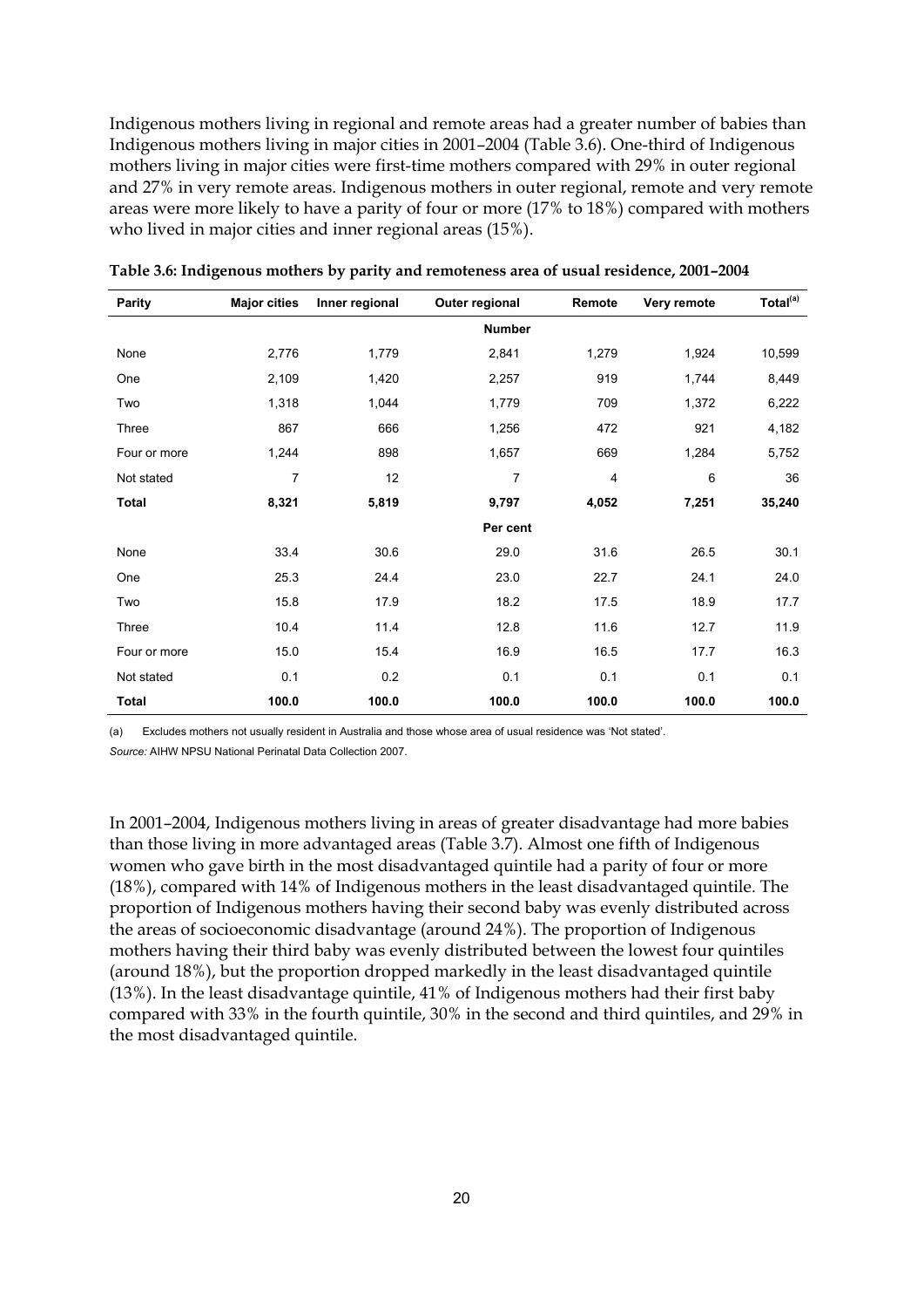Indigenous mothers living in regional and remote areas had a greater number of babies than Indigenous mothers living in major cities in 2001–2004 (Table 3.6). One-third of Indigenous mothers living in major cities were first-time mothers compared with 29% in outer regional and 27% in very remote areas. Indigenous mothers in outer regional, remote and very remote areas were more likely to have a parity of four or more (17% to 18%) compared with mothers who lived in major cities and inner regional areas (15%).

**Table 3.6: Indigenous mothers by parity and remoteness area of usual residence, 2001–2004**

| Parity | Major cities | Inner regional | Outer regional | Remote | Very remote | Total[(a)] |
|---|---|---|---|---|---|---|
| | | | **Number** | | | |
| None | 2,776 | 1,779 | 2,841 | 1,279 | 1,924 | 10,599 |
| One | 2,109 | 1,420 | 2,257 | 919 | 1,744 | 8,449 |
| Two | 1,318 | 1,044 | 1,779 | 709 | 1,372 | 6,222 |
| Three | 867 | 666 | 1,256 | 472 | 921 | 4,182 |
| Four or more | 1,244 | 898 | 1,657 | 669 | 1,284 | 5,752 |
| Not stated | 7 | 12 | 7 | 4 | 6 | 36 |
| **Total** | **8,321** | **5,819** | **9,797** | **4,052** | **7,251** | **35,240** |
| | | | **Per cent** | | | |
| None | 33.4 | 30.6 | 29.0 | 31.6 | 26.5 | 30.1 |
| One | 25.3 | 24.4 | 23.0 | 22.7 | 24.1 | 24.0 |
| Two | 15.8 | 17.9 | 18.2 | 17.5 | 18.9 | 17.7 |
| Three | 10.4 | 11.4 | 12.8 | 11.6 | 12.7 | 11.9 |
| Four or more | 15.0 | 15.4 | 16.9 | 16.5 | 17.7 | 16.3 |
| Not stated | 0.1 | 0.2 | 0.1 | 0.1 | 0.1 | 0.1 |
| **Total** | **100.0** | **100.0** | **100.0** | **100.0** | **100.0** | **100.0** |

(a) Excludes mothers not usually resident in Australia and those whose area of usual residence was 'Not stated'.

*Source:* AIHW NPSU National Perinatal Data Collection 2007.

In 2001–2004, Indigenous mothers living in areas of greater disadvantage had more babies than those living in more advantaged areas (Table 3.7). Almost one fifth of Indigenous women who gave birth in the most disadvantaged quintile had a parity of four or more (18%), compared with 14% of Indigenous mothers in the least disadvantaged quintile. The proportion of Indigenous mothers having their second baby was evenly distributed across the areas of socioeconomic disadvantage (around 24%). The proportion of Indigenous mothers having their third baby was evenly distributed between the lowest four quintiles (around 18%), but the proportion dropped markedly in the least disadvantaged quintile (13%). In the least disadvantage quintile, 41% of Indigenous mothers had their first baby compared with 33% in the fourth quintile, 30% in the second and third quintiles, and 29% in the most disadvantaged quintile.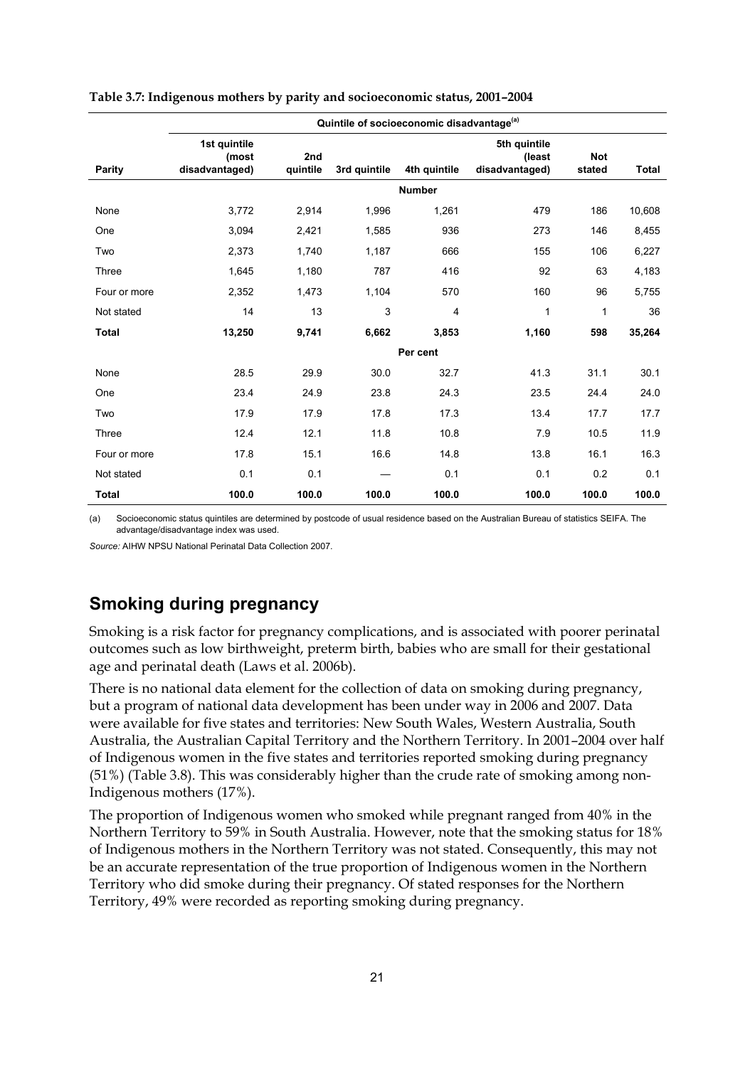**Table 3.7: Indigenous mothers by parity and socioeconomic status, 2001–2004**

| | Quintile of socioeconomic disadvantage[(a)] | | | | | | |
|---|---|---|---|---|---|---|---|
| Parity | 1st quintile (most disadvantaged) | 2nd quintile | 3rd quintile | 4th quintile | 5th quintile (least disadvantaged) | Not stated | Total |
| | | | | Number | | | |
| None | 3,772 | 2,914 | 1,996 | 1,261 | 479 | 186 | 10,608 |
| One | 3,094 | 2,421 | 1,585 | 936 | 273 | 146 | 8,455 |
| Two | 2,373 | 1,740 | 1,187 | 666 | 155 | 106 | 6,227 |
| Three | 1,645 | 1,180 | 787 | 416 | 92 | 63 | 4,183 |
| Four or more | 2,352 | 1,473 | 1,104 | 570 | 160 | 96 | 5,755 |
| Not stated | 14 | 13 | 3 | 4 | 1 | 1 | 36 |
| **Total** | **13,250** | **9,741** | **6,662** | **3,853** | **1,160** | **598** | **35,264** |
| | | | | Per cent | | | |
| None | 28.5 | 29.9 | 30.0 | 32.7 | 41.3 | 31.1 | 30.1 |
| One | 23.4 | 24.9 | 23.8 | 24.3 | 23.5 | 24.4 | 24.0 |
| Two | 17.9 | 17.9 | 17.8 | 17.3 | 13.4 | 17.7 | 17.7 |
| Three | 12.4 | 12.1 | 11.8 | 10.8 | 7.9 | 10.5 | 11.9 |
| Four or more | 17.8 | 15.1 | 16.6 | 14.8 | 13.8 | 16.1 | 16.3 |
| Not stated | 0.1 | 0.1 | — | 0.1 | 0.1 | 0.2 | 0.1 |
| **Total** | **100.0** | **100.0** | **100.0** | **100.0** | **100.0** | **100.0** | **100.0** |

(a) Socioeconomic status quintiles are determined by postcode of usual residence based on the Australian Bureau of statistics SEIFA. The advantage/disadvantage index was used.

*Source:* AIHW NPSU National Perinatal Data Collection 2007.

## Smoking during pregnancy

Smoking is a risk factor for pregnancy complications, and is associated with poorer perinatal outcomes such as low birthweight, preterm birth, babies who are small for their gestational age and perinatal death (Laws et al. 2006b).

There is no national data element for the collection of data on smoking during pregnancy, but a program of national data development has been under way in 2006 and 2007. Data were available for five states and territories: New South Wales, Western Australia, South Australia, the Australian Capital Territory and the Northern Territory. In 2001–2004 over half of Indigenous women in the five states and territories reported smoking during pregnancy (51%) (Table 3.8). This was considerably higher than the crude rate of smoking among non-Indigenous mothers (17%).

The proportion of Indigenous women who smoked while pregnant ranged from 40% in the Northern Territory to 59% in South Australia. However, note that the smoking status for 18% of Indigenous mothers in the Northern Territory was not stated. Consequently, this may not be an accurate representation of the true proportion of Indigenous women in the Northern Territory who did smoke during their pregnancy. Of stated responses for the Northern Territory, 49% were recorded as reporting smoking during pregnancy.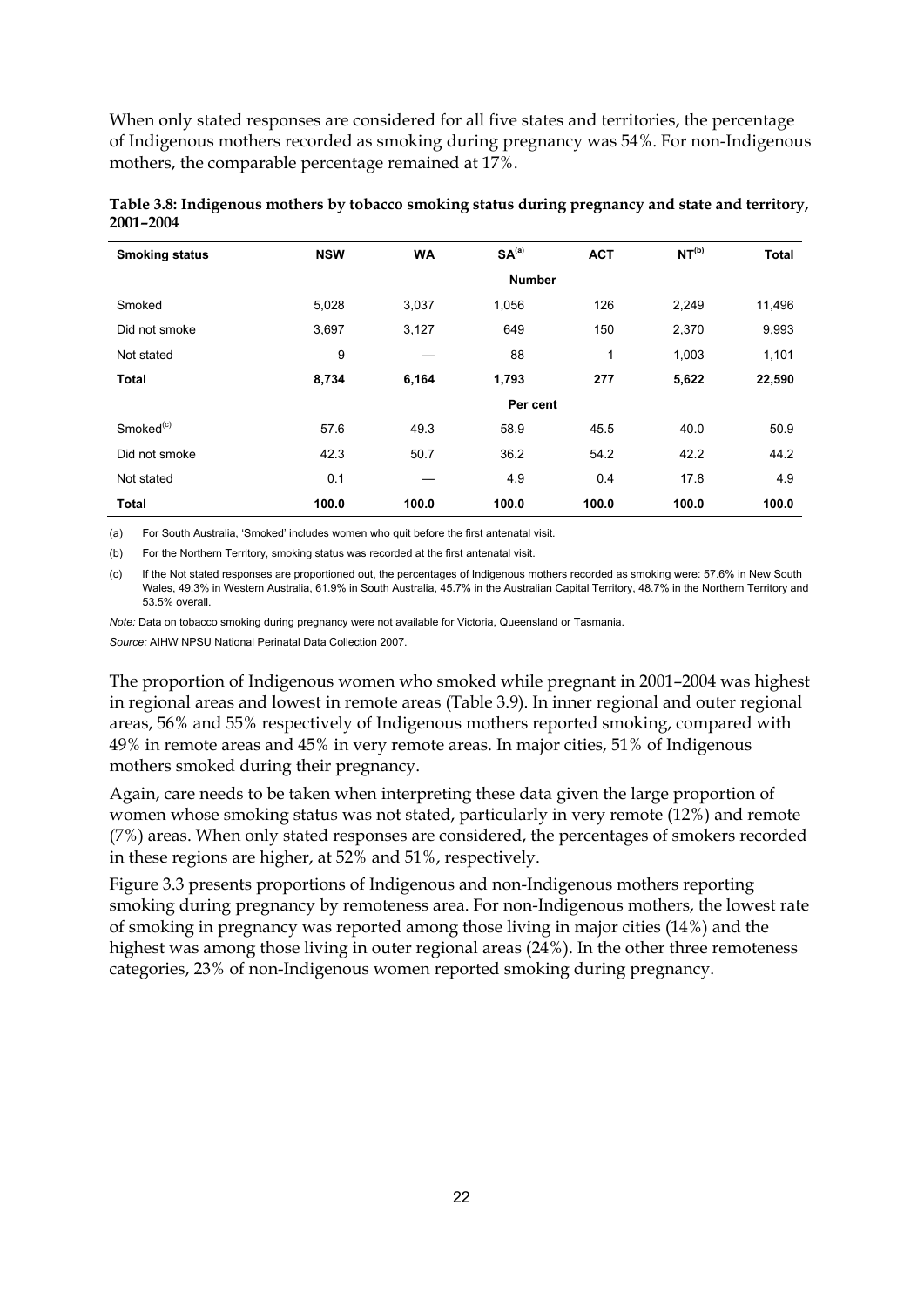When only stated responses are considered for all five states and territories, the percentage of Indigenous mothers recorded as smoking during pregnancy was 54%. For non-Indigenous mothers, the comparable percentage remained at 17%.

**Table 3.8: Indigenous mothers by tobacco smoking status during pregnancy and state and territory, 2001–2004**

| Smoking status | NSW | WA | SA[(a)] | ACT | NT[(b)] | Total |
|---|---|---|---|---|---|---|
| | | | **Number** | | | |
| Smoked | 5,028 | 3,037 | 1,056 | 126 | 2,249 | 11,496 |
| Did not smoke | 3,697 | 3,127 | 649 | 150 | 2,370 | 9,993 |
| Not stated | 9 | — | 88 | 1 | 1,003 | 1,101 |
| **Total** | **8,734** | **6,164** | **1,793** | **277** | **5,622** | **22,590** |
| | | | **Per cent** | | | |
| Smoked[(c)] | 57.6 | 49.3 | 58.9 | 45.5 | 40.0 | 50.9 |
| Did not smoke | 42.3 | 50.7 | 36.2 | 54.2 | 42.2 | 44.2 |
| Not stated | 0.1 | — | 4.9 | 0.4 | 17.8 | 4.9 |
| **Total** | **100.0** | **100.0** | **100.0** | **100.0** | **100.0** | **100.0** |

(a) For South Australia, 'Smoked' includes women who quit before the first antenatal visit.

(b) For the Northern Territory, smoking status was recorded at the first antenatal visit.

(c) If the Not stated responses are proportioned out, the percentages of Indigenous mothers recorded as smoking were: 57.6% in New South Wales, 49.3% in Western Australia, 61.9% in South Australia, 45.7% in the Australian Capital Territory, 48.7% in the Northern Territory and 53.5% overall.

*Note:* Data on tobacco smoking during pregnancy were not available for Victoria, Queensland or Tasmania.

*Source:* AIHW NPSU National Perinatal Data Collection 2007.

The proportion of Indigenous women who smoked while pregnant in 2001–2004 was highest in regional areas and lowest in remote areas (Table 3.9). In inner regional and outer regional areas, 56% and 55% respectively of Indigenous mothers reported smoking, compared with 49% in remote areas and 45% in very remote areas. In major cities, 51% of Indigenous mothers smoked during their pregnancy.

Again, care needs to be taken when interpreting these data given the large proportion of women whose smoking status was not stated, particularly in very remote (12%) and remote (7%) areas. When only stated responses are considered, the percentages of smokers recorded in these regions are higher, at 52% and 51%, respectively.

Figure 3.3 presents proportions of Indigenous and non-Indigenous mothers reporting smoking during pregnancy by remoteness area. For non-Indigenous mothers, the lowest rate of smoking in pregnancy was reported among those living in major cities (14%) and the highest was among those living in outer regional areas (24%). In the other three remoteness categories, 23% of non-Indigenous women reported smoking during pregnancy.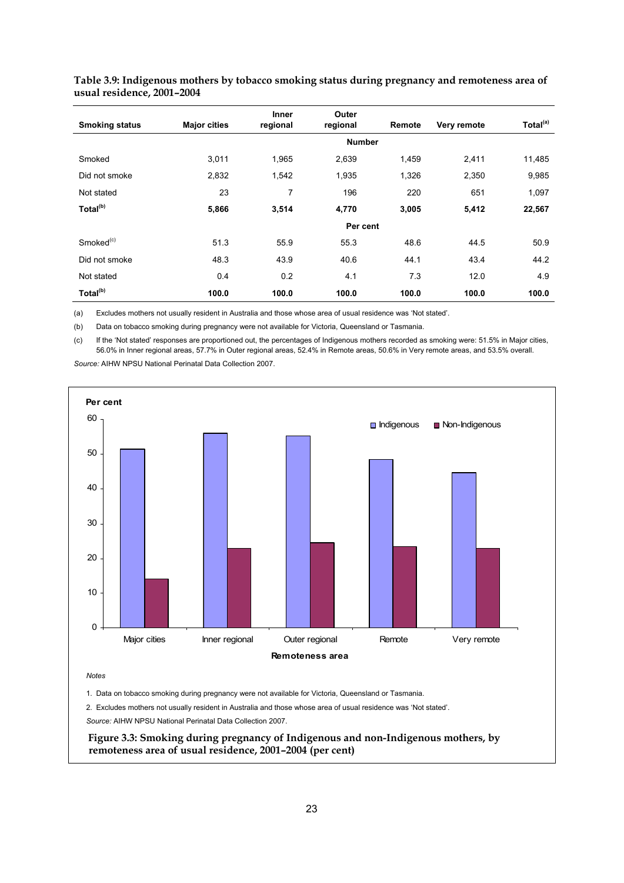**Table 3.9: Indigenous mothers by tobacco smoking status during pregnancy and remoteness area of usual residence, 2001–2004**

| Smoking status | Major cities | Inner regional | Outer regional | Remote | Very remote | Total[(a)] |
|---|---|---|---|---|---|---|
| | | | Number | | | |
| Smoked | 3,011 | 1,965 | 2,639 | 1,459 | 2,411 | 11,485 |
| Did not smoke | 2,832 | 1,542 | 1,935 | 1,326 | 2,350 | 9,985 |
| Not stated | 23 | 7 | 196 | 220 | 651 | 1,097 |
| **Total[(b)]** | **5,866** | **3,514** | **4,770** | **3,005** | **5,412** | **22,567** |
| | | | Per cent | | | |
| Smoked[(c)] | 51.3 | 55.9 | 55.3 | 48.6 | 44.5 | 50.9 |
| Did not smoke | 48.3 | 43.9 | 40.6 | 44.1 | 43.4 | 44.2 |
| Not stated | 0.4 | 0.2 | 4.1 | 7.3 | 12.0 | 4.9 |
| **Total[(b)]** | **100.0** | **100.0** | **100.0** | **100.0** | **100.0** | **100.0** |

(a) Excludes mothers not usually resident in Australia and those whose area of usual residence was 'Not stated'.

(b) Data on tobacco smoking during pregnancy were not available for Victoria, Queensland or Tasmania.

(c) If the 'Not stated' responses are proportioned out, the percentages of Indigenous mothers recorded as smoking were: 51.5% in Major cities, 56.0% in Inner regional areas, 57.7% in Outer regional areas, 52.4% in Remote areas, 50.6% in Very remote areas, and 53.5% overall.

*Source:* AIHW NPSU National Perinatal Data Collection 2007.

*Notes*

1. Data on tobacco smoking during pregnancy were not available for Victoria, Queensland or Tasmania.

2. Excludes mothers not usually resident in Australia and those whose area of usual residence was 'Not stated'.

*Source:* AIHW NPSU National Perinatal Data Collection 2007.

**Figure 3.3: Smoking during pregnancy of Indigenous and non-Indigenous mothers, by remoteness area of usual residence, 2001–2004 (per cent)**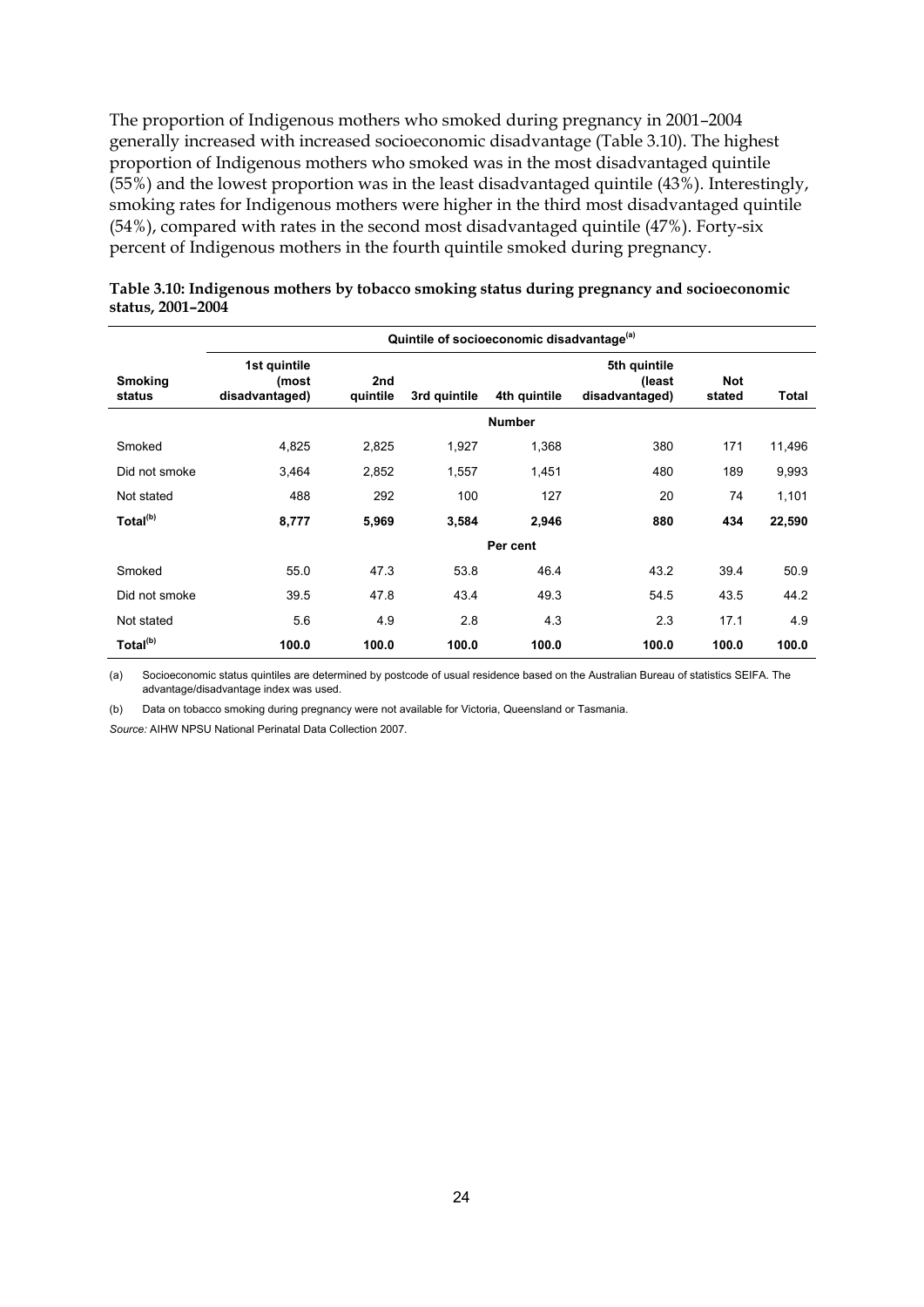The proportion of Indigenous mothers who smoked during pregnancy in 2001–2004 generally increased with increased socioeconomic disadvantage (Table 3.10). The highest proportion of Indigenous mothers who smoked was in the most disadvantaged quintile (55%) and the lowest proportion was in the least disadvantaged quintile (43%). Interestingly, smoking rates for Indigenous mothers were higher in the third most disadvantaged quintile (54%), compared with rates in the second most disadvantaged quintile (47%). Forty-six percent of Indigenous mothers in the fourth quintile smoked during pregnancy.

**Table 3.10: Indigenous mothers by tobacco smoking status during pregnancy and socioeconomic status, 2001–2004**

| | Quintile of socioeconomic disadvantage[(a)] | | | | | | |
|---|---|---|---|---|---|---|---|
| **Smoking status** | **1st quintile (most disadvantaged)** | **2nd quintile** | **3rd quintile** | **4th quintile** | **5th quintile (least disadvantaged)** | **Not stated** | **Total** |
| | | | | **Number** | | | |
| Smoked | 4,825 | 2,825 | 1,927 | 1,368 | 380 | 171 | 11,496 |
| Did not smoke | 3,464 | 2,852 | 1,557 | 1,451 | 480 | 189 | 9,993 |
| Not stated | 488 | 292 | 100 | 127 | 20 | 74 | 1,101 |
| **Total[(b)]** | **8,777** | **5,969** | **3,584** | **2,946** | **880** | **434** | **22,590** |
| | | | | **Per cent** | | | |
| Smoked | 55.0 | 47.3 | 53.8 | 46.4 | 43.2 | 39.4 | 50.9 |
| Did not smoke | 39.5 | 47.8 | 43.4 | 49.3 | 54.5 | 43.5 | 44.2 |
| Not stated | 5.6 | 4.9 | 2.8 | 4.3 | 2.3 | 17.1 | 4.9 |
| **Total[(b)]** | **100.0** | **100.0** | **100.0** | **100.0** | **100.0** | **100.0** | **100.0** |

(a) Socioeconomic status quintiles are determined by postcode of usual residence based on the Australian Bureau of statistics SEIFA. The advantage/disadvantage index was used.

(b) Data on tobacco smoking during pregnancy were not available for Victoria, Queensland or Tasmania.

*Source:* AIHW NPSU National Perinatal Data Collection 2007.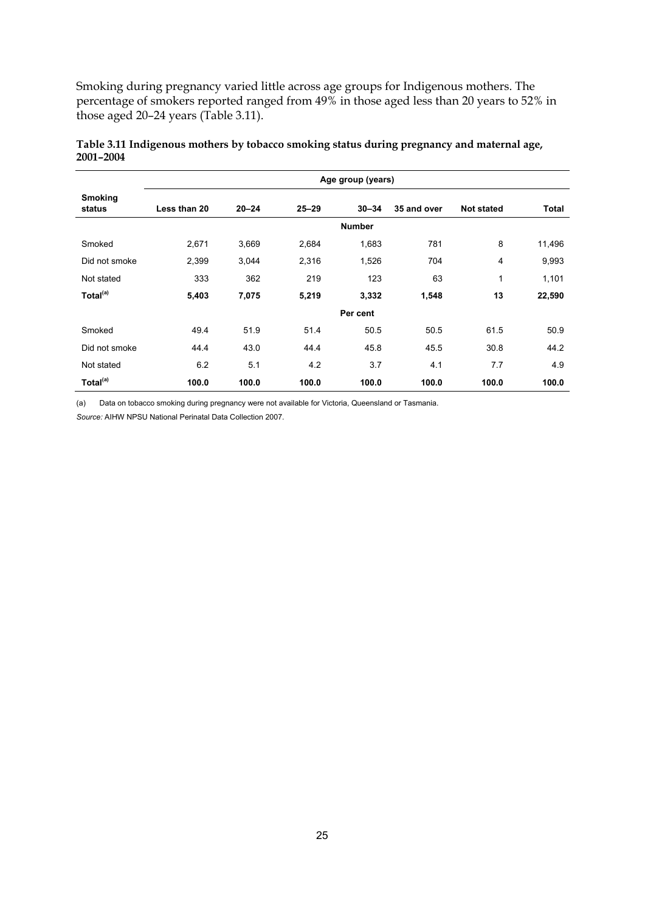Smoking during pregnancy varied little across age groups for Indigenous mothers. The percentage of smokers reported ranged from 49% in those aged less than 20 years to 52% in those aged 20–24 years (Table 3.11).

**Table 3.11 Indigenous mothers by tobacco smoking status during pregnancy and maternal age, 2001–2004**

| Smoking status | Age group (years) | | | | | | |
|---|---|---|---|---|---|---|---|
| | Less than 20 | 20–24 | 25–29 | 30–34 | 35 and over | Not stated | Total |
| | | | | Number | | | |
| Smoked | 2,671 | 3,669 | 2,684 | 1,683 | 781 | 8 | 11,496 |
| Did not smoke | 2,399 | 3,044 | 2,316 | 1,526 | 704 | 4 | 9,993 |
| Not stated | 333 | 362 | 219 | 123 | 63 | 1 | 1,101 |
| **Total[(a)]** | **5,403** | **7,075** | **5,219** | **3,332** | **1,548** | **13** | **22,590** |
| | | | | Per cent | | | |
| Smoked | 49.4 | 51.9 | 51.4 | 50.5 | 50.5 | 61.5 | 50.9 |
| Did not smoke | 44.4 | 43.0 | 44.4 | 45.8 | 45.5 | 30.8 | 44.2 |
| Not stated | 6.2 | 5.1 | 4.2 | 3.7 | 4.1 | 7.7 | 4.9 |
| **Total[(a)]** | **100.0** | **100.0** | **100.0** | **100.0** | **100.0** | **100.0** | **100.0** |

(a) Data on tobacco smoking during pregnancy were not available for Victoria, Queensland or Tasmania.

*Source:* AIHW NPSU National Perinatal Data Collection 2007.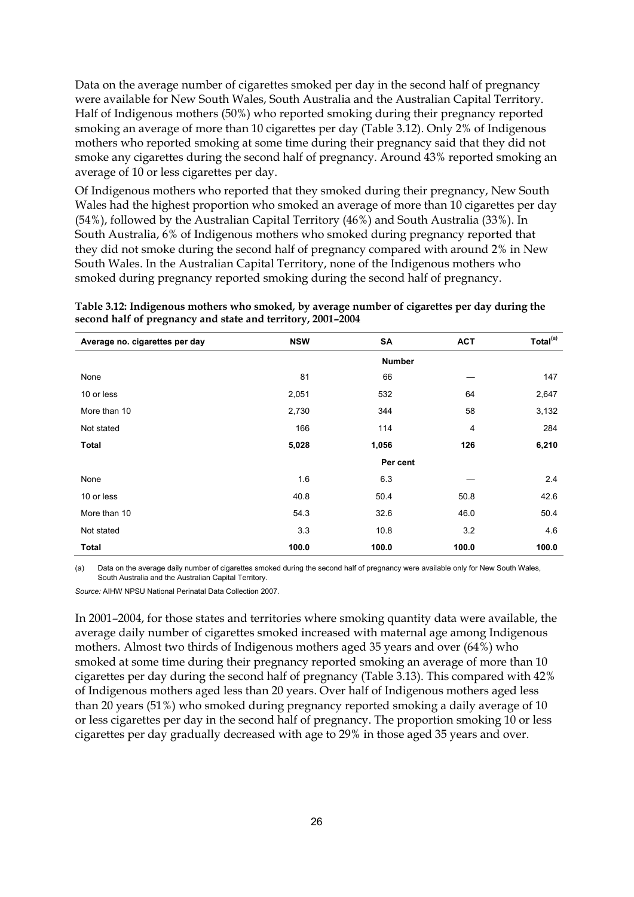Data on the average number of cigarettes smoked per day in the second half of pregnancy were available for New South Wales, South Australia and the Australian Capital Territory. Half of Indigenous mothers (50%) who reported smoking during their pregnancy reported smoking an average of more than 10 cigarettes per day (Table 3.12). Only 2% of Indigenous mothers who reported smoking at some time during their pregnancy said that they did not smoke any cigarettes during the second half of pregnancy. Around 43% reported smoking an average of 10 or less cigarettes per day.

Of Indigenous mothers who reported that they smoked during their pregnancy, New South Wales had the highest proportion who smoked an average of more than 10 cigarettes per day (54%), followed by the Australian Capital Territory (46%) and South Australia (33%). In South Australia, 6% of Indigenous mothers who smoked during pregnancy reported that they did not smoke during the second half of pregnancy compared with around 2% in New South Wales. In the Australian Capital Territory, none of the Indigenous mothers who smoked during pregnancy reported smoking during the second half of pregnancy.

**Table 3.12: Indigenous mothers who smoked, by average number of cigarettes per day during the second half of pregnancy and state and territory, 2001–2004**

| Average no. cigarettes per day | NSW | SA | ACT | Total[(a)] |
|---|---|---|---|---|
| | | **Number** | | |
| None | 81 | 66 | — | 147 |
| 10 or less | 2,051 | 532 | 64 | 2,647 |
| More than 10 | 2,730 | 344 | 58 | 3,132 |
| Not stated | 166 | 114 | 4 | 284 |
| **Total** | **5,028** | **1,056** | **126** | **6,210** |
| | | **Per cent** | | |
| None | 1.6 | 6.3 | — | 2.4 |
| 10 or less | 40.8 | 50.4 | 50.8 | 42.6 |
| More than 10 | 54.3 | 32.6 | 46.0 | 50.4 |
| Not stated | 3.3 | 10.8 | 3.2 | 4.6 |
| **Total** | **100.0** | **100.0** | **100.0** | **100.0** |

(a) Data on the average daily number of cigarettes smoked during the second half of pregnancy were available only for New South Wales, South Australia and the Australian Capital Territory.

*Source:* AIHW NPSU National Perinatal Data Collection 2007.

In 2001–2004, for those states and territories where smoking quantity data were available, the average daily number of cigarettes smoked increased with maternal age among Indigenous mothers. Almost two thirds of Indigenous mothers aged 35 years and over (64%) who smoked at some time during their pregnancy reported smoking an average of more than 10 cigarettes per day during the second half of pregnancy (Table 3.13). This compared with 42% of Indigenous mothers aged less than 20 years. Over half of Indigenous mothers aged less than 20 years (51%) who smoked during pregnancy reported smoking a daily average of 10 or less cigarettes per day in the second half of pregnancy. The proportion smoking 10 or less cigarettes per day gradually decreased with age to 29% in those aged 35 years and over.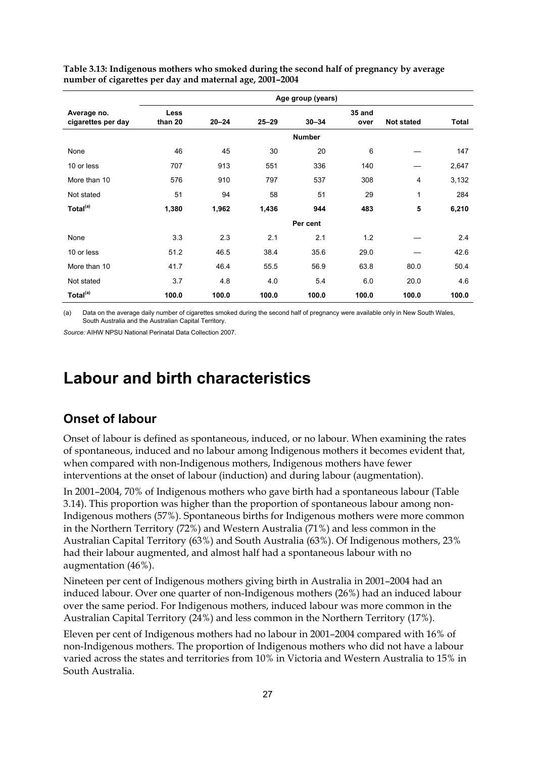**Table 3.13: Indigenous mothers who smoked during the second half of pregnancy by average number of cigarettes per day and maternal age, 2001–2004**

| | Age group (years) | | | | | | |
|---|---|---|---|---|---|---|---|
| Average no. cigarettes per day | Less than 20 | 20–24 | 25–29 | 30–34 | 35 and over | Not stated | Total |
| | | | | **Number** | | | |
| None | 46 | 45 | 30 | 20 | 6 | — | 147 |
| 10 or less | 707 | 913 | 551 | 336 | 140 | — | 2,647 |
| More than 10 | 576 | 910 | 797 | 537 | 308 | 4 | 3,132 |
| Not stated | 51 | 94 | 58 | 51 | 29 | 1 | 284 |
| **Total(a)** | **1,380** | **1,962** | **1,436** | **944** | **483** | **5** | **6,210** |
| | | | | **Per cent** | | | |
| None | 3.3 | 2.3 | 2.1 | 2.1 | 1.2 | — | 2.4 |
| 10 or less | 51.2 | 46.5 | 38.4 | 35.6 | 29.0 | — | 42.6 |
| More than 10 | 41.7 | 46.4 | 55.5 | 56.9 | 63.8 | 80.0 | 50.4 |
| Not stated | 3.7 | 4.8 | 4.0 | 5.4 | 6.0 | 20.0 | 4.6 |
| **Total(a)** | **100.0** | **100.0** | **100.0** | **100.0** | **100.0** | **100.0** | **100.0** |

(a) Data on the average daily number of cigarettes smoked during the second half of pregnancy were available only in New South Wales, South Australia and the Australian Capital Territory.

*Source:* AIHW NPSU National Perinatal Data Collection 2007.

# Labour and birth characteristics

## Onset of labour

Onset of labour is defined as spontaneous, induced, or no labour. When examining the rates of spontaneous, induced and no labour among Indigenous mothers it becomes evident that, when compared with non-Indigenous mothers, Indigenous mothers have fewer interventions at the onset of labour (induction) and during labour (augmentation).

In 2001–2004, 70% of Indigenous mothers who gave birth had a spontaneous labour (Table 3.14). This proportion was higher than the proportion of spontaneous labour among non-Indigenous mothers (57%). Spontaneous births for Indigenous mothers were more common in the Northern Territory (72%) and Western Australia (71%) and less common in the Australian Capital Territory (63%) and South Australia (63%). Of Indigenous mothers, 23% had their labour augmented, and almost half had a spontaneous labour with no augmentation (46%).

Nineteen per cent of Indigenous mothers giving birth in Australia in 2001–2004 had an induced labour. Over one quarter of non-Indigenous mothers (26%) had an induced labour over the same period. For Indigenous mothers, induced labour was more common in the Australian Capital Territory (24%) and less common in the Northern Territory (17%).

Eleven per cent of Indigenous mothers had no labour in 2001–2004 compared with 16% of non-Indigenous mothers. The proportion of Indigenous mothers who did not have a labour varied across the states and territories from 10% in Victoria and Western Australia to 15% in South Australia.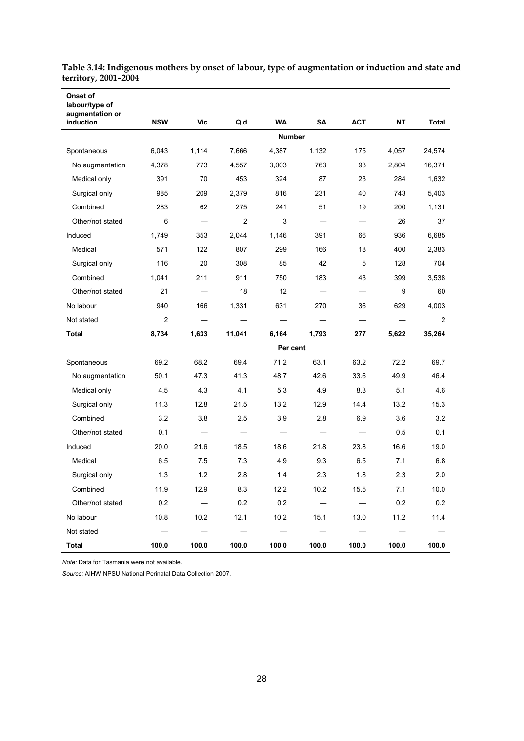**Table 3.14: Indigenous mothers by onset of labour, type of augmentation or induction and state and territory, 2001–2004**

| Onset of labour/type of augmentation or induction | NSW | Vic | Qld | WA | SA | ACT | NT | Total |
|---|---|---|---|---|---|---|---|---|
| | | | | **Number** | | | | |
| Spontaneous | 6,043 | 1,114 | 7,666 | 4,387 | 1,132 | 175 | 4,057 | 24,574 |
| No augmentation | 4,378 | 773 | 4,557 | 3,003 | 763 | 93 | 2,804 | 16,371 |
| Medical only | 391 | 70 | 453 | 324 | 87 | 23 | 284 | 1,632 |
| Surgical only | 985 | 209 | 2,379 | 816 | 231 | 40 | 743 | 5,403 |
| Combined | 283 | 62 | 275 | 241 | 51 | 19 | 200 | 1,131 |
| Other/not stated | 6 | — | 2 | 3 | — | — | 26 | 37 |
| Induced | 1,749 | 353 | 2,044 | 1,146 | 391 | 66 | 936 | 6,685 |
| Medical | 571 | 122 | 807 | 299 | 166 | 18 | 400 | 2,383 |
| Surgical only | 116 | 20 | 308 | 85 | 42 | 5 | 128 | 704 |
| Combined | 1,041 | 211 | 911 | 750 | 183 | 43 | 399 | 3,538 |
| Other/not stated | 21 | — | 18 | 12 | — | — | 9 | 60 |
| No labour | 940 | 166 | 1,331 | 631 | 270 | 36 | 629 | 4,003 |
| Not stated | 2 | — | — | — | — | — | — | 2 |
| **Total** | **8,734** | **1,633** | **11,041** | **6,164** | **1,793** | **277** | **5,622** | **35,264** |
| | | | | **Per cent** | | | | |
| Spontaneous | 69.2 | 68.2 | 69.4 | 71.2 | 63.1 | 63.2 | 72.2 | 69.7 |
| No augmentation | 50.1 | 47.3 | 41.3 | 48.7 | 42.6 | 33.6 | 49.9 | 46.4 |
| Medical only | 4.5 | 4.3 | 4.1 | 5.3 | 4.9 | 8.3 | 5.1 | 4.6 |
| Surgical only | 11.3 | 12.8 | 21.5 | 13.2 | 12.9 | 14.4 | 13.2 | 15.3 |
| Combined | 3.2 | 3.8 | 2.5 | 3.9 | 2.8 | 6.9 | 3.6 | 3.2 |
| Other/not stated | 0.1 | — | — | — | — | — | 0.5 | 0.1 |
| Induced | 20.0 | 21.6 | 18.5 | 18.6 | 21.8 | 23.8 | 16.6 | 19.0 |
| Medical | 6.5 | 7.5 | 7.3 | 4.9 | 9.3 | 6.5 | 7.1 | 6.8 |
| Surgical only | 1.3 | 1.2 | 2.8 | 1.4 | 2.3 | 1.8 | 2.3 | 2.0 |
| Combined | 11.9 | 12.9 | 8.3 | 12.2 | 10.2 | 15.5 | 7.1 | 10.0 |
| Other/not stated | 0.2 | — | 0.2 | 0.2 | — | — | 0.2 | 0.2 |
| No labour | 10.8 | 10.2 | 12.1 | 10.2 | 15.1 | 13.0 | 11.2 | 11.4 |
| Not stated | — | — | — | — | — | — | — | — |
| **Total** | **100.0** | **100.0** | **100.0** | **100.0** | **100.0** | **100.0** | **100.0** | **100.0** |

*Note:* Data for Tasmania were not available.

*Source:* AIHW NPSU National Perinatal Data Collection 2007.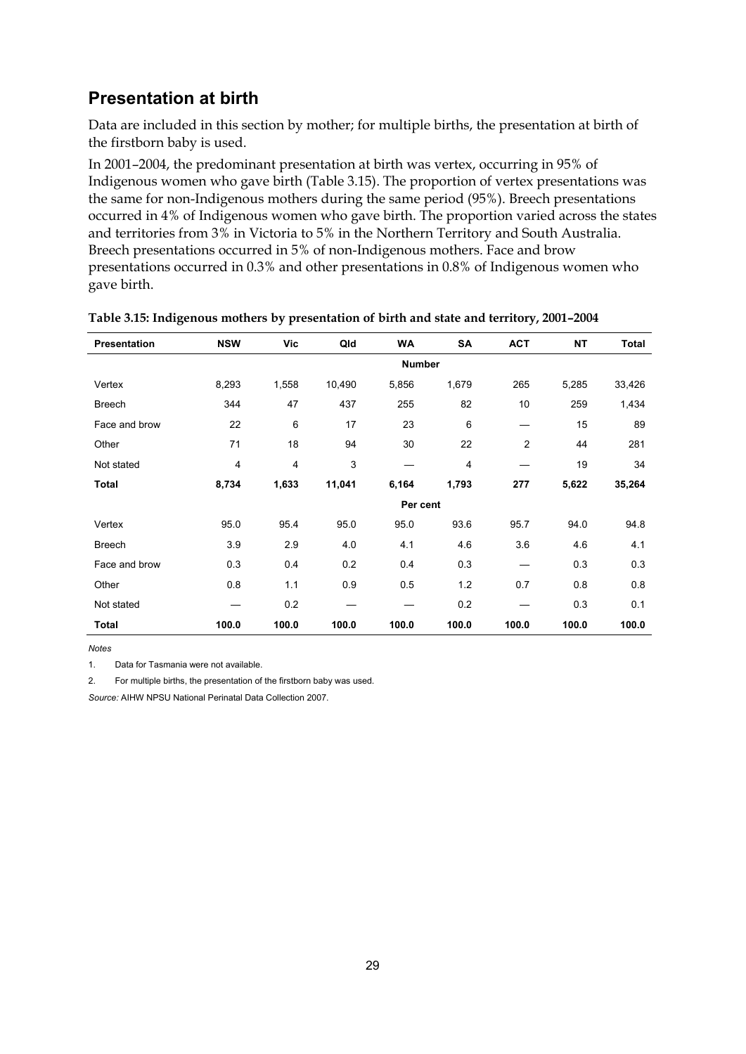## Presentation at birth

Data are included in this section by mother; for multiple births, the presentation at birth of the firstborn baby is used.

In 2001–2004, the predominant presentation at birth was vertex, occurring in 95% of Indigenous women who gave birth (Table 3.15). The proportion of vertex presentations was the same for non-Indigenous mothers during the same period (95%). Breech presentations occurred in 4% of Indigenous women who gave birth. The proportion varied across the states and territories from 3% in Victoria to 5% in the Northern Territory and South Australia. Breech presentations occurred in 5% of non-Indigenous mothers. Face and brow presentations occurred in 0.3% and other presentations in 0.8% of Indigenous women who gave birth.

**Table 3.15: Indigenous mothers by presentation of birth and state and territory, 2001–2004**

| Presentation | NSW | Vic | Qld | WA | SA | ACT | NT | Total |
|---|---|---|---|---|---|---|---|---|
| | | | | **Number** | | | | |
| Vertex | 8,293 | 1,558 | 10,490 | 5,856 | 1,679 | 265 | 5,285 | 33,426 |
| Breech | 344 | 47 | 437 | 255 | 82 | 10 | 259 | 1,434 |
| Face and brow | 22 | 6 | 17 | 23 | 6 | — | 15 | 89 |
| Other | 71 | 18 | 94 | 30 | 22 | 2 | 44 | 281 |
| Not stated | 4 | 4 | 3 | — | 4 | — | 19 | 34 |
| **Total** | **8,734** | **1,633** | **11,041** | **6,164** | **1,793** | **277** | **5,622** | **35,264** |
| | | | | **Per cent** | | | | |
| Vertex | 95.0 | 95.4 | 95.0 | 95.0 | 93.6 | 95.7 | 94.0 | 94.8 |
| Breech | 3.9 | 2.9 | 4.0 | 4.1 | 4.6 | 3.6 | 4.6 | 4.1 |
| Face and brow | 0.3 | 0.4 | 0.2 | 0.4 | 0.3 | — | 0.3 | 0.3 |
| Other | 0.8 | 1.1 | 0.9 | 0.5 | 1.2 | 0.7 | 0.8 | 0.8 |
| Not stated | — | 0.2 | — | — | 0.2 | — | 0.3 | 0.1 |
| **Total** | **100.0** | **100.0** | **100.0** | **100.0** | **100.0** | **100.0** | **100.0** | **100.0** |

*Notes*

1. Data for Tasmania were not available.
2. For multiple births, the presentation of the firstborn baby was used.

*Source:* AIHW NPSU National Perinatal Data Collection 2007.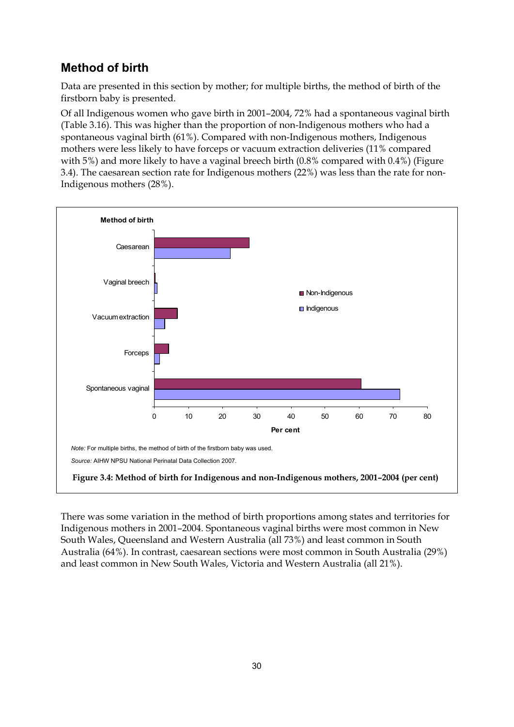## Method of birth

Data are presented in this section by mother; for multiple births, the method of birth of the firstborn baby is presented.

Of all Indigenous women who gave birth in 2001–2004, 72% had a spontaneous vaginal birth (Table 3.16). This was higher than the proportion of non-Indigenous mothers who had a spontaneous vaginal birth (61%). Compared with non-Indigenous mothers, Indigenous mothers were less likely to have forceps or vacuum extraction deliveries (11% compared with 5%) and more likely to have a vaginal breech birth (0.8% compared with 0.4%) (Figure 3.4). The caesarean section rate for Indigenous mothers (22%) was less than the rate for non-Indigenous mothers (28%).

*Note:* For multiple births, the method of birth of the firstborn baby was used.

*Source:* AIHW NPSU National Perinatal Data Collection 2007.

**Figure 3.4: Method of birth for Indigenous and non-Indigenous mothers, 2001–2004 (per cent)**

There was some variation in the method of birth proportions among states and territories for Indigenous mothers in 2001–2004. Spontaneous vaginal births were most common in New South Wales, Queensland and Western Australia (all 73%) and least common in South Australia (64%). In contrast, caesarean sections were most common in South Australia (29%) and least common in New South Wales, Victoria and Western Australia (all 21%).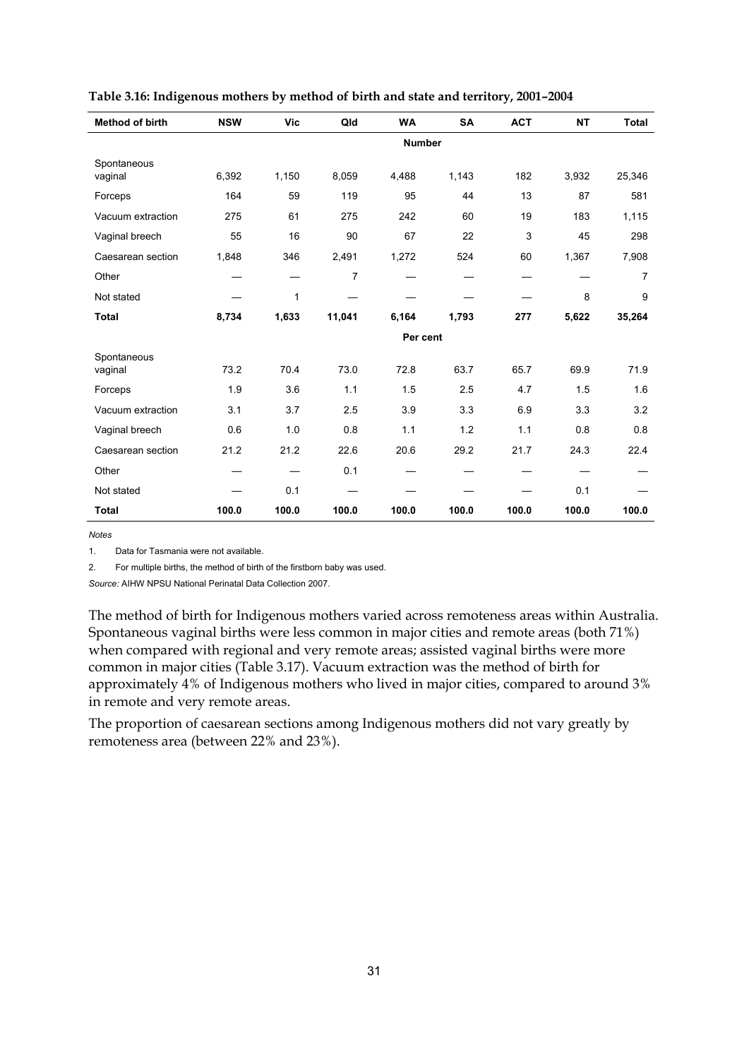**Table 3.16: Indigenous mothers by method of birth and state and territory, 2001–2004**

| Method of birth | NSW | Vic | Qld | WA | SA | ACT | NT | Total |
|---|---|---|---|---|---|---|---|---|
| | | | | Number | | | | |
| Spontaneous vaginal | 6,392 | 1,150 | 8,059 | 4,488 | 1,143 | 182 | 3,932 | 25,346 |
| Forceps | 164 | 59 | 119 | 95 | 44 | 13 | 87 | 581 |
| Vacuum extraction | 275 | 61 | 275 | 242 | 60 | 19 | 183 | 1,115 |
| Vaginal breech | 55 | 16 | 90 | 67 | 22 | 3 | 45 | 298 |
| Caesarean section | 1,848 | 346 | 2,491 | 1,272 | 524 | 60 | 1,367 | 7,908 |
| Other | — | — | 7 | — | — | — | — | 7 |
| Not stated | — | 1 | — | — | — | — | 8 | 9 |
| **Total** | **8,734** | **1,633** | **11,041** | **6,164** | **1,793** | **277** | **5,622** | **35,264** |
| | | | | Per cent | | | | |
| Spontaneous vaginal | 73.2 | 70.4 | 73.0 | 72.8 | 63.7 | 65.7 | 69.9 | 71.9 |
| Forceps | 1.9 | 3.6 | 1.1 | 1.5 | 2.5 | 4.7 | 1.5 | 1.6 |
| Vacuum extraction | 3.1 | 3.7 | 2.5 | 3.9 | 3.3 | 6.9 | 3.3 | 3.2 |
| Vaginal breech | 0.6 | 1.0 | 0.8 | 1.1 | 1.2 | 1.1 | 0.8 | 0.8 |
| Caesarean section | 21.2 | 21.2 | 22.6 | 20.6 | 29.2 | 21.7 | 24.3 | 22.4 |
| Other | — | — | 0.1 | — | — | — | — | — |
| Not stated | — | 0.1 | — | — | — | — | 0.1 | — |
| **Total** | **100.0** | **100.0** | **100.0** | **100.0** | **100.0** | **100.0** | **100.0** | **100.0** |

*Notes*

1. Data for Tasmania were not available.
2. For multiple births, the method of birth of the firstborn baby was used.

*Source:* AIHW NPSU National Perinatal Data Collection 2007.

The method of birth for Indigenous mothers varied across remoteness areas within Australia. Spontaneous vaginal births were less common in major cities and remote areas (both 71%) when compared with regional and very remote areas; assisted vaginal births were more common in major cities (Table 3.17). Vacuum extraction was the method of birth for approximately 4% of Indigenous mothers who lived in major cities, compared to around 3% in remote and very remote areas.

The proportion of caesarean sections among Indigenous mothers did not vary greatly by remoteness area (between 22% and 23%).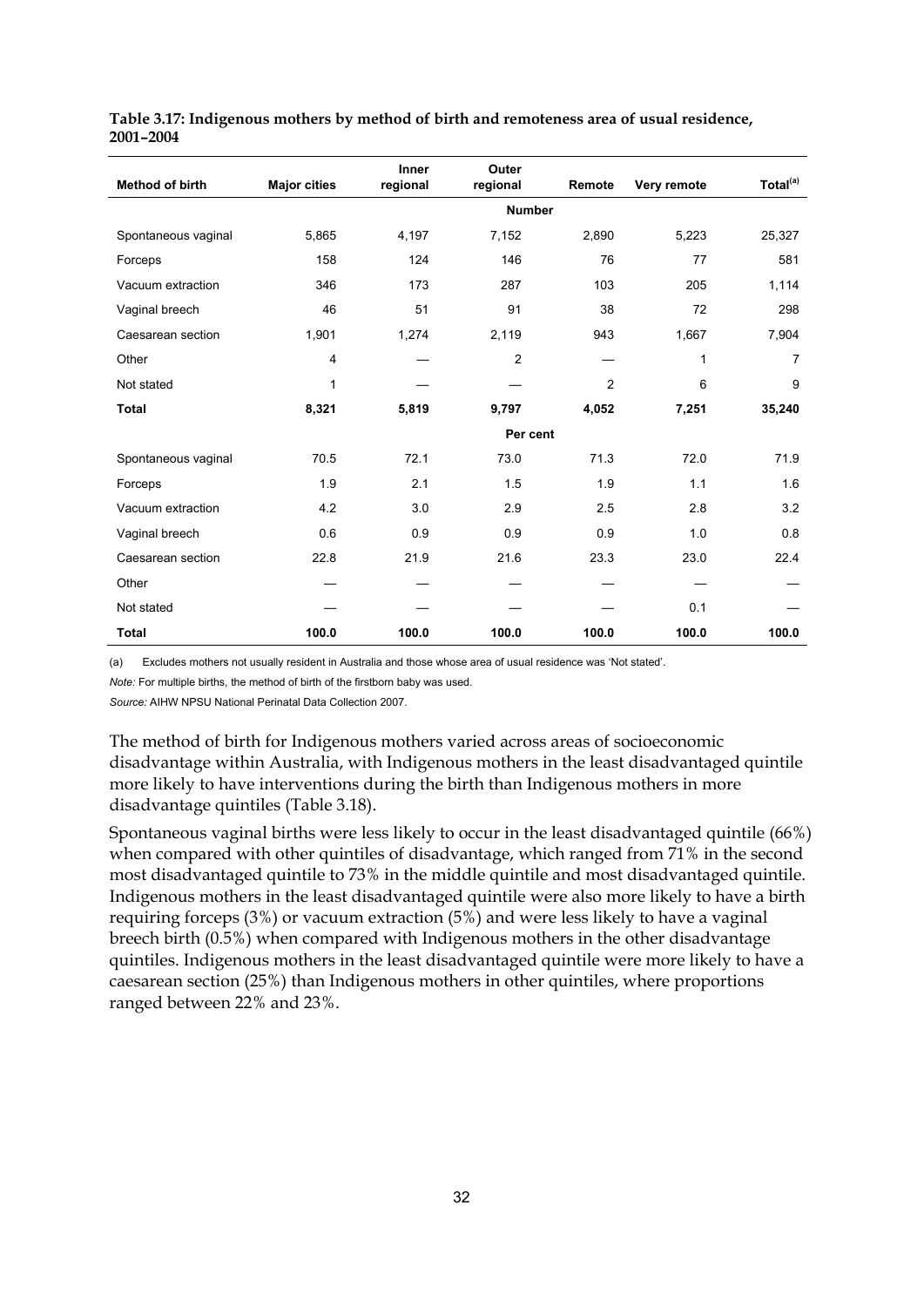**Table 3.17: Indigenous mothers by method of birth and remoteness area of usual residence, 2001–2004**

| Method of birth | Major cities | Inner regional | Outer regional | Remote | Very remote | Total[(a)] |
|---|---|---|---|---|---|---|
| | | | **Number** | | | |
| Spontaneous vaginal | 5,865 | 4,197 | 7,152 | 2,890 | 5,223 | 25,327 |
| Forceps | 158 | 124 | 146 | 76 | 77 | 581 |
| Vacuum extraction | 346 | 173 | 287 | 103 | 205 | 1,114 |
| Vaginal breech | 46 | 51 | 91 | 38 | 72 | 298 |
| Caesarean section | 1,901 | 1,274 | 2,119 | 943 | 1,667 | 7,904 |
| Other | 4 | — | 2 | — | 1 | 7 |
| Not stated | 1 | — | — | 2 | 6 | 9 |
| **Total** | **8,321** | **5,819** | **9,797** | **4,052** | **7,251** | **35,240** |
| | | | **Per cent** | | | |
| Spontaneous vaginal | 70.5 | 72.1 | 73.0 | 71.3 | 72.0 | 71.9 |
| Forceps | 1.9 | 2.1 | 1.5 | 1.9 | 1.1 | 1.6 |
| Vacuum extraction | 4.2 | 3.0 | 2.9 | 2.5 | 2.8 | 3.2 |
| Vaginal breech | 0.6 | 0.9 | 0.9 | 0.9 | 1.0 | 0.8 |
| Caesarean section | 22.8 | 21.9 | 21.6 | 23.3 | 23.0 | 22.4 |
| Other | — | — | — | — | — | — |
| Not stated | — | — | — | — | 0.1 | — |
| **Total** | **100.0** | **100.0** | **100.0** | **100.0** | **100.0** | **100.0** |

(a) Excludes mothers not usually resident in Australia and those whose area of usual residence was 'Not stated'.

*Note:* For multiple births, the method of birth of the firstborn baby was used.

*Source:* AIHW NPSU National Perinatal Data Collection 2007.

The method of birth for Indigenous mothers varied across areas of socioeconomic disadvantage within Australia, with Indigenous mothers in the least disadvantaged quintile more likely to have interventions during the birth than Indigenous mothers in more disadvantage quintiles (Table 3.18).

Spontaneous vaginal births were less likely to occur in the least disadvantaged quintile (66%) when compared with other quintiles of disadvantage, which ranged from 71% in the second most disadvantaged quintile to 73% in the middle quintile and most disadvantaged quintile. Indigenous mothers in the least disadvantaged quintile were also more likely to have a birth requiring forceps (3%) or vacuum extraction (5%) and were less likely to have a vaginal breech birth (0.5%) when compared with Indigenous mothers in the other disadvantage quintiles. Indigenous mothers in the least disadvantaged quintile were more likely to have a caesarean section (25%) than Indigenous mothers in other quintiles, where proportions ranged between 22% and 23%.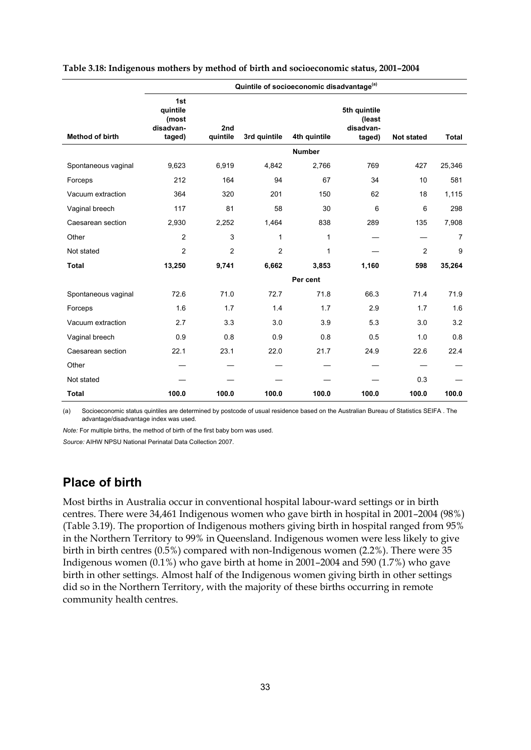**Table 3.18: Indigenous mothers by method of birth and socioeconomic status, 2001–2004**

| | Quintile of socioeconomic disadvantage[(a)] | | | | | | |
|---|---|---|---|---|---|---|---|
| Method of birth | 1st quintile (most disadvan-taged) | 2nd quintile | 3rd quintile | 4th quintile | 5th quintile (least disadvan-taged) | Not stated | Total |
| | | | | Number | | | |
| Spontaneous vaginal | 9,623 | 6,919 | 4,842 | 2,766 | 769 | 427 | 25,346 |
| Forceps | 212 | 164 | 94 | 67 | 34 | 10 | 581 |
| Vacuum extraction | 364 | 320 | 201 | 150 | 62 | 18 | 1,115 |
| Vaginal breech | 117 | 81 | 58 | 30 | 6 | 6 | 298 |
| Caesarean section | 2,930 | 2,252 | 1,464 | 838 | 289 | 135 | 7,908 |
| Other | 2 | 3 | 1 | 1 | — | — | 7 |
| Not stated | 2 | 2 | 2 | 1 | — | 2 | 9 |
| **Total** | **13,250** | **9,741** | **6,662** | **3,853** | **1,160** | **598** | **35,264** |
| | | | | Per cent | | | |
| Spontaneous vaginal | 72.6 | 71.0 | 72.7 | 71.8 | 66.3 | 71.4 | 71.9 |
| Forceps | 1.6 | 1.7 | 1.4 | 1.7 | 2.9 | 1.7 | 1.6 |
| Vacuum extraction | 2.7 | 3.3 | 3.0 | 3.9 | 5.3 | 3.0 | 3.2 |
| Vaginal breech | 0.9 | 0.8 | 0.9 | 0.8 | 0.5 | 1.0 | 0.8 |
| Caesarean section | 22.1 | 23.1 | 22.0 | 21.7 | 24.9 | 22.6 | 22.4 |
| Other | — | — | — | — | — | — | — |
| Not stated | — | — | — | — | — | 0.3 | — |
| **Total** | **100.0** | **100.0** | **100.0** | **100.0** | **100.0** | **100.0** | **100.0** |

(a) Socioeconomic status quintiles are determined by postcode of usual residence based on the Australian Bureau of Statistics SEIFA . The advantage/disadvantage index was used.

*Note:* For multiple births, the method of birth of the first baby born was used.

*Source:* AIHW NPSU National Perinatal Data Collection 2007.

## Place of birth

Most births in Australia occur in conventional hospital labour-ward settings or in birth centres. There were 34,461 Indigenous women who gave birth in hospital in 2001–2004 (98%) (Table 3.19). The proportion of Indigenous mothers giving birth in hospital ranged from 95% in the Northern Territory to 99% in Queensland. Indigenous women were less likely to give birth in birth centres (0.5%) compared with non-Indigenous women (2.2%). There were 35 Indigenous women (0.1%) who gave birth at home in 2001–2004 and 590 (1.7%) who gave birth in other settings. Almost half of the Indigenous women giving birth in other settings did so in the Northern Territory, with the majority of these births occurring in remote community health centres.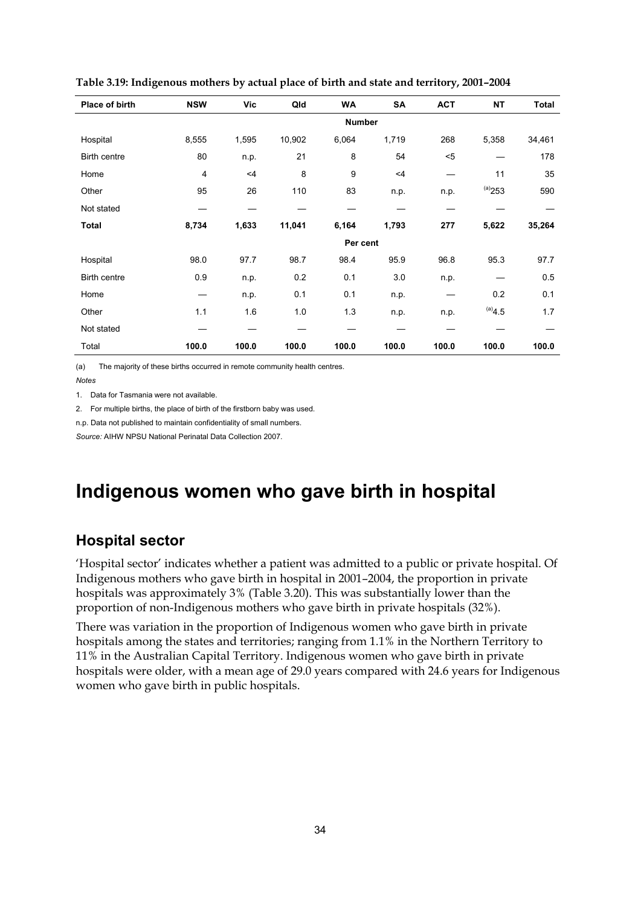**Table 3.19: Indigenous mothers by actual place of birth and state and territory, 2001–2004**

| Place of birth | NSW | Vic | Qld | WA | SA | ACT | NT | Total |
|---|---|---|---|---|---|---|---|---|
| | | | | **Number** | | | | |
| Hospital | 8,555 | 1,595 | 10,902 | 6,064 | 1,719 | 268 | 5,358 | 34,461 |
| Birth centre | 80 | n.p. | 21 | 8 | 54 | <5 | — | 178 |
| Home | 4 | <4 | 8 | 9 | <4 | — | 11 | 35 |
| Other | 95 | 26 | 110 | 83 | n.p. | n.p. | [(a)]253 | 590 |
| Not stated | — | — | — | — | — | — | — | — |
| **Total** | **8,734** | **1,633** | **11,041** | **6,164** | **1,793** | **277** | **5,622** | **35,264** |
| | | | | **Per cent** | | | | |
| Hospital | 98.0 | 97.7 | 98.7 | 98.4 | 95.9 | 96.8 | 95.3 | 97.7 |
| Birth centre | 0.9 | n.p. | 0.2 | 0.1 | 3.0 | n.p. | — | 0.5 |
| Home | — | n.p. | 0.1 | 0.1 | n.p. | — | 0.2 | 0.1 |
| Other | 1.1 | 1.6 | 1.0 | 1.3 | n.p. | n.p. | [(a)]4.5 | 1.7 |
| Not stated | — | — | — | — | — | — | — | — |
| Total | **100.0** | **100.0** | **100.0** | **100.0** | **100.0** | **100.0** | **100.0** | **100.0** |

(a) The majority of these births occurred in remote community health centres.

*Notes*

1. Data for Tasmania were not available.
2. For multiple births, the place of birth of the firstborn baby was used.

n.p. Data not published to maintain confidentiality of small numbers.

*Source:* AIHW NPSU National Perinatal Data Collection 2007.

# Indigenous women who gave birth in hospital

## Hospital sector

'Hospital sector' indicates whether a patient was admitted to a public or private hospital. Of Indigenous mothers who gave birth in hospital in 2001–2004, the proportion in private hospitals was approximately 3% (Table 3.20). This was substantially lower than the proportion of non-Indigenous mothers who gave birth in private hospitals (32%).

There was variation in the proportion of Indigenous women who gave birth in private hospitals among the states and territories; ranging from 1.1% in the Northern Territory to 11% in the Australian Capital Territory. Indigenous women who gave birth in private hospitals were older, with a mean age of 29.0 years compared with 24.6 years for Indigenous women who gave birth in public hospitals.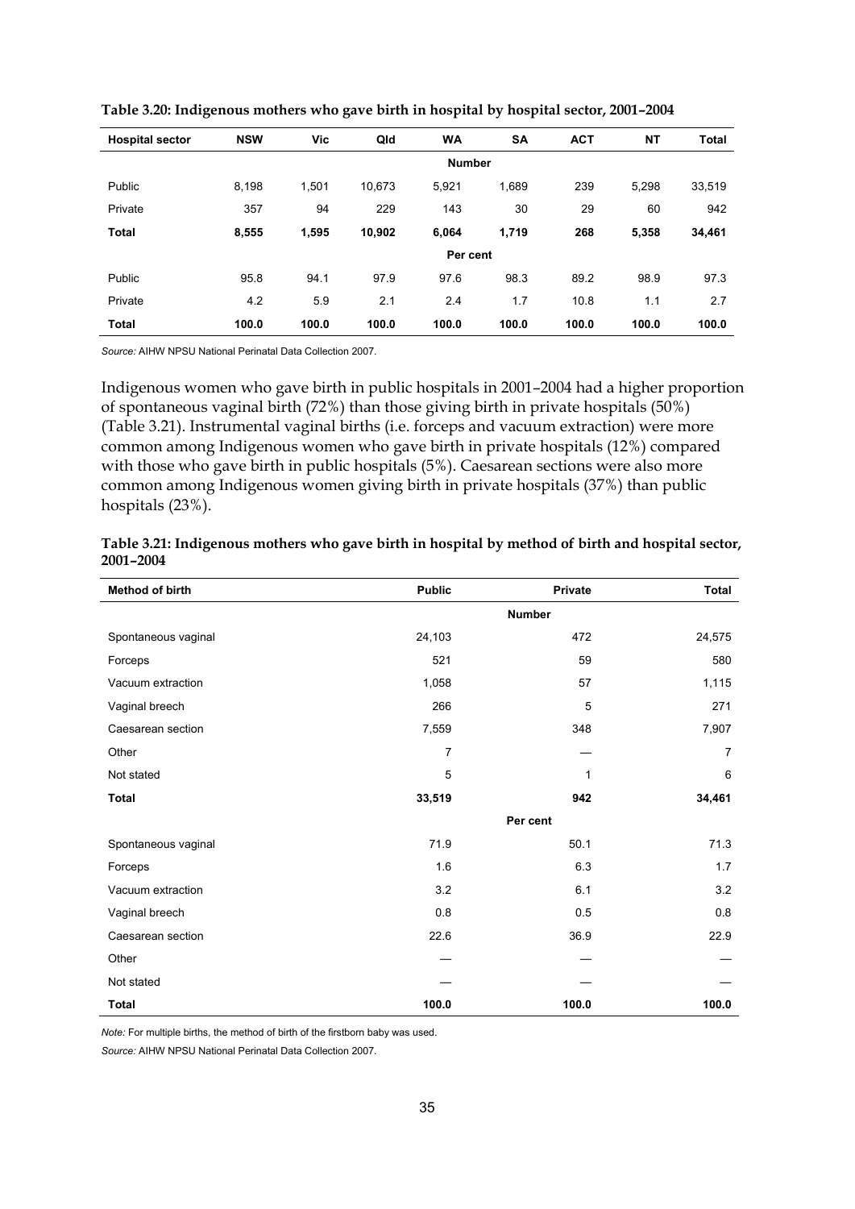**Table 3.20: Indigenous mothers who gave birth in hospital by hospital sector, 2001–2004**

| Hospital sector | NSW | Vic | Qld | WA | SA | ACT | NT | Total |
|---|---|---|---|---|---|---|---|---|
| | | | | Number | | | | |
| Public | 8,198 | 1,501 | 10,673 | 5,921 | 1,689 | 239 | 5,298 | 33,519 |
| Private | 357 | 94 | 229 | 143 | 30 | 29 | 60 | 942 |
| **Total** | **8,555** | **1,595** | **10,902** | **6,064** | **1,719** | **268** | **5,358** | **34,461** |
| | | | | Per cent | | | | |
| Public | 95.8 | 94.1 | 97.9 | 97.6 | 98.3 | 89.2 | 98.9 | 97.3 |
| Private | 4.2 | 5.9 | 2.1 | 2.4 | 1.7 | 10.8 | 1.1 | 2.7 |
| **Total** | **100.0** | **100.0** | **100.0** | **100.0** | **100.0** | **100.0** | **100.0** | **100.0** |

*Source:* AIHW NPSU National Perinatal Data Collection 2007.

Indigenous women who gave birth in public hospitals in 2001–2004 had a higher proportion of spontaneous vaginal birth (72%) than those giving birth in private hospitals (50%) (Table 3.21). Instrumental vaginal births (i.e. forceps and vacuum extraction) were more common among Indigenous women who gave birth in private hospitals (12%) compared with those who gave birth in public hospitals (5%). Caesarean sections were also more common among Indigenous women giving birth in private hospitals (37%) than public hospitals (23%).

**Table 3.21: Indigenous mothers who gave birth in hospital by method of birth and hospital sector, 2001–2004**

| Method of birth | Public | Private | Total |
|---|---|---|---|
| | | Number | |
| Spontaneous vaginal | 24,103 | 472 | 24,575 |
| Forceps | 521 | 59 | 580 |
| Vacuum extraction | 1,058 | 57 | 1,115 |
| Vaginal breech | 266 | 5 | 271 |
| Caesarean section | 7,559 | 348 | 7,907 |
| Other | 7 | — | 7 |
| Not stated | 5 | 1 | 6 |
| **Total** | **33,519** | **942** | **34,461** |
| | | Per cent | |
| Spontaneous vaginal | 71.9 | 50.1 | 71.3 |
| Forceps | 1.6 | 6.3 | 1.7 |
| Vacuum extraction | 3.2 | 6.1 | 3.2 |
| Vaginal breech | 0.8 | 0.5 | 0.8 |
| Caesarean section | 22.6 | 36.9 | 22.9 |
| Other | — | — | — |
| Not stated | — | — | — |
| **Total** | **100.0** | **100.0** | **100.0** |

*Note:* For multiple births, the method of birth of the firstborn baby was used.

*Source:* AIHW NPSU National Perinatal Data Collection 2007.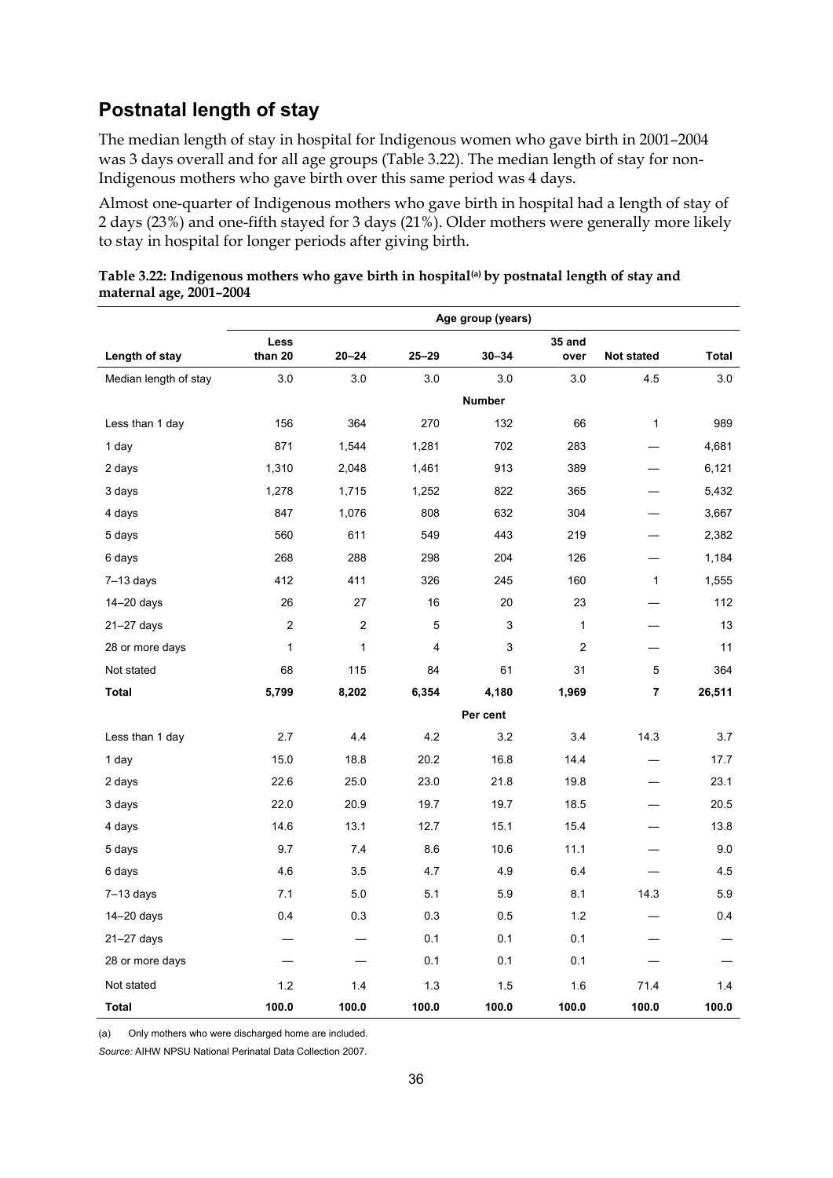## Postnatal length of stay

The median length of stay in hospital for Indigenous women who gave birth in 2001–2004 was 3 days overall and for all age groups (Table 3.22). The median length of stay for non-Indigenous mothers who gave birth over this same period was 4 days.

Almost one-quarter of Indigenous mothers who gave birth in hospital had a length of stay of 2 days (23%) and one-fifth stayed for 3 days (21%). Older mothers were generally more likely to stay in hospital for longer periods after giving birth.

**Table 3.22: Indigenous mothers who gave birth in hospital[(a)] by postnatal length of stay and maternal age, 2001–2004**

| | Age group (years) | | | | | | |
|---|---|---|---|---|---|---|---|
| **Length of stay** | **Less than 20** | **20–24** | **25–29** | **30–34** | **35 and over** | **Not stated** | **Total** |
| Median length of stay | 3.0 | 3.0 | 3.0 | 3.0 | 3.0 | 4.5 | 3.0 |
| | | | | **Number** | | | |
| Less than 1 day | 156 | 364 | 270 | 132 | 66 | 1 | 989 |
| 1 day | 871 | 1,544 | 1,281 | 702 | 283 | — | 4,681 |
| 2 days | 1,310 | 2,048 | 1,461 | 913 | 389 | — | 6,121 |
| 3 days | 1,278 | 1,715 | 1,252 | 822 | 365 | — | 5,432 |
| 4 days | 847 | 1,076 | 808 | 632 | 304 | — | 3,667 |
| 5 days | 560 | 611 | 549 | 443 | 219 | — | 2,382 |
| 6 days | 268 | 288 | 298 | 204 | 126 | — | 1,184 |
| 7–13 days | 412 | 411 | 326 | 245 | 160 | 1 | 1,555 |
| 14–20 days | 26 | 27 | 16 | 20 | 23 | — | 112 |
| 21–27 days | 2 | 2 | 5 | 3 | 1 | — | 13 |
| 28 or more days | 1 | 1 | 4 | 3 | 2 | — | 11 |
| Not stated | 68 | 115 | 84 | 61 | 31 | 5 | 364 |
| **Total** | **5,799** | **8,202** | **6,354** | **4,180** | **1,969** | **7** | **26,511** |
| | | | | **Per cent** | | | |
| Less than 1 day | 2.7 | 4.4 | 4.2 | 3.2 | 3.4 | 14.3 | 3.7 |
| 1 day | 15.0 | 18.8 | 20.2 | 16.8 | 14.4 | — | 17.7 |
| 2 days | 22.6 | 25.0 | 23.0 | 21.8 | 19.8 | — | 23.1 |
| 3 days | 22.0 | 20.9 | 19.7 | 19.7 | 18.5 | — | 20.5 |
| 4 days | 14.6 | 13.1 | 12.7 | 15.1 | 15.4 | — | 13.8 |
| 5 days | 9.7 | 7.4 | 8.6 | 10.6 | 11.1 | — | 9.0 |
| 6 days | 4.6 | 3.5 | 4.7 | 4.9 | 6.4 | — | 4.5 |
| 7–13 days | 7.1 | 5.0 | 5.1 | 5.9 | 8.1 | 14.3 | 5.9 |
| 14–20 days | 0.4 | 0.3 | 0.3 | 0.5 | 1.2 | — | 0.4 |
| 21–27 days | — | — | 0.1 | 0.1 | 0.1 | — | — |
| 28 or more days | — | — | 0.1 | 0.1 | 0.1 | — | — |
| Not stated | 1.2 | 1.4 | 1.3 | 1.5 | 1.6 | 71.4 | 1.4 |
| **Total** | **100.0** | **100.0** | **100.0** | **100.0** | **100.0** | **100.0** | **100.0** |

(a) Only mothers who were discharged home are included.

*Source:* AIHW NPSU National Perinatal Data Collection 2007.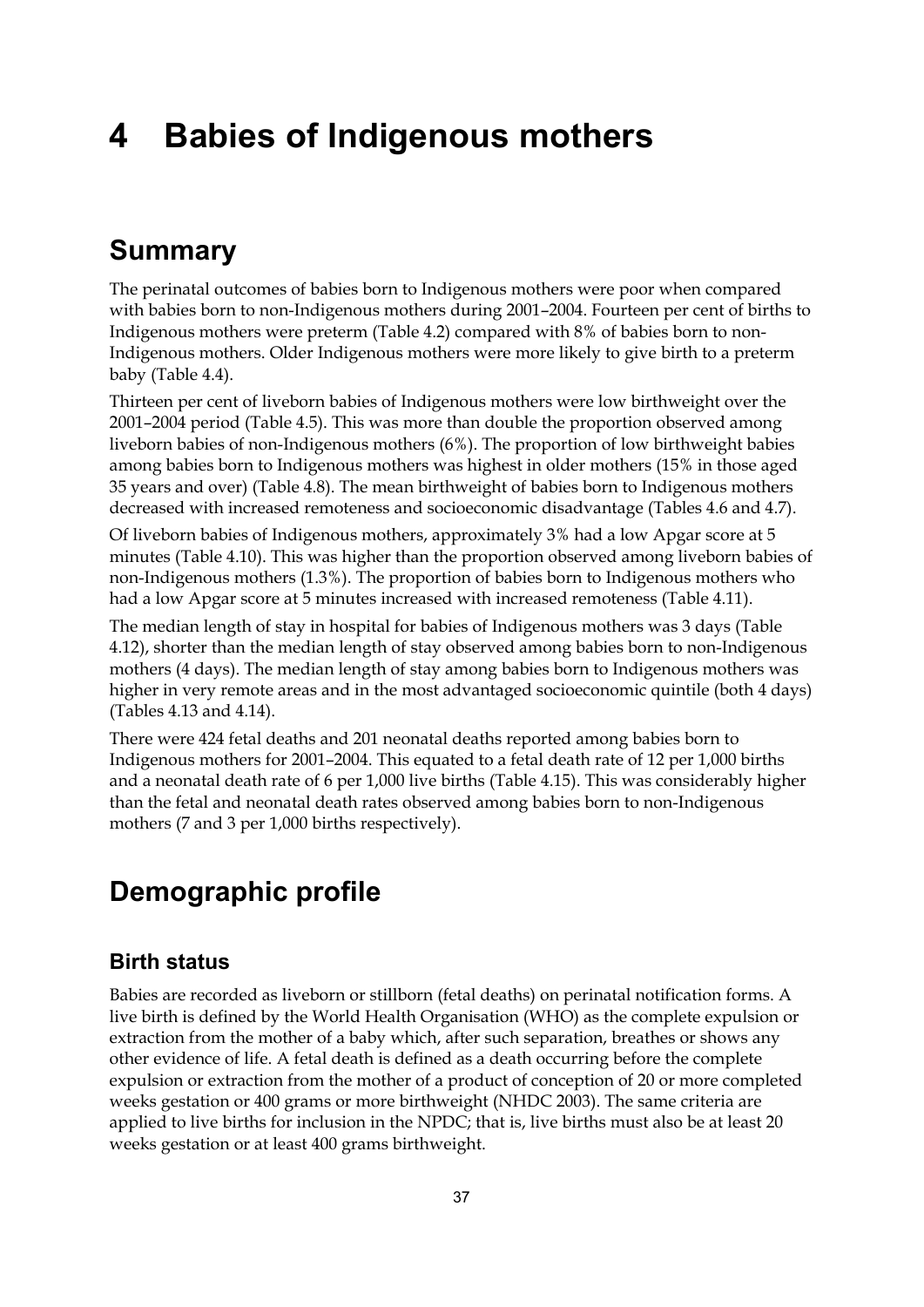# 4 Babies of Indigenous mothers

## Summary

The perinatal outcomes of babies born to Indigenous mothers were poor when compared with babies born to non-Indigenous mothers during 2001–2004. Fourteen per cent of births to Indigenous mothers were preterm (Table 4.2) compared with 8% of babies born to non-Indigenous mothers. Older Indigenous mothers were more likely to give birth to a preterm baby (Table 4.4).

Thirteen per cent of liveborn babies of Indigenous mothers were low birthweight over the 2001–2004 period (Table 4.5). This was more than double the proportion observed among liveborn babies of non-Indigenous mothers (6%). The proportion of low birthweight babies among babies born to Indigenous mothers was highest in older mothers (15% in those aged 35 years and over) (Table 4.8). The mean birthweight of babies born to Indigenous mothers decreased with increased remoteness and socioeconomic disadvantage (Tables 4.6 and 4.7).

Of liveborn babies of Indigenous mothers, approximately 3% had a low Apgar score at 5 minutes (Table 4.10). This was higher than the proportion observed among liveborn babies of non-Indigenous mothers (1.3%). The proportion of babies born to Indigenous mothers who had a low Apgar score at 5 minutes increased with increased remoteness (Table 4.11).

The median length of stay in hospital for babies of Indigenous mothers was 3 days (Table 4.12), shorter than the median length of stay observed among babies born to non-Indigenous mothers (4 days). The median length of stay among babies born to Indigenous mothers was higher in very remote areas and in the most advantaged socioeconomic quintile (both 4 days) (Tables 4.13 and 4.14).

There were 424 fetal deaths and 201 neonatal deaths reported among babies born to Indigenous mothers for 2001–2004. This equated to a fetal death rate of 12 per 1,000 births and a neonatal death rate of 6 per 1,000 live births (Table 4.15). This was considerably higher than the fetal and neonatal death rates observed among babies born to non-Indigenous mothers (7 and 3 per 1,000 births respectively).

## Demographic profile

### Birth status

Babies are recorded as liveborn or stillborn (fetal deaths) on perinatal notification forms. A live birth is defined by the World Health Organisation (WHO) as the complete expulsion or extraction from the mother of a baby which, after such separation, breathes or shows any other evidence of life. A fetal death is defined as a death occurring before the complete expulsion or extraction from the mother of a product of conception of 20 or more completed weeks gestation or 400 grams or more birthweight (NHDC 2003). The same criteria are applied to live births for inclusion in the NPDC; that is, live births must also be at least 20 weeks gestation or at least 400 grams birthweight.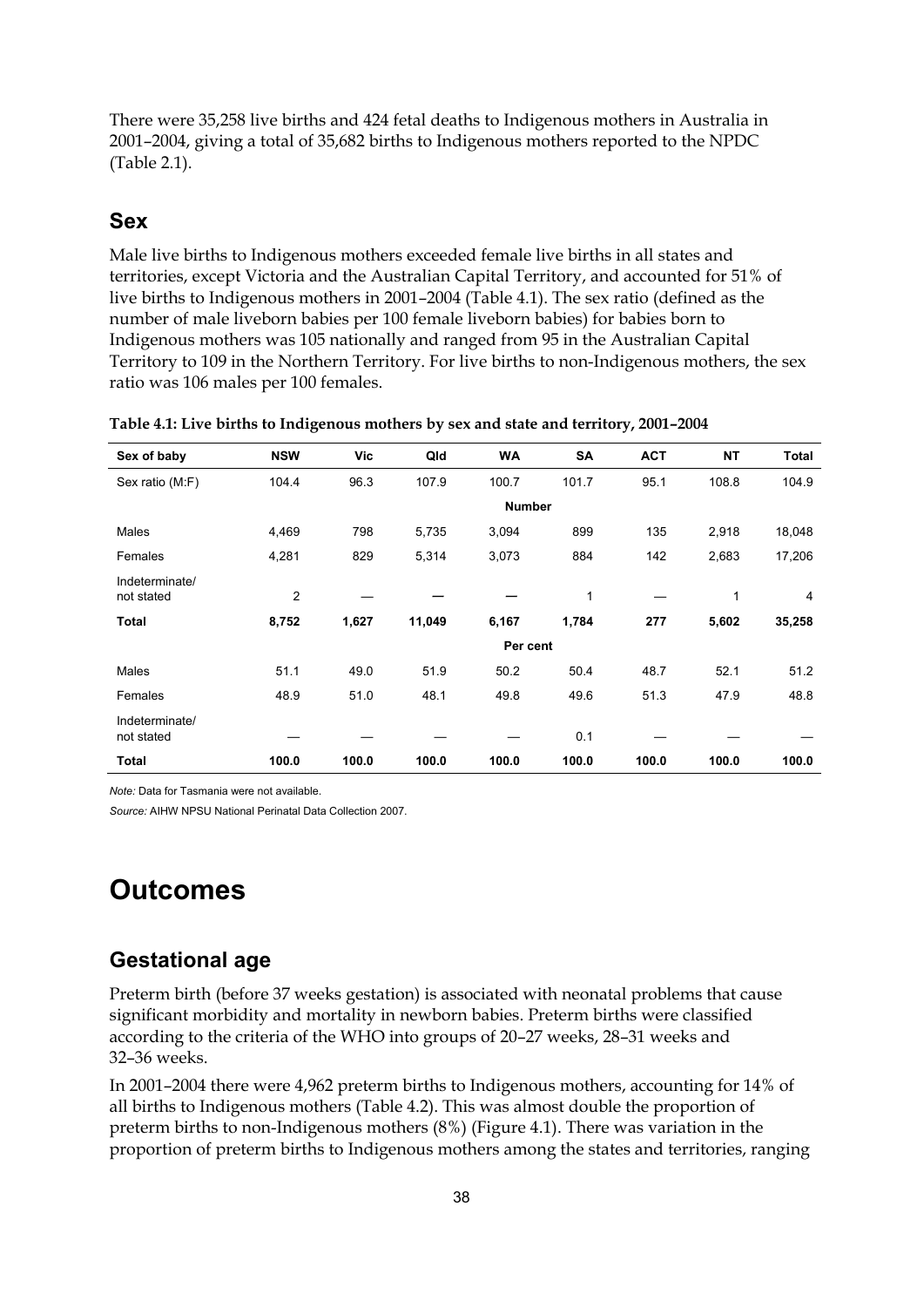There were 35,258 live births and 424 fetal deaths to Indigenous mothers in Australia in 2001–2004, giving a total of 35,682 births to Indigenous mothers reported to the NPDC (Table 2.1).

## Sex

Male live births to Indigenous mothers exceeded female live births in all states and territories, except Victoria and the Australian Capital Territory, and accounted for 51% of live births to Indigenous mothers in 2001–2004 (Table 4.1). The sex ratio (defined as the number of male liveborn babies per 100 female liveborn babies) for babies born to Indigenous mothers was 105 nationally and ranged from 95 in the Australian Capital Territory to 109 in the Northern Territory. For live births to non-Indigenous mothers, the sex ratio was 106 males per 100 females.

**Table 4.1: Live births to Indigenous mothers by sex and state and territory, 2001–2004**

| Sex of baby | NSW | Vic | Qld | WA | SA | ACT | NT | Total |
|---|---|---|---|---|---|---|---|---|
| Sex ratio (M:F) | 104.4 | 96.3 | 107.9 | 100.7 | 101.7 | 95.1 | 108.8 | 104.9 |
| | | | | **Number** | | | | |
| Males | 4,469 | 798 | 5,735 | 3,094 | 899 | 135 | 2,918 | 18,048 |
| Females | 4,281 | 829 | 5,314 | 3,073 | 884 | 142 | 2,683 | 17,206 |
| Indeterminate/ not stated | 2 | — | — | — | 1 | — | 1 | 4 |
| **Total** | **8,752** | **1,627** | **11,049** | **6,167** | **1,784** | **277** | **5,602** | **35,258** |
| | | | | **Per cent** | | | | |
| Males | 51.1 | 49.0 | 51.9 | 50.2 | 50.4 | 48.7 | 52.1 | 51.2 |
| Females | 48.9 | 51.0 | 48.1 | 49.8 | 49.6 | 51.3 | 47.9 | 48.8 |
| Indeterminate/ not stated | — | — | — | — | 0.1 | — | — | — |
| **Total** | **100.0** | **100.0** | **100.0** | **100.0** | **100.0** | **100.0** | **100.0** | **100.0** |

*Note:* Data for Tasmania were not available.

*Source:* AIHW NPSU National Perinatal Data Collection 2007.

# Outcomes

## Gestational age

Preterm birth (before 37 weeks gestation) is associated with neonatal problems that cause significant morbidity and mortality in newborn babies. Preterm births were classified according to the criteria of the WHO into groups of 20–27 weeks, 28–31 weeks and 32–36 weeks.

In 2001–2004 there were 4,962 preterm births to Indigenous mothers, accounting for 14% of all births to Indigenous mothers (Table 4.2). This was almost double the proportion of preterm births to non-Indigenous mothers (8%) (Figure 4.1). There was variation in the proportion of preterm births to Indigenous mothers among the states and territories, ranging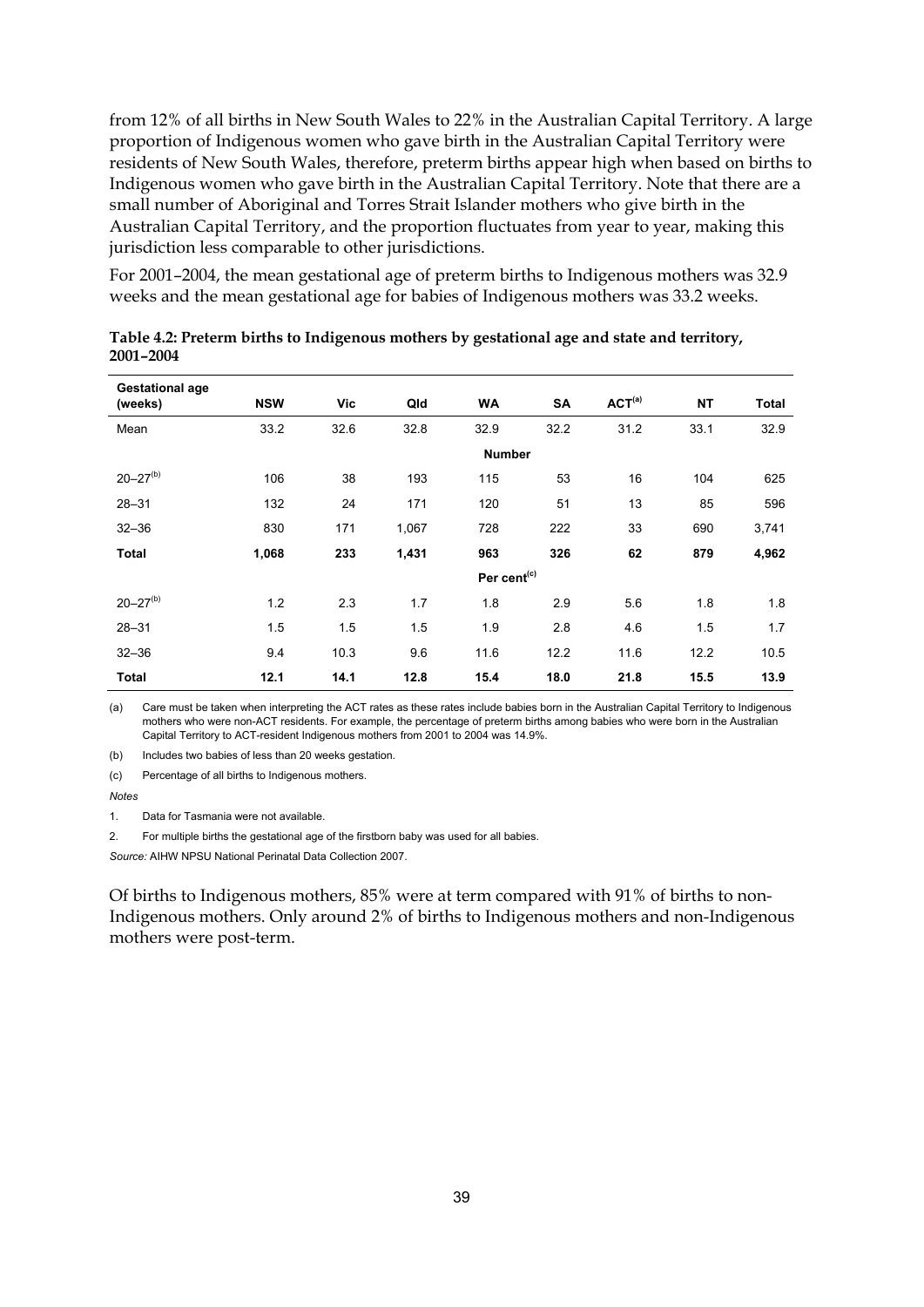from 12% of all births in New South Wales to 22% in the Australian Capital Territory. A large proportion of Indigenous women who gave birth in the Australian Capital Territory were residents of New South Wales, therefore, preterm births appear high when based on births to Indigenous women who gave birth in the Australian Capital Territory. Note that there are a small number of Aboriginal and Torres Strait Islander mothers who give birth in the Australian Capital Territory, and the proportion fluctuates from year to year, making this jurisdiction less comparable to other jurisdictions.

For 2001–2004, the mean gestational age of preterm births to Indigenous mothers was 32.9 weeks and the mean gestational age for babies of Indigenous mothers was 33.2 weeks.

**Table 4.2: Preterm births to Indigenous mothers by gestational age and state and territory, 2001–2004**

| Gestational age (weeks) | NSW | Vic | Qld | WA | SA | ACT[(a)] | NT | Total |
|---|---|---|---|---|---|---|---|---|
| Mean | 33.2 | 32.6 | 32.8 | 32.9 | 32.2 | 31.2 | 33.1 | 32.9 |
| | | | | **Number** | | | | |
| 20–27[(b)] | 106 | 38 | 193 | 115 | 53 | 16 | 104 | 625 |
| 28–31 | 132 | 24 | 171 | 120 | 51 | 13 | 85 | 596 |
| 32–36 | 830 | 171 | 1,067 | 728 | 222 | 33 | 690 | 3,741 |
| **Total** | **1,068** | **233** | **1,431** | **963** | **326** | **62** | **879** | **4,962** |
| | | | | **Per cent[(c)]** | | | | |
| 20–27[(b)] | 1.2 | 2.3 | 1.7 | 1.8 | 2.9 | 5.6 | 1.8 | 1.8 |
| 28–31 | 1.5 | 1.5 | 1.5 | 1.9 | 2.8 | 4.6 | 1.5 | 1.7 |
| 32–36 | 9.4 | 10.3 | 9.6 | 11.6 | 12.2 | 11.6 | 12.2 | 10.5 |
| **Total** | **12.1** | **14.1** | **12.8** | **15.4** | **18.0** | **21.8** | **15.5** | **13.9** |

(a) Care must be taken when interpreting the ACT rates as these rates include babies born in the Australian Capital Territory to Indigenous mothers who were non-ACT residents. For example, the percentage of preterm births among babies who were born in the Australian Capital Territory to ACT-resident Indigenous mothers from 2001 to 2004 was 14.9%.

(b) Includes two babies of less than 20 weeks gestation.

(c) Percentage of all births to Indigenous mothers.

*Notes*

1. Data for Tasmania were not available.
2. For multiple births the gestational age of the firstborn baby was used for all babies.

*Source:* AIHW NPSU National Perinatal Data Collection 2007.

Of births to Indigenous mothers, 85% were at term compared with 91% of births to non-Indigenous mothers. Only around 2% of births to Indigenous mothers and non-Indigenous mothers were post-term.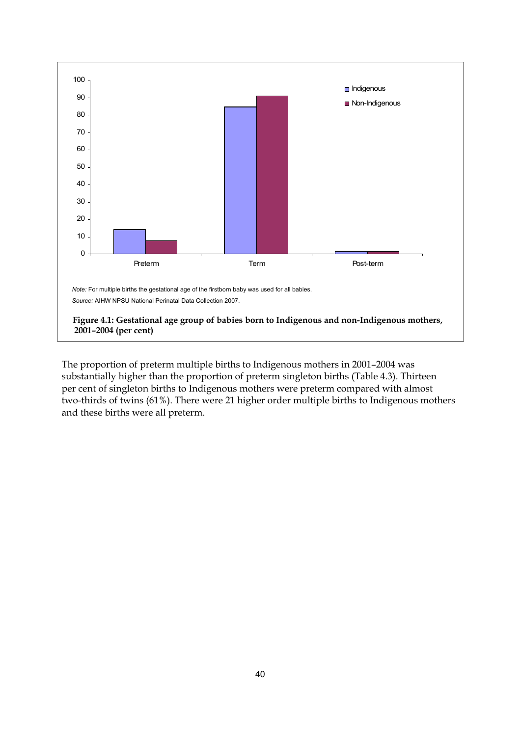*Note:* For multiple births the gestational age of the firstborn baby was used for all babies.

*Source:* AIHW NPSU National Perinatal Data Collection 2007.

**Figure 4.1: Gestational age group of babies born to Indigenous and non-Indigenous mothers, 2001–2004 (per cent)**

The proportion of preterm multiple births to Indigenous mothers in 2001–2004 was substantially higher than the proportion of preterm singleton births (Table 4.3). Thirteen per cent of singleton births to Indigenous mothers were preterm compared with almost two-thirds of twins (61%). There were 21 higher order multiple births to Indigenous mothers and these births were all preterm.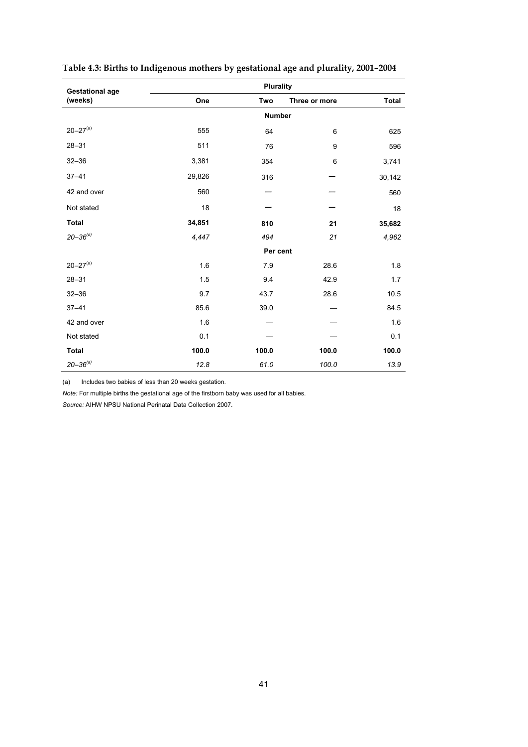**Table 4.3: Births to Indigenous mothers by gestational age and plurality, 2001–2004**

| Gestational age (weeks) | Plurality | | | |
|---|---|---|---|---|
| | One | Two | Three or more | Total |
| | | **Number** | | |
| 20–27[(a)] | 555 | 64 | 6 | 625 |
| 28–31 | 511 | 76 | 9 | 596 |
| 32–36 | 3,381 | 354 | 6 | 3,741 |
| 37–41 | 29,826 | 316 | — | 30,142 |
| 42 and over | 560 | — | — | 560 |
| Not stated | 18 | — | — | 18 |
| **Total** | **34,851** | **810** | **21** | **35,682** |
| *20–36[(a)]* | *4,447* | *494* | *21* | *4,962* |
| | | **Per cent** | | |
| 20–27[(a)] | 1.6 | 7.9 | 28.6 | 1.8 |
| 28–31 | 1.5 | 9.4 | 42.9 | 1.7 |
| 32–36 | 9.7 | 43.7 | 28.6 | 10.5 |
| 37–41 | 85.6 | 39.0 | — | 84.5 |
| 42 and over | 1.6 | — | — | 1.6 |
| Not stated | 0.1 | — | — | 0.1 |
| **Total** | **100.0** | **100.0** | **100.0** | **100.0** |
| *20–36[(a)]* | *12.8* | *61.0* | *100.0* | *13.9* |

(a) Includes two babies of less than 20 weeks gestation.

*Note:* For multiple births the gestational age of the firstborn baby was used for all babies.

*Source:* AIHW NPSU National Perinatal Data Collection 2007.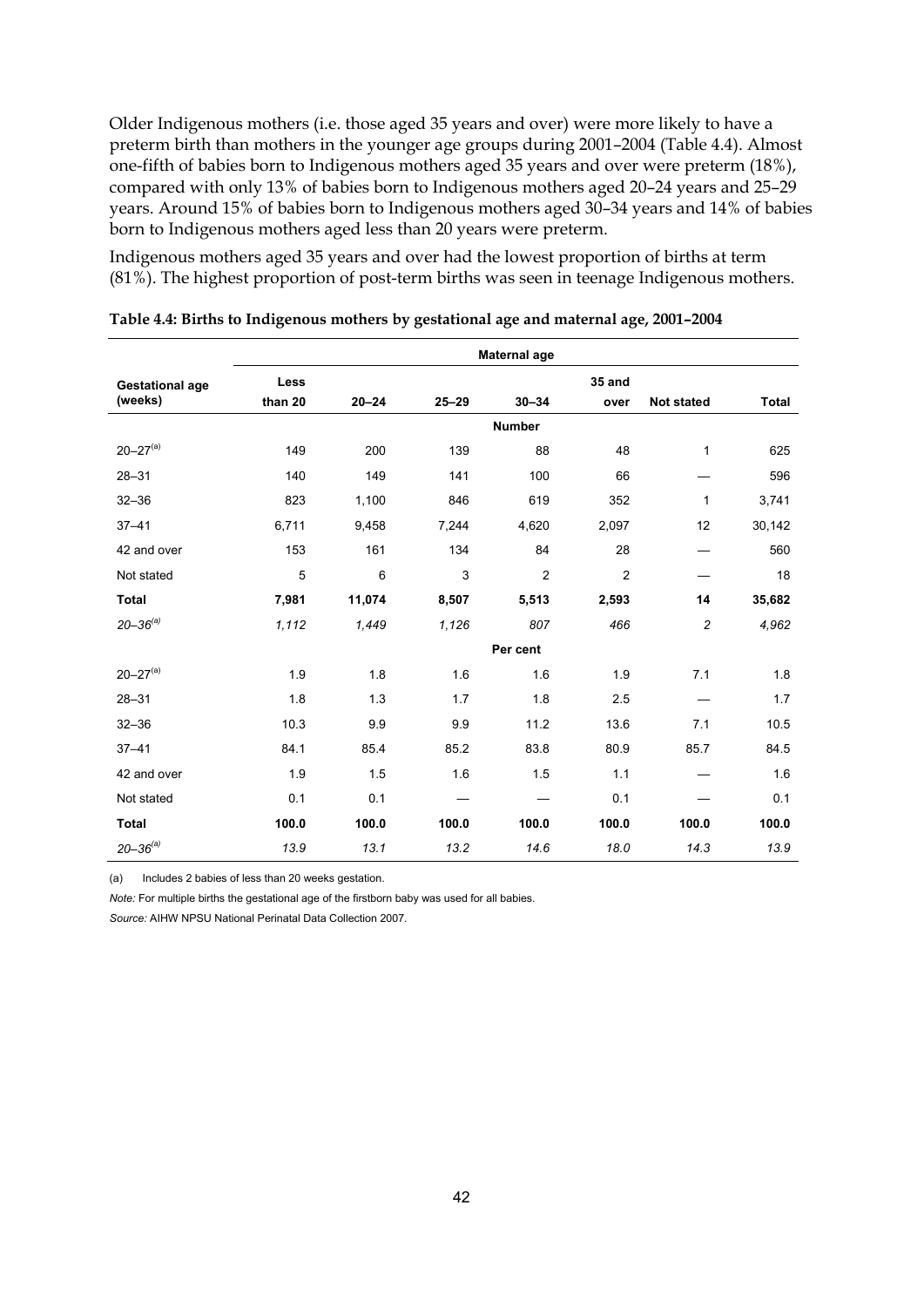Older Indigenous mothers (i.e. those aged 35 years and over) were more likely to have a preterm birth than mothers in the younger age groups during 2001–2004 (Table 4.4). Almost one-fifth of babies born to Indigenous mothers aged 35 years and over were preterm (18%), compared with only 13% of babies born to Indigenous mothers aged 20–24 years and 25–29 years. Around 15% of babies born to Indigenous mothers aged 30–34 years and 14% of babies born to Indigenous mothers aged less than 20 years were preterm.

Indigenous mothers aged 35 years and over had the lowest proportion of births at term (81%). The highest proportion of post-term births was seen in teenage Indigenous mothers.

**Table 4.4: Births to Indigenous mothers by gestational age and maternal age, 2001–2004**

| Gestational age (weeks) | Maternal age | | | | | | |
|---|---|---|---|---|---|---|---|
| | **Less than 20** | **20–24** | **25–29** | **30–34** | **35 and over** | **Not stated** | **Total** |
| | | | | **Number** | | | |
| 20–27[(a)] | 149 | 200 | 139 | 88 | 48 | 1 | 625 |
| 28–31 | 140 | 149 | 141 | 100 | 66 | — | 596 |
| 32–36 | 823 | 1,100 | 846 | 619 | 352 | 1 | 3,741 |
| 37–41 | 6,711 | 9,458 | 7,244 | 4,620 | 2,097 | 12 | 30,142 |
| 42 and over | 153 | 161 | 134 | 84 | 28 | — | 560 |
| Not stated | 5 | 6 | 3 | 2 | 2 | — | 18 |
| **Total** | **7,981** | **11,074** | **8,507** | **5,513** | **2,593** | **14** | **35,682** |
| *20–36[(a)]* | *1,112* | *1,449* | *1,126* | *807* | *466* | *2* | *4,962* |
| | | | | **Per cent** | | | |
| 20–27[(a)] | 1.9 | 1.8 | 1.6 | 1.6 | 1.9 | 7.1 | 1.8 |
| 28–31 | 1.8 | 1.3 | 1.7 | 1.8 | 2.5 | — | 1.7 |
| 32–36 | 10.3 | 9.9 | 9.9 | 11.2 | 13.6 | 7.1 | 10.5 |
| 37–41 | 84.1 | 85.4 | 85.2 | 83.8 | 80.9 | 85.7 | 84.5 |
| 42 and over | 1.9 | 1.5 | 1.6 | 1.5 | 1.1 | — | 1.6 |
| Not stated | 0.1 | 0.1 | — | — | 0.1 | — | 0.1 |
| **Total** | **100.0** | **100.0** | **100.0** | **100.0** | **100.0** | **100.0** | **100.0** |
| *20–36[(a)]* | *13.9* | *13.1* | *13.2* | *14.6* | *18.0* | *14.3* | *13.9* |

(a) Includes 2 babies of less than 20 weeks gestation.

*Note:* For multiple births the gestational age of the firstborn baby was used for all babies.

*Source:* AIHW NPSU National Perinatal Data Collection 2007.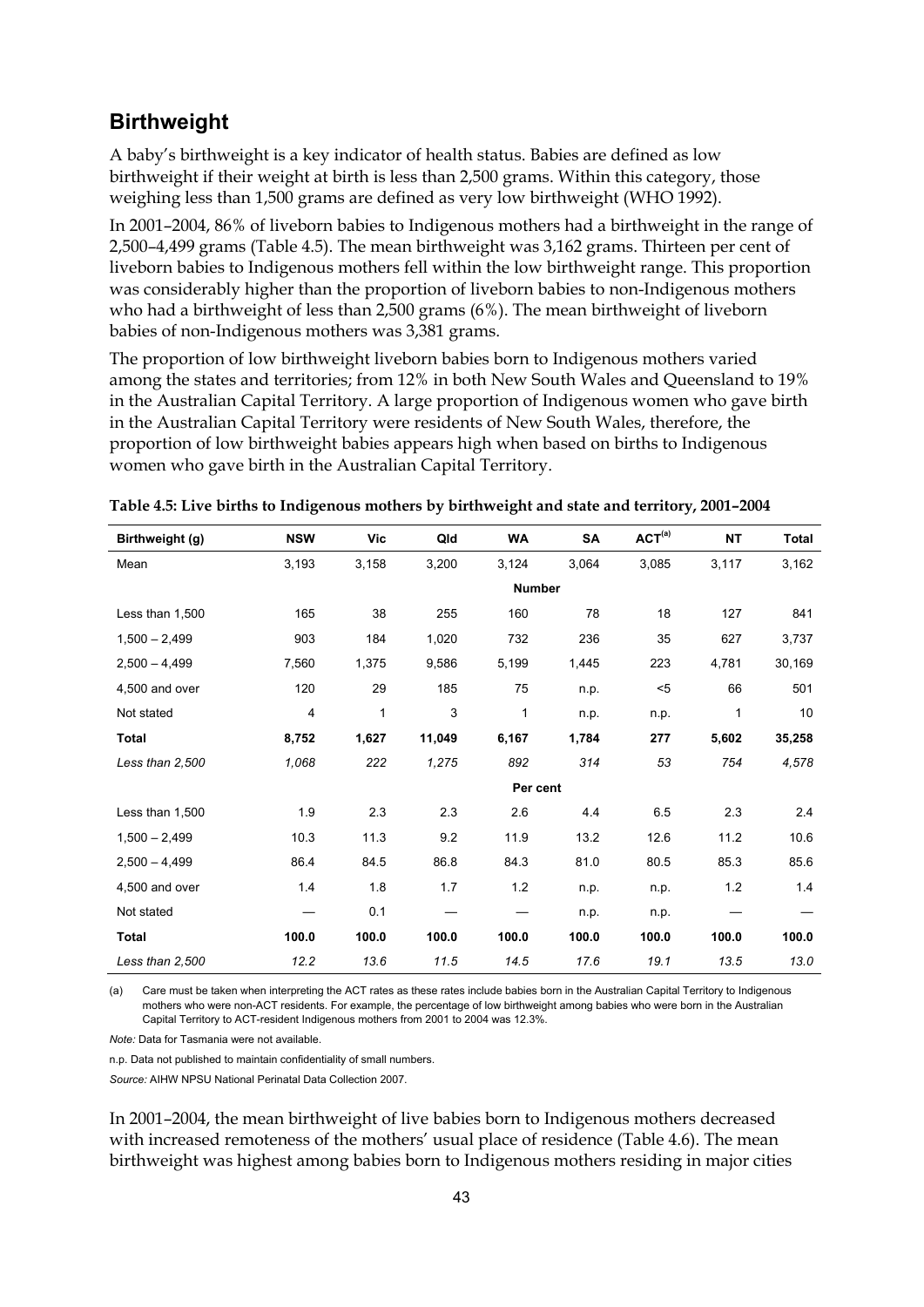## Birthweight

A baby's birthweight is a key indicator of health status. Babies are defined as low birthweight if their weight at birth is less than 2,500 grams. Within this category, those weighing less than 1,500 grams are defined as very low birthweight (WHO 1992).

In 2001–2004, 86% of liveborn babies to Indigenous mothers had a birthweight in the range of 2,500–4,499 grams (Table 4.5). The mean birthweight was 3,162 grams. Thirteen per cent of liveborn babies to Indigenous mothers fell within the low birthweight range. This proportion was considerably higher than the proportion of liveborn babies to non-Indigenous mothers who had a birthweight of less than 2,500 grams (6%). The mean birthweight of liveborn babies of non-Indigenous mothers was 3,381 grams.

The proportion of low birthweight liveborn babies born to Indigenous mothers varied among the states and territories; from 12% in both New South Wales and Queensland to 19% in the Australian Capital Territory. A large proportion of Indigenous women who gave birth in the Australian Capital Territory were residents of New South Wales, therefore, the proportion of low birthweight babies appears high when based on births to Indigenous women who gave birth in the Australian Capital Territory.

**Table 4.5: Live births to Indigenous mothers by birthweight and state and territory, 2001–2004**

| Birthweight (g) | NSW | Vic | Qld | WA | SA | ACT[(a)] | NT | Total |
|---|---|---|---|---|---|---|---|---|
| Mean | 3,193 | 3,158 | 3,200 | 3,124 | 3,064 | 3,085 | 3,117 | 3,162 |
| | | | | **Number** | | | | |
| Less than 1,500 | 165 | 38 | 255 | 160 | 78 | 18 | 127 | 841 |
| 1,500 – 2,499 | 903 | 184 | 1,020 | 732 | 236 | 35 | 627 | 3,737 |
| 2,500 – 4,499 | 7,560 | 1,375 | 9,586 | 5,199 | 1,445 | 223 | 4,781 | 30,169 |
| 4,500 and over | 120 | 29 | 185 | 75 | n.p. | <5 | 66 | 501 |
| Not stated | 4 | 1 | 3 | 1 | n.p. | n.p. | 1 | 10 |
| **Total** | **8,752** | **1,627** | **11,049** | **6,167** | **1,784** | **277** | **5,602** | **35,258** |
| *Less than 2,500* | *1,068* | *222* | *1,275* | *892* | *314* | *53* | *754* | *4,578* |
| | | | | **Per cent** | | | | |
| Less than 1,500 | 1.9 | 2.3 | 2.3 | 2.6 | 4.4 | 6.5 | 2.3 | 2.4 |
| 1,500 – 2,499 | 10.3 | 11.3 | 9.2 | 11.9 | 13.2 | 12.6 | 11.2 | 10.6 |
| 2,500 – 4,499 | 86.4 | 84.5 | 86.8 | 84.3 | 81.0 | 80.5 | 85.3 | 85.6 |
| 4,500 and over | 1.4 | 1.8 | 1.7 | 1.2 | n.p. | n.p. | 1.2 | 1.4 |
| Not stated | — | 0.1 | — | — | n.p. | n.p. | — | — |
| **Total** | **100.0** | **100.0** | **100.0** | **100.0** | **100.0** | **100.0** | **100.0** | **100.0** |
| *Less than 2,500* | *12.2* | *13.6* | *11.5* | *14.5* | *17.6* | *19.1* | *13.5* | *13.0* |

(a) Care must be taken when interpreting the ACT rates as these rates include babies born in the Australian Capital Territory to Indigenous mothers who were non-ACT residents. For example, the percentage of low birthweight among babies who were born in the Australian Capital Territory to ACT-resident Indigenous mothers from 2001 to 2004 was 12.3%.

*Note:* Data for Tasmania were not available.

n.p. Data not published to maintain confidentiality of small numbers.

*Source:* AIHW NPSU National Perinatal Data Collection 2007.

In 2001–2004, the mean birthweight of live babies born to Indigenous mothers decreased with increased remoteness of the mothers' usual place of residence (Table 4.6). The mean birthweight was highest among babies born to Indigenous mothers residing in major cities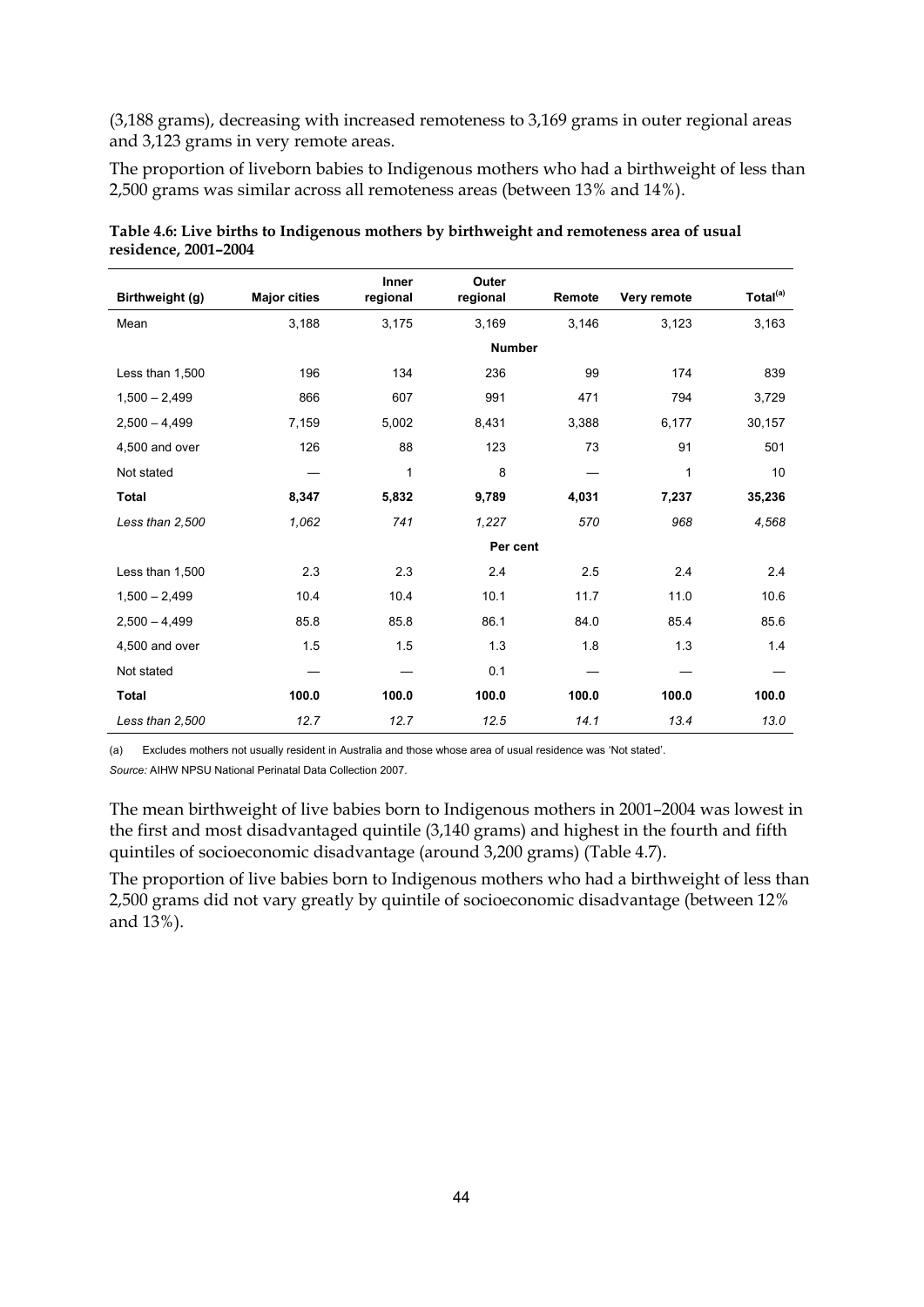(3,188 grams), decreasing with increased remoteness to 3,169 grams in outer regional areas and 3,123 grams in very remote areas.

The proportion of liveborn babies to Indigenous mothers who had a birthweight of less than 2,500 grams was similar across all remoteness areas (between 13% and 14%).

**Table 4.6: Live births to Indigenous mothers by birthweight and remoteness area of usual residence, 2001–2004**

| Birthweight (g) | Major cities | Inner regional | Outer regional | Remote | Very remote | Total[(a)] |
|---|---|---|---|---|---|---|
| Mean | 3,188 | 3,175 | 3,169 | 3,146 | 3,123 | 3,163 |
| | | | **Number** | | | |
| Less than 1,500 | 196 | 134 | 236 | 99 | 174 | 839 |
| 1,500 – 2,499 | 866 | 607 | 991 | 471 | 794 | 3,729 |
| 2,500 – 4,499 | 7,159 | 5,002 | 8,431 | 3,388 | 6,177 | 30,157 |
| 4,500 and over | 126 | 88 | 123 | 73 | 91 | 501 |
| Not stated | — | 1 | 8 | — | 1 | 10 |
| **Total** | **8,347** | **5,832** | **9,789** | **4,031** | **7,237** | **35,236** |
| *Less than 2,500* | *1,062* | *741* | *1,227* | *570* | *968* | *4,568* |
| | | | **Per cent** | | | |
| Less than 1,500 | 2.3 | 2.3 | 2.4 | 2.5 | 2.4 | 2.4 |
| 1,500 – 2,499 | 10.4 | 10.4 | 10.1 | 11.7 | 11.0 | 10.6 |
| 2,500 – 4,499 | 85.8 | 85.8 | 86.1 | 84.0 | 85.4 | 85.6 |
| 4,500 and over | 1.5 | 1.5 | 1.3 | 1.8 | 1.3 | 1.4 |
| Not stated | — | — | 0.1 | — | — | — |
| **Total** | **100.0** | **100.0** | **100.0** | **100.0** | **100.0** | **100.0** |
| *Less than 2,500* | *12.7* | *12.7* | *12.5* | *14.1* | *13.4* | *13.0* |

(a) Excludes mothers not usually resident in Australia and those whose area of usual residence was 'Not stated'.

*Source:* AIHW NPSU National Perinatal Data Collection 2007.

The mean birthweight of live babies born to Indigenous mothers in 2001–2004 was lowest in the first and most disadvantaged quintile (3,140 grams) and highest in the fourth and fifth quintiles of socioeconomic disadvantage (around 3,200 grams) (Table 4.7).

The proportion of live babies born to Indigenous mothers who had a birthweight of less than 2,500 grams did not vary greatly by quintile of socioeconomic disadvantage (between 12% and 13%).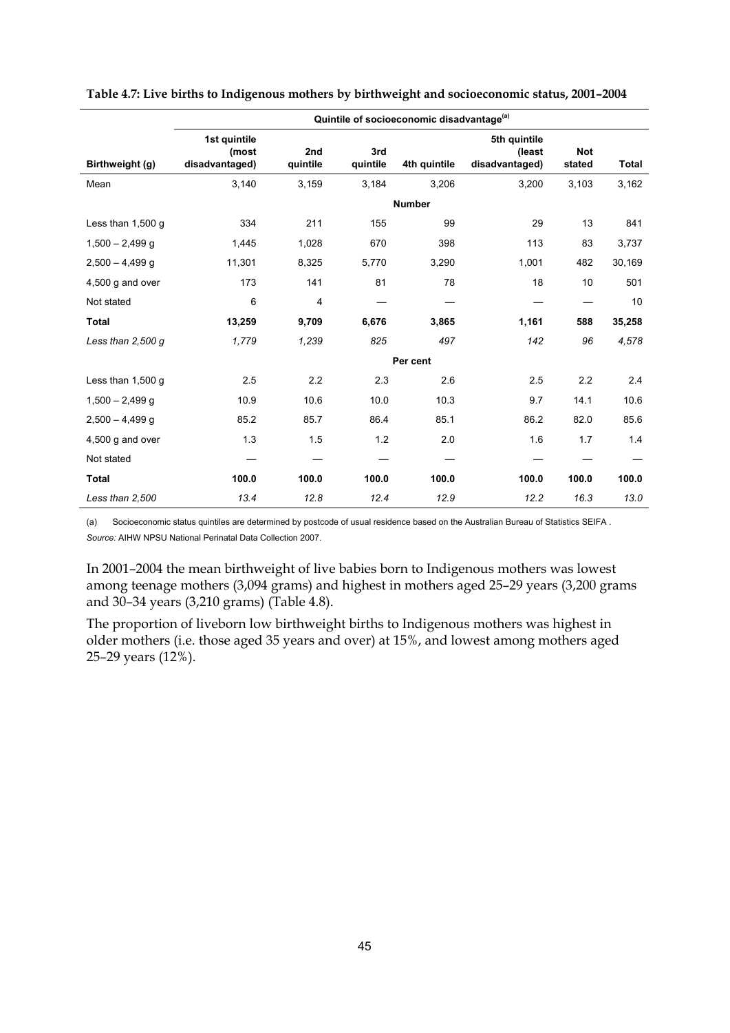**Table 4.7: Live births to Indigenous mothers by birthweight and socioeconomic status, 2001–2004**

| | Quintile of socioeconomic disadvantage[(a)] | | | | | | |
|---|---|---|---|---|---|---|---|
| Birthweight (g) | 1st quintile (most disadvantaged) | 2nd quintile | 3rd quintile | 4th quintile | 5th quintile (least disadvantaged) | Not stated | Total |
| Mean | 3,140 | 3,159 | 3,184 | 3,206 | 3,200 | 3,103 | 3,162 |
| | | | | **Number** | | | |
| Less than 1,500 g | 334 | 211 | 155 | 99 | 29 | 13 | 841 |
| 1,500 – 2,499 g | 1,445 | 1,028 | 670 | 398 | 113 | 83 | 3,737 |
| 2,500 – 4,499 g | 11,301 | 8,325 | 5,770 | 3,290 | 1,001 | 482 | 30,169 |
| 4,500 g and over | 173 | 141 | 81 | 78 | 18 | 10 | 501 |
| Not stated | 6 | 4 | — | — | — | — | 10 |
| **Total** | **13,259** | **9,709** | **6,676** | **3,865** | **1,161** | **588** | **35,258** |
| *Less than 2,500 g* | *1,779* | *1,239* | *825* | *497* | *142* | *96* | *4,578* |
| | | | | **Per cent** | | | |
| Less than 1,500 g | 2.5 | 2.2 | 2.3 | 2.6 | 2.5 | 2.2 | 2.4 |
| 1,500 – 2,499 g | 10.9 | 10.6 | 10.0 | 10.3 | 9.7 | 14.1 | 10.6 |
| 2,500 – 4,499 g | 85.2 | 85.7 | 86.4 | 85.1 | 86.2 | 82.0 | 85.6 |
| 4,500 g and over | 1.3 | 1.5 | 1.2 | 2.0 | 1.6 | 1.7 | 1.4 |
| Not stated | — | — | — | — | — | — | — |
| **Total** | **100.0** | **100.0** | **100.0** | **100.0** | **100.0** | **100.0** | **100.0** |
| *Less than 2,500* | *13.4* | *12.8* | *12.4* | *12.9* | *12.2* | *16.3* | *13.0* |

(a) Socioeconomic status quintiles are determined by postcode of usual residence based on the Australian Bureau of Statistics SEIFA .

*Source:* AIHW NPSU National Perinatal Data Collection 2007.

In 2001–2004 the mean birthweight of live babies born to Indigenous mothers was lowest among teenage mothers (3,094 grams) and highest in mothers aged 25–29 years (3,200 grams and 30–34 years (3,210 grams) (Table 4.8).

The proportion of liveborn low birthweight births to Indigenous mothers was highest in older mothers (i.e. those aged 35 years and over) at 15%, and lowest among mothers aged 25–29 years (12%).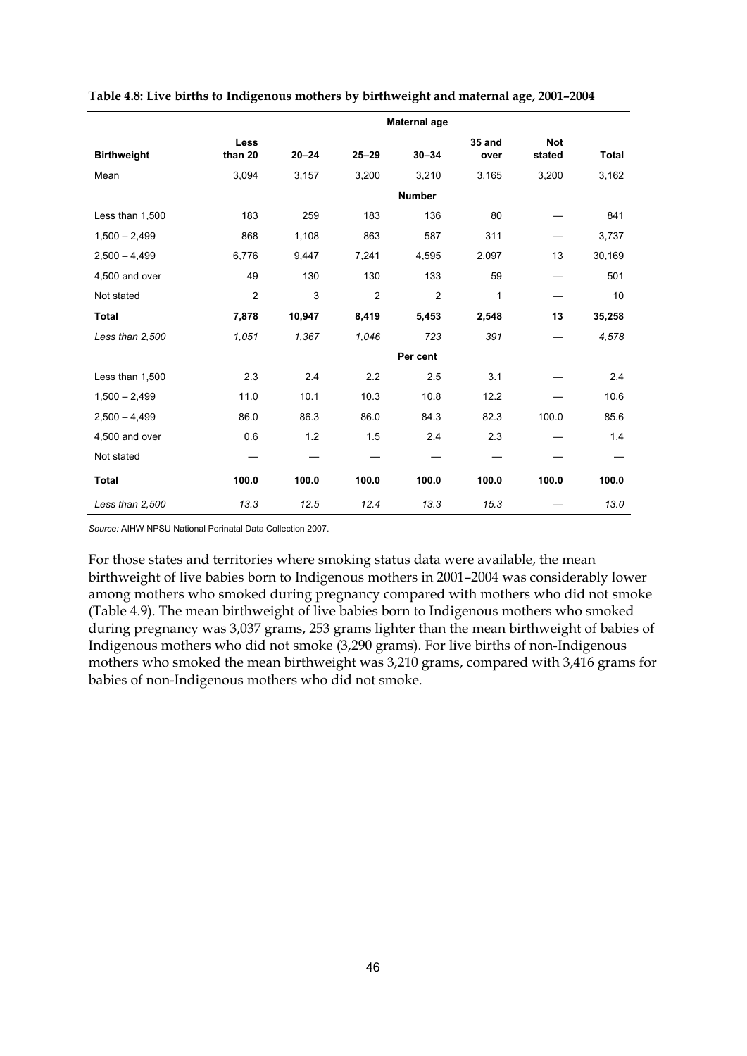**Table 4.8: Live births to Indigenous mothers by birthweight and maternal age, 2001–2004**

| | Maternal age | | | | | | |
|---|---|---|---|---|---|---|---|
| **Birthweight** | **Less than 20** | **20–24** | **25–29** | **30–34** | **35 and over** | **Not stated** | **Total** |
| Mean | 3,094 | 3,157 | 3,200 | 3,210 | 3,165 | 3,200 | 3,162 |
| | | | | **Number** | | | |
| Less than 1,500 | 183 | 259 | 183 | 136 | 80 | — | 841 |
| 1,500 – 2,499 | 868 | 1,108 | 863 | 587 | 311 | — | 3,737 |
| 2,500 – 4,499 | 6,776 | 9,447 | 7,241 | 4,595 | 2,097 | 13 | 30,169 |
| 4,500 and over | 49 | 130 | 130 | 133 | 59 | — | 501 |
| Not stated | 2 | 3 | 2 | 2 | 1 | — | 10 |
| **Total** | **7,878** | **10,947** | **8,419** | **5,453** | **2,548** | **13** | **35,258** |
| *Less than 2,500* | *1,051* | *1,367* | *1,046* | *723* | *391* | — | *4,578* |
| | | | | **Per cent** | | | |
| Less than 1,500 | 2.3 | 2.4 | 2.2 | 2.5 | 3.1 | — | 2.4 |
| 1,500 – 2,499 | 11.0 | 10.1 | 10.3 | 10.8 | 12.2 | — | 10.6 |
| 2,500 – 4,499 | 86.0 | 86.3 | 86.0 | 84.3 | 82.3 | 100.0 | 85.6 |
| 4,500 and over | 0.6 | 1.2 | 1.5 | 2.4 | 2.3 | — | 1.4 |
| Not stated | — | — | — | — | — | — | — |
| **Total** | **100.0** | **100.0** | **100.0** | **100.0** | **100.0** | **100.0** | **100.0** |
| *Less than 2,500* | *13.3* | *12.5* | *12.4* | *13.3* | *15.3* | — | *13.0* |

*Source:* AIHW NPSU National Perinatal Data Collection 2007.

For those states and territories where smoking status data were available, the mean birthweight of live babies born to Indigenous mothers in 2001–2004 was considerably lower among mothers who smoked during pregnancy compared with mothers who did not smoke (Table 4.9). The mean birthweight of live babies born to Indigenous mothers who smoked during pregnancy was 3,037 grams, 253 grams lighter than the mean birthweight of babies of Indigenous mothers who did not smoke (3,290 grams). For live births of non-Indigenous mothers who smoked the mean birthweight was 3,210 grams, compared with 3,416 grams for babies of non-Indigenous mothers who did not smoke.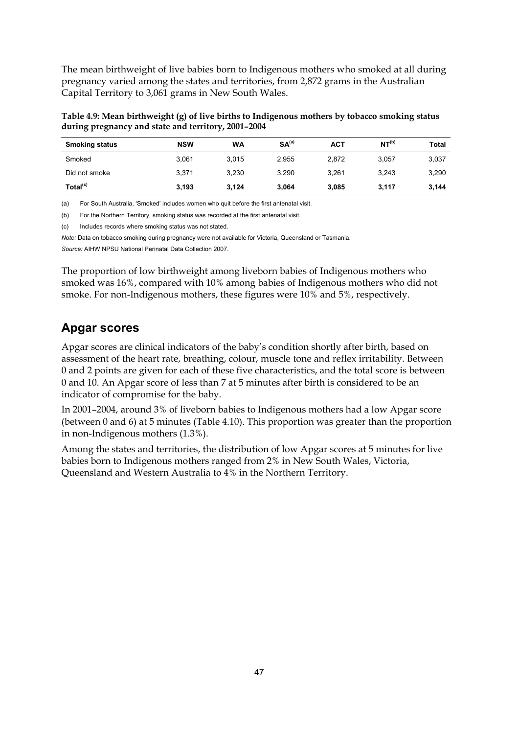The mean birthweight of live babies born to Indigenous mothers who smoked at all during pregnancy varied among the states and territories, from 2,872 grams in the Australian Capital Territory to 3,061 grams in New South Wales.

**Table 4.9: Mean birthweight (g) of live births to Indigenous mothers by tobacco smoking status during pregnancy and state and territory, 2001–2004**

| Smoking status | NSW | WA | SA[(a)] | ACT | NT[(b)] | Total |
|---|---|---|---|---|---|---|
| Smoked | 3,061 | 3,015 | 2,955 | 2,872 | 3,057 | 3,037 |
| Did not smoke | 3,371 | 3,230 | 3,290 | 3,261 | 3,243 | 3,290 |
| **Total[(c)]** | **3,193** | **3,124** | **3,064** | **3,085** | **3,117** | **3,144** |

(a) For South Australia, 'Smoked' includes women who quit before the first antenatal visit.

(b) For the Northern Territory, smoking status was recorded at the first antenatal visit.

(c) Includes records where smoking status was not stated.

*Note:* Data on tobacco smoking during pregnancy were not available for Victoria, Queensland or Tasmania.

*Source:* AIHW NPSU National Perinatal Data Collection 2007.

The proportion of low birthweight among liveborn babies of Indigenous mothers who smoked was 16%, compared with 10% among babies of Indigenous mothers who did not smoke. For non-Indigenous mothers, these figures were 10% and 5%, respectively.

## Apgar scores

Apgar scores are clinical indicators of the baby's condition shortly after birth, based on assessment of the heart rate, breathing, colour, muscle tone and reflex irritability. Between 0 and 2 points are given for each of these five characteristics, and the total score is between 0 and 10. An Apgar score of less than 7 at 5 minutes after birth is considered to be an indicator of compromise for the baby.

In 2001–2004, around 3% of liveborn babies to Indigenous mothers had a low Apgar score (between 0 and 6) at 5 minutes (Table 4.10). This proportion was greater than the proportion in non-Indigenous mothers (1.3%).

Among the states and territories, the distribution of low Apgar scores at 5 minutes for live babies born to Indigenous mothers ranged from 2% in New South Wales, Victoria, Queensland and Western Australia to 4% in the Northern Territory.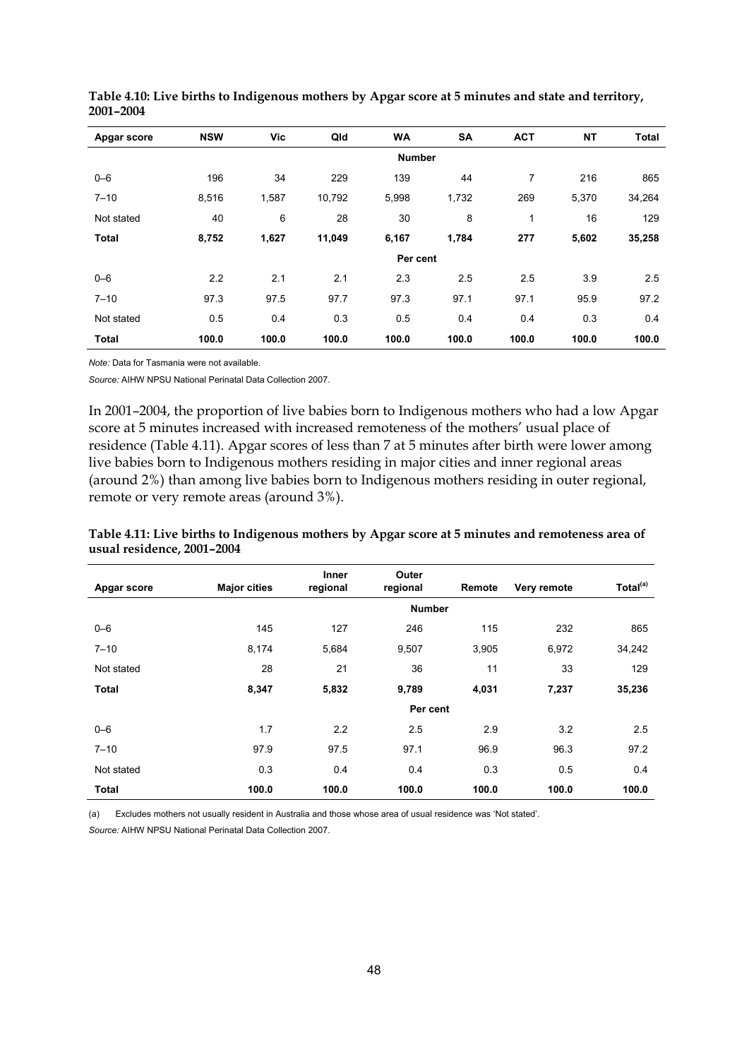**Table 4.10: Live births to Indigenous mothers by Apgar score at 5 minutes and state and territory, 2001–2004**

| Apgar score | NSW | Vic | Qld | WA | SA | ACT | NT | Total |
|---|---|---|---|---|---|---|---|---|
| | | | | **Number** | | | | |
| 0–6 | 196 | 34 | 229 | 139 | 44 | 7 | 216 | 865 |
| 7–10 | 8,516 | 1,587 | 10,792 | 5,998 | 1,732 | 269 | 5,370 | 34,264 |
| Not stated | 40 | 6 | 28 | 30 | 8 | 1 | 16 | 129 |
| **Total** | **8,752** | **1,627** | **11,049** | **6,167** | **1,784** | **277** | **5,602** | **35,258** |
| | | | | **Per cent** | | | | |
| 0–6 | 2.2 | 2.1 | 2.1 | 2.3 | 2.5 | 2.5 | 3.9 | 2.5 |
| 7–10 | 97.3 | 97.5 | 97.7 | 97.3 | 97.1 | 97.1 | 95.9 | 97.2 |
| Not stated | 0.5 | 0.4 | 0.3 | 0.5 | 0.4 | 0.4 | 0.3 | 0.4 |
| **Total** | **100.0** | **100.0** | **100.0** | **100.0** | **100.0** | **100.0** | **100.0** | **100.0** |

*Note:* Data for Tasmania were not available.

*Source:* AIHW NPSU National Perinatal Data Collection 2007.

In 2001–2004, the proportion of live babies born to Indigenous mothers who had a low Apgar score at 5 minutes increased with increased remoteness of the mothers' usual place of residence (Table 4.11). Apgar scores of less than 7 at 5 minutes after birth were lower among live babies born to Indigenous mothers residing in major cities and inner regional areas (around 2%) than among live babies born to Indigenous mothers residing in outer regional, remote or very remote areas (around 3%).

**Table 4.11: Live births to Indigenous mothers by Apgar score at 5 minutes and remoteness area of usual residence, 2001–2004**

| Apgar score | Major cities | Inner regional | Outer regional | Remote | Very remote | Total[(a)] |
|---|---|---|---|---|---|---|
| | | | **Number** | | | |
| 0–6 | 145 | 127 | 246 | 115 | 232 | 865 |
| 7–10 | 8,174 | 5,684 | 9,507 | 3,905 | 6,972 | 34,242 |
| Not stated | 28 | 21 | 36 | 11 | 33 | 129 |
| **Total** | **8,347** | **5,832** | **9,789** | **4,031** | **7,237** | **35,236** |
| | | | **Per cent** | | | |
| 0–6 | 1.7 | 2.2 | 2.5 | 2.9 | 3.2 | 2.5 |
| 7–10 | 97.9 | 97.5 | 97.1 | 96.9 | 96.3 | 97.2 |
| Not stated | 0.3 | 0.4 | 0.4 | 0.3 | 0.5 | 0.4 |
| **Total** | **100.0** | **100.0** | **100.0** | **100.0** | **100.0** | **100.0** |

(a) Excludes mothers not usually resident in Australia and those whose area of usual residence was 'Not stated'.

*Source:* AIHW NPSU National Perinatal Data Collection 2007.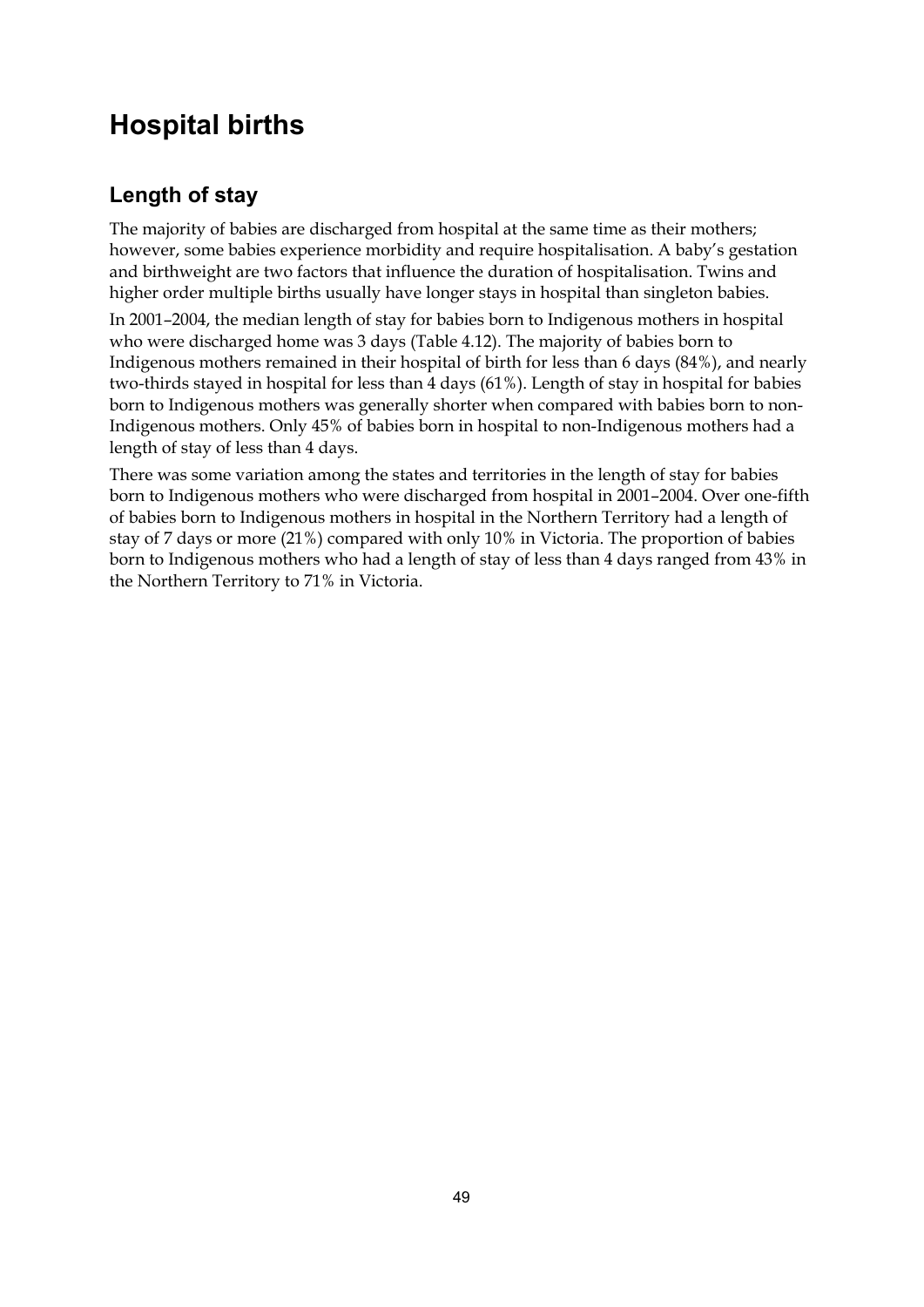# Hospital births

## Length of stay

The majority of babies are discharged from hospital at the same time as their mothers; however, some babies experience morbidity and require hospitalisation. A baby's gestation and birthweight are two factors that influence the duration of hospitalisation. Twins and higher order multiple births usually have longer stays in hospital than singleton babies.

In 2001–2004, the median length of stay for babies born to Indigenous mothers in hospital who were discharged home was 3 days (Table 4.12). The majority of babies born to Indigenous mothers remained in their hospital of birth for less than 6 days (84%), and nearly two-thirds stayed in hospital for less than 4 days (61%). Length of stay in hospital for babies born to Indigenous mothers was generally shorter when compared with babies born to non-Indigenous mothers. Only 45% of babies born in hospital to non-Indigenous mothers had a length of stay of less than 4 days.

There was some variation among the states and territories in the length of stay for babies born to Indigenous mothers who were discharged from hospital in 2001–2004. Over one-fifth of babies born to Indigenous mothers in hospital in the Northern Territory had a length of stay of 7 days or more (21%) compared with only 10% in Victoria. The proportion of babies born to Indigenous mothers who had a length of stay of less than 4 days ranged from 43% in the Northern Territory to 71% in Victoria.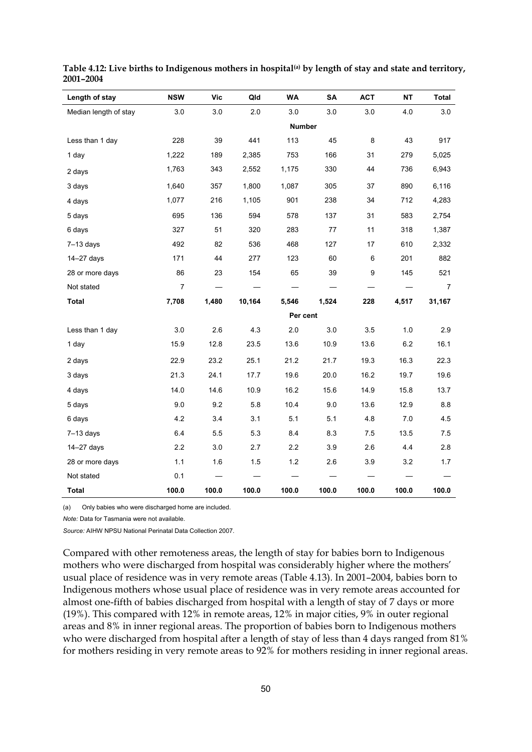**Table 4.12: Live births to Indigenous mothers in hospital[(a)] by length of stay and state and territory, 2001–2004**

| Length of stay | NSW | Vic | Qld | WA | SA | ACT | NT | Total |
|---|---|---|---|---|---|---|---|---|
| Median length of stay | 3.0 | 3.0 | 2.0 | 3.0 | 3.0 | 3.0 | 4.0 | 3.0 |
| | | | | **Number** | | | | |
| Less than 1 day | 228 | 39 | 441 | 113 | 45 | 8 | 43 | 917 |
| 1 day | 1,222 | 189 | 2,385 | 753 | 166 | 31 | 279 | 5,025 |
| 2 days | 1,763 | 343 | 2,552 | 1,175 | 330 | 44 | 736 | 6,943 |
| 3 days | 1,640 | 357 | 1,800 | 1,087 | 305 | 37 | 890 | 6,116 |
| 4 days | 1,077 | 216 | 1,105 | 901 | 238 | 34 | 712 | 4,283 |
| 5 days | 695 | 136 | 594 | 578 | 137 | 31 | 583 | 2,754 |
| 6 days | 327 | 51 | 320 | 283 | 77 | 11 | 318 | 1,387 |
| 7–13 days | 492 | 82 | 536 | 468 | 127 | 17 | 610 | 2,332 |
| 14–27 days | 171 | 44 | 277 | 123 | 60 | 6 | 201 | 882 |
| 28 or more days | 86 | 23 | 154 | 65 | 39 | 9 | 145 | 521 |
| Not stated | 7 | — | — | — | — | — | — | 7 |
| **Total** | **7,708** | **1,480** | **10,164** | **5,546** | **1,524** | **228** | **4,517** | **31,167** |
| | | | | **Per cent** | | | | |
| Less than 1 day | 3.0 | 2.6 | 4.3 | 2.0 | 3.0 | 3.5 | 1.0 | 2.9 |
| 1 day | 15.9 | 12.8 | 23.5 | 13.6 | 10.9 | 13.6 | 6.2 | 16.1 |
| 2 days | 22.9 | 23.2 | 25.1 | 21.2 | 21.7 | 19.3 | 16.3 | 22.3 |
| 3 days | 21.3 | 24.1 | 17.7 | 19.6 | 20.0 | 16.2 | 19.7 | 19.6 |
| 4 days | 14.0 | 14.6 | 10.9 | 16.2 | 15.6 | 14.9 | 15.8 | 13.7 |
| 5 days | 9.0 | 9.2 | 5.8 | 10.4 | 9.0 | 13.6 | 12.9 | 8.8 |
| 6 days | 4.2 | 3.4 | 3.1 | 5.1 | 5.1 | 4.8 | 7.0 | 4.5 |
| 7–13 days | 6.4 | 5.5 | 5.3 | 8.4 | 8.3 | 7.5 | 13.5 | 7.5 |
| 14–27 days | 2.2 | 3.0 | 2.7 | 2.2 | 3.9 | 2.6 | 4.4 | 2.8 |
| 28 or more days | 1.1 | 1.6 | 1.5 | 1.2 | 2.6 | 3.9 | 3.2 | 1.7 |
| Not stated | 0.1 | — | — | — | — | — | — | — |
| **Total** | **100.0** | **100.0** | **100.0** | **100.0** | **100.0** | **100.0** | **100.0** | **100.0** |

(a) Only babies who were discharged home are included.

*Note:* Data for Tasmania were not available.

*Source:* AIHW NPSU National Perinatal Data Collection 2007.

Compared with other remoteness areas, the length of stay for babies born to Indigenous mothers who were discharged from hospital was considerably higher where the mothers' usual place of residence was in very remote areas (Table 4.13). In 2001–2004, babies born to Indigenous mothers whose usual place of residence was in very remote areas accounted for almost one-fifth of babies discharged from hospital with a length of stay of 7 days or more (19%). This compared with 12% in remote areas, 12% in major cities, 9% in outer regional areas and 8% in inner regional areas. The proportion of babies born to Indigenous mothers who were discharged from hospital after a length of stay of less than 4 days ranged from 81% for mothers residing in very remote areas to 92% for mothers residing in inner regional areas.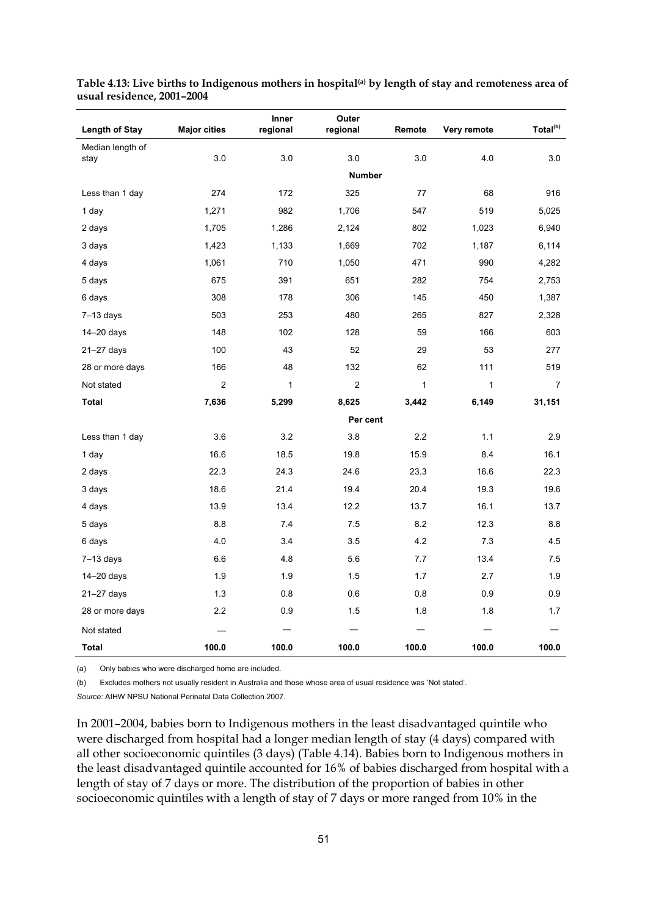**Table 4.13: Live births to Indigenous mothers in hospital[(a)] by length of stay and remoteness area of usual residence, 2001–2004**

| Length of Stay | Major cities | Inner regional | Outer regional | Remote | Very remote | Total[(b)] |
|---|---|---|---|---|---|---|
| Median length of stay | 3.0 | 3.0 | 3.0 | 3.0 | 4.0 | 3.0 |
| | | | **Number** | | | |
| Less than 1 day | 274 | 172 | 325 | 77 | 68 | 916 |
| 1 day | 1,271 | 982 | 1,706 | 547 | 519 | 5,025 |
| 2 days | 1,705 | 1,286 | 2,124 | 802 | 1,023 | 6,940 |
| 3 days | 1,423 | 1,133 | 1,669 | 702 | 1,187 | 6,114 |
| 4 days | 1,061 | 710 | 1,050 | 471 | 990 | 4,282 |
| 5 days | 675 | 391 | 651 | 282 | 754 | 2,753 |
| 6 days | 308 | 178 | 306 | 145 | 450 | 1,387 |
| 7–13 days | 503 | 253 | 480 | 265 | 827 | 2,328 |
| 14–20 days | 148 | 102 | 128 | 59 | 166 | 603 |
| 21–27 days | 100 | 43 | 52 | 29 | 53 | 277 |
| 28 or more days | 166 | 48 | 132 | 62 | 111 | 519 |
| Not stated | 2 | 1 | 2 | 1 | 1 | 7 |
| **Total** | **7,636** | **5,299** | **8,625** | **3,442** | **6,149** | **31,151** |
| | | | **Per cent** | | | |
| Less than 1 day | 3.6 | 3.2 | 3.8 | 2.2 | 1.1 | 2.9 |
| 1 day | 16.6 | 18.5 | 19.8 | 15.9 | 8.4 | 16.1 |
| 2 days | 22.3 | 24.3 | 24.6 | 23.3 | 16.6 | 22.3 |
| 3 days | 18.6 | 21.4 | 19.4 | 20.4 | 19.3 | 19.6 |
| 4 days | 13.9 | 13.4 | 12.2 | 13.7 | 16.1 | 13.7 |
| 5 days | 8.8 | 7.4 | 7.5 | 8.2 | 12.3 | 8.8 |
| 6 days | 4.0 | 3.4 | 3.5 | 4.2 | 7.3 | 4.5 |
| 7–13 days | 6.6 | 4.8 | 5.6 | 7.7 | 13.4 | 7.5 |
| 14–20 days | 1.9 | 1.9 | 1.5 | 1.7 | 2.7 | 1.9 |
| 21–27 days | 1.3 | 0.8 | 0.6 | 0.8 | 0.9 | 0.9 |
| 28 or more days | 2.2 | 0.9 | 1.5 | 1.8 | 1.8 | 1.7 |
| Not stated | — | — | — | — | — | — |
| **Total** | **100.0** | **100.0** | **100.0** | **100.0** | **100.0** | **100.0** |

(a) Only babies who were discharged home are included.

(b) Excludes mothers not usually resident in Australia and those whose area of usual residence was 'Not stated'.

*Source:* AIHW NPSU National Perinatal Data Collection 2007.

In 2001–2004, babies born to Indigenous mothers in the least disadvantaged quintile who were discharged from hospital had a longer median length of stay (4 days) compared with all other socioeconomic quintiles (3 days) (Table 4.14). Babies born to Indigenous mothers in the least disadvantaged quintile accounted for 16% of babies discharged from hospital with a length of stay of 7 days or more. The distribution of the proportion of babies in other socioeconomic quintiles with a length of stay of 7 days or more ranged from 10% in the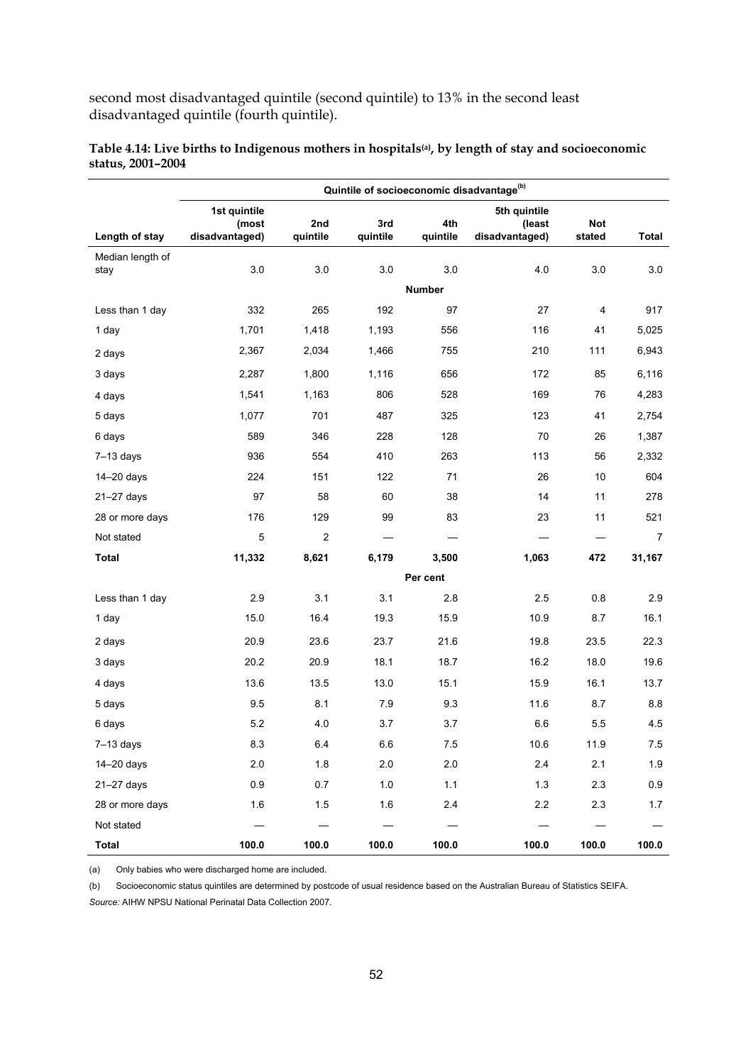second most disadvantaged quintile (second quintile) to 13% in the second least disadvantaged quintile (fourth quintile).

**Table 4.14: Live births to Indigenous mothers in hospitals[(a)], by length of stay and socioeconomic status, 2001–2004**

| | Quintile of socioeconomic disadvantage[(b)] | | | | | | |
|---|---|---|---|---|---|---|---|
| Length of stay | 1st quintile (most disadvantaged) | 2nd quintile | 3rd quintile | 4th quintile | 5th quintile (least disadvantaged) | Not stated | Total |
| Median length of stay | 3.0 | 3.0 | 3.0 | 3.0 | 4.0 | 3.0 | 3.0 |
| | | | | **Number** | | | |
| Less than 1 day | 332 | 265 | 192 | 97 | 27 | 4 | 917 |
| 1 day | 1,701 | 1,418 | 1,193 | 556 | 116 | 41 | 5,025 |
| 2 days | 2,367 | 2,034 | 1,466 | 755 | 210 | 111 | 6,943 |
| 3 days | 2,287 | 1,800 | 1,116 | 656 | 172 | 85 | 6,116 |
| 4 days | 1,541 | 1,163 | 806 | 528 | 169 | 76 | 4,283 |
| 5 days | 1,077 | 701 | 487 | 325 | 123 | 41 | 2,754 |
| 6 days | 589 | 346 | 228 | 128 | 70 | 26 | 1,387 |
| 7–13 days | 936 | 554 | 410 | 263 | 113 | 56 | 2,332 |
| 14–20 days | 224 | 151 | 122 | 71 | 26 | 10 | 604 |
| 21–27 days | 97 | 58 | 60 | 38 | 14 | 11 | 278 |
| 28 or more days | 176 | 129 | 99 | 83 | 23 | 11 | 521 |
| Not stated | 5 | 2 | — | — | — | — | 7 |
| **Total** | **11,332** | **8,621** | **6,179** | **3,500** | **1,063** | **472** | **31,167** |
| | | | | **Per cent** | | | |
| Less than 1 day | 2.9 | 3.1 | 3.1 | 2.8 | 2.5 | 0.8 | 2.9 |
| 1 day | 15.0 | 16.4 | 19.3 | 15.9 | 10.9 | 8.7 | 16.1 |
| 2 days | 20.9 | 23.6 | 23.7 | 21.6 | 19.8 | 23.5 | 22.3 |
| 3 days | 20.2 | 20.9 | 18.1 | 18.7 | 16.2 | 18.0 | 19.6 |
| 4 days | 13.6 | 13.5 | 13.0 | 15.1 | 15.9 | 16.1 | 13.7 |
| 5 days | 9.5 | 8.1 | 7.9 | 9.3 | 11.6 | 8.7 | 8.8 |
| 6 days | 5.2 | 4.0 | 3.7 | 3.7 | 6.6 | 5.5 | 4.5 |
| 7–13 days | 8.3 | 6.4 | 6.6 | 7.5 | 10.6 | 11.9 | 7.5 |
| 14–20 days | 2.0 | 1.8 | 2.0 | 2.0 | 2.4 | 2.1 | 1.9 |
| 21–27 days | 0.9 | 0.7 | 1.0 | 1.1 | 1.3 | 2.3 | 0.9 |
| 28 or more days | 1.6 | 1.5 | 1.6 | 2.4 | 2.2 | 2.3 | 1.7 |
| Not stated | — | — | — | — | — | — | — |
| **Total** | **100.0** | **100.0** | **100.0** | **100.0** | **100.0** | **100.0** | **100.0** |

(a) Only babies who were discharged home are included.

(b) Socioeconomic status quintiles are determined by postcode of usual residence based on the Australian Bureau of Statistics SEIFA.

*Source:* AIHW NPSU National Perinatal Data Collection 2007.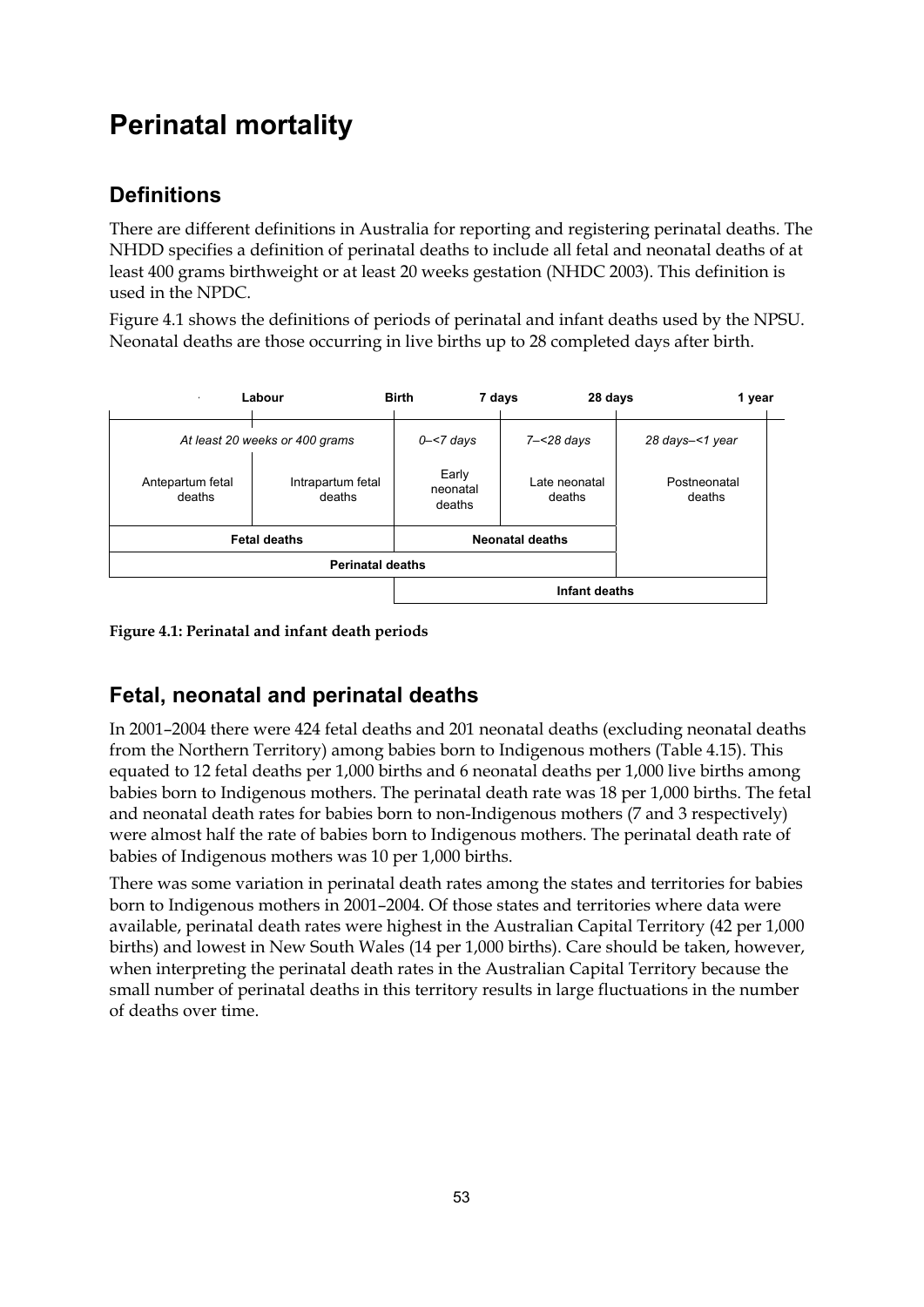# Perinatal mortality

## Definitions

There are different definitions in Australia for reporting and registering perinatal deaths. The NHDD specifies a definition of perinatal deaths to include all fetal and neonatal deaths of at least 400 grams birthweight or at least 20 weeks gestation (NHDC 2003). This definition is used in the NPDC.

Figure 4.1 shows the definitions of periods of perinatal and infant deaths used by the NPSU. Neonatal deaths are those occurring in live births up to 28 completed days after birth.

| Labour | | Birth | 7 days | 28 days – 1 year |
|---|---|---|---|---|
| *At least 20 weeks or 400 grams* | | *0–<7 days* | *7–<28 days* | *28 days–<1 year* |
| Antepartum fetal deaths | Intrapartum fetal deaths | Early neonatal deaths | Late neonatal deaths | Postneonatal deaths |
| **Fetal deaths** | | **Neonatal deaths** | | |
| **Perinatal deaths** | | | | |
| | | **Infant deaths** | | |

**Figure 4.1: Perinatal and infant death periods**

## Fetal, neonatal and perinatal deaths

In 2001–2004 there were 424 fetal deaths and 201 neonatal deaths (excluding neonatal deaths from the Northern Territory) among babies born to Indigenous mothers (Table 4.15). This equated to 12 fetal deaths per 1,000 births and 6 neonatal deaths per 1,000 live births among babies born to Indigenous mothers. The perinatal death rate was 18 per 1,000 births. The fetal and neonatal death rates for babies born to non-Indigenous mothers (7 and 3 respectively) were almost half the rate of babies born to Indigenous mothers. The perinatal death rate of babies of Indigenous mothers was 10 per 1,000 births.

There was some variation in perinatal death rates among the states and territories for babies born to Indigenous mothers in 2001–2004. Of those states and territories where data were available, perinatal death rates were highest in the Australian Capital Territory (42 per 1,000 births) and lowest in New South Wales (14 per 1,000 births). Care should be taken, however, when interpreting the perinatal death rates in the Australian Capital Territory because the small number of perinatal deaths in this territory results in large fluctuations in the number of deaths over time.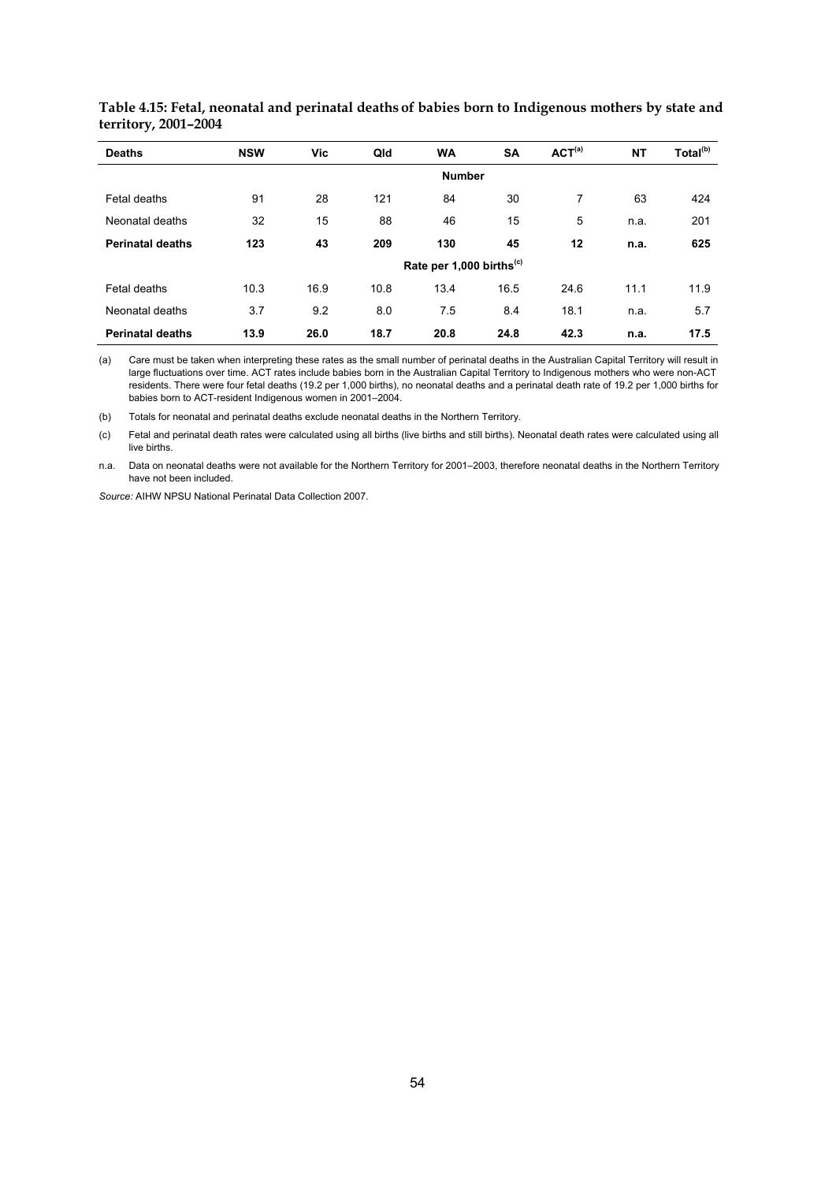**Table 4.15: Fetal, neonatal and perinatal deaths of babies born to Indigenous mothers by state and territory, 2001–2004**

| Deaths | NSW | Vic | Qld | WA | SA | ACT[(a)] | NT | Total[(b)] |
|---|---|---|---|---|---|---|---|---|
| | | | | **Number** | | | | |
| Fetal deaths | 91 | 28 | 121 | 84 | 30 | 7 | 63 | 424 |
| Neonatal deaths | 32 | 15 | 88 | 46 | 15 | 5 | n.a. | 201 |
| **Perinatal deaths** | **123** | **43** | **209** | **130** | **45** | **12** | **n.a.** | **625** |
| | | | | **Rate per 1,000 births[(c)]** | | | | |
| Fetal deaths | 10.3 | 16.9 | 10.8 | 13.4 | 16.5 | 24.6 | 11.1 | 11.9 |
| Neonatal deaths | 3.7 | 9.2 | 8.0 | 7.5 | 8.4 | 18.1 | n.a. | 5.7 |
| **Perinatal deaths** | **13.9** | **26.0** | **18.7** | **20.8** | **24.8** | **42.3** | **n.a.** | **17.5** |

(a) Care must be taken when interpreting these rates as the small number of perinatal deaths in the Australian Capital Territory will result in large fluctuations over time. ACT rates include babies born in the Australian Capital Territory to Indigenous mothers who were non-ACT residents. There were four fetal deaths (19.2 per 1,000 births), no neonatal deaths and a perinatal death rate of 19.2 per 1,000 births for babies born to ACT-resident Indigenous women in 2001–2004.

(b) Totals for neonatal and perinatal deaths exclude neonatal deaths in the Northern Territory.

(c) Fetal and perinatal death rates were calculated using all births (live births and still births). Neonatal death rates were calculated using all live births.

n.a. Data on neonatal deaths were not available for the Northern Territory for 2001–2003, therefore neonatal deaths in the Northern Territory have not been included.

*Source:* AIHW NPSU National Perinatal Data Collection 2007.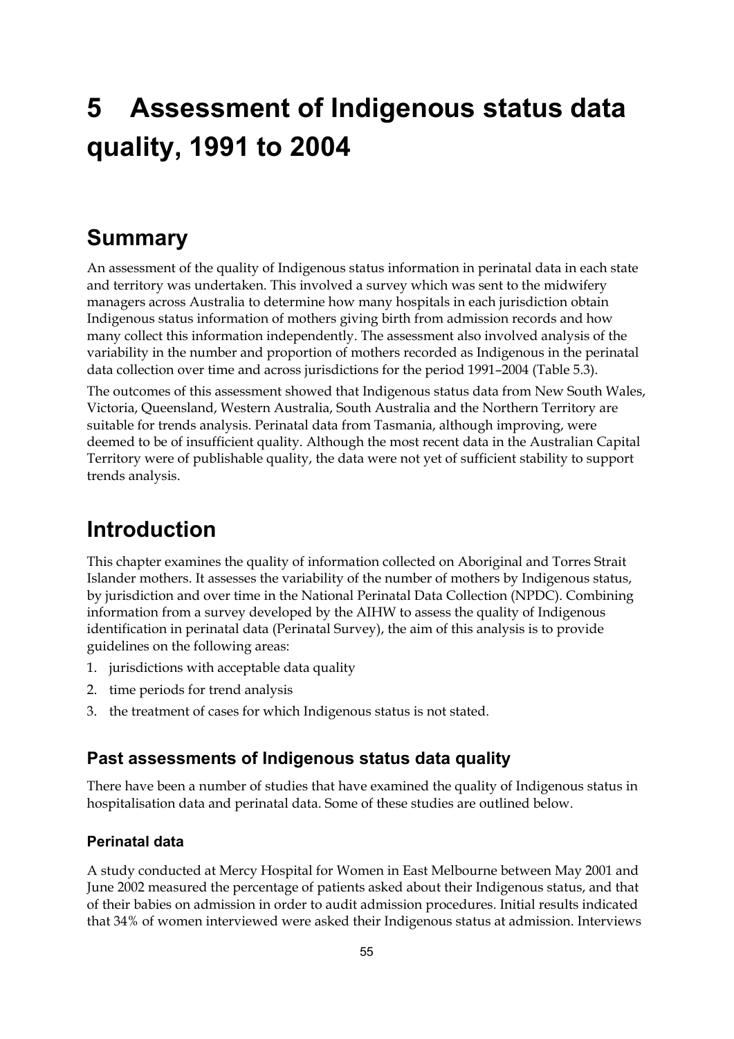# 5 Assessment of Indigenous status data quality, 1991 to 2004

## Summary

An assessment of the quality of Indigenous status information in perinatal data in each state and territory was undertaken. This involved a survey which was sent to the midwifery managers across Australia to determine how many hospitals in each jurisdiction obtain Indigenous status information of mothers giving birth from admission records and how many collect this information independently. The assessment also involved analysis of the variability in the number and proportion of mothers recorded as Indigenous in the perinatal data collection over time and across jurisdictions for the period 1991–2004 (Table 5.3).

The outcomes of this assessment showed that Indigenous status data from New South Wales, Victoria, Queensland, Western Australia, South Australia and the Northern Territory are suitable for trends analysis. Perinatal data from Tasmania, although improving, were deemed to be of insufficient quality. Although the most recent data in the Australian Capital Territory were of publishable quality, the data were not yet of sufficient stability to support trends analysis.

## Introduction

This chapter examines the quality of information collected on Aboriginal and Torres Strait Islander mothers. It assesses the variability of the number of mothers by Indigenous status, by jurisdiction and over time in the National Perinatal Data Collection (NPDC). Combining information from a survey developed by the AIHW to assess the quality of Indigenous identification in perinatal data (Perinatal Survey), the aim of this analysis is to provide guidelines on the following areas:

1. jurisdictions with acceptable data quality
2. time periods for trend analysis
3. the treatment of cases for which Indigenous status is not stated.

### Past assessments of Indigenous status data quality

There have been a number of studies that have examined the quality of Indigenous status in hospitalisation data and perinatal data. Some of these studies are outlined below.

#### Perinatal data

A study conducted at Mercy Hospital for Women in East Melbourne between May 2001 and June 2002 measured the percentage of patients asked about their Indigenous status, and that of their babies on admission in order to audit admission procedures. Initial results indicated that 34% of women interviewed were asked their Indigenous status at admission. Interviews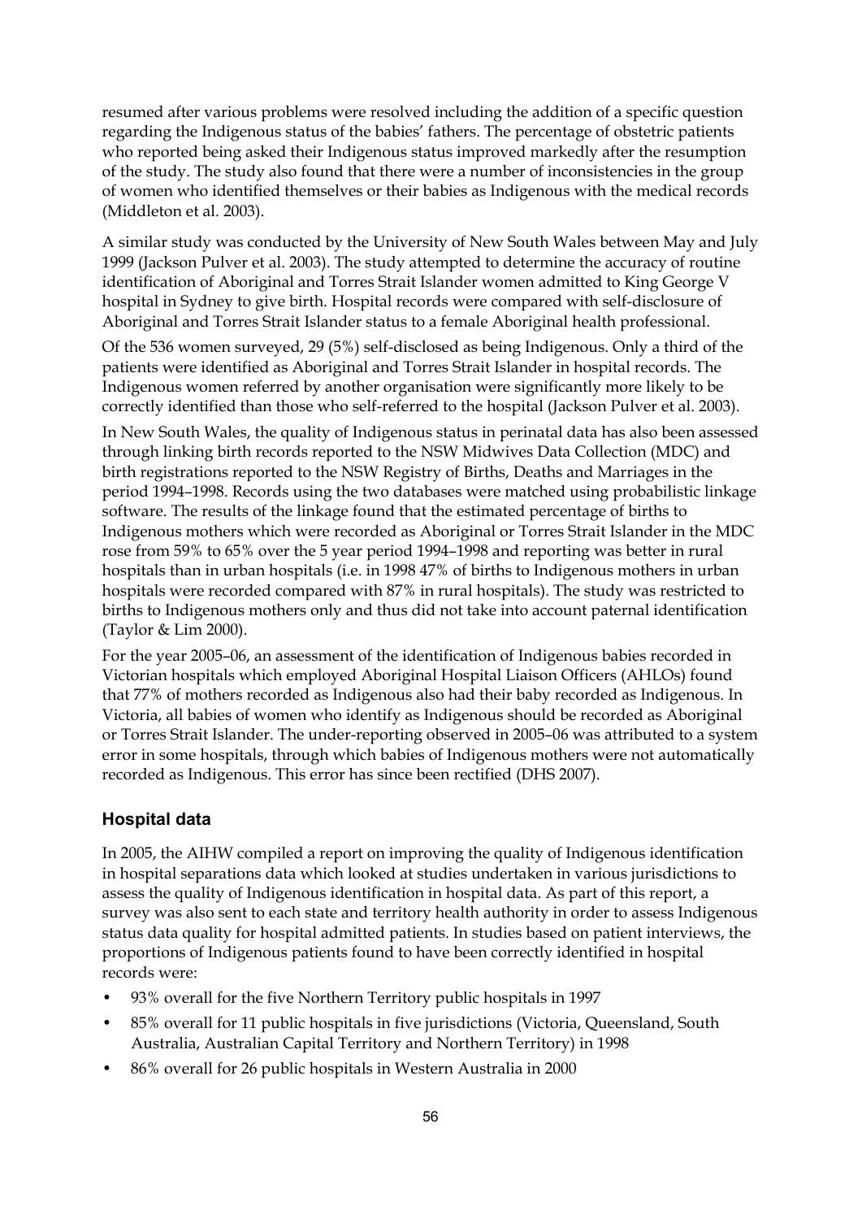resumed after various problems were resolved including the addition of a specific question regarding the Indigenous status of the babies' fathers. The percentage of obstetric patients who reported being asked their Indigenous status improved markedly after the resumption of the study. The study also found that there were a number of inconsistencies in the group of women who identified themselves or their babies as Indigenous with the medical records (Middleton et al. 2003).

A similar study was conducted by the University of New South Wales between May and July 1999 (Jackson Pulver et al. 2003). The study attempted to determine the accuracy of routine identification of Aboriginal and Torres Strait Islander women admitted to King George V hospital in Sydney to give birth. Hospital records were compared with self-disclosure of Aboriginal and Torres Strait Islander status to a female Aboriginal health professional.

Of the 536 women surveyed, 29 (5%) self-disclosed as being Indigenous. Only a third of the patients were identified as Aboriginal and Torres Strait Islander in hospital records. The Indigenous women referred by another organisation were significantly more likely to be correctly identified than those who self-referred to the hospital (Jackson Pulver et al. 2003).

In New South Wales, the quality of Indigenous status in perinatal data has also been assessed through linking birth records reported to the NSW Midwives Data Collection (MDC) and birth registrations reported to the NSW Registry of Births, Deaths and Marriages in the period 1994–1998. Records using the two databases were matched using probabilistic linkage software. The results of the linkage found that the estimated percentage of births to Indigenous mothers which were recorded as Aboriginal or Torres Strait Islander in the MDC rose from 59% to 65% over the 5 year period 1994–1998 and reporting was better in rural hospitals than in urban hospitals (i.e. in 1998 47% of births to Indigenous mothers in urban hospitals were recorded compared with 87% in rural hospitals). The study was restricted to births to Indigenous mothers only and thus did not take into account paternal identification (Taylor & Lim 2000).

For the year 2005–06, an assessment of the identification of Indigenous babies recorded in Victorian hospitals which employed Aboriginal Hospital Liaison Officers (AHLOs) found that 77% of mothers recorded as Indigenous also had their baby recorded as Indigenous. In Victoria, all babies of women who identify as Indigenous should be recorded as Aboriginal or Torres Strait Islander. The under-reporting observed in 2005–06 was attributed to a system error in some hospitals, through which babies of Indigenous mothers were not automatically recorded as Indigenous. This error has since been rectified (DHS 2007).

### Hospital data

In 2005, the AIHW compiled a report on improving the quality of Indigenous identification in hospital separations data which looked at studies undertaken in various jurisdictions to assess the quality of Indigenous identification in hospital data. As part of this report, a survey was also sent to each state and territory health authority in order to assess Indigenous status data quality for hospital admitted patients. In studies based on patient interviews, the proportions of Indigenous patients found to have been correctly identified in hospital records were:

- 93% overall for the five Northern Territory public hospitals in 1997
- 85% overall for 11 public hospitals in five jurisdictions (Victoria, Queensland, South Australia, Australian Capital Territory and Northern Territory) in 1998
- 86% overall for 26 public hospitals in Western Australia in 2000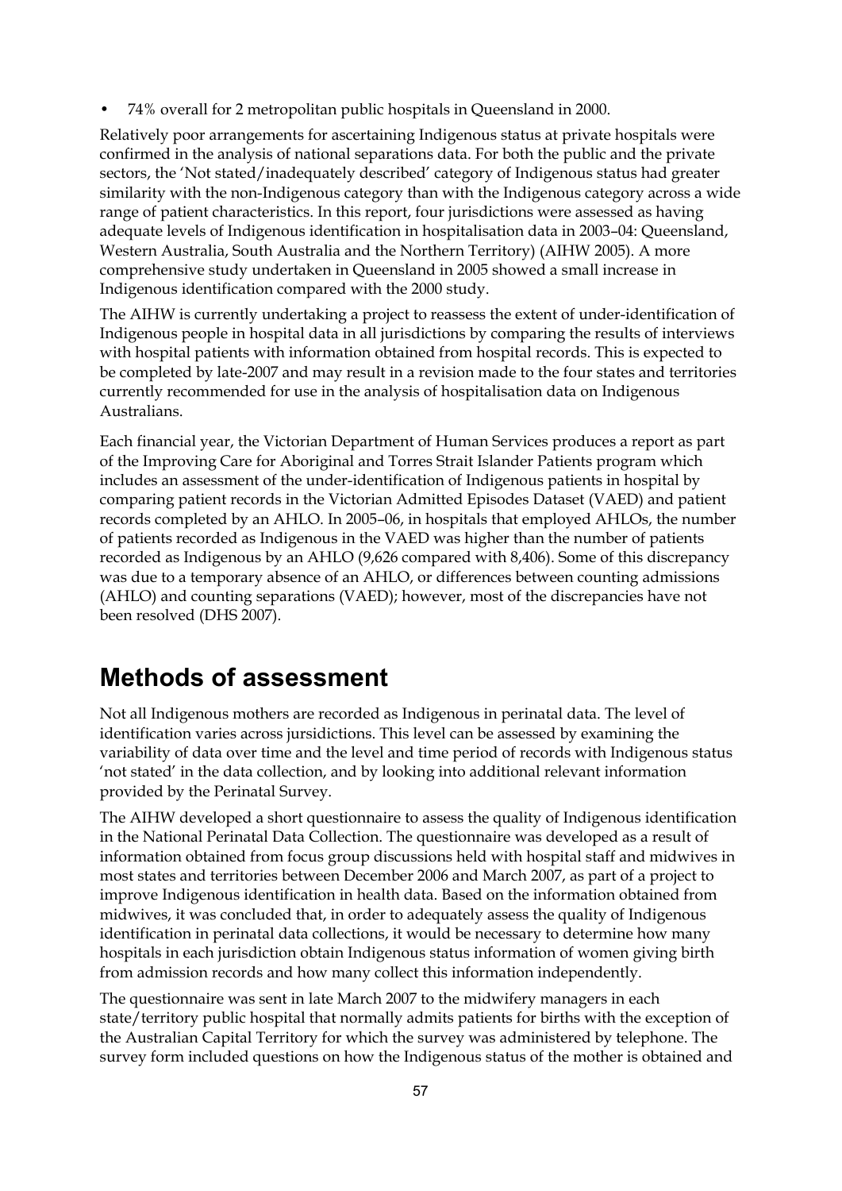- 74% overall for 2 metropolitan public hospitals in Queensland in 2000.

Relatively poor arrangements for ascertaining Indigenous status at private hospitals were confirmed in the analysis of national separations data. For both the public and the private sectors, the 'Not stated/inadequately described' category of Indigenous status had greater similarity with the non-Indigenous category than with the Indigenous category across a wide range of patient characteristics. In this report, four jurisdictions were assessed as having adequate levels of Indigenous identification in hospitalisation data in 2003–04: Queensland, Western Australia, South Australia and the Northern Territory) (AIHW 2005). A more comprehensive study undertaken in Queensland in 2005 showed a small increase in Indigenous identification compared with the 2000 study.

The AIHW is currently undertaking a project to reassess the extent of under-identification of Indigenous people in hospital data in all jurisdictions by comparing the results of interviews with hospital patients with information obtained from hospital records. This is expected to be completed by late-2007 and may result in a revision made to the four states and territories currently recommended for use in the analysis of hospitalisation data on Indigenous Australians.

Each financial year, the Victorian Department of Human Services produces a report as part of the Improving Care for Aboriginal and Torres Strait Islander Patients program which includes an assessment of the under-identification of Indigenous patients in hospital by comparing patient records in the Victorian Admitted Episodes Dataset (VAED) and patient records completed by an AHLO. In 2005–06, in hospitals that employed AHLOs, the number of patients recorded as Indigenous in the VAED was higher than the number of patients recorded as Indigenous by an AHLO (9,626 compared with 8,406). Some of this discrepancy was due to a temporary absence of an AHLO, or differences between counting admissions (AHLO) and counting separations (VAED); however, most of the discrepancies have not been resolved (DHS 2007).

# Methods of assessment

Not all Indigenous mothers are recorded as Indigenous in perinatal data. The level of identification varies across jursidictions. This level can be assessed by examining the variability of data over time and the level and time period of records with Indigenous status 'not stated' in the data collection, and by looking into additional relevant information provided by the Perinatal Survey.

The AIHW developed a short questionnaire to assess the quality of Indigenous identification in the National Perinatal Data Collection. The questionnaire was developed as a result of information obtained from focus group discussions held with hospital staff and midwives in most states and territories between December 2006 and March 2007, as part of a project to improve Indigenous identification in health data. Based on the information obtained from midwives, it was concluded that, in order to adequately assess the quality of Indigenous identification in perinatal data collections, it would be necessary to determine how many hospitals in each jurisdiction obtain Indigenous status information of women giving birth from admission records and how many collect this information independently.

The questionnaire was sent in late March 2007 to the midwifery managers in each state/territory public hospital that normally admits patients for births with the exception of the Australian Capital Territory for which the survey was administered by telephone. The survey form included questions on how the Indigenous status of the mother is obtained and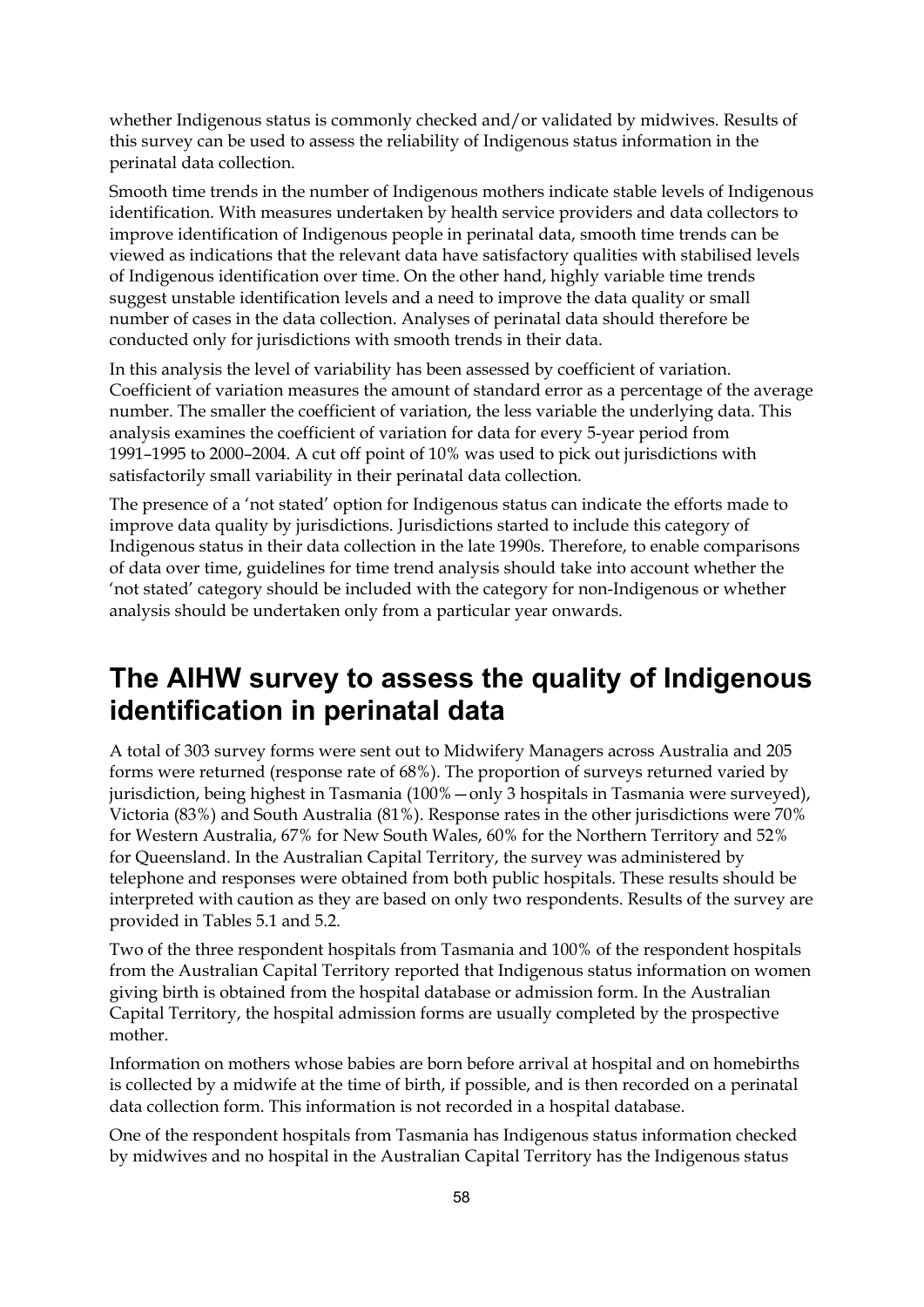whether Indigenous status is commonly checked and/or validated by midwives. Results of this survey can be used to assess the reliability of Indigenous status information in the perinatal data collection.

Smooth time trends in the number of Indigenous mothers indicate stable levels of Indigenous identification. With measures undertaken by health service providers and data collectors to improve identification of Indigenous people in perinatal data, smooth time trends can be viewed as indications that the relevant data have satisfactory qualities with stabilised levels of Indigenous identification over time. On the other hand, highly variable time trends suggest unstable identification levels and a need to improve the data quality or small number of cases in the data collection. Analyses of perinatal data should therefore be conducted only for jurisdictions with smooth trends in their data.

In this analysis the level of variability has been assessed by coefficient of variation. Coefficient of variation measures the amount of standard error as a percentage of the average number. The smaller the coefficient of variation, the less variable the underlying data. This analysis examines the coefficient of variation for data for every 5-year period from 1991–1995 to 2000–2004. A cut off point of 10% was used to pick out jurisdictions with satisfactorily small variability in their perinatal data collection.

The presence of a 'not stated' option for Indigenous status can indicate the efforts made to improve data quality by jurisdictions. Jurisdictions started to include this category of Indigenous status in their data collection in the late 1990s. Therefore, to enable comparisons of data over time, guidelines for time trend analysis should take into account whether the 'not stated' category should be included with the category for non-Indigenous or whether analysis should be undertaken only from a particular year onwards.

## The AIHW survey to assess the quality of Indigenous identification in perinatal data

A total of 303 survey forms were sent out to Midwifery Managers across Australia and 205 forms were returned (response rate of 68%). The proportion of surveys returned varied by jurisdiction, being highest in Tasmania (100%—only 3 hospitals in Tasmania were surveyed), Victoria (83%) and South Australia (81%). Response rates in the other jurisdictions were 70% for Western Australia, 67% for New South Wales, 60% for the Northern Territory and 52% for Queensland. In the Australian Capital Territory, the survey was administered by telephone and responses were obtained from both public hospitals. These results should be interpreted with caution as they are based on only two respondents. Results of the survey are provided in Tables 5.1 and 5.2.

Two of the three respondent hospitals from Tasmania and 100% of the respondent hospitals from the Australian Capital Territory reported that Indigenous status information on women giving birth is obtained from the hospital database or admission form. In the Australian Capital Territory, the hospital admission forms are usually completed by the prospective mother.

Information on mothers whose babies are born before arrival at hospital and on homebirths is collected by a midwife at the time of birth, if possible, and is then recorded on a perinatal data collection form. This information is not recorded in a hospital database.

One of the respondent hospitals from Tasmania has Indigenous status information checked by midwives and no hospital in the Australian Capital Territory has the Indigenous status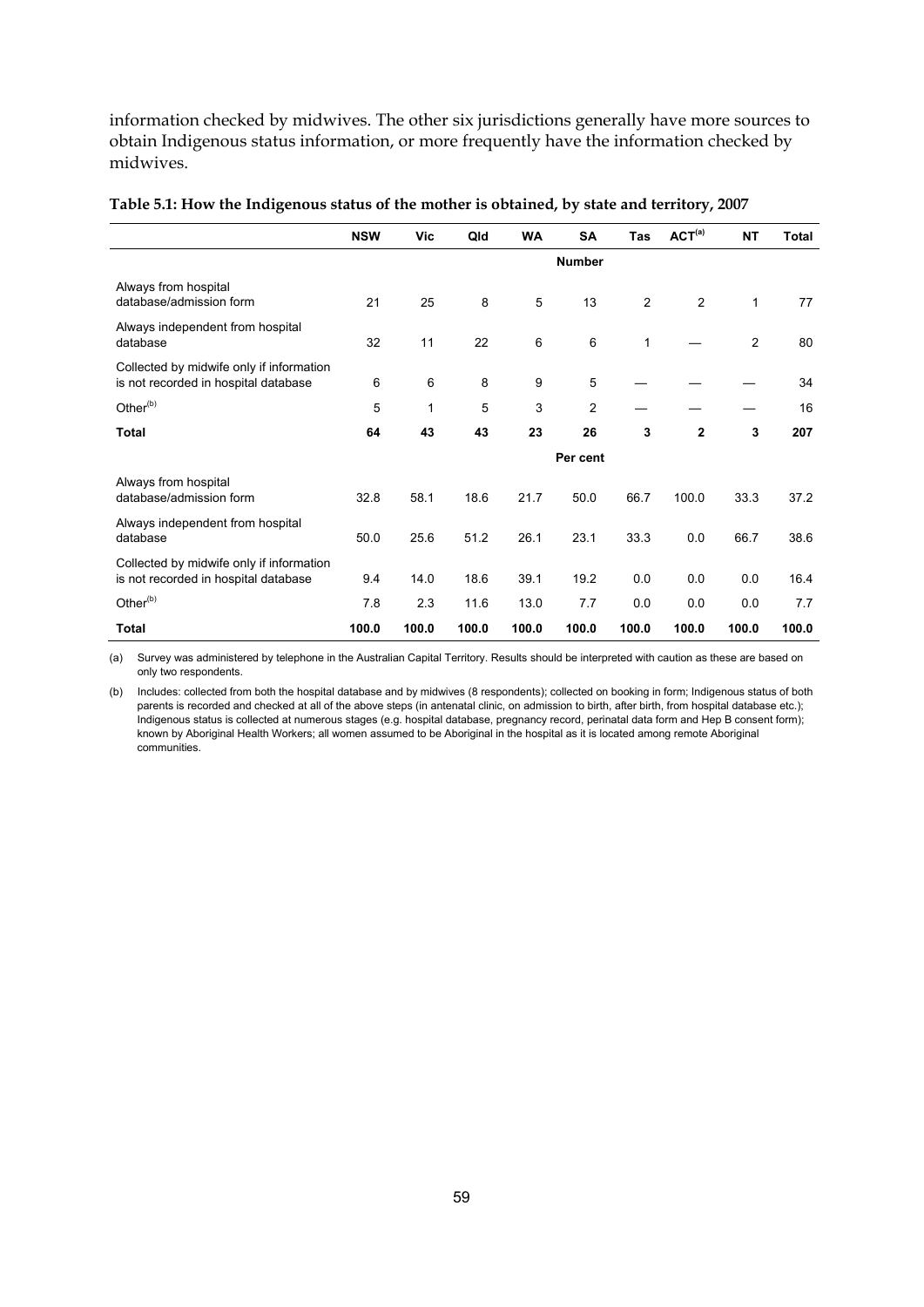information checked by midwives. The other six jurisdictions generally have more sources to obtain Indigenous status information, or more frequently have the information checked by midwives.

**Table 5.1: How the Indigenous status of the mother is obtained, by state and territory, 2007**

| | NSW | Vic | Qld | WA | SA | Tas | ACT[(a)] | NT | Total |
|---|---|---|---|---|---|---|---|---|---|
| | | | | | **Number** | | | | |
| Always from hospital database/admission form | 21 | 25 | 8 | 5 | 13 | 2 | 2 | 1 | 77 |
| Always independent from hospital database | 32 | 11 | 22 | 6 | 6 | 1 | — | 2 | 80 |
| Collected by midwife only if information is not recorded in hospital database | 6 | 6 | 8 | 9 | 5 | — | — | — | 34 |
| Other[(b)] | 5 | 1 | 5 | 3 | 2 | — | — | — | 16 |
| **Total** | **64** | **43** | **43** | **23** | **26** | **3** | **2** | **3** | **207** |
| | | | | | **Per cent** | | | | |
| Always from hospital database/admission form | 32.8 | 58.1 | 18.6 | 21.7 | 50.0 | 66.7 | 100.0 | 33.3 | 37.2 |
| Always independent from hospital database | 50.0 | 25.6 | 51.2 | 26.1 | 23.1 | 33.3 | 0.0 | 66.7 | 38.6 |
| Collected by midwife only if information is not recorded in hospital database | 9.4 | 14.0 | 18.6 | 39.1 | 19.2 | 0.0 | 0.0 | 0.0 | 16.4 |
| Other[(b)] | 7.8 | 2.3 | 11.6 | 13.0 | 7.7 | 0.0 | 0.0 | 0.0 | 7.7 |
| **Total** | **100.0** | **100.0** | **100.0** | **100.0** | **100.0** | **100.0** | **100.0** | **100.0** | **100.0** |

(a) Survey was administered by telephone in the Australian Capital Territory. Results should be interpreted with caution as these are based on only two respondents.

(b) Includes: collected from both the hospital database and by midwives (8 respondents); collected on booking in form; Indigenous status of both parents is recorded and checked at all of the above steps (in antenatal clinic, on admission to birth, after birth, from hospital database etc.); Indigenous status is collected at numerous stages (e.g. hospital database, pregnancy record, perinatal data form and Hep B consent form); known by Aboriginal Health Workers; all women assumed to be Aboriginal in the hospital as it is located among remote Aboriginal communities.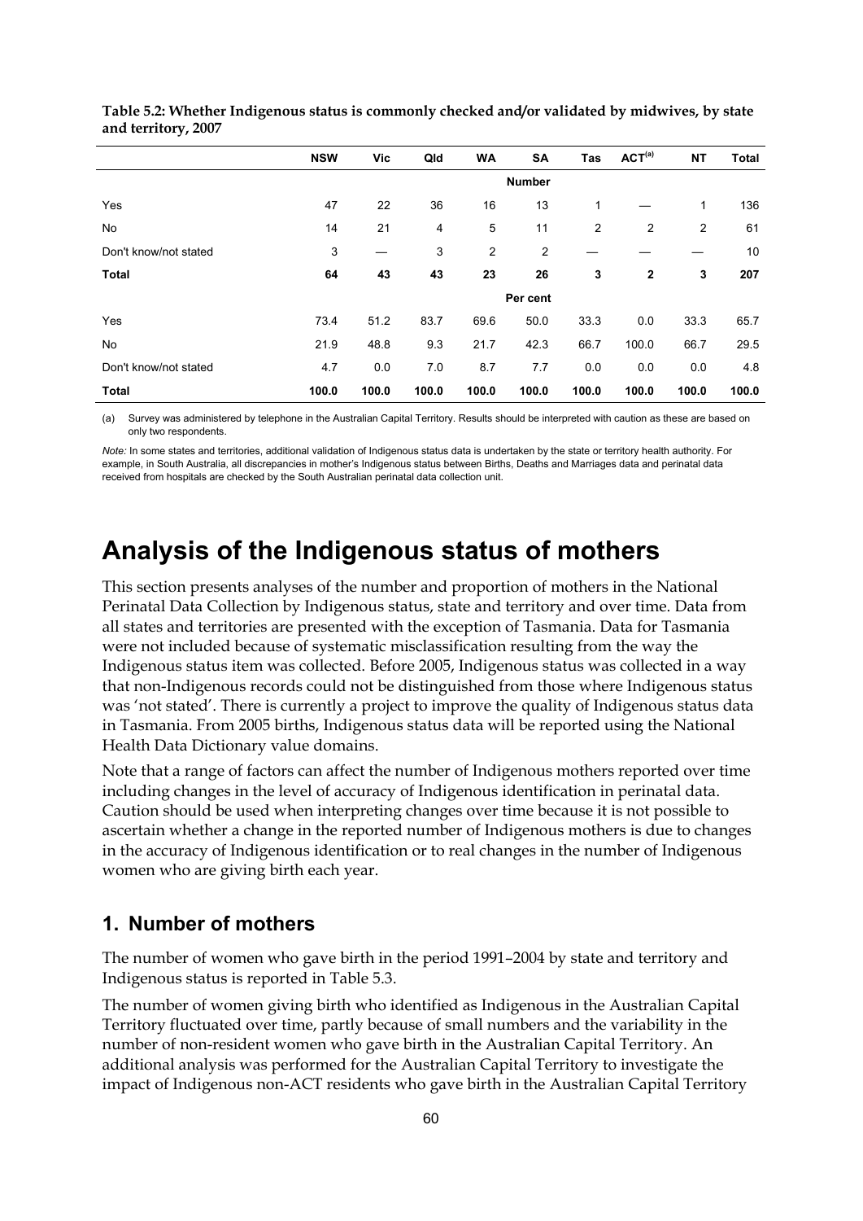**Table 5.2: Whether Indigenous status is commonly checked and/or validated by midwives, by state and territory, 2007**

| | NSW | Vic | Qld | WA | SA | Tas | ACT[(a)] | NT | Total |
|---|---|---|---|---|---|---|---|---|---|
| | | | | | **Number** | | | | |
| Yes | 47 | 22 | 36 | 16 | 13 | 1 | — | 1 | 136 |
| No | 14 | 21 | 4 | 5 | 11 | 2 | 2 | 2 | 61 |
| Don't know/not stated | 3 | — | 3 | 2 | 2 | — | — | — | 10 |
| **Total** | **64** | **43** | **43** | **23** | **26** | **3** | **2** | **3** | **207** |
| | | | | | **Per cent** | | | | |
| Yes | 73.4 | 51.2 | 83.7 | 69.6 | 50.0 | 33.3 | 0.0 | 33.3 | 65.7 |
| No | 21.9 | 48.8 | 9.3 | 21.7 | 42.3 | 66.7 | 100.0 | 66.7 | 29.5 |
| Don't know/not stated | 4.7 | 0.0 | 7.0 | 8.7 | 7.7 | 0.0 | 0.0 | 0.0 | 4.8 |
| **Total** | **100.0** | **100.0** | **100.0** | **100.0** | **100.0** | **100.0** | **100.0** | **100.0** | **100.0** |

(a) Survey was administered by telephone in the Australian Capital Territory. Results should be interpreted with caution as these are based on only two respondents.

*Note:* In some states and territories, additional validation of Indigenous status data is undertaken by the state or territory health authority. For example, in South Australia, all discrepancies in mother's Indigenous status between Births, Deaths and Marriages data and perinatal data received from hospitals are checked by the South Australian perinatal data collection unit.

# Analysis of the Indigenous status of mothers

This section presents analyses of the number and proportion of mothers in the National Perinatal Data Collection by Indigenous status, state and territory and over time. Data from all states and territories are presented with the exception of Tasmania. Data for Tasmania were not included because of systematic misclassification resulting from the way the Indigenous status item was collected. Before 2005, Indigenous status was collected in a way that non-Indigenous records could not be distinguished from those where Indigenous status was 'not stated'. There is currently a project to improve the quality of Indigenous status data in Tasmania. From 2005 births, Indigenous status data will be reported using the National Health Data Dictionary value domains.

Note that a range of factors can affect the number of Indigenous mothers reported over time including changes in the level of accuracy of Indigenous identification in perinatal data. Caution should be used when interpreting changes over time because it is not possible to ascertain whether a change in the reported number of Indigenous mothers is due to changes in the accuracy of Indigenous identification or to real changes in the number of Indigenous women who are giving birth each year.

## 1. Number of mothers

The number of women who gave birth in the period 1991–2004 by state and territory and Indigenous status is reported in Table 5.3.

The number of women giving birth who identified as Indigenous in the Australian Capital Territory fluctuated over time, partly because of small numbers and the variability in the number of non-resident women who gave birth in the Australian Capital Territory. An additional analysis was performed for the Australian Capital Territory to investigate the impact of Indigenous non-ACT residents who gave birth in the Australian Capital Territory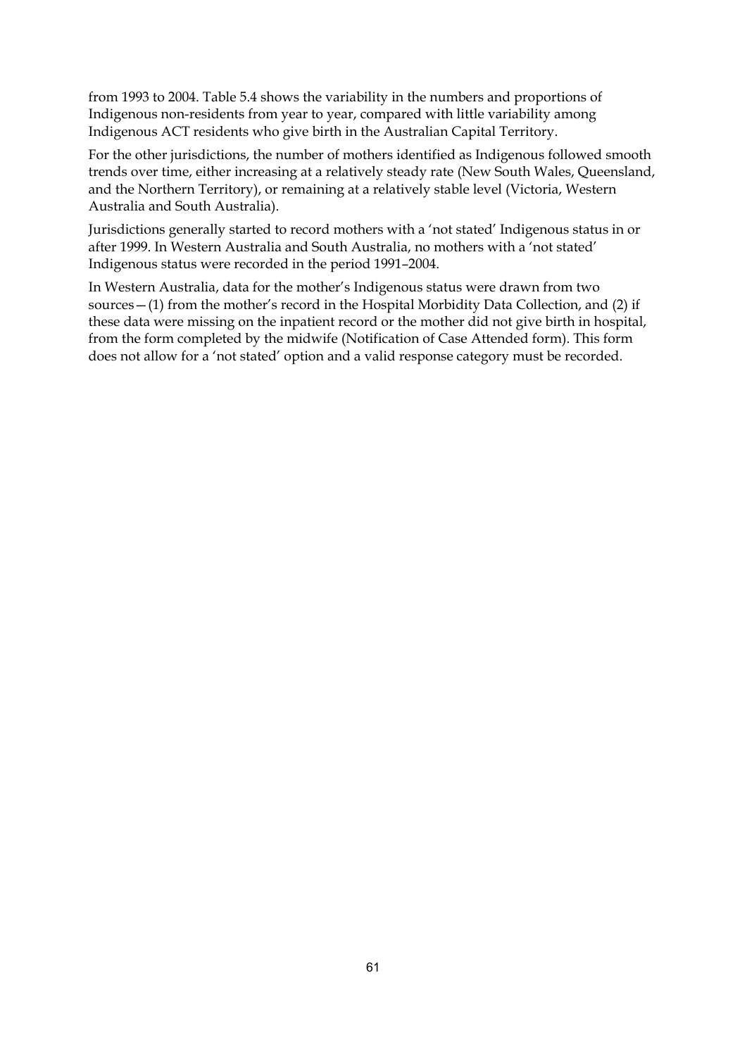from 1993 to 2004. Table 5.4 shows the variability in the numbers and proportions of Indigenous non-residents from year to year, compared with little variability among Indigenous ACT residents who give birth in the Australian Capital Territory.

For the other jurisdictions, the number of mothers identified as Indigenous followed smooth trends over time, either increasing at a relatively steady rate (New South Wales, Queensland, and the Northern Territory), or remaining at a relatively stable level (Victoria, Western Australia and South Australia).

Jurisdictions generally started to record mothers with a 'not stated' Indigenous status in or after 1999. In Western Australia and South Australia, no mothers with a 'not stated' Indigenous status were recorded in the period 1991–2004.

In Western Australia, data for the mother's Indigenous status were drawn from two sources—(1) from the mother's record in the Hospital Morbidity Data Collection, and (2) if these data were missing on the inpatient record or the mother did not give birth in hospital, from the form completed by the midwife (Notification of Case Attended form). This form does not allow for a 'not stated' option and a valid response category must be recorded.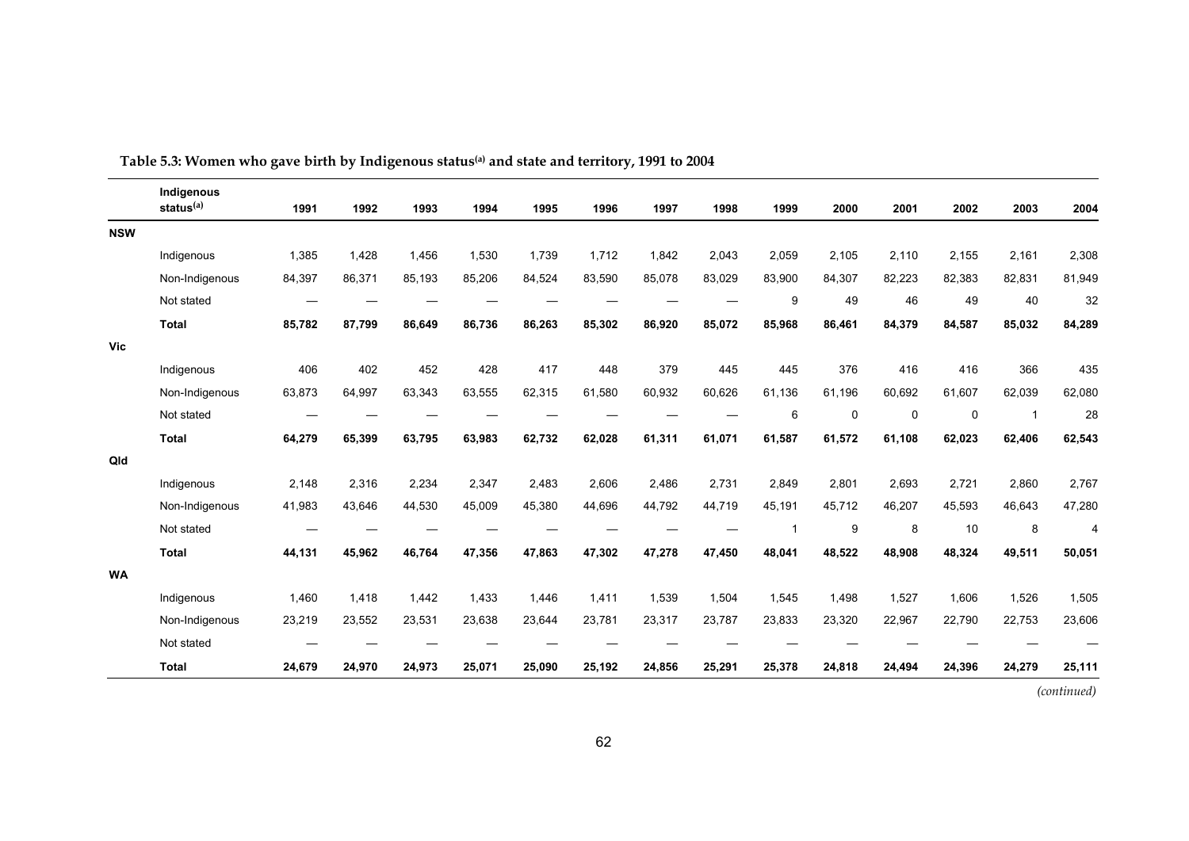**Table 5.3: Women who gave birth by Indigenous status[(a)] and state and territory, 1991 to 2004**

| | Indigenous status[(a)] | 1991 | 1992 | 1993 | 1994 | 1995 | 1996 | 1997 | 1998 | 1999 | 2000 | 2001 | 2002 | 2003 | 2004 |
|---|---|---|---|---|---|---|---|---|---|---|---|---|---|---|---|
| **NSW** | | | | | | | | | | | | | | | |
| | Indigenous | 1,385 | 1,428 | 1,456 | 1,530 | 1,739 | 1,712 | 1,842 | 2,043 | 2,059 | 2,105 | 2,110 | 2,155 | 2,161 | 2,308 |
| | Non-Indigenous | 84,397 | 86,371 | 85,193 | 85,206 | 84,524 | 83,590 | 85,078 | 83,029 | 83,900 | 84,307 | 82,223 | 82,383 | 82,831 | 81,949 |
| | Not stated | — | — | — | — | — | — | — | — | 9 | 49 | 46 | 49 | 40 | 32 |
| | **Total** | **85,782** | **87,799** | **86,649** | **86,736** | **86,263** | **85,302** | **86,920** | **85,072** | **85,968** | **86,461** | **84,379** | **84,587** | **85,032** | **84,289** |
| **Vic** | | | | | | | | | | | | | | | |
| | Indigenous | 406 | 402 | 452 | 428 | 417 | 448 | 379 | 445 | 445 | 376 | 416 | 416 | 366 | 435 |
| | Non-Indigenous | 63,873 | 64,997 | 63,343 | 63,555 | 62,315 | 61,580 | 60,932 | 60,626 | 61,136 | 61,196 | 60,692 | 61,607 | 62,039 | 62,080 |
| | Not stated | — | — | — | — | — | — | — | — | 6 | 0 | 0 | 0 | 1 | 28 |
| | **Total** | **64,279** | **65,399** | **63,795** | **63,983** | **62,732** | **62,028** | **61,311** | **61,071** | **61,587** | **61,572** | **61,108** | **62,023** | **62,406** | **62,543** |
| **Qld** | | | | | | | | | | | | | | | |
| | Indigenous | 2,148 | 2,316 | 2,234 | 2,347 | 2,483 | 2,606 | 2,486 | 2,731 | 2,849 | 2,801 | 2,693 | 2,721 | 2,860 | 2,767 |
| | Non-Indigenous | 41,983 | 43,646 | 44,530 | 45,009 | 45,380 | 44,696 | 44,792 | 44,719 | 45,191 | 45,712 | 46,207 | 45,593 | 46,643 | 47,280 |
| | Not stated | — | — | — | — | — | — | — | — | 1 | 9 | 8 | 10 | 8 | 4 |
| | **Total** | **44,131** | **45,962** | **46,764** | **47,356** | **47,863** | **47,302** | **47,278** | **47,450** | **48,041** | **48,522** | **48,908** | **48,324** | **49,511** | **50,051** |
| **WA** | | | | | | | | | | | | | | | |
| | Indigenous | 1,460 | 1,418 | 1,442 | 1,433 | 1,446 | 1,411 | 1,539 | 1,504 | 1,545 | 1,498 | 1,527 | 1,606 | 1,526 | 1,505 |
| | Non-Indigenous | 23,219 | 23,552 | 23,531 | 23,638 | 23,644 | 23,781 | 23,317 | 23,787 | 23,833 | 23,320 | 22,967 | 22,790 | 22,753 | 23,606 |
| | Not stated | — | — | — | — | — | — | — | — | — | — | — | — | — | — |
| | **Total** | **24,679** | **24,970** | **24,973** | **25,071** | **25,090** | **25,192** | **24,856** | **25,291** | **25,378** | **24,818** | **24,494** | **24,396** | **24,279** | **25,111** |

*(continued)*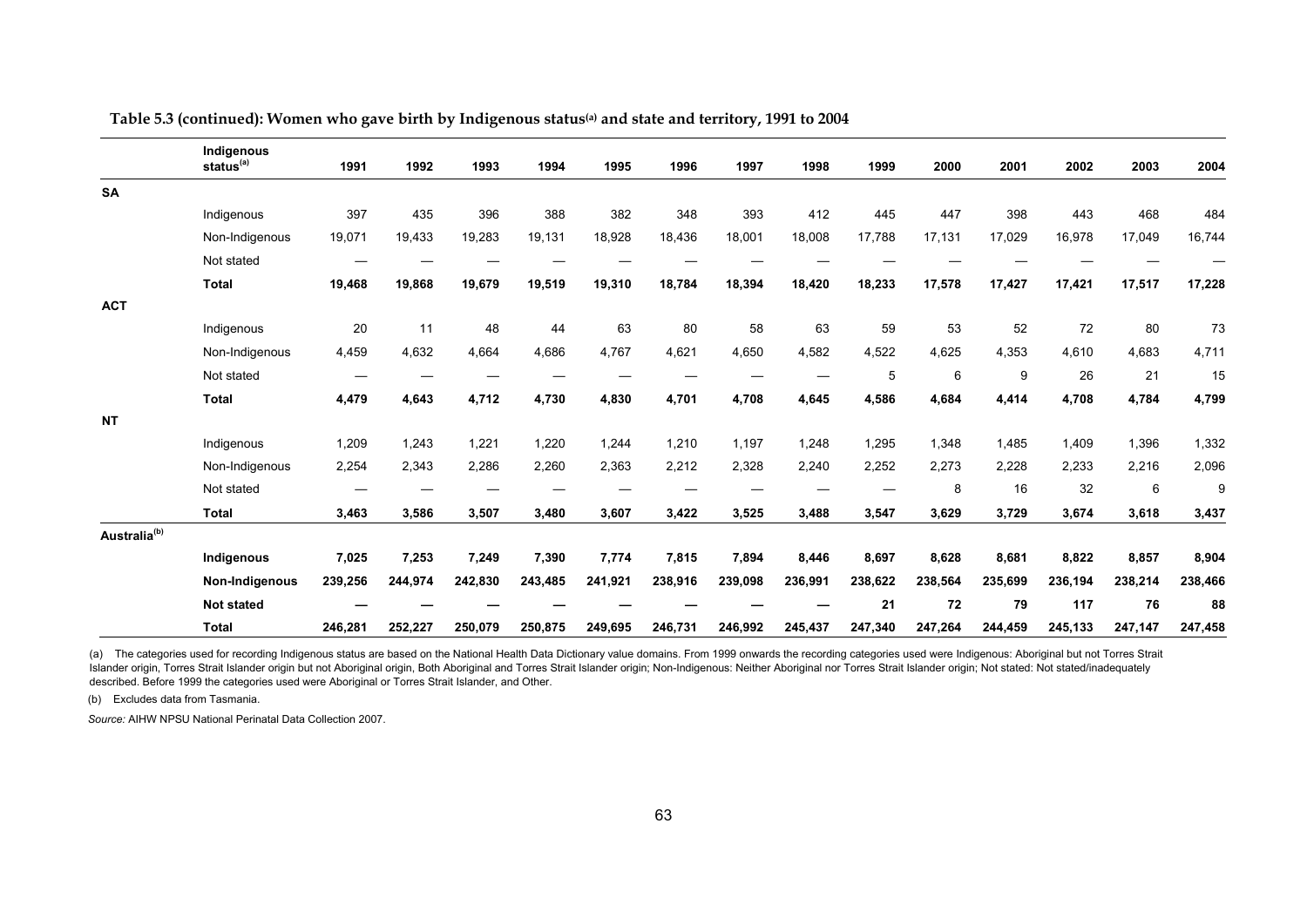**Table 5.3 (continued): Women who gave birth by Indigenous status[(a)] and state and territory, 1991 to 2004**

| | Indigenous status[(a)] | 1991 | 1992 | 1993 | 1994 | 1995 | 1996 | 1997 | 1998 | 1999 | 2000 | 2001 | 2002 | 2003 | 2004 |
|---|---|---|---|---|---|---|---|---|---|---|---|---|---|---|---|
| **SA** | | | | | | | | | | | | | | | |
| | Indigenous | 397 | 435 | 396 | 388 | 382 | 348 | 393 | 412 | 445 | 447 | 398 | 443 | 468 | 484 |
| | Non-Indigenous | 19,071 | 19,433 | 19,283 | 19,131 | 18,928 | 18,436 | 18,001 | 18,008 | 17,788 | 17,131 | 17,029 | 16,978 | 17,049 | 16,744 |
| | Not stated | — | — | — | — | — | — | — | — | — | — | — | — | — | — |
| | **Total** | **19,468** | **19,868** | **19,679** | **19,519** | **19,310** | **18,784** | **18,394** | **18,420** | **18,233** | **17,578** | **17,427** | **17,421** | **17,517** | **17,228** |
| **ACT** | | | | | | | | | | | | | | | |
| | Indigenous | 20 | 11 | 48 | 44 | 63 | 80 | 58 | 63 | 59 | 53 | 52 | 72 | 80 | 73 |
| | Non-Indigenous | 4,459 | 4,632 | 4,664 | 4,686 | 4,767 | 4,621 | 4,650 | 4,582 | 4,522 | 4,625 | 4,353 | 4,610 | 4,683 | 4,711 |
| | Not stated | — | — | — | — | — | — | — | — | 5 | 6 | 9 | 26 | 21 | 15 |
| | **Total** | **4,479** | **4,643** | **4,712** | **4,730** | **4,830** | **4,701** | **4,708** | **4,645** | **4,586** | **4,684** | **4,414** | **4,708** | **4,784** | **4,799** |
| **NT** | | | | | | | | | | | | | | | |
| | Indigenous | 1,209 | 1,243 | 1,221 | 1,220 | 1,244 | 1,210 | 1,197 | 1,248 | 1,295 | 1,348 | 1,485 | 1,409 | 1,396 | 1,332 |
| | Non-Indigenous | 2,254 | 2,343 | 2,286 | 2,260 | 2,363 | 2,212 | 2,328 | 2,240 | 2,252 | 2,273 | 2,228 | 2,233 | 2,216 | 2,096 |
| | Not stated | — | — | — | — | — | — | — | — | — | 8 | 16 | 32 | 6 | 9 |
| | **Total** | **3,463** | **3,586** | **3,507** | **3,480** | **3,607** | **3,422** | **3,525** | **3,488** | **3,547** | **3,629** | **3,729** | **3,674** | **3,618** | **3,437** |
| **Australia[(b)]** | | | | | | | | | | | | | | | |
| | **Indigenous** | **7,025** | **7,253** | **7,249** | **7,390** | **7,774** | **7,815** | **7,894** | **8,446** | **8,697** | **8,628** | **8,681** | **8,822** | **8,857** | **8,904** |
| | **Non-Indigenous** | **239,256** | **244,974** | **242,830** | **243,485** | **241,921** | **238,916** | **239,098** | **236,991** | **238,622** | **238,564** | **235,699** | **236,194** | **238,214** | **238,466** |
| | **Not stated** | **—** | **—** | **—** | **—** | **—** | **—** | **—** | **—** | **21** | **72** | **79** | **117** | **76** | **88** |
| | **Total** | **246,281** | **252,227** | **250,079** | **250,875** | **249,695** | **246,731** | **246,992** | **245,437** | **247,340** | **247,264** | **244,459** | **245,133** | **247,147** | **247,458** |

(a) The categories used for recording Indigenous status are based on the National Health Data Dictionary value domains. From 1999 onwards the recording categories used were Indigenous: Aboriginal but not Torres Strait Islander origin, Torres Strait Islander origin but not Aboriginal origin, Both Aboriginal and Torres Strait Islander origin; Non-Indigenous: Neither Aboriginal nor Torres Strait Islander origin; Not stated: Not stated/inadequately described. Before 1999 the categories used were Aboriginal or Torres Strait Islander, and Other.

(b) Excludes data from Tasmania.

*Source:* AIHW NPSU National Perinatal Data Collection 2007.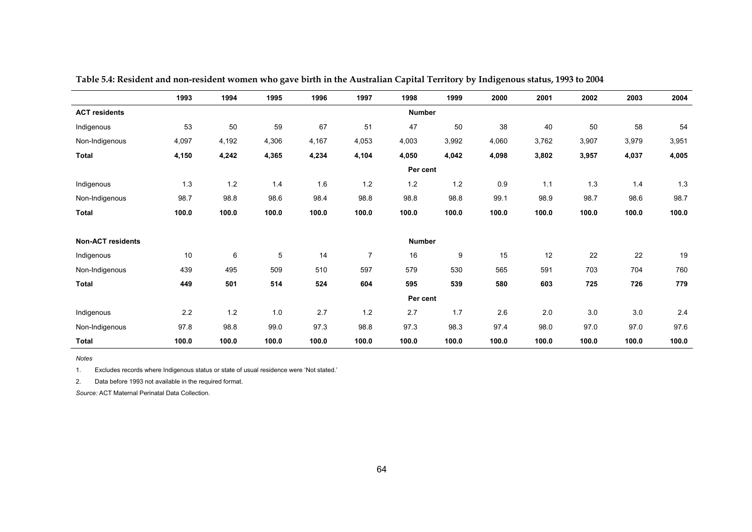**Table 5.4: Resident and non-resident women who gave birth in the Australian Capital Territory by Indigenous status, 1993 to 2004**

| | 1993 | 1994 | 1995 | 1996 | 1997 | 1998 | 1999 | 2000 | 2001 | 2002 | 2003 | 2004 |
|---|---|---|---|---|---|---|---|---|---|---|---|---|
| **ACT residents** | | | | | | **Number** | | | | | | |
| Indigenous | 53 | 50 | 59 | 67 | 51 | 47 | 50 | 38 | 40 | 50 | 58 | 54 |
| Non-Indigenous | 4,097 | 4,192 | 4,306 | 4,167 | 4,053 | 4,003 | 3,992 | 4,060 | 3,762 | 3,907 | 3,979 | 3,951 |
| **Total** | **4,150** | **4,242** | **4,365** | **4,234** | **4,104** | **4,050** | **4,042** | **4,098** | **3,802** | **3,957** | **4,037** | **4,005** |
| | | | | | | **Per cent** | | | | | | |
| Indigenous | 1.3 | 1.2 | 1.4 | 1.6 | 1.2 | 1.2 | 1.2 | 0.9 | 1.1 | 1.3 | 1.4 | 1.3 |
| Non-Indigenous | 98.7 | 98.8 | 98.6 | 98.4 | 98.8 | 98.8 | 98.8 | 99.1 | 98.9 | 98.7 | 98.6 | 98.7 |
| **Total** | **100.0** | **100.0** | **100.0** | **100.0** | **100.0** | **100.0** | **100.0** | **100.0** | **100.0** | **100.0** | **100.0** | **100.0** |
| **Non-ACT residents** | | | | | | **Number** | | | | | | |
| Indigenous | 10 | 6 | 5 | 14 | 7 | 16 | 9 | 15 | 12 | 22 | 22 | 19 |
| Non-Indigenous | 439 | 495 | 509 | 510 | 597 | 579 | 530 | 565 | 591 | 703 | 704 | 760 |
| **Total** | **449** | **501** | **514** | **524** | **604** | **595** | **539** | **580** | **603** | **725** | **726** | **779** |
| | | | | | | **Per cent** | | | | | | |
| Indigenous | 2.2 | 1.2 | 1.0 | 2.7 | 1.2 | 2.7 | 1.7 | 2.6 | 2.0 | 3.0 | 3.0 | 2.4 |
| Non-Indigenous | 97.8 | 98.8 | 99.0 | 97.3 | 98.8 | 97.3 | 98.3 | 97.4 | 98.0 | 97.0 | 97.0 | 97.6 |
| **Total** | **100.0** | **100.0** | **100.0** | **100.0** | **100.0** | **100.0** | **100.0** | **100.0** | **100.0** | **100.0** | **100.0** | **100.0** |

*Notes*

1. Excludes records where Indigenous status or state of usual residence were 'Not stated.'
2. Data before 1993 not available in the required format.

*Source:* ACT Maternal Perinatal Data Collection.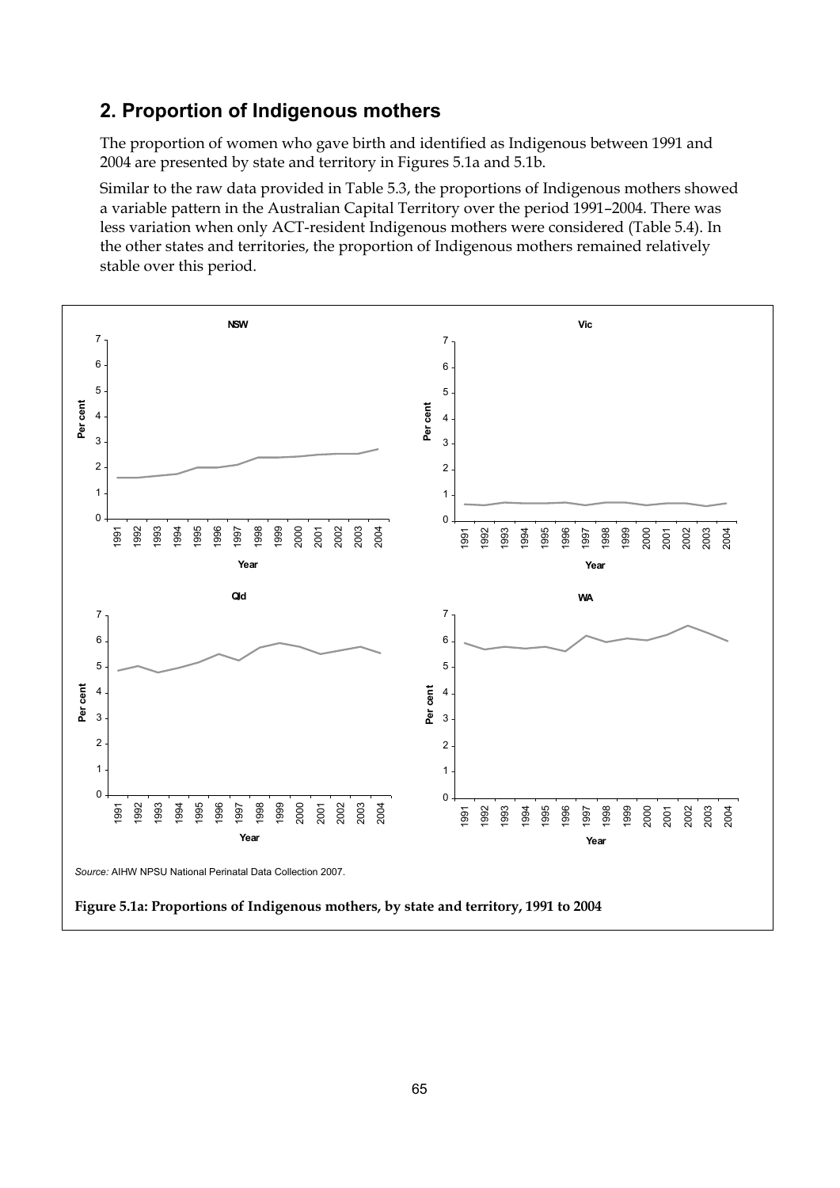## 2. Proportion of Indigenous mothers

The proportion of women who gave birth and identified as Indigenous between 1991 and 2004 are presented by state and territory in Figures 5.1a and 5.1b.

Similar to the raw data provided in Table 5.3, the proportions of Indigenous mothers showed a variable pattern in the Australian Capital Territory over the period 1991–2004. There was less variation when only ACT-resident Indigenous mothers were considered (Table 5.4). In the other states and territories, the proportion of Indigenous mothers remained relatively stable over this period.

*Source:* AIHW NPSU National Perinatal Data Collection 2007.

**Figure 5.1a: Proportions of Indigenous mothers, by state and territory, 1991 to 2004**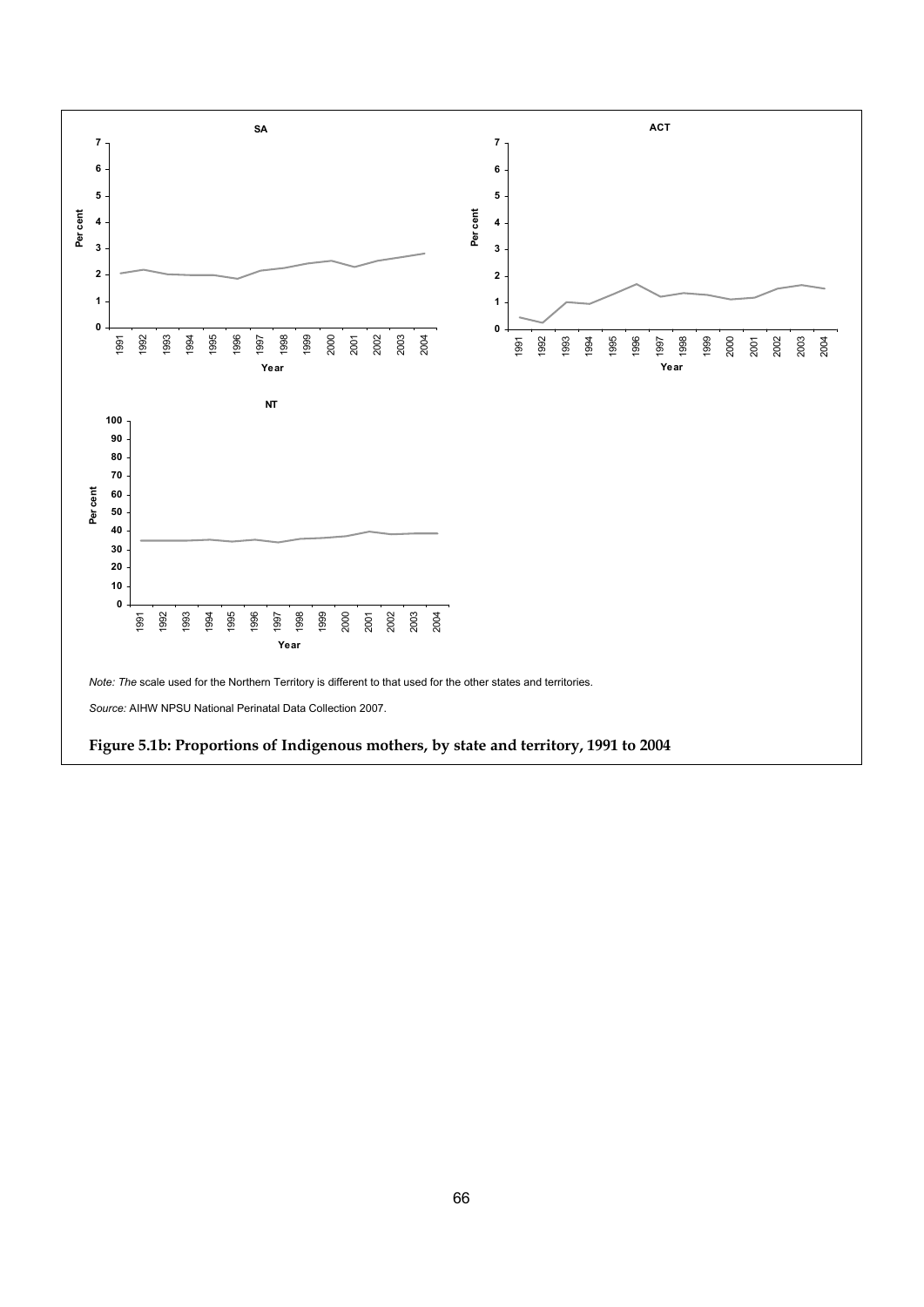*Note: The* scale used for the Northern Territory is different to that used for the other states and territories.

*Source:* AIHW NPSU National Perinatal Data Collection 2007.

**Figure 5.1b: Proportions of Indigenous mothers, by state and territory, 1991 to 2004**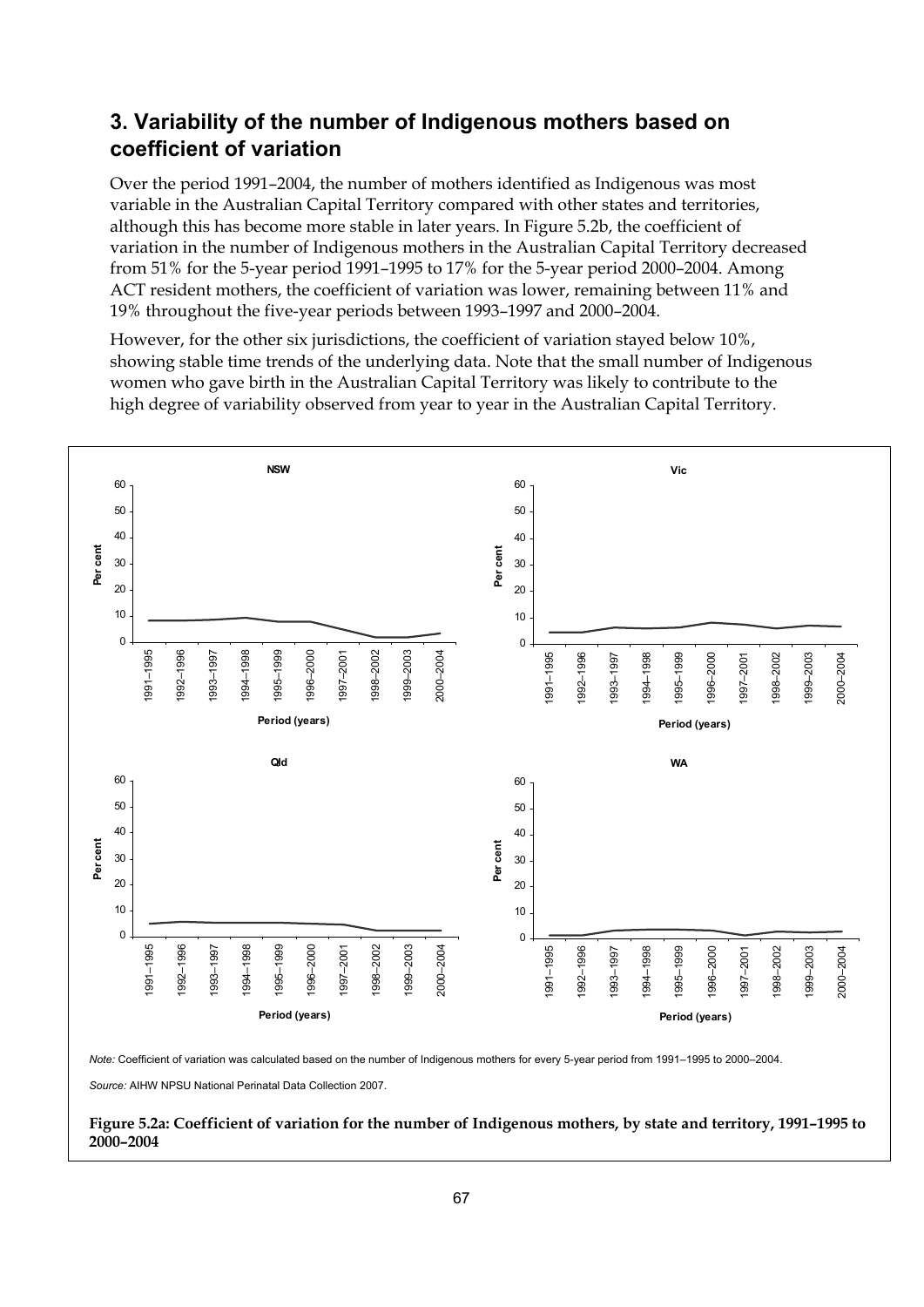## 3. Variability of the number of Indigenous mothers based on coefficient of variation

Over the period 1991–2004, the number of mothers identified as Indigenous was most variable in the Australian Capital Territory compared with other states and territories, although this has become more stable in later years. In Figure 5.2b, the coefficient of variation in the number of Indigenous mothers in the Australian Capital Territory decreased from 51% for the 5-year period 1991–1995 to 17% for the 5-year period 2000–2004. Among ACT resident mothers, the coefficient of variation was lower, remaining between 11% and 19% throughout the five-year periods between 1993–1997 and 2000–2004.

However, for the other six jurisdictions, the coefficient of variation stayed below 10%, showing stable time trends of the underlying data. Note that the small number of Indigenous women who gave birth in the Australian Capital Territory was likely to contribute to the high degree of variability observed from year to year in the Australian Capital Territory.

*Note:* Coefficient of variation was calculated based on the number of Indigenous mothers for every 5-year period from 1991–1995 to 2000–2004.

*Source:* AIHW NPSU National Perinatal Data Collection 2007.

**Figure 5.2a: Coefficient of variation for the number of Indigenous mothers, by state and territory, 1991–1995 to 2000–2004**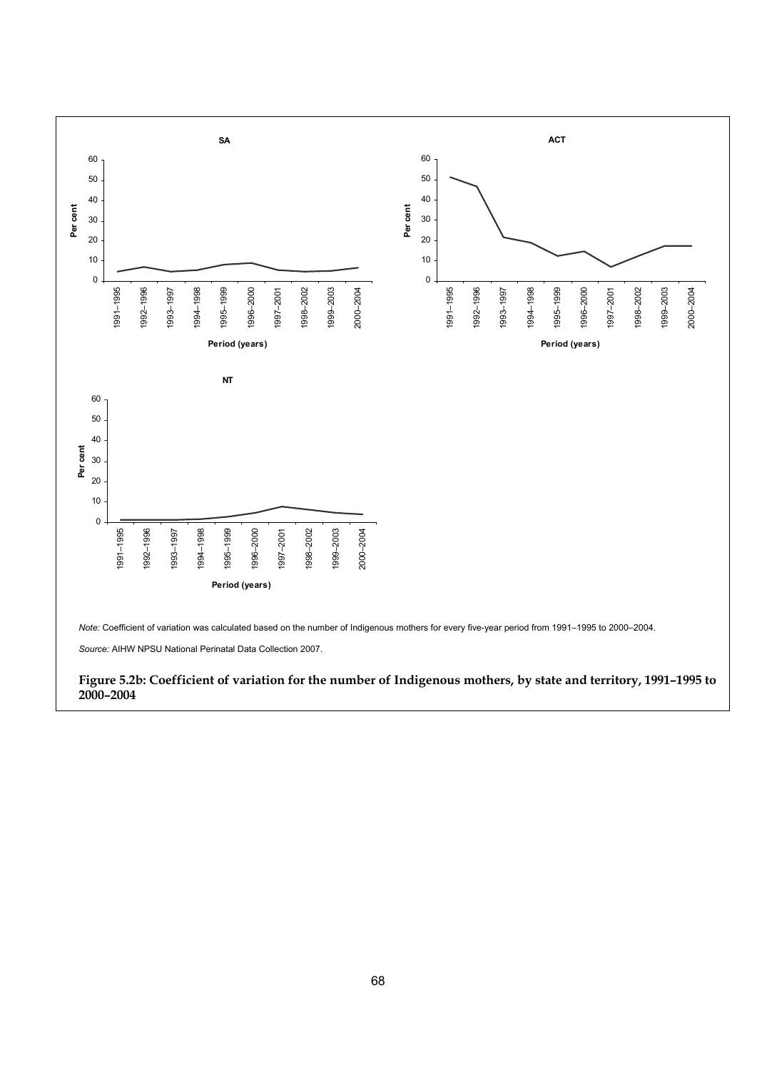SA

ACT

NT

*Note:* Coefficient of variation was calculated based on the number of Indigenous mothers for every five-year period from 1991–1995 to 2000–2004.

*Source:* AIHW NPSU National Perinatal Data Collection 2007.

**Figure 5.2b: Coefficient of variation for the number of Indigenous mothers, by state and territory, 1991–1995 to 2000–2004**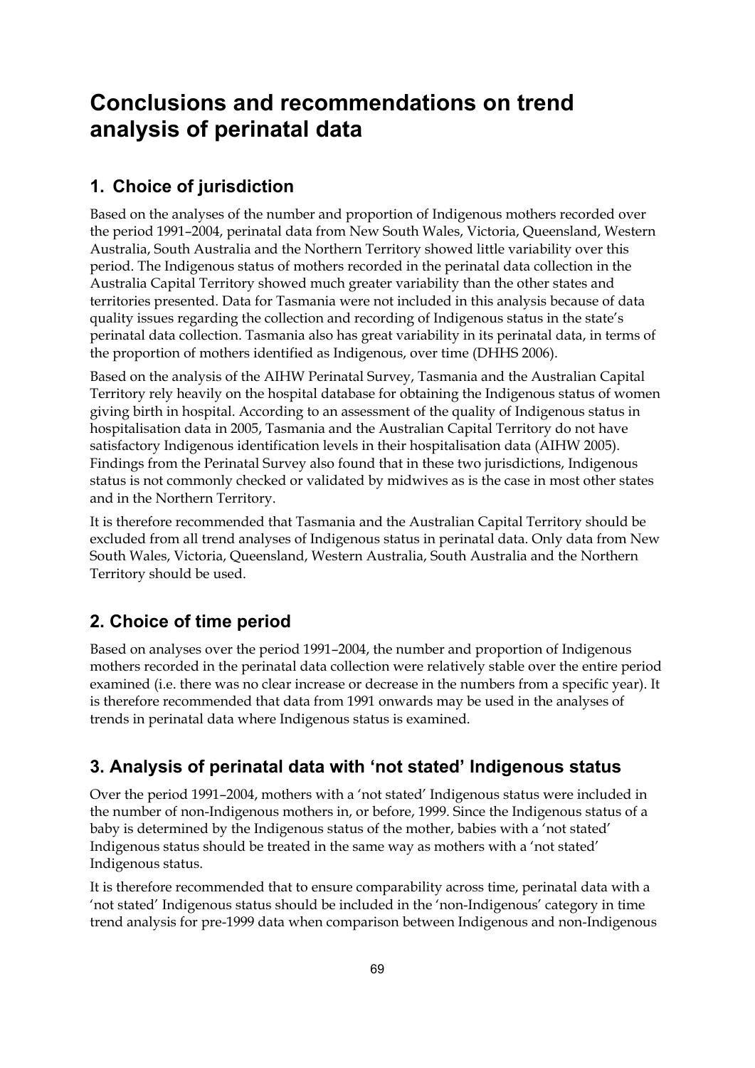# Conclusions and recommendations on trend analysis of perinatal data

## 1. Choice of jurisdiction

Based on the analyses of the number and proportion of Indigenous mothers recorded over the period 1991–2004, perinatal data from New South Wales, Victoria, Queensland, Western Australia, South Australia and the Northern Territory showed little variability over this period. The Indigenous status of mothers recorded in the perinatal data collection in the Australia Capital Territory showed much greater variability than the other states and territories presented. Data for Tasmania were not included in this analysis because of data quality issues regarding the collection and recording of Indigenous status in the state's perinatal data collection. Tasmania also has great variability in its perinatal data, in terms of the proportion of mothers identified as Indigenous, over time (DHHS 2006).

Based on the analysis of the AIHW Perinatal Survey, Tasmania and the Australian Capital Territory rely heavily on the hospital database for obtaining the Indigenous status of women giving birth in hospital. According to an assessment of the quality of Indigenous status in hospitalisation data in 2005, Tasmania and the Australian Capital Territory do not have satisfactory Indigenous identification levels in their hospitalisation data (AIHW 2005). Findings from the Perinatal Survey also found that in these two jurisdictions, Indigenous status is not commonly checked or validated by midwives as is the case in most other states and in the Northern Territory.

It is therefore recommended that Tasmania and the Australian Capital Territory should be excluded from all trend analyses of Indigenous status in perinatal data. Only data from New South Wales, Victoria, Queensland, Western Australia, South Australia and the Northern Territory should be used.

## 2. Choice of time period

Based on analyses over the period 1991–2004, the number and proportion of Indigenous mothers recorded in the perinatal data collection were relatively stable over the entire period examined (i.e. there was no clear increase or decrease in the numbers from a specific year). It is therefore recommended that data from 1991 onwards may be used in the analyses of trends in perinatal data where Indigenous status is examined.

## 3. Analysis of perinatal data with 'not stated' Indigenous status

Over the period 1991–2004, mothers with a 'not stated' Indigenous status were included in the number of non-Indigenous mothers in, or before, 1999. Since the Indigenous status of a baby is determined by the Indigenous status of the mother, babies with a 'not stated' Indigenous status should be treated in the same way as mothers with a 'not stated' Indigenous status.

It is therefore recommended that to ensure comparability across time, perinatal data with a 'not stated' Indigenous status should be included in the 'non-Indigenous' category in time trend analysis for pre-1999 data when comparison between Indigenous and non-Indigenous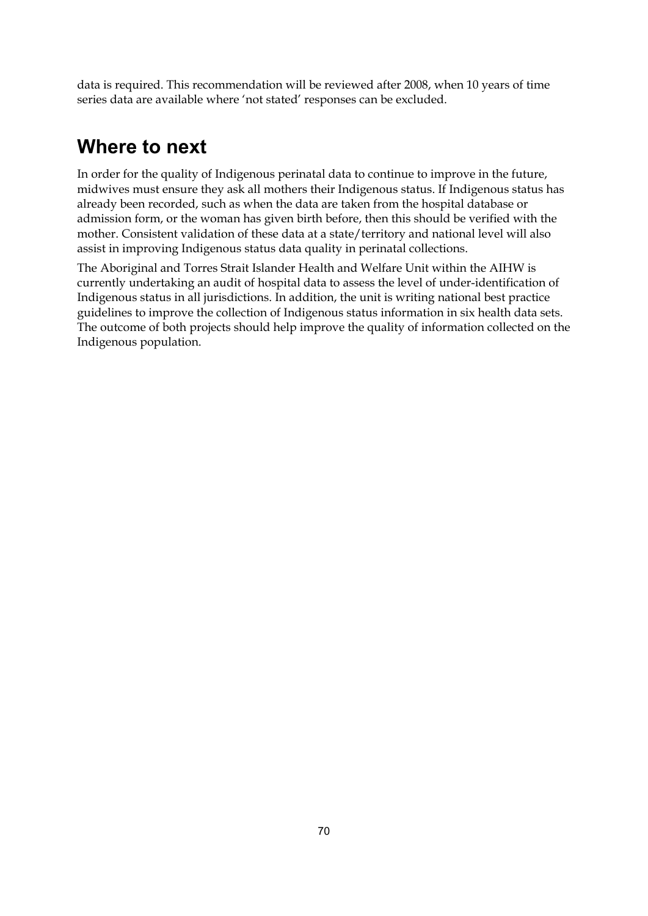data is required. This recommendation will be reviewed after 2008, when 10 years of time series data are available where 'not stated' responses can be excluded.

## Where to next

In order for the quality of Indigenous perinatal data to continue to improve in the future, midwives must ensure they ask all mothers their Indigenous status. If Indigenous status has already been recorded, such as when the data are taken from the hospital database or admission form, or the woman has given birth before, then this should be verified with the mother. Consistent validation of these data at a state/territory and national level will also assist in improving Indigenous status data quality in perinatal collections.

The Aboriginal and Torres Strait Islander Health and Welfare Unit within the AIHW is currently undertaking an audit of hospital data to assess the level of under-identification of Indigenous status in all jurisdictions. In addition, the unit is writing national best practice guidelines to improve the collection of Indigenous status information in six health data sets. The outcome of both projects should help improve the quality of information collected on the Indigenous population.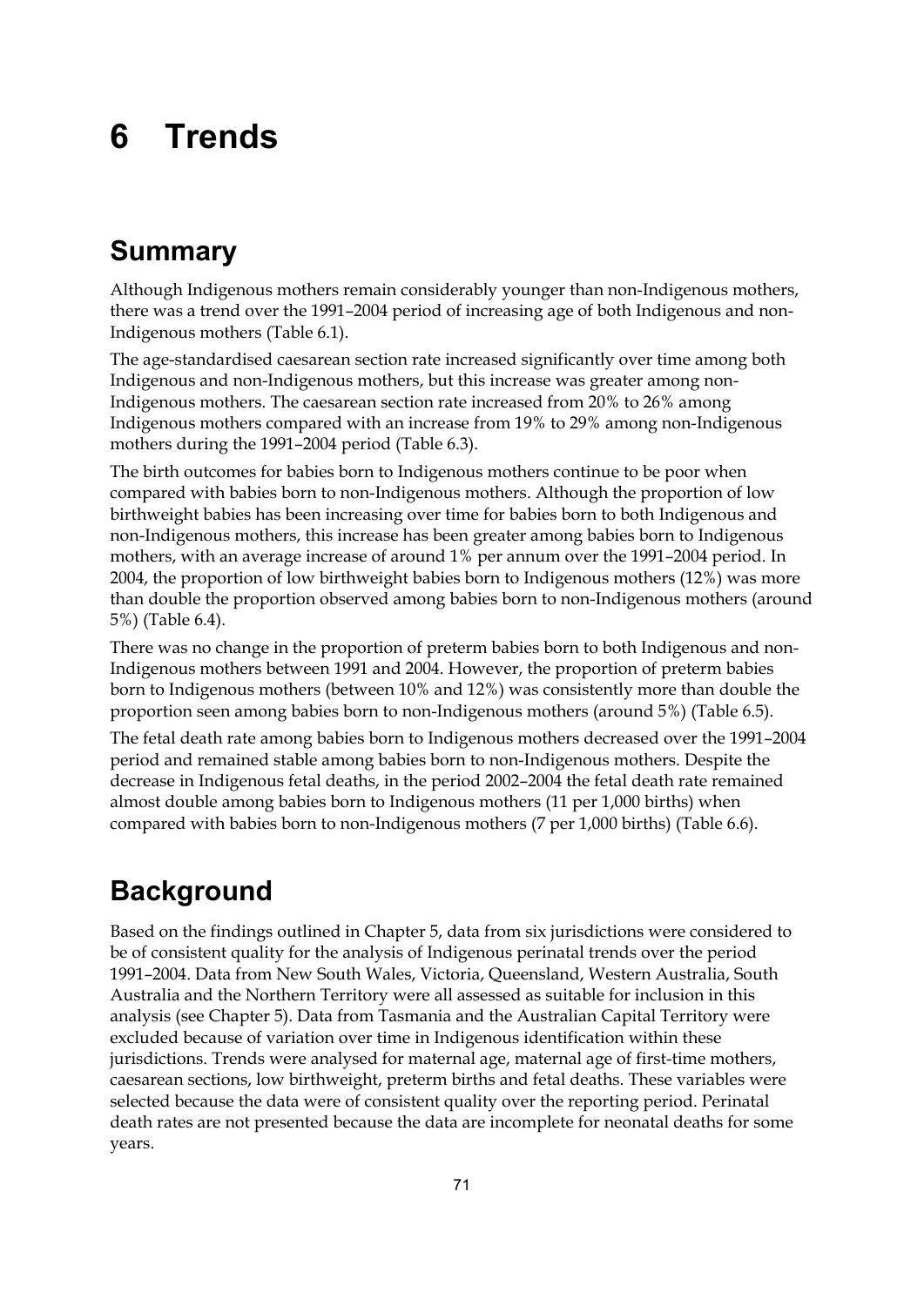# 6 Trends

## Summary

Although Indigenous mothers remain considerably younger than non-Indigenous mothers, there was a trend over the 1991–2004 period of increasing age of both Indigenous and non-Indigenous mothers (Table 6.1).

The age-standardised caesarean section rate increased significantly over time among both Indigenous and non-Indigenous mothers, but this increase was greater among non-Indigenous mothers. The caesarean section rate increased from 20% to 26% among Indigenous mothers compared with an increase from 19% to 29% among non-Indigenous mothers during the 1991–2004 period (Table 6.3).

The birth outcomes for babies born to Indigenous mothers continue to be poor when compared with babies born to non-Indigenous mothers. Although the proportion of low birthweight babies has been increasing over time for babies born to both Indigenous and non-Indigenous mothers, this increase has been greater among babies born to Indigenous mothers, with an average increase of around 1% per annum over the 1991–2004 period. In 2004, the proportion of low birthweight babies born to Indigenous mothers (12%) was more than double the proportion observed among babies born to non-Indigenous mothers (around 5%) (Table 6.4).

There was no change in the proportion of preterm babies born to both Indigenous and non-Indigenous mothers between 1991 and 2004. However, the proportion of preterm babies born to Indigenous mothers (between 10% and 12%) was consistently more than double the proportion seen among babies born to non-Indigenous mothers (around 5%) (Table 6.5).

The fetal death rate among babies born to Indigenous mothers decreased over the 1991–2004 period and remained stable among babies born to non-Indigenous mothers. Despite the decrease in Indigenous fetal deaths, in the period 2002–2004 the fetal death rate remained almost double among babies born to Indigenous mothers (11 per 1,000 births) when compared with babies born to non-Indigenous mothers (7 per 1,000 births) (Table 6.6).

## Background

Based on the findings outlined in Chapter 5, data from six jurisdictions were considered to be of consistent quality for the analysis of Indigenous perinatal trends over the period 1991–2004. Data from New South Wales, Victoria, Queensland, Western Australia, South Australia and the Northern Territory were all assessed as suitable for inclusion in this analysis (see Chapter 5). Data from Tasmania and the Australian Capital Territory were excluded because of variation over time in Indigenous identification within these jurisdictions. Trends were analysed for maternal age, maternal age of first-time mothers, caesarean sections, low birthweight, preterm births and fetal deaths. These variables were selected because the data were of consistent quality over the reporting period. Perinatal death rates are not presented because the data are incomplete for neonatal deaths for some years.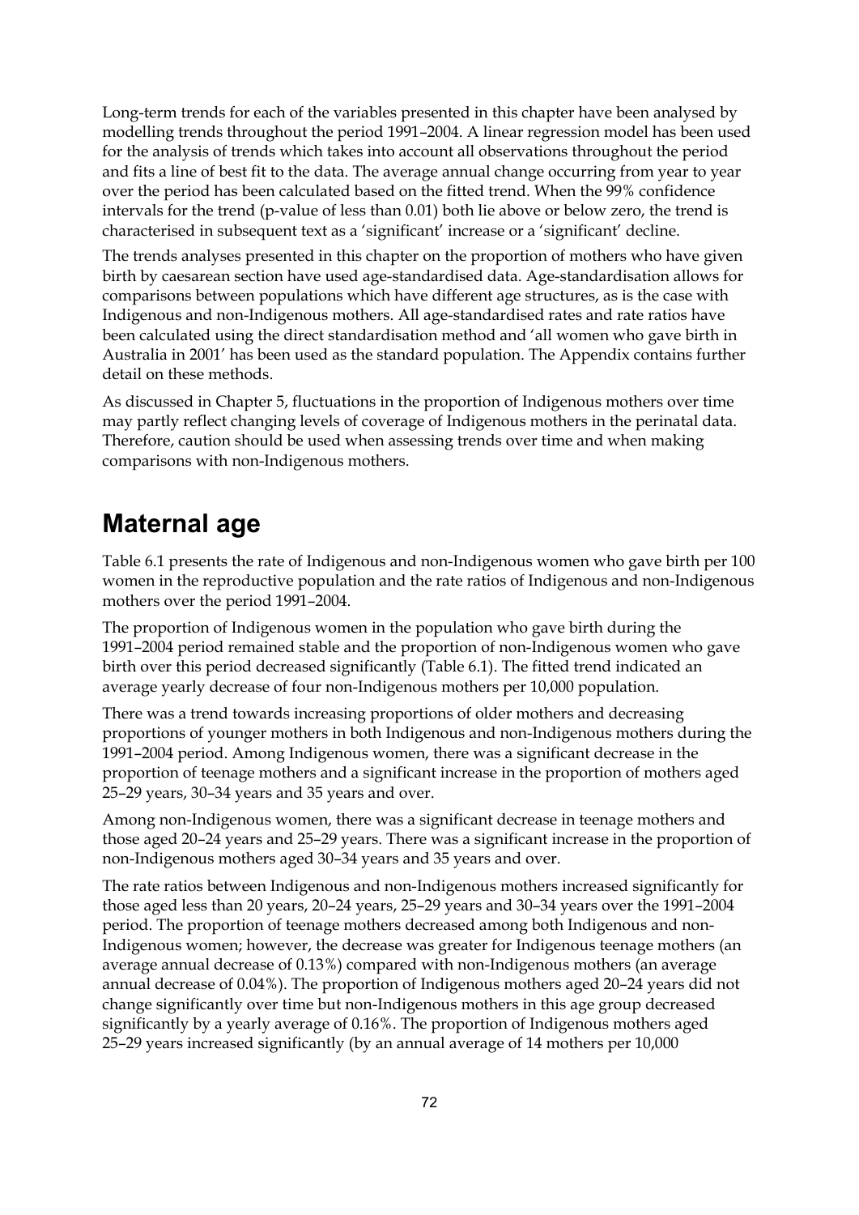Long-term trends for each of the variables presented in this chapter have been analysed by modelling trends throughout the period 1991–2004. A linear regression model has been used for the analysis of trends which takes into account all observations throughout the period and fits a line of best fit to the data. The average annual change occurring from year to year over the period has been calculated based on the fitted trend. When the 99% confidence intervals for the trend (p-value of less than 0.01) both lie above or below zero, the trend is characterised in subsequent text as a 'significant' increase or a 'significant' decline.

The trends analyses presented in this chapter on the proportion of mothers who have given birth by caesarean section have used age-standardised data. Age-standardisation allows for comparisons between populations which have different age structures, as is the case with Indigenous and non-Indigenous mothers. All age-standardised rates and rate ratios have been calculated using the direct standardisation method and 'all women who gave birth in Australia in 2001' has been used as the standard population. The Appendix contains further detail on these methods.

As discussed in Chapter 5, fluctuations in the proportion of Indigenous mothers over time may partly reflect changing levels of coverage of Indigenous mothers in the perinatal data. Therefore, caution should be used when assessing trends over time and when making comparisons with non-Indigenous mothers.

## Maternal age

Table 6.1 presents the rate of Indigenous and non-Indigenous women who gave birth per 100 women in the reproductive population and the rate ratios of Indigenous and non-Indigenous mothers over the period 1991–2004.

The proportion of Indigenous women in the population who gave birth during the 1991–2004 period remained stable and the proportion of non-Indigenous women who gave birth over this period decreased significantly (Table 6.1). The fitted trend indicated an average yearly decrease of four non-Indigenous mothers per 10,000 population.

There was a trend towards increasing proportions of older mothers and decreasing proportions of younger mothers in both Indigenous and non-Indigenous mothers during the 1991–2004 period. Among Indigenous women, there was a significant decrease in the proportion of teenage mothers and a significant increase in the proportion of mothers aged 25–29 years, 30–34 years and 35 years and over.

Among non-Indigenous women, there was a significant decrease in teenage mothers and those aged 20–24 years and 25–29 years. There was a significant increase in the proportion of non-Indigenous mothers aged 30–34 years and 35 years and over.

The rate ratios between Indigenous and non-Indigenous mothers increased significantly for those aged less than 20 years, 20–24 years, 25–29 years and 30–34 years over the 1991–2004 period. The proportion of teenage mothers decreased among both Indigenous and non-Indigenous women; however, the decrease was greater for Indigenous teenage mothers (an average annual decrease of 0.13%) compared with non-Indigenous mothers (an average annual decrease of 0.04%). The proportion of Indigenous mothers aged 20–24 years did not change significantly over time but non-Indigenous mothers in this age group decreased significantly by a yearly average of 0.16%. The proportion of Indigenous mothers aged 25–29 years increased significantly (by an annual average of 14 mothers per 10,000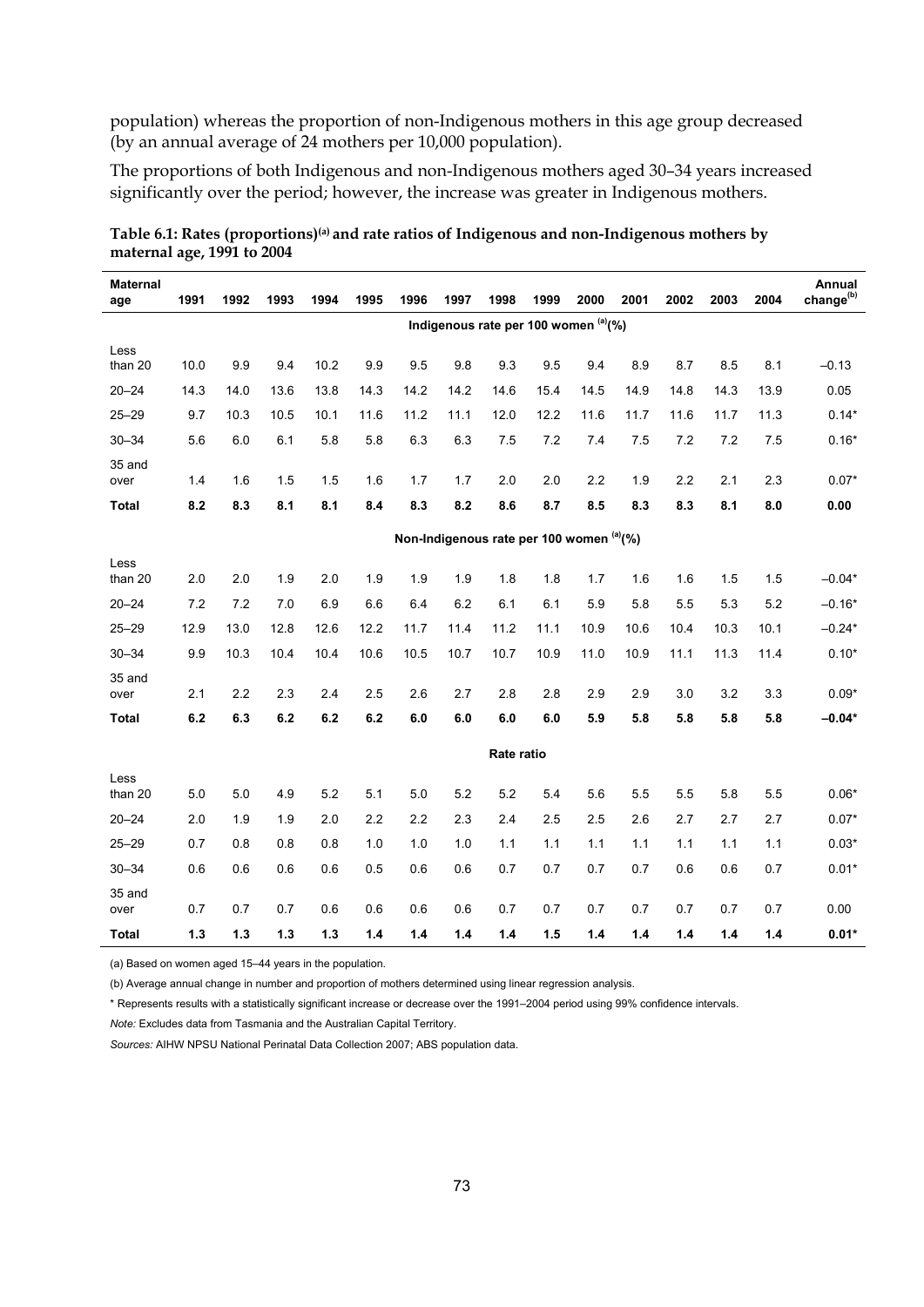population) whereas the proportion of non-Indigenous mothers in this age group decreased (by an annual average of 24 mothers per 10,000 population).

The proportions of both Indigenous and non-Indigenous mothers aged 30–34 years increased significantly over the period; however, the increase was greater in Indigenous mothers.

**Table 6.1: Rates (proportions)[(a)] and rate ratios of Indigenous and non-Indigenous mothers by maternal age, 1991 to 2004**

| Maternal age | 1991 | 1992 | 1993 | 1994 | 1995 | 1996 | 1997 | 1998 | 1999 | 2000 | 2001 | 2002 | 2003 | 2004 | Annual change[(b)] |
|---|---|---|---|---|---|---|---|---|---|---|---|---|---|---|---|
| | **Indigenous rate per 100 women [(a)](%)** | | | | | | | | | | | | | | |
| Less than 20 | 10.0 | 9.9 | 9.4 | 10.2 | 9.9 | 9.5 | 9.8 | 9.3 | 9.5 | 9.4 | 8.9 | 8.7 | 8.5 | 8.1 | –0.13 |
| 20–24 | 14.3 | 14.0 | 13.6 | 13.8 | 14.3 | 14.2 | 14.2 | 14.6 | 15.4 | 14.5 | 14.9 | 14.8 | 14.3 | 13.9 | 0.05 |
| 25–29 | 9.7 | 10.3 | 10.5 | 10.1 | 11.6 | 11.2 | 11.1 | 12.0 | 12.2 | 11.6 | 11.7 | 11.6 | 11.7 | 11.3 | 0.14* |
| 30–34 | 5.6 | 6.0 | 6.1 | 5.8 | 5.8 | 6.3 | 6.3 | 7.5 | 7.2 | 7.4 | 7.5 | 7.2 | 7.2 | 7.5 | 0.16* |
| 35 and over | 1.4 | 1.6 | 1.5 | 1.5 | 1.6 | 1.7 | 1.7 | 2.0 | 2.0 | 2.2 | 1.9 | 2.2 | 2.1 | 2.3 | 0.07* |
| **Total** | **8.2** | **8.3** | **8.1** | **8.1** | **8.4** | **8.3** | **8.2** | **8.6** | **8.7** | **8.5** | **8.3** | **8.3** | **8.1** | **8.0** | **0.00** |
| | **Non-Indigenous rate per 100 women [(a)](%)** | | | | | | | | | | | | | | |
| Less than 20 | 2.0 | 2.0 | 1.9 | 2.0 | 1.9 | 1.9 | 1.9 | 1.8 | 1.8 | 1.7 | 1.6 | 1.6 | 1.5 | 1.5 | –0.04* |
| 20–24 | 7.2 | 7.2 | 7.0 | 6.9 | 6.6 | 6.4 | 6.2 | 6.1 | 6.1 | 5.9 | 5.8 | 5.5 | 5.3 | 5.2 | –0.16* |
| 25–29 | 12.9 | 13.0 | 12.8 | 12.6 | 12.2 | 11.7 | 11.4 | 11.2 | 11.1 | 10.9 | 10.6 | 10.4 | 10.3 | 10.1 | –0.24* |
| 30–34 | 9.9 | 10.3 | 10.4 | 10.4 | 10.6 | 10.5 | 10.7 | 10.7 | 10.9 | 11.0 | 10.9 | 11.1 | 11.3 | 11.4 | 0.10* |
| 35 and over | 2.1 | 2.2 | 2.3 | 2.4 | 2.5 | 2.6 | 2.7 | 2.8 | 2.8 | 2.9 | 2.9 | 3.0 | 3.2 | 3.3 | 0.09* |
| **Total** | **6.2** | **6.3** | **6.2** | **6.2** | **6.2** | **6.0** | **6.0** | **6.0** | **6.0** | **5.9** | **5.8** | **5.8** | **5.8** | **5.8** | **–0.04*** |
| | **Rate ratio** | | | | | | | | | | | | | | |
| Less than 20 | 5.0 | 5.0 | 4.9 | 5.2 | 5.1 | 5.0 | 5.2 | 5.2 | 5.4 | 5.6 | 5.5 | 5.5 | 5.8 | 5.5 | 0.06* |
| 20–24 | 2.0 | 1.9 | 1.9 | 2.0 | 2.2 | 2.2 | 2.3 | 2.4 | 2.5 | 2.5 | 2.6 | 2.7 | 2.7 | 2.7 | 0.07* |
| 25–29 | 0.7 | 0.8 | 0.8 | 0.8 | 1.0 | 1.0 | 1.0 | 1.1 | 1.1 | 1.1 | 1.1 | 1.1 | 1.1 | 1.1 | 0.03* |
| 30–34 | 0.6 | 0.6 | 0.6 | 0.6 | 0.5 | 0.6 | 0.6 | 0.7 | 0.7 | 0.7 | 0.7 | 0.6 | 0.6 | 0.7 | 0.01* |
| 35 and over | 0.7 | 0.7 | 0.7 | 0.6 | 0.6 | 0.6 | 0.6 | 0.7 | 0.7 | 0.7 | 0.7 | 0.7 | 0.7 | 0.7 | 0.00 |
| **Total** | **1.3** | **1.3** | **1.3** | **1.3** | **1.4** | **1.4** | **1.4** | **1.4** | **1.5** | **1.4** | **1.4** | **1.4** | **1.4** | **1.4** | **0.01*** |

(a) Based on women aged 15–44 years in the population.

(b) Average annual change in number and proportion of mothers determined using linear regression analysis.

* Represents results with a statistically significant increase or decrease over the 1991–2004 period using 99% confidence intervals.

*Note:* Excludes data from Tasmania and the Australian Capital Territory.

*Sources:* AIHW NPSU National Perinatal Data Collection 2007; ABS population data.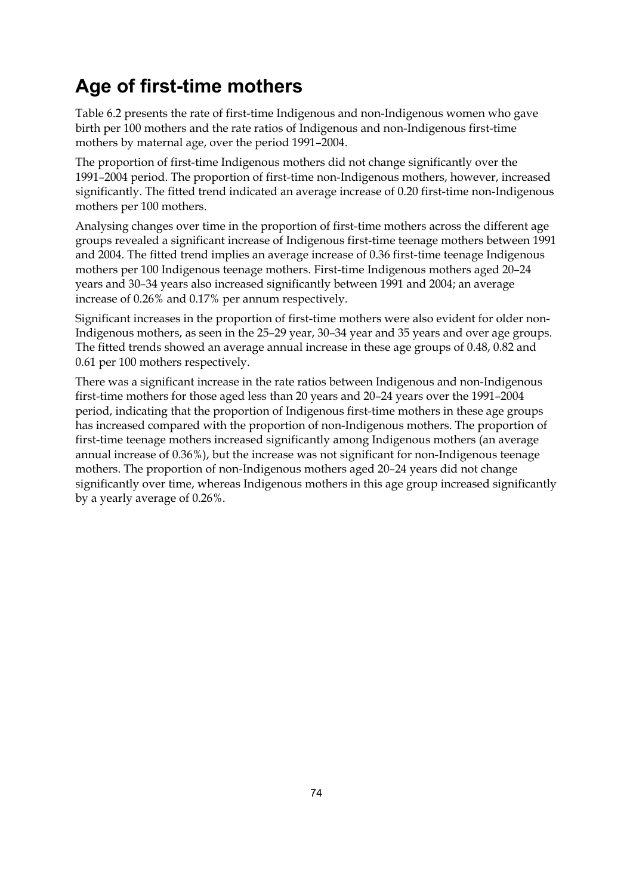## Age of first-time mothers

Table 6.2 presents the rate of first-time Indigenous and non-Indigenous women who gave birth per 100 mothers and the rate ratios of Indigenous and non-Indigenous first-time mothers by maternal age, over the period 1991–2004.

The proportion of first-time Indigenous mothers did not change significantly over the 1991–2004 period. The proportion of first-time non-Indigenous mothers, however, increased significantly. The fitted trend indicated an average increase of 0.20 first-time non-Indigenous mothers per 100 mothers.

Analysing changes over time in the proportion of first-time mothers across the different age groups revealed a significant increase of Indigenous first-time teenage mothers between 1991 and 2004. The fitted trend implies an average increase of 0.36 first-time teenage Indigenous mothers per 100 Indigenous teenage mothers. First-time Indigenous mothers aged 20–24 years and 30–34 years also increased significantly between 1991 and 2004; an average increase of 0.26% and 0.17% per annum respectively.

Significant increases in the proportion of first-time mothers were also evident for older non-Indigenous mothers, as seen in the 25–29 year, 30–34 year and 35 years and over age groups. The fitted trends showed an average annual increase in these age groups of 0.48, 0.82 and 0.61 per 100 mothers respectively.

There was a significant increase in the rate ratios between Indigenous and non-Indigenous first-time mothers for those aged less than 20 years and 20–24 years over the 1991–2004 period, indicating that the proportion of Indigenous first-time mothers in these age groups has increased compared with the proportion of non-Indigenous mothers. The proportion of first-time teenage mothers increased significantly among Indigenous mothers (an average annual increase of 0.36%), but the increase was not significant for non-Indigenous teenage mothers. The proportion of non-Indigenous mothers aged 20–24 years did not change significantly over time, whereas Indigenous mothers in this age group increased significantly by a yearly average of 0.26%.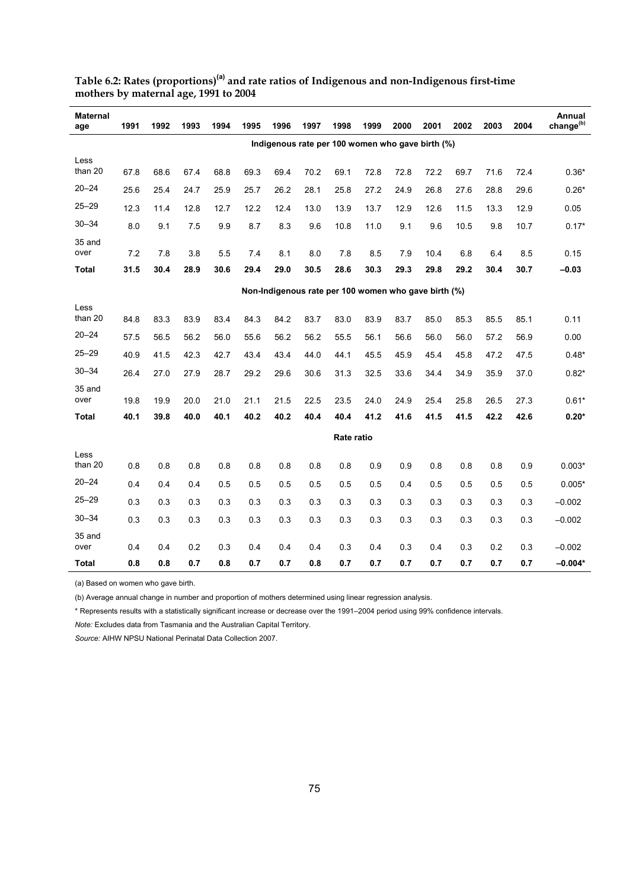**Table 6.2: Rates (proportions)[(a)] and rate ratios of Indigenous and non-Indigenous first-time mothers by maternal age, 1991 to 2004**

| Maternal age | 1991 | 1992 | 1993 | 1994 | 1995 | 1996 | 1997 | 1998 | 1999 | 2000 | 2001 | 2002 | 2003 | 2004 | Annual change[(b)] |
|---|---|---|---|---|---|---|---|---|---|---|---|---|---|---|---|
| | | | | | | | Indigenous rate per 100 women who gave birth (%) | | | | | | | | |
| Less than 20 | 67.8 | 68.6 | 67.4 | 68.8 | 69.3 | 69.4 | 70.2 | 69.1 | 72.8 | 72.8 | 72.2 | 69.7 | 71.6 | 72.4 | 0.36* |
| 20–24 | 25.6 | 25.4 | 24.7 | 25.9 | 25.7 | 26.2 | 28.1 | 25.8 | 27.2 | 24.9 | 26.8 | 27.6 | 28.8 | 29.6 | 0.26* |
| 25–29 | 12.3 | 11.4 | 12.8 | 12.7 | 12.2 | 12.4 | 13.0 | 13.9 | 13.7 | 12.9 | 12.6 | 11.5 | 13.3 | 12.9 | 0.05 |
| 30–34 | 8.0 | 9.1 | 7.5 | 9.9 | 8.7 | 8.3 | 9.6 | 10.8 | 11.0 | 9.1 | 9.6 | 10.5 | 9.8 | 10.7 | 0.17* |
| 35 and over | 7.2 | 7.8 | 3.8 | 5.5 | 7.4 | 8.1 | 8.0 | 7.8 | 8.5 | 7.9 | 10.4 | 6.8 | 6.4 | 8.5 | 0.15 |
| **Total** | **31.5** | **30.4** | **28.9** | **30.6** | **29.4** | **29.0** | **30.5** | **28.6** | **30.3** | **29.3** | **29.8** | **29.2** | **30.4** | **30.7** | **–0.03** |
| | | | | | | | Non-Indigenous rate per 100 women who gave birth (%) | | | | | | | | |
| Less than 20 | 84.8 | 83.3 | 83.9 | 83.4 | 84.3 | 84.2 | 83.7 | 83.0 | 83.9 | 83.7 | 85.0 | 85.3 | 85.5 | 85.1 | 0.11 |
| 20–24 | 57.5 | 56.5 | 56.2 | 56.0 | 55.6 | 56.2 | 56.2 | 55.5 | 56.1 | 56.6 | 56.0 | 56.0 | 57.2 | 56.9 | 0.00 |
| 25–29 | 40.9 | 41.5 | 42.3 | 42.7 | 43.4 | 43.4 | 44.0 | 44.1 | 45.5 | 45.9 | 45.4 | 45.8 | 47.2 | 47.5 | 0.48* |
| 30–34 | 26.4 | 27.0 | 27.9 | 28.7 | 29.2 | 29.6 | 30.6 | 31.3 | 32.5 | 33.6 | 34.4 | 34.9 | 35.9 | 37.0 | 0.82* |
| 35 and over | 19.8 | 19.9 | 20.0 | 21.0 | 21.1 | 21.5 | 22.5 | 23.5 | 24.0 | 24.9 | 25.4 | 25.8 | 26.5 | 27.3 | 0.61* |
| **Total** | **40.1** | **39.8** | **40.0** | **40.1** | **40.2** | **40.2** | **40.4** | **40.4** | **41.2** | **41.6** | **41.5** | **41.5** | **42.2** | **42.6** | **0.20*** |
| | | | | | | | | Rate ratio | | | | | | | |
| Less than 20 | 0.8 | 0.8 | 0.8 | 0.8 | 0.8 | 0.8 | 0.8 | 0.8 | 0.9 | 0.9 | 0.8 | 0.8 | 0.8 | 0.9 | 0.003* |
| 20–24 | 0.4 | 0.4 | 0.4 | 0.5 | 0.5 | 0.5 | 0.5 | 0.5 | 0.5 | 0.4 | 0.5 | 0.5 | 0.5 | 0.5 | 0.005* |
| 25–29 | 0.3 | 0.3 | 0.3 | 0.3 | 0.3 | 0.3 | 0.3 | 0.3 | 0.3 | 0.3 | 0.3 | 0.3 | 0.3 | 0.3 | –0.002 |
| 30–34 | 0.3 | 0.3 | 0.3 | 0.3 | 0.3 | 0.3 | 0.3 | 0.3 | 0.3 | 0.3 | 0.3 | 0.3 | 0.3 | 0.3 | –0.002 |
| 35 and over | 0.4 | 0.4 | 0.2 | 0.3 | 0.4 | 0.4 | 0.4 | 0.3 | 0.4 | 0.3 | 0.4 | 0.3 | 0.2 | 0.3 | –0.002 |
| **Total** | **0.8** | **0.8** | **0.7** | **0.8** | **0.7** | **0.7** | **0.8** | **0.7** | **0.7** | **0.7** | **0.7** | **0.7** | **0.7** | **0.7** | **–0.004*** |

(a) Based on women who gave birth.

(b) Average annual change in number and proportion of mothers determined using linear regression analysis.

* Represents results with a statistically significant increase or decrease over the 1991–2004 period using 99% confidence intervals.

*Note:* Excludes data from Tasmania and the Australian Capital Territory.

*Source:* AIHW NPSU National Perinatal Data Collection 2007.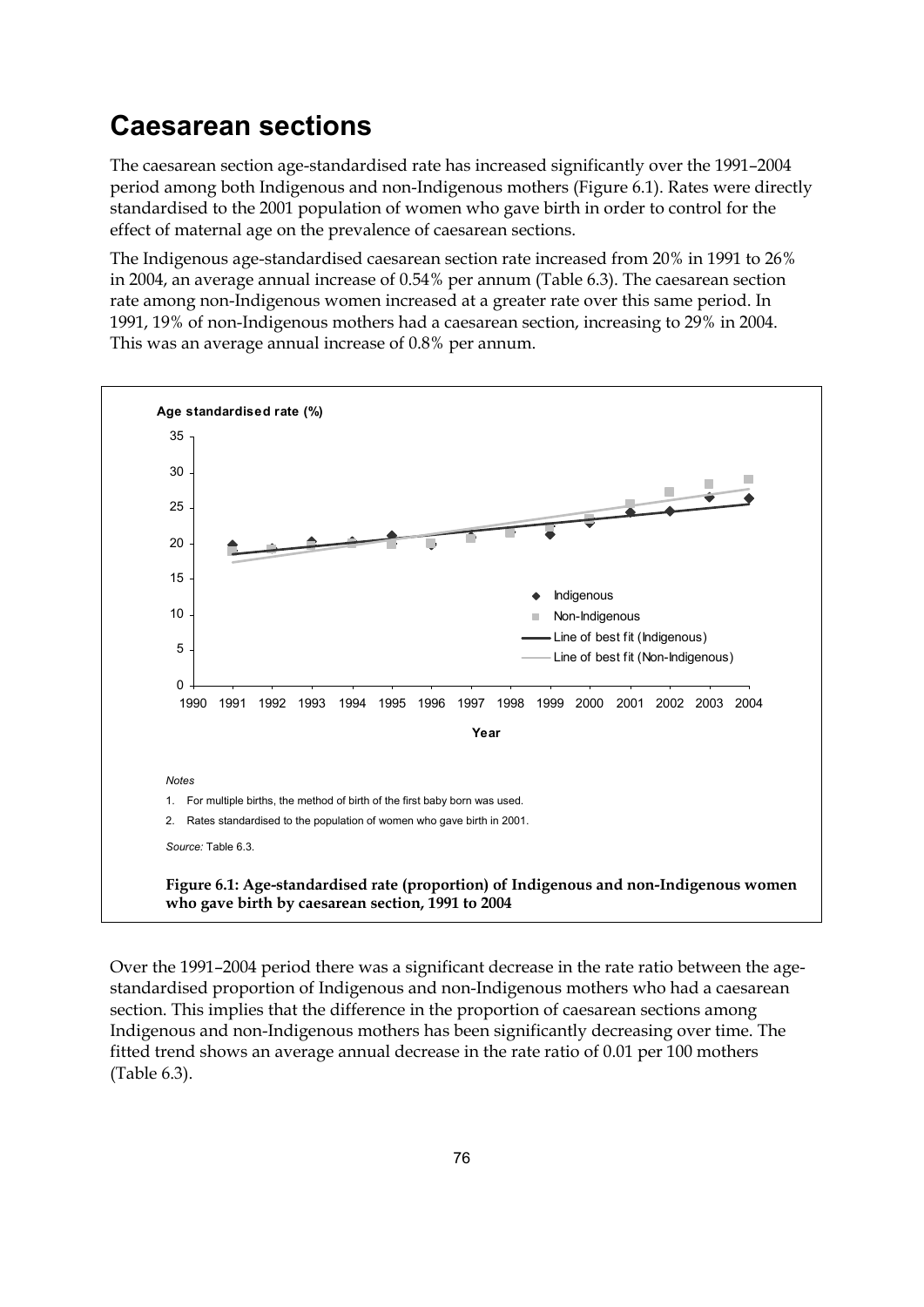# Caesarean sections

The caesarean section age-standardised rate has increased significantly over the 1991–2004 period among both Indigenous and non-Indigenous mothers (Figure 6.1). Rates were directly standardised to the 2001 population of women who gave birth in order to control for the effect of maternal age on the prevalence of caesarean sections.

The Indigenous age-standardised caesarean section rate increased from 20% in 1991 to 26% in 2004, an average annual increase of 0.54% per annum (Table 6.3). The caesarean section rate among non-Indigenous women increased at a greater rate over this same period. In 1991, 19% of non-Indigenous mothers had a caesarean section, increasing to 29% in 2004. This was an average annual increase of 0.8% per annum.

*Notes*

1. For multiple births, the method of birth of the first baby born was used.
2. Rates standardised to the population of women who gave birth in 2001.

*Source:* Table 6.3.

**Figure 6.1: Age-standardised rate (proportion) of Indigenous and non-Indigenous women who gave birth by caesarean section, 1991 to 2004**

Over the 1991–2004 period there was a significant decrease in the rate ratio between the age-standardised proportion of Indigenous and non-Indigenous mothers who had a caesarean section. This implies that the difference in the proportion of caesarean sections among Indigenous and non-Indigenous mothers has been significantly decreasing over time. The fitted trend shows an average annual decrease in the rate ratio of 0.01 per 100 mothers (Table 6.3).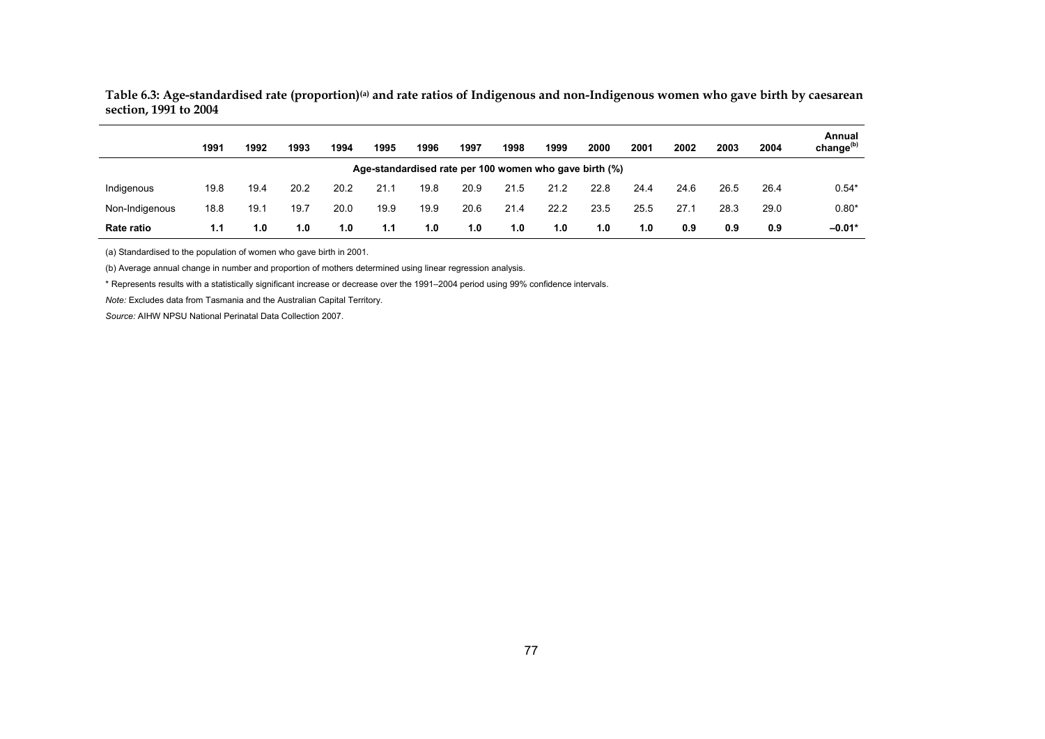**Table 6.3: Age-standardised rate (proportion)[(a)] and rate ratios of Indigenous and non-Indigenous women who gave birth by caesarean section, 1991 to 2004**

| | 1991 | 1992 | 1993 | 1994 | 1995 | 1996 | 1997 | 1998 | 1999 | 2000 | 2001 | 2002 | 2003 | 2004 | Annual change[(b)] |
|---|---|---|---|---|---|---|---|---|---|---|---|---|---|---|---|
| | Age-standardised rate per 100 women who gave birth (%) | | | | | | | | | | | | | | |
| Indigenous | 19.8 | 19.4 | 20.2 | 20.2 | 21.1 | 19.8 | 20.9 | 21.5 | 21.2 | 22.8 | 24.4 | 24.6 | 26.5 | 26.4 | 0.54* |
| Non-Indigenous | 18.8 | 19.1 | 19.7 | 20.0 | 19.9 | 19.9 | 20.6 | 21.4 | 22.2 | 23.5 | 25.5 | 27.1 | 28.3 | 29.0 | 0.80* |
| **Rate ratio** | **1.1** | **1.0** | **1.0** | **1.0** | **1.1** | **1.0** | **1.0** | **1.0** | **1.0** | **1.0** | **1.0** | **0.9** | **0.9** | **0.9** | **–0.01*** |

(a) Standardised to the population of women who gave birth in 2001.

(b) Average annual change in number and proportion of mothers determined using linear regression analysis.

* Represents results with a statistically significant increase or decrease over the 1991–2004 period using 99% confidence intervals.

*Note:* Excludes data from Tasmania and the Australian Capital Territory.

*Source:* AIHW NPSU National Perinatal Data Collection 2007.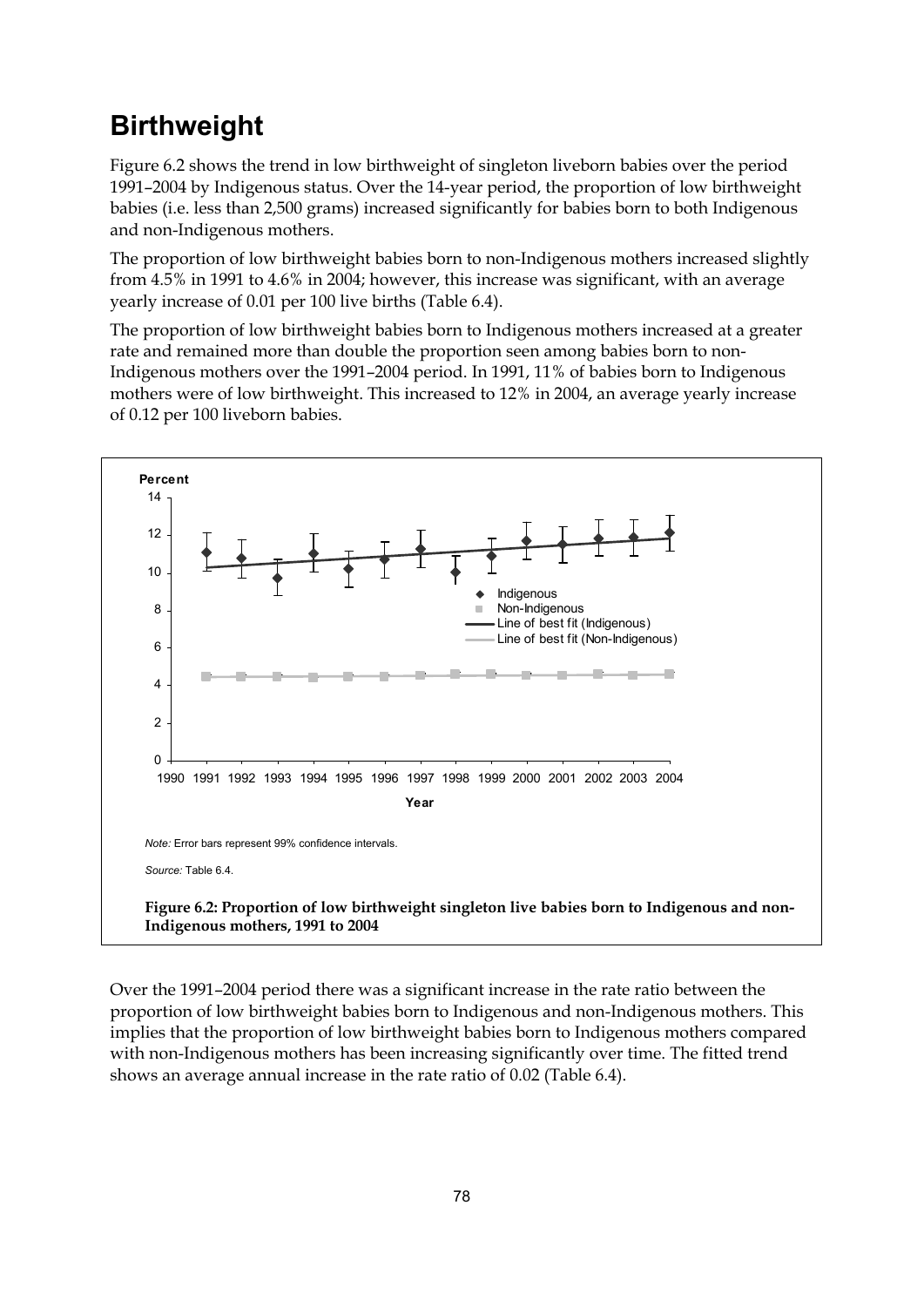# Birthweight

Figure 6.2 shows the trend in low birthweight of singleton liveborn babies over the period 1991–2004 by Indigenous status. Over the 14-year period, the proportion of low birthweight babies (i.e. less than 2,500 grams) increased significantly for babies born to both Indigenous and non-Indigenous mothers.

The proportion of low birthweight babies born to non-Indigenous mothers increased slightly from 4.5% in 1991 to 4.6% in 2004; however, this increase was significant, with an average yearly increase of 0.01 per 100 live births (Table 6.4).

The proportion of low birthweight babies born to Indigenous mothers increased at a greater rate and remained more than double the proportion seen among babies born to non-Indigenous mothers over the 1991–2004 period. In 1991, 11% of babies born to Indigenous mothers were of low birthweight. This increased to 12% in 2004, an average yearly increase of 0.12 per 100 liveborn babies.

*Note:* Error bars represent 99% confidence intervals.

*Source:* Table 6.4.

**Figure 6.2: Proportion of low birthweight singleton live babies born to Indigenous and non-Indigenous mothers, 1991 to 2004**

Over the 1991–2004 period there was a significant increase in the rate ratio between the proportion of low birthweight babies born to Indigenous and non-Indigenous mothers. This implies that the proportion of low birthweight babies born to Indigenous mothers compared with non-Indigenous mothers has been increasing significantly over time. The fitted trend shows an average annual increase in the rate ratio of 0.02 (Table 6.4).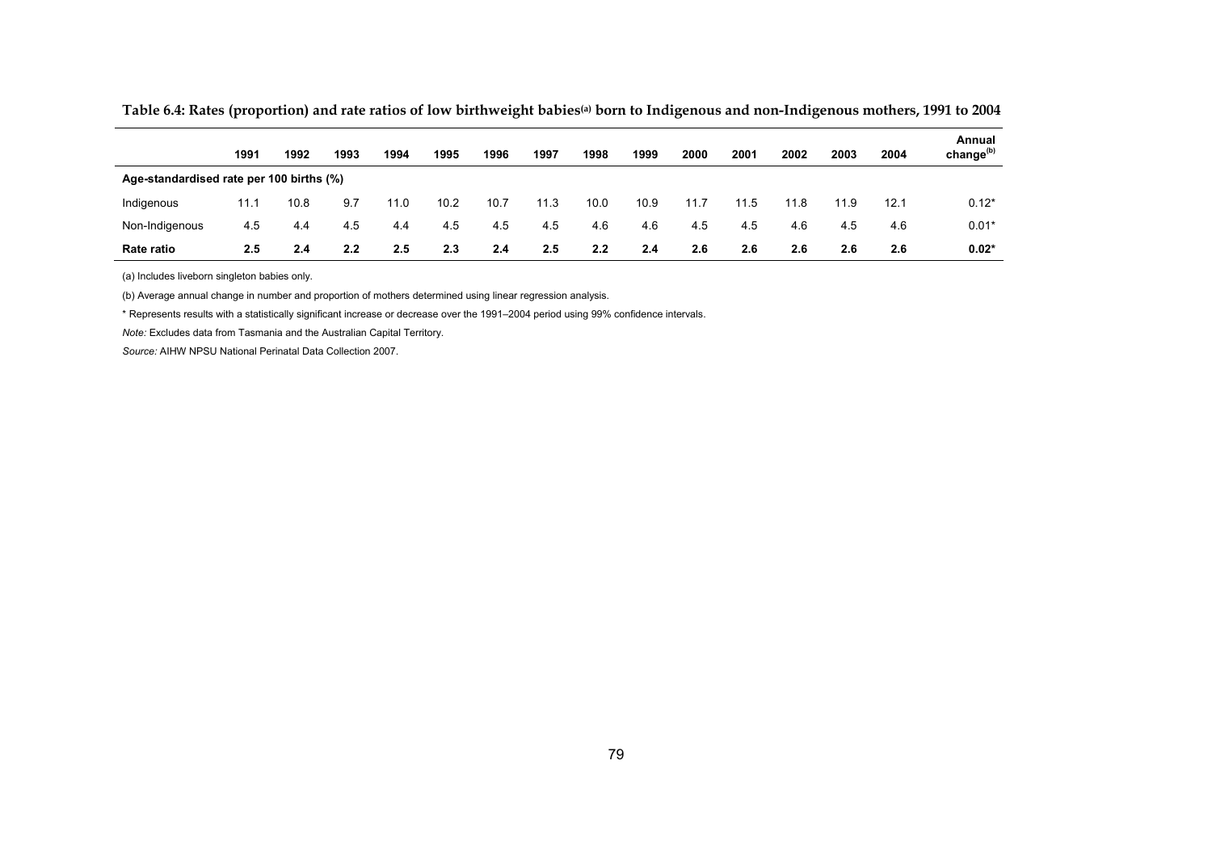**Table 6.4: Rates (proportion) and rate ratios of low birthweight babies[(a)] born to Indigenous and non-Indigenous mothers, 1991 to 2004**

| | 1991 | 1992 | 1993 | 1994 | 1995 | 1996 | 1997 | 1998 | 1999 | 2000 | 2001 | 2002 | 2003 | 2004 | Annual change[(b)] |
|---|---|---|---|---|---|---|---|---|---|---|---|---|---|---|---|
| **Age-standardised rate per 100 births (%)** | | | | | | | | | | | | | | | |
| Indigenous | 11.1 | 10.8 | 9.7 | 11.0 | 10.2 | 10.7 | 11.3 | 10.0 | 10.9 | 11.7 | 11.5 | 11.8 | 11.9 | 12.1 | 0.12* |
| Non-Indigenous | 4.5 | 4.4 | 4.5 | 4.4 | 4.5 | 4.5 | 4.5 | 4.6 | 4.6 | 4.5 | 4.5 | 4.6 | 4.5 | 4.6 | 0.01* |
| **Rate ratio** | **2.5** | **2.4** | **2.2** | **2.5** | **2.3** | **2.4** | **2.5** | **2.2** | **2.4** | **2.6** | **2.6** | **2.6** | **2.6** | **2.6** | **0.02*** |

(a) Includes liveborn singleton babies only.

(b) Average annual change in number and proportion of mothers determined using linear regression analysis.

* Represents results with a statistically significant increase or decrease over the 1991–2004 period using 99% confidence intervals.

*Note:* Excludes data from Tasmania and the Australian Capital Territory.

*Source:* AIHW NPSU National Perinatal Data Collection 2007.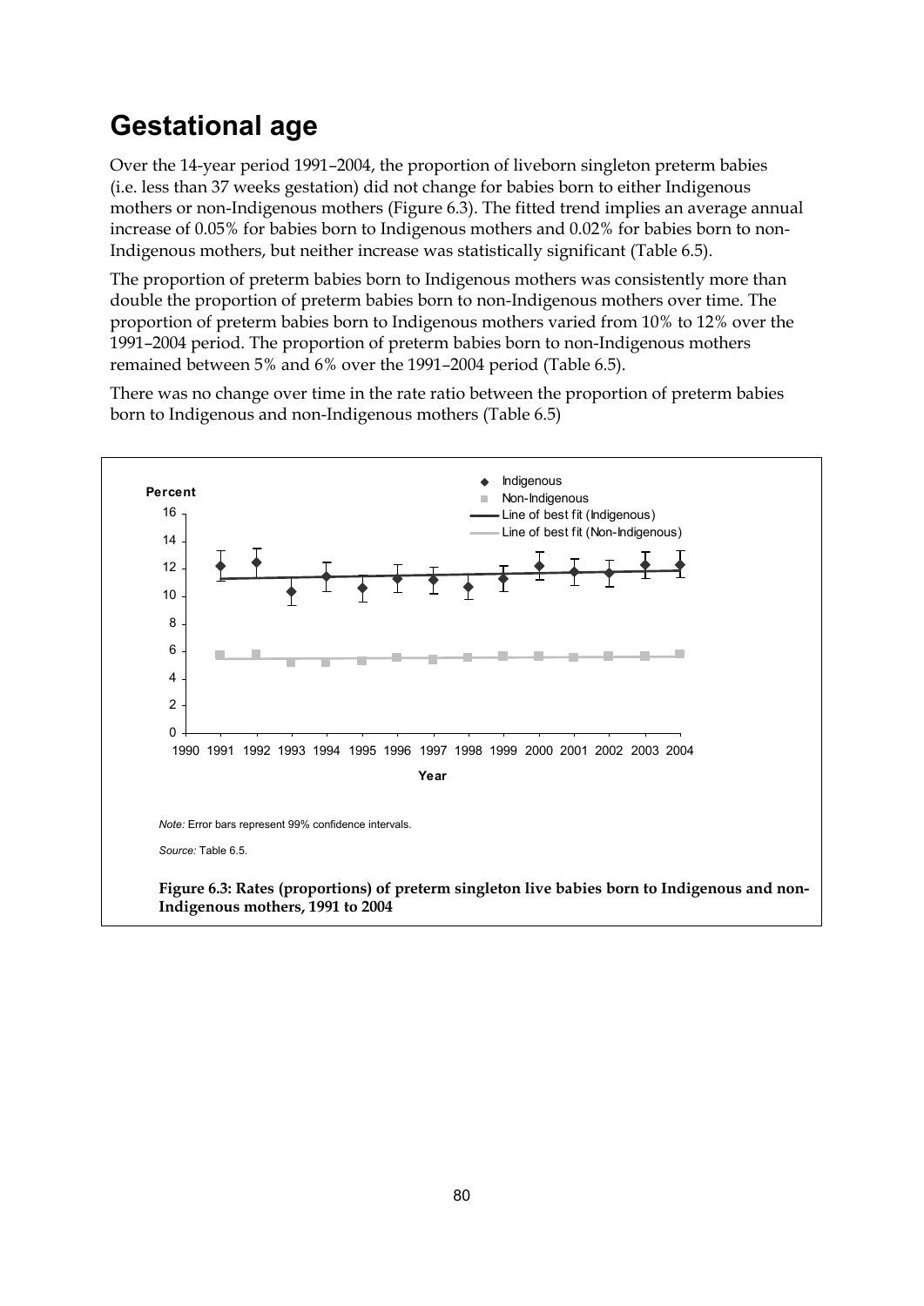# Gestational age

Over the 14-year period 1991–2004, the proportion of liveborn singleton preterm babies (i.e. less than 37 weeks gestation) did not change for babies born to either Indigenous mothers or non-Indigenous mothers (Figure 6.3). The fitted trend implies an average annual increase of 0.05% for babies born to Indigenous mothers and 0.02% for babies born to non-Indigenous mothers, but neither increase was statistically significant (Table 6.5).

The proportion of preterm babies born to Indigenous mothers was consistently more than double the proportion of preterm babies born to non-Indigenous mothers over time. The proportion of preterm babies born to Indigenous mothers varied from 10% to 12% over the 1991–2004 period. The proportion of preterm babies born to non-Indigenous mothers remained between 5% and 6% over the 1991–2004 period (Table 6.5).

There was no change over time in the rate ratio between the proportion of preterm babies born to Indigenous and non-Indigenous mothers (Table 6.5)

*Note:* Error bars represent 99% confidence intervals.

*Source:* Table 6.5.

**Figure 6.3: Rates (proportions) of preterm singleton live babies born to Indigenous and non-Indigenous mothers, 1991 to 2004**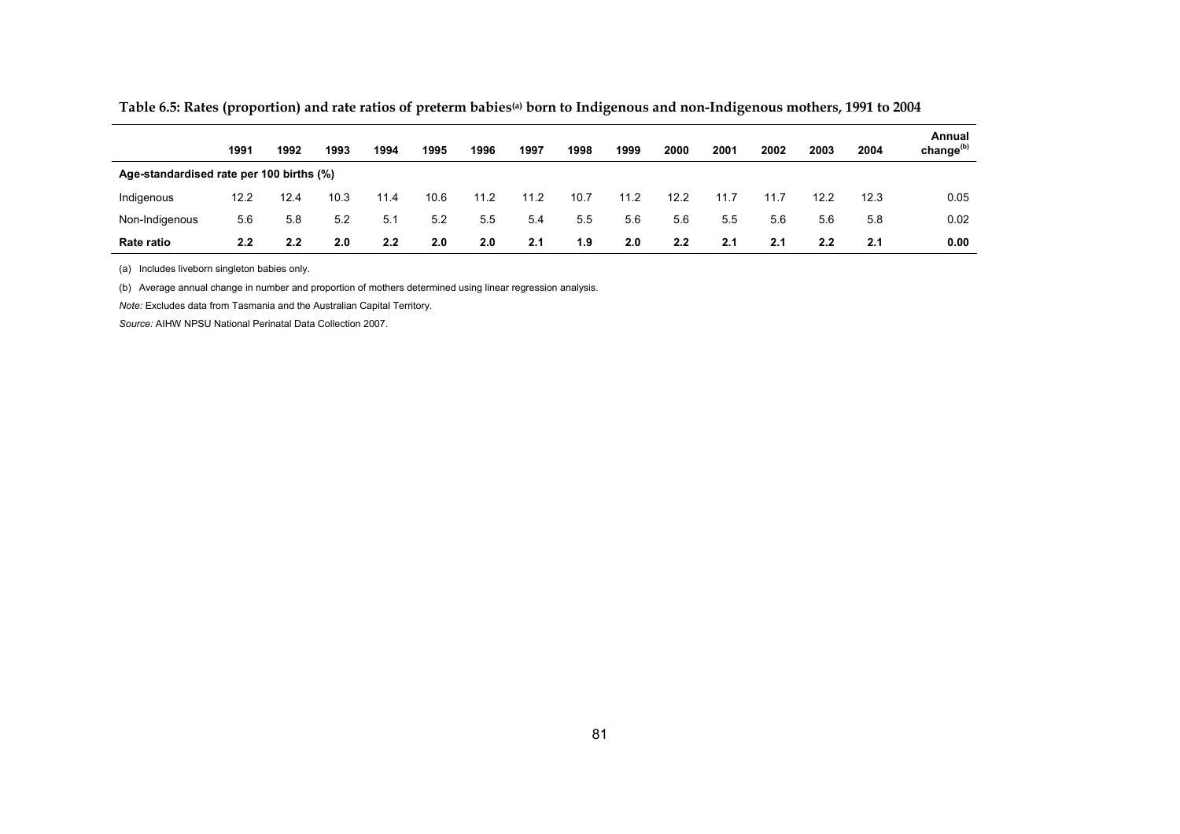**Table 6.5: Rates (proportion) and rate ratios of preterm babies[(a)] born to Indigenous and non-Indigenous mothers, 1991 to 2004**

| | 1991 | 1992 | 1993 | 1994 | 1995 | 1996 | 1997 | 1998 | 1999 | 2000 | 2001 | 2002 | 2003 | 2004 | Annual change[(b)] |
|---|---|---|---|---|---|---|---|---|---|---|---|---|---|---|---|
| **Age-standardised rate per 100 births (%)** | | | | | | | | | | | | | | | |
| Indigenous | 12.2 | 12.4 | 10.3 | 11.4 | 10.6 | 11.2 | 11.2 | 10.7 | 11.2 | 12.2 | 11.7 | 11.7 | 12.2 | 12.3 | 0.05 |
| Non-Indigenous | 5.6 | 5.8 | 5.2 | 5.1 | 5.2 | 5.5 | 5.4 | 5.5 | 5.6 | 5.6 | 5.5 | 5.6 | 5.6 | 5.8 | 0.02 |
| **Rate ratio** | **2.2** | **2.2** | **2.0** | **2.2** | **2.0** | **2.0** | **2.1** | **1.9** | **2.0** | **2.2** | **2.1** | **2.1** | **2.2** | **2.1** | **0.00** |

(a) Includes liveborn singleton babies only.

(b) Average annual change in number and proportion of mothers determined using linear regression analysis.

*Note:* Excludes data from Tasmania and the Australian Capital Territory.

*Source:* AIHW NPSU National Perinatal Data Collection 2007.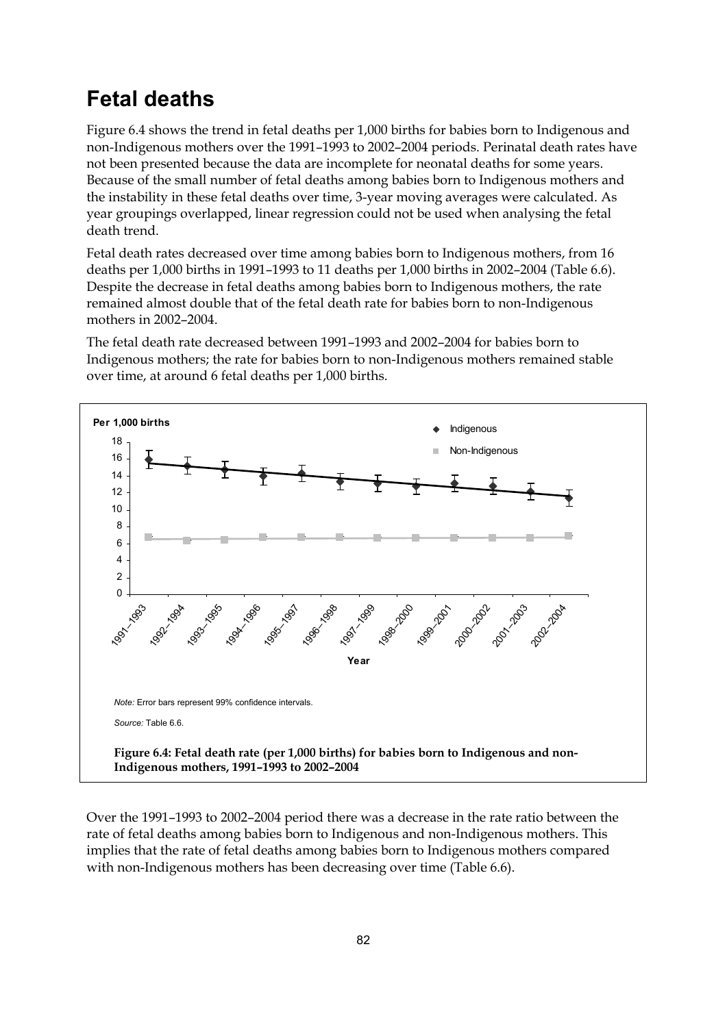# Fetal deaths

Figure 6.4 shows the trend in fetal deaths per 1,000 births for babies born to Indigenous and non-Indigenous mothers over the 1991–1993 to 2002–2004 periods. Perinatal death rates have not been presented because the data are incomplete for neonatal deaths for some years. Because of the small number of fetal deaths among babies born to Indigenous mothers and the instability in these fetal deaths over time, 3-year moving averages were calculated. As year groupings overlapped, linear regression could not be used when analysing the fetal death trend.

Fetal death rates decreased over time among babies born to Indigenous mothers, from 16 deaths per 1,000 births in 1991–1993 to 11 deaths per 1,000 births in 2002–2004 (Table 6.6). Despite the decrease in fetal deaths among babies born to Indigenous mothers, the rate remained almost double that of the fetal death rate for babies born to non-Indigenous mothers in 2002–2004.

The fetal death rate decreased between 1991–1993 and 2002–2004 for babies born to Indigenous mothers; the rate for babies born to non-Indigenous mothers remained stable over time, at around 6 fetal deaths per 1,000 births.

*Note:* Error bars represent 99% confidence intervals.

*Source:* Table 6.6.

**Figure 6.4: Fetal death rate (per 1,000 births) for babies born to Indigenous and non-Indigenous mothers, 1991–1993 to 2002–2004**

Over the 1991–1993 to 2002–2004 period there was a decrease in the rate ratio between the rate of fetal deaths among babies born to Indigenous and non-Indigenous mothers. This implies that the rate of fetal deaths among babies born to Indigenous mothers compared with non-Indigenous mothers has been decreasing over time (Table 6.6).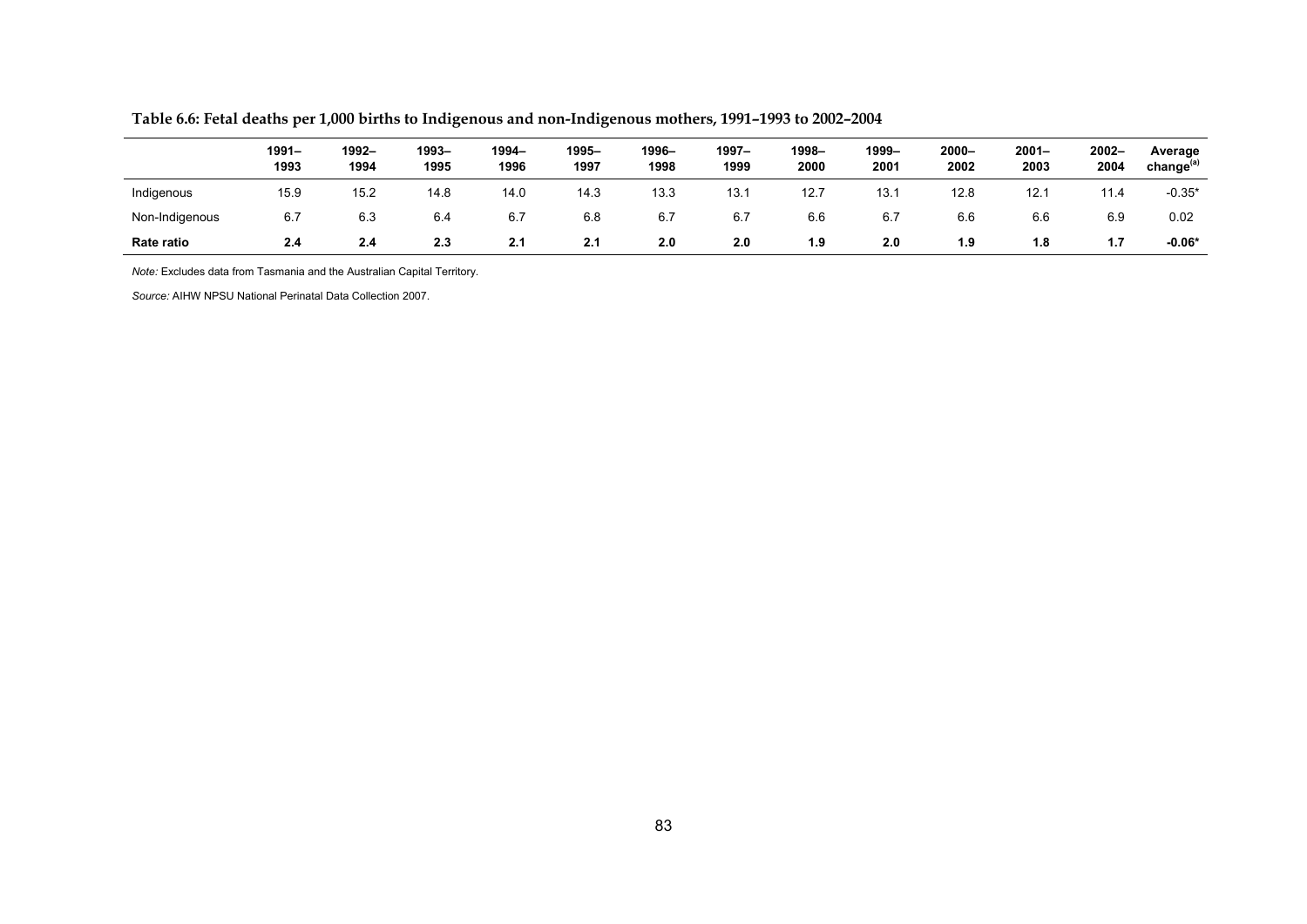**Table 6.6: Fetal deaths per 1,000 births to Indigenous and non-Indigenous mothers, 1991–1993 to 2002–2004**

| | 1991–1993 | 1992–1994 | 1993–1995 | 1994–1996 | 1995–1997 | 1996–1998 | 1997–1999 | 1998–2000 | 1999–2001 | 2000–2002 | 2001–2003 | 2002–2004 | Average change[(a)] |
|---|---|---|---|---|---|---|---|---|---|---|---|---|---|
| Indigenous | 15.9 | 15.2 | 14.8 | 14.0 | 14.3 | 13.3 | 13.1 | 12.7 | 13.1 | 12.8 | 12.1 | 11.4 | -0.35* |
| Non-Indigenous | 6.7 | 6.3 | 6.4 | 6.7 | 6.8 | 6.7 | 6.7 | 6.6 | 6.7 | 6.6 | 6.6 | 6.9 | 0.02 |
| **Rate ratio** | **2.4** | **2.4** | **2.3** | **2.1** | **2.1** | **2.0** | **2.0** | **1.9** | **2.0** | **1.9** | **1.8** | **1.7** | **-0.06*** |

*Note:* Excludes data from Tasmania and the Australian Capital Territory.

*Source:* AIHW NPSU National Perinatal Data Collection 2007.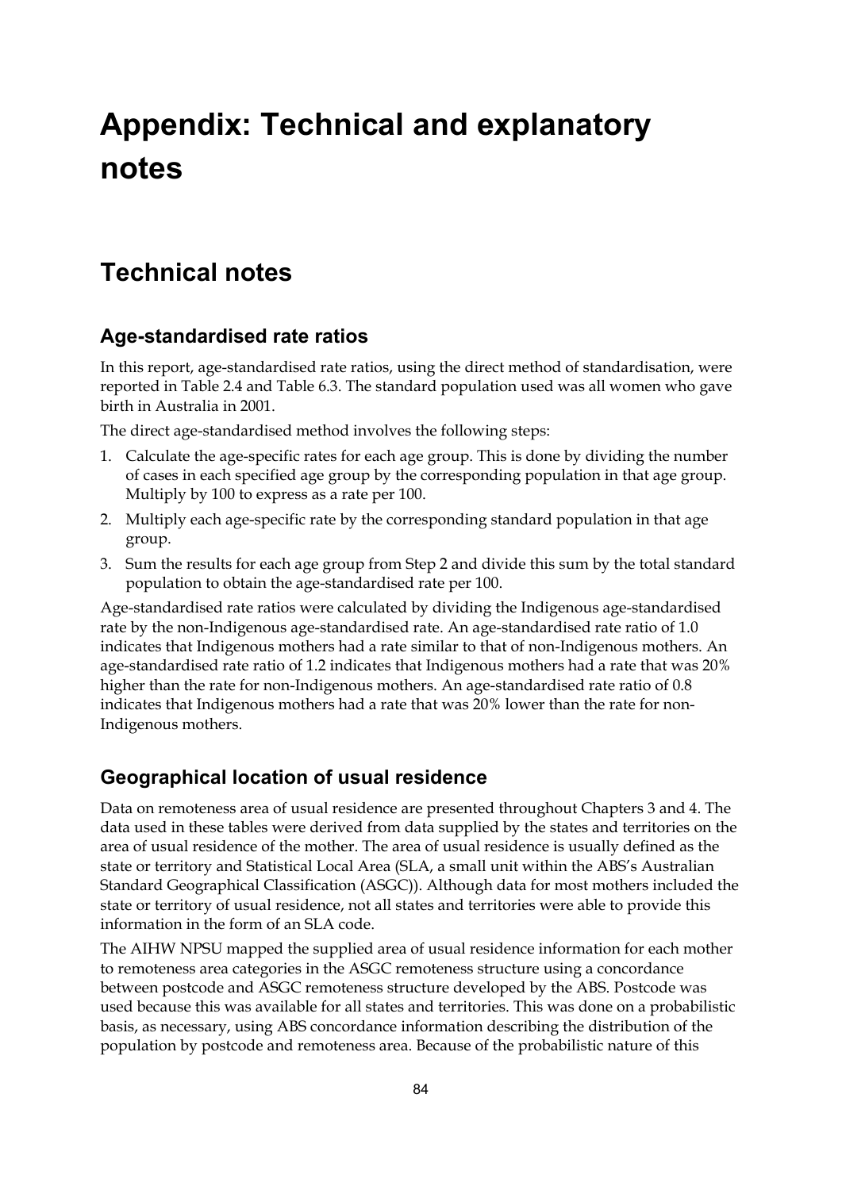# Appendix: Technical and explanatory notes

## Technical notes

### Age-standardised rate ratios

In this report, age-standardised rate ratios, using the direct method of standardisation, were reported in Table 2.4 and Table 6.3. The standard population used was all women who gave birth in Australia in 2001.

The direct age-standardised method involves the following steps:

1. Calculate the age-specific rates for each age group. This is done by dividing the number of cases in each specified age group by the corresponding population in that age group. Multiply by 100 to express as a rate per 100.
2. Multiply each age-specific rate by the corresponding standard population in that age group.
3. Sum the results for each age group from Step 2 and divide this sum by the total standard population to obtain the age-standardised rate per 100.

Age-standardised rate ratios were calculated by dividing the Indigenous age-standardised rate by the non-Indigenous age-standardised rate. An age-standardised rate ratio of 1.0 indicates that Indigenous mothers had a rate similar to that of non-Indigenous mothers. An age-standardised rate ratio of 1.2 indicates that Indigenous mothers had a rate that was 20% higher than the rate for non-Indigenous mothers. An age-standardised rate ratio of 0.8 indicates that Indigenous mothers had a rate that was 20% lower than the rate for non-Indigenous mothers.

### Geographical location of usual residence

Data on remoteness area of usual residence are presented throughout Chapters 3 and 4. The data used in these tables were derived from data supplied by the states and territories on the area of usual residence of the mother. The area of usual residence is usually defined as the state or territory and Statistical Local Area (SLA, a small unit within the ABS's Australian Standard Geographical Classification (ASGC)). Although data for most mothers included the state or territory of usual residence, not all states and territories were able to provide this information in the form of an SLA code.

The AIHW NPSU mapped the supplied area of usual residence information for each mother to remoteness area categories in the ASGC remoteness structure using a concordance between postcode and ASGC remoteness structure developed by the ABS. Postcode was used because this was available for all states and territories. This was done on a probabilistic basis, as necessary, using ABS concordance information describing the distribution of the population by postcode and remoteness area. Because of the probabilistic nature of this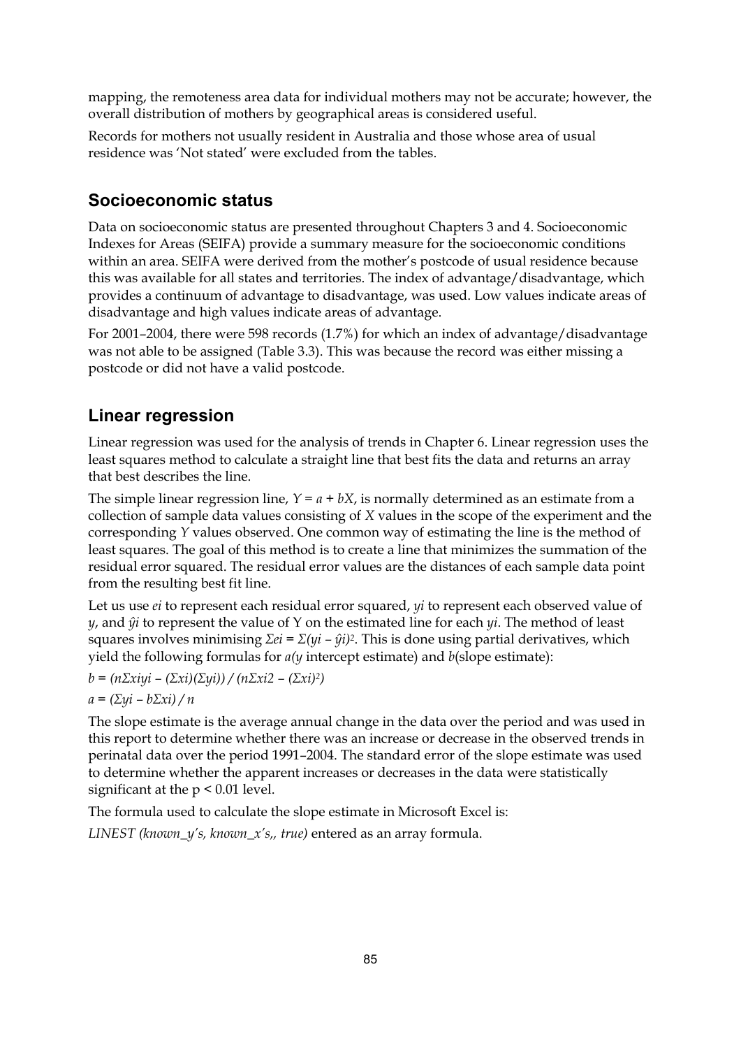mapping, the remoteness area data for individual mothers may not be accurate; however, the overall distribution of mothers by geographical areas is considered useful.

Records for mothers not usually resident in Australia and those whose area of usual residence was 'Not stated' were excluded from the tables.

## Socioeconomic status

Data on socioeconomic status are presented throughout Chapters 3 and 4. Socioeconomic Indexes for Areas (SEIFA) provide a summary measure for the socioeconomic conditions within an area. SEIFA were derived from the mother's postcode of usual residence because this was available for all states and territories. The index of advantage/disadvantage, which provides a continuum of advantage to disadvantage, was used. Low values indicate areas of disadvantage and high values indicate areas of advantage.

For 2001–2004, there were 598 records (1.7%) for which an index of advantage/disadvantage was not able to be assigned (Table 3.3). This was because the record was either missing a postcode or did not have a valid postcode.

## Linear regression

Linear regression was used for the analysis of trends in Chapter 6. Linear regression uses the least squares method to calculate a straight line that best fits the data and returns an array that best describes the line.

The simple linear regression line, $Y = a + bX$, is normally determined as an estimate from a collection of sample data values consisting of $X$ values in the scope of the experiment and the corresponding $Y$ values observed. One common way of estimating the line is the method of least squares. The goal of this method is to create a line that minimizes the summation of the residual error squared. The residual error values are the distances of each sample data point from the resulting best fit line.

Let us use $e_i$ to represent each residual error squared, $y_i$ to represent each observed value of $y$, and $\hat{y}_i$ to represent the value of Y on the estimated line for each $y_i$. The method of least squares involves minimising $\Sigma e_i = \Sigma(y_i - \hat{y}_i)^2$. This is done using partial derivatives, which yield the following formulas for $a$($y$ intercept estimate) and $b$(slope estimate):

$$b = (n\Sigma x_i y_i - (\Sigma x_i)(\Sigma y_i)) / (n\Sigma x_i^2 - (\Sigma x_i)^2)$$

$$a = (\Sigma y_i - b\Sigma x_i) / n$$

The slope estimate is the average annual change in the data over the period and was used in this report to determine whether there was an increase or decrease in the observed trends in perinatal data over the period 1991–2004. The standard error of the slope estimate was used to determine whether the apparent increases or decreases in the data were statistically significant at the $p < 0.01$ level.

The formula used to calculate the slope estimate in Microsoft Excel is:

*LINEST (known_y's, known_x's,, true)* entered as an array formula.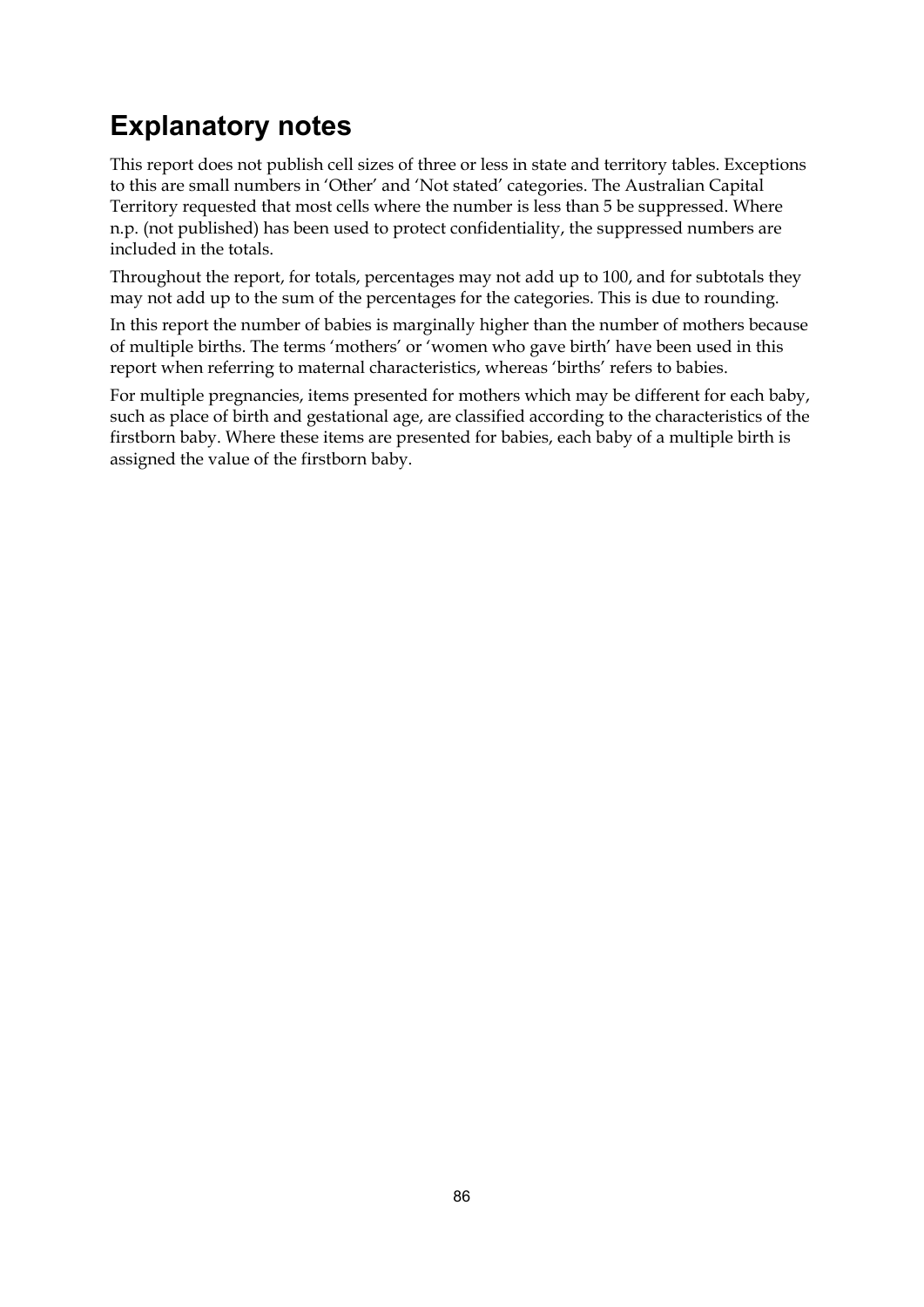# Explanatory notes

This report does not publish cell sizes of three or less in state and territory tables. Exceptions to this are small numbers in 'Other' and 'Not stated' categories. The Australian Capital Territory requested that most cells where the number is less than 5 be suppressed. Where n.p. (not published) has been used to protect confidentiality, the suppressed numbers are included in the totals.

Throughout the report, for totals, percentages may not add up to 100, and for subtotals they may not add up to the sum of the percentages for the categories. This is due to rounding.

In this report the number of babies is marginally higher than the number of mothers because of multiple births. The terms 'mothers' or 'women who gave birth' have been used in this report when referring to maternal characteristics, whereas 'births' refers to babies.

For multiple pregnancies, items presented for mothers which may be different for each baby, such as place of birth and gestational age, are classified according to the characteristics of the firstborn baby. Where these items are presented for babies, each baby of a multiple birth is assigned the value of the firstborn baby.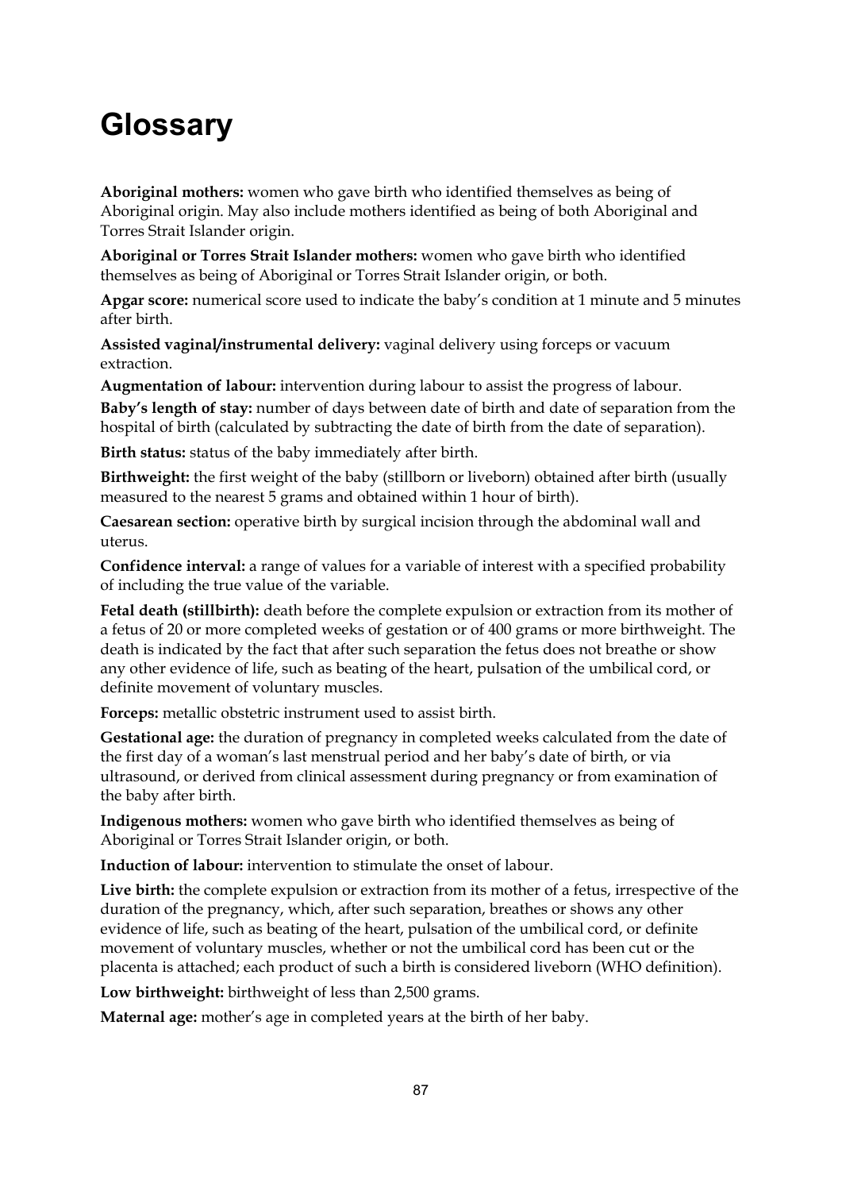# Glossary

**Aboriginal mothers:** women who gave birth who identified themselves as being of Aboriginal origin. May also include mothers identified as being of both Aboriginal and Torres Strait Islander origin.

**Aboriginal or Torres Strait Islander mothers:** women who gave birth who identified themselves as being of Aboriginal or Torres Strait Islander origin, or both.

**Apgar score:** numerical score used to indicate the baby's condition at 1 minute and 5 minutes after birth.

**Assisted vaginal/instrumental delivery:** vaginal delivery using forceps or vacuum extraction.

**Augmentation of labour:** intervention during labour to assist the progress of labour.

**Baby's length of stay:** number of days between date of birth and date of separation from the hospital of birth (calculated by subtracting the date of birth from the date of separation).

**Birth status:** status of the baby immediately after birth.

**Birthweight:** the first weight of the baby (stillborn or liveborn) obtained after birth (usually measured to the nearest 5 grams and obtained within 1 hour of birth).

**Caesarean section:** operative birth by surgical incision through the abdominal wall and uterus.

**Confidence interval:** a range of values for a variable of interest with a specified probability of including the true value of the variable.

**Fetal death (stillbirth):** death before the complete expulsion or extraction from its mother of a fetus of 20 or more completed weeks of gestation or of 400 grams or more birthweight. The death is indicated by the fact that after such separation the fetus does not breathe or show any other evidence of life, such as beating of the heart, pulsation of the umbilical cord, or definite movement of voluntary muscles.

**Forceps:** metallic obstetric instrument used to assist birth.

**Gestational age:** the duration of pregnancy in completed weeks calculated from the date of the first day of a woman's last menstrual period and her baby's date of birth, or via ultrasound, or derived from clinical assessment during pregnancy or from examination of the baby after birth.

**Indigenous mothers:** women who gave birth who identified themselves as being of Aboriginal or Torres Strait Islander origin, or both.

**Induction of labour:** intervention to stimulate the onset of labour.

**Live birth:** the complete expulsion or extraction from its mother of a fetus, irrespective of the duration of the pregnancy, which, after such separation, breathes or shows any other evidence of life, such as beating of the heart, pulsation of the umbilical cord, or definite movement of voluntary muscles, whether or not the umbilical cord has been cut or the placenta is attached; each product of such a birth is considered liveborn (WHO definition).

**Low birthweight:** birthweight of less than 2,500 grams.

**Maternal age:** mother's age in completed years at the birth of her baby.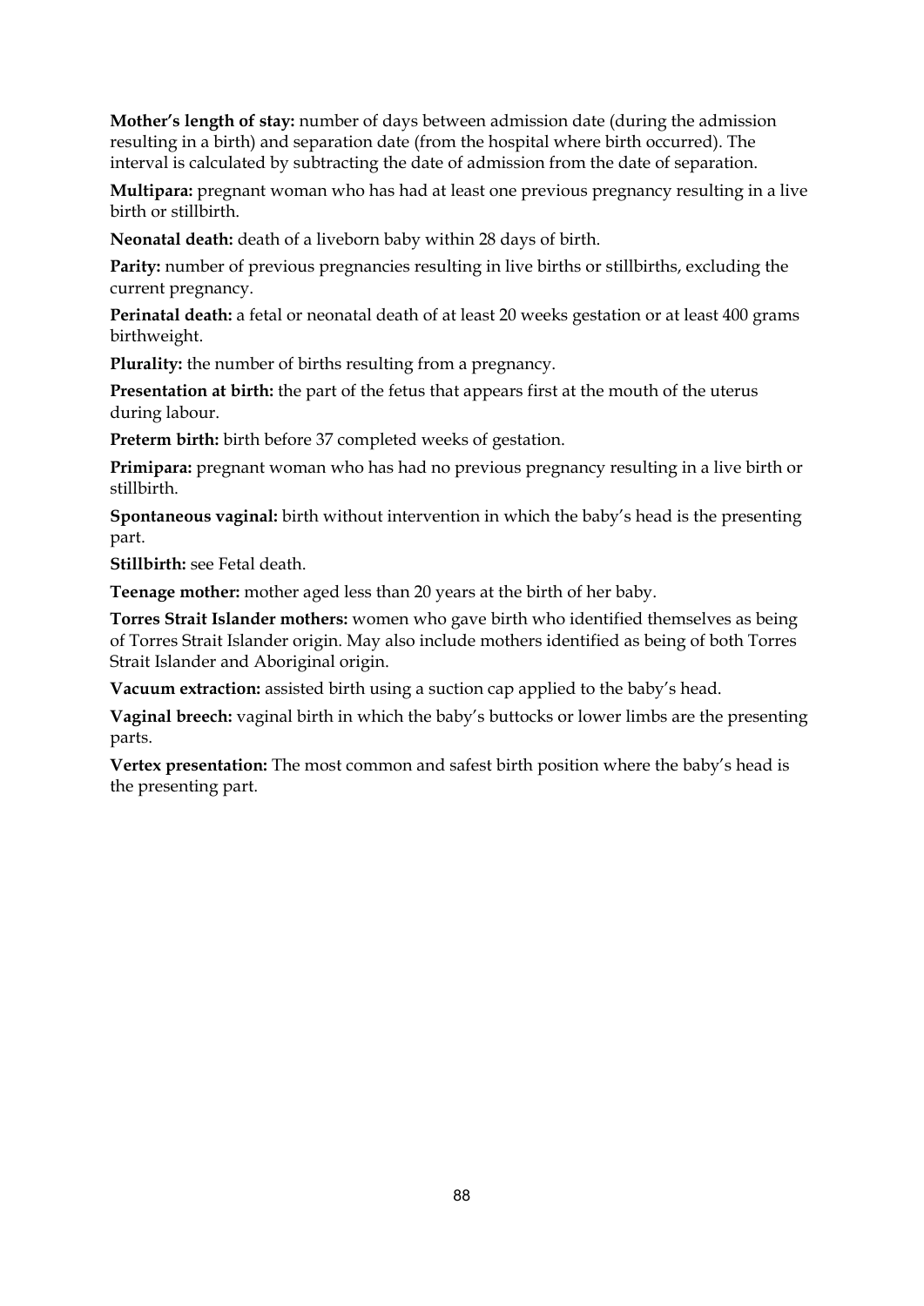**Mother's length of stay:** number of days between admission date (during the admission resulting in a birth) and separation date (from the hospital where birth occurred). The interval is calculated by subtracting the date of admission from the date of separation.

**Multipara:** pregnant woman who has had at least one previous pregnancy resulting in a live birth or stillbirth.

**Neonatal death:** death of a liveborn baby within 28 days of birth.

**Parity:** number of previous pregnancies resulting in live births or stillbirths, excluding the current pregnancy.

**Perinatal death:** a fetal or neonatal death of at least 20 weeks gestation or at least 400 grams birthweight.

**Plurality:** the number of births resulting from a pregnancy.

**Presentation at birth:** the part of the fetus that appears first at the mouth of the uterus during labour.

**Preterm birth:** birth before 37 completed weeks of gestation.

**Primipara:** pregnant woman who has had no previous pregnancy resulting in a live birth or stillbirth.

**Spontaneous vaginal:** birth without intervention in which the baby's head is the presenting part.

**Stillbirth:** see Fetal death.

**Teenage mother:** mother aged less than 20 years at the birth of her baby.

**Torres Strait Islander mothers:** women who gave birth who identified themselves as being of Torres Strait Islander origin. May also include mothers identified as being of both Torres Strait Islander and Aboriginal origin.

**Vacuum extraction:** assisted birth using a suction cap applied to the baby's head.

**Vaginal breech:** vaginal birth in which the baby's buttocks or lower limbs are the presenting parts.

**Vertex presentation:** The most common and safest birth position where the baby's head is the presenting part.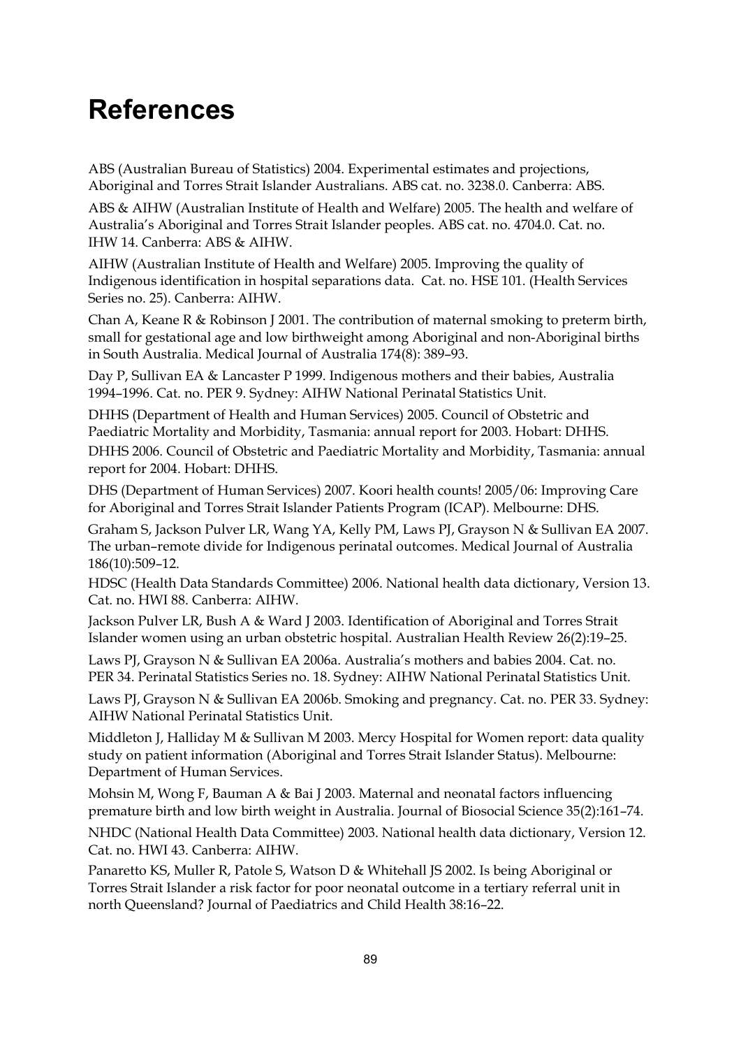# References

ABS (Australian Bureau of Statistics) 2004. Experimental estimates and projections, Aboriginal and Torres Strait Islander Australians. ABS cat. no. 3238.0. Canberra: ABS.

ABS & AIHW (Australian Institute of Health and Welfare) 2005. The health and welfare of Australia's Aboriginal and Torres Strait Islander peoples. ABS cat. no. 4704.0. Cat. no. IHW 14. Canberra: ABS & AIHW.

AIHW (Australian Institute of Health and Welfare) 2005. Improving the quality of Indigenous identification in hospital separations data. Cat. no. HSE 101. (Health Services Series no. 25). Canberra: AIHW.

Chan A, Keane R & Robinson J 2001. The contribution of maternal smoking to preterm birth, small for gestational age and low birthweight among Aboriginal and non-Aboriginal births in South Australia. Medical Journal of Australia 174(8): 389–93.

Day P, Sullivan EA & Lancaster P 1999. Indigenous mothers and their babies, Australia 1994–1996. Cat. no. PER 9. Sydney: AIHW National Perinatal Statistics Unit.

DHHS (Department of Health and Human Services) 2005. Council of Obstetric and Paediatric Mortality and Morbidity, Tasmania: annual report for 2003. Hobart: DHHS.

DHHS 2006. Council of Obstetric and Paediatric Mortality and Morbidity, Tasmania: annual report for 2004. Hobart: DHHS.

DHS (Department of Human Services) 2007. Koori health counts! 2005/06: Improving Care for Aboriginal and Torres Strait Islander Patients Program (ICAP). Melbourne: DHS.

Graham S, Jackson Pulver LR, Wang YA, Kelly PM, Laws PJ, Grayson N & Sullivan EA 2007. The urban–remote divide for Indigenous perinatal outcomes. Medical Journal of Australia 186(10):509–12.

HDSC (Health Data Standards Committee) 2006. National health data dictionary, Version 13. Cat. no. HWI 88. Canberra: AIHW.

Jackson Pulver LR, Bush A & Ward J 2003. Identification of Aboriginal and Torres Strait Islander women using an urban obstetric hospital. Australian Health Review 26(2):19–25.

Laws PJ, Grayson N & Sullivan EA 2006a. Australia's mothers and babies 2004. Cat. no. PER 34. Perinatal Statistics Series no. 18. Sydney: AIHW National Perinatal Statistics Unit.

Laws PJ, Grayson N & Sullivan EA 2006b. Smoking and pregnancy. Cat. no. PER 33. Sydney: AIHW National Perinatal Statistics Unit.

Middleton J, Halliday M & Sullivan M 2003. Mercy Hospital for Women report: data quality study on patient information (Aboriginal and Torres Strait Islander Status). Melbourne: Department of Human Services.

Mohsin M, Wong F, Bauman A & Bai J 2003. Maternal and neonatal factors influencing premature birth and low birth weight in Australia. Journal of Biosocial Science 35(2):161–74.

NHDC (National Health Data Committee) 2003. National health data dictionary, Version 12. Cat. no. HWI 43. Canberra: AIHW.

Panaretto KS, Muller R, Patole S, Watson D & Whitehall JS 2002. Is being Aboriginal or Torres Strait Islander a risk factor for poor neonatal outcome in a tertiary referral unit in north Queensland? Journal of Paediatrics and Child Health 38:16–22.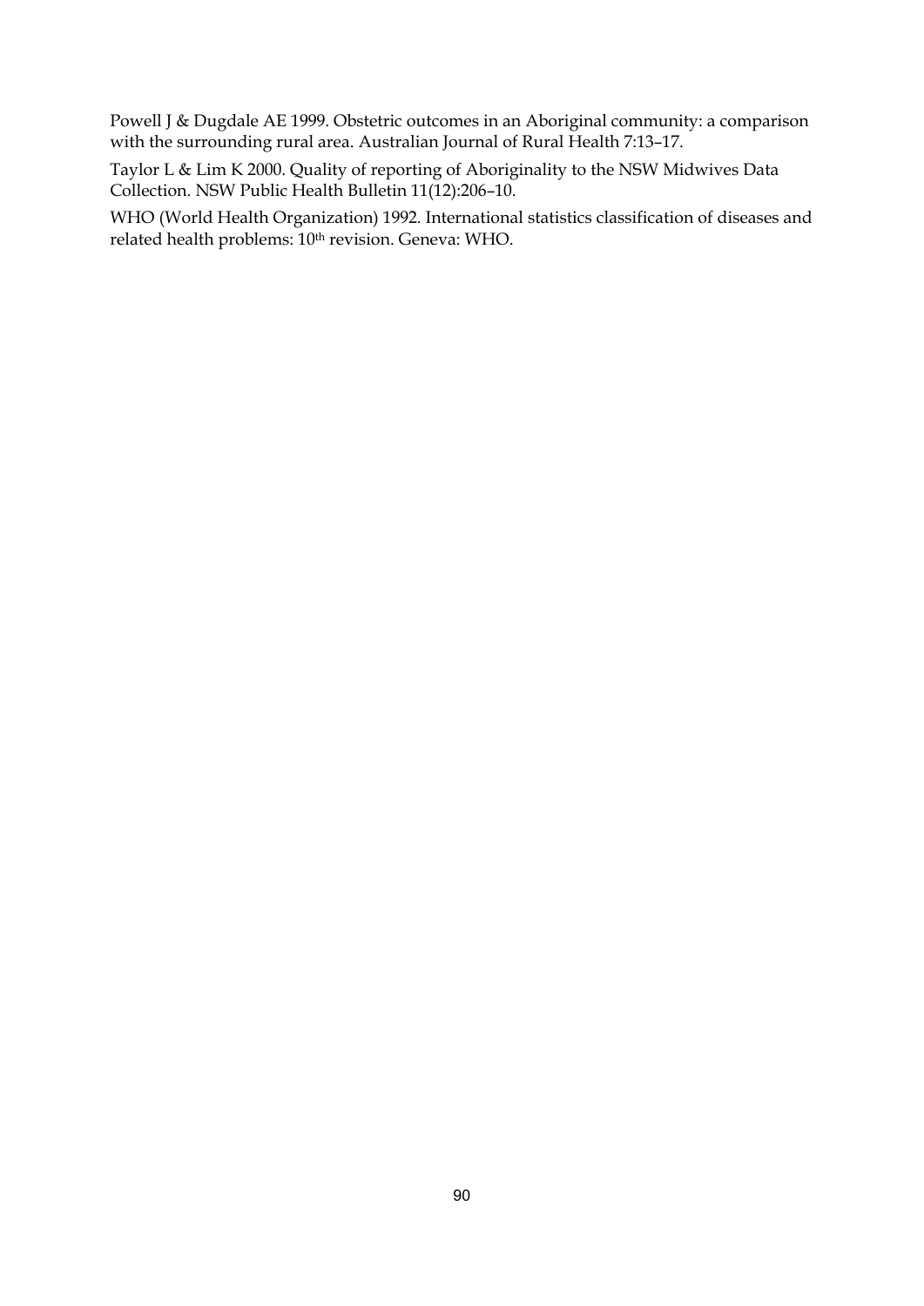Powell J & Dugdale AE 1999. Obstetric outcomes in an Aboriginal community: a comparison with the surrounding rural area. Australian Journal of Rural Health 7:13–17.

Taylor L & Lim K 2000. Quality of reporting of Aboriginality to the NSW Midwives Data Collection. NSW Public Health Bulletin 11(12):206–10.

WHO (World Health Organization) 1992. International statistics classification of diseases and related health problems: 10th revision. Geneva: WHO.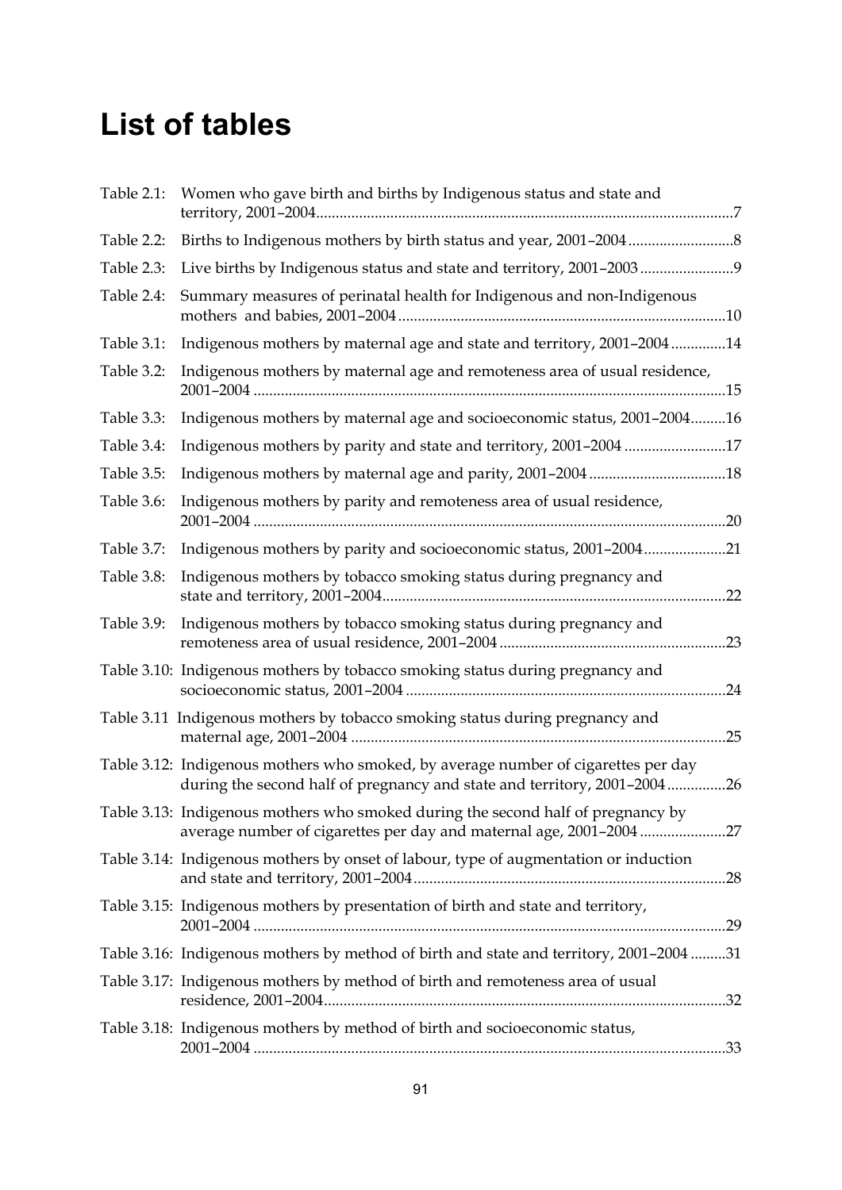# List of tables

Table 2.1: Women who gave birth and births by Indigenous status and state and territory, 2001–2004 ....7

Table 2.2: Births to Indigenous mothers by birth status and year, 2001–2004 ....8

Table 2.3: Live births by Indigenous status and state and territory, 2001–2003 ....9

Table 2.4: Summary measures of perinatal health for Indigenous and non-Indigenous mothers and babies, 2001–2004 ....10

Table 3.1: Indigenous mothers by maternal age and state and territory, 2001–2004 ....14

Table 3.2: Indigenous mothers by maternal age and remoteness area of usual residence, 2001–2004 ....15

Table 3.3: Indigenous mothers by maternal age and socioeconomic status, 2001–2004 ....16

Table 3.4: Indigenous mothers by parity and state and territory, 2001–2004 ....17

Table 3.5: Indigenous mothers by maternal age and parity, 2001–2004 ....18

Table 3.6: Indigenous mothers by parity and remoteness area of usual residence, 2001–2004 ....20

Table 3.7: Indigenous mothers by parity and socioeconomic status, 2001–2004 ....21

Table 3.8: Indigenous mothers by tobacco smoking status during pregnancy and state and territory, 2001–2004 ....22

Table 3.9: Indigenous mothers by tobacco smoking status during pregnancy and remoteness area of usual residence, 2001–2004 ....23

Table 3.10: Indigenous mothers by tobacco smoking status during pregnancy and socioeconomic status, 2001–2004 ....24

Table 3.11 Indigenous mothers by tobacco smoking status during pregnancy and maternal age, 2001–2004 ....25

Table 3.12: Indigenous mothers who smoked, by average number of cigarettes per day during the second half of pregnancy and state and territory, 2001–2004 ....26

Table 3.13: Indigenous mothers who smoked during the second half of pregnancy by average number of cigarettes per day and maternal age, 2001–2004 ....27

Table 3.14: Indigenous mothers by onset of labour, type of augmentation or induction and state and territory, 2001–2004 ....28

Table 3.15: Indigenous mothers by presentation of birth and state and territory, 2001–2004 ....29

Table 3.16: Indigenous mothers by method of birth and state and territory, 2001–2004 ....31

Table 3.17: Indigenous mothers by method of birth and remoteness area of usual residence, 2001–2004 ....32

Table 3.18: Indigenous mothers by method of birth and socioeconomic status, 2001–2004 ....33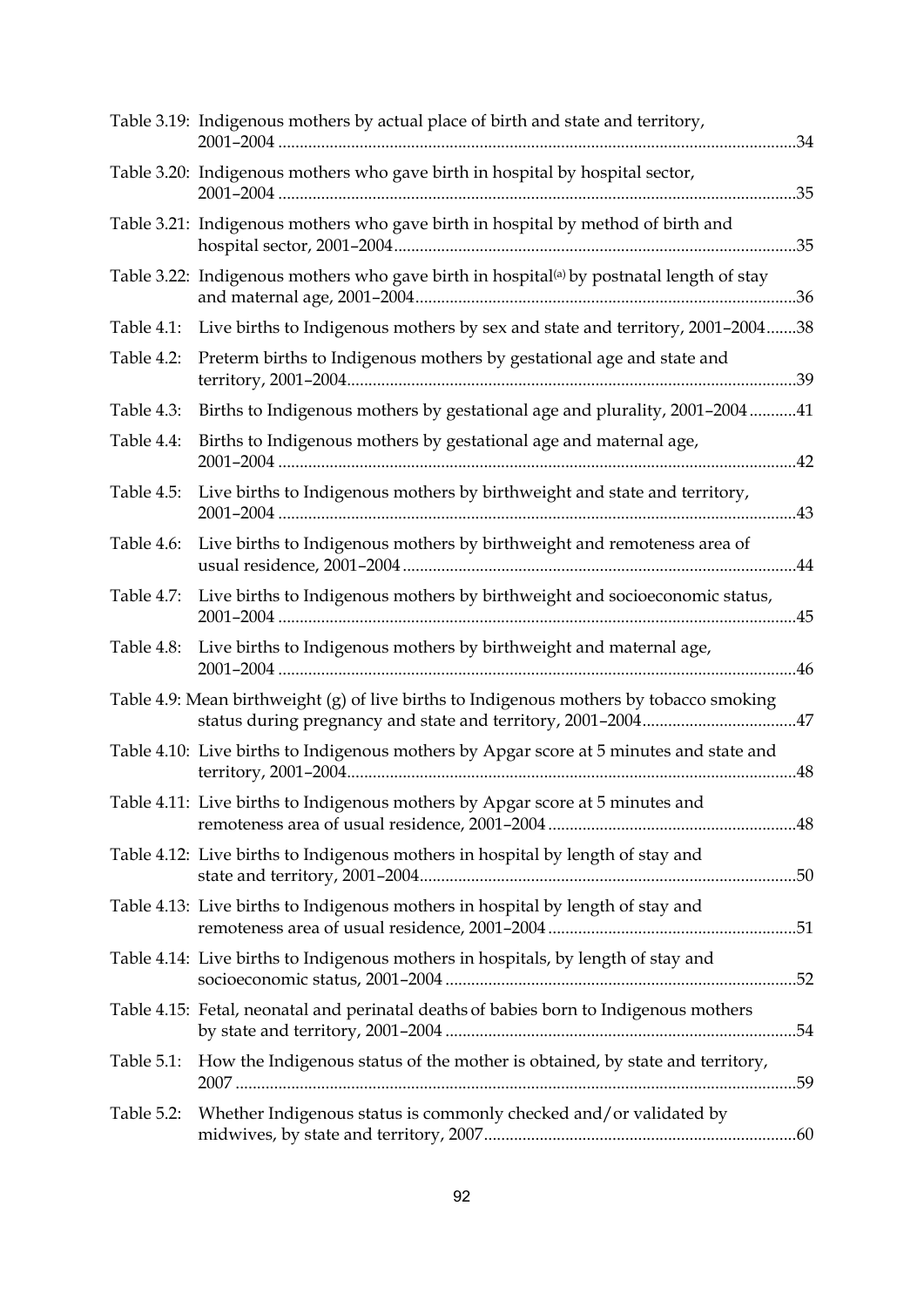Table 3.19: Indigenous mothers by actual place of birth and state and territory, 2001–2004 ........................................................................................................................34

Table 3.20: Indigenous mothers who gave birth in hospital by hospital sector, 2001–2004 ........................................................................................................................35

Table 3.21: Indigenous mothers who gave birth in hospital by method of birth and hospital sector, 2001–2004.............................................................................................35

Table 3.22: Indigenous mothers who gave birth in hospital[(a)] by postnatal length of stay and maternal age, 2001–2004.........................................................................................36

Table 4.1: Live births to Indigenous mothers by sex and state and territory, 2001–2004.......38

Table 4.2: Preterm births to Indigenous mothers by gestational age and state and territory, 2001–2004.........................................................................................................39

Table 4.3: Births to Indigenous mothers by gestational age and plurality, 2001–2004...........41

Table 4.4: Births to Indigenous mothers by gestational age and maternal age, 2001–2004 ........................................................................................................................42

Table 4.5: Live births to Indigenous mothers by birthweight and state and territory, 2001–2004 ........................................................................................................................43

Table 4.6: Live births to Indigenous mothers by birthweight and remoteness area of usual residence, 2001–2004............................................................................................44

Table 4.7: Live births to Indigenous mothers by birthweight and socioeconomic status, 2001–2004 ........................................................................................................................45

Table 4.8: Live births to Indigenous mothers by birthweight and maternal age, 2001–2004 ........................................................................................................................46

Table 4.9: Mean birthweight (g) of live births to Indigenous mothers by tobacco smoking status during pregnancy and state and territory, 2001–2004....................................47

Table 4.10: Live births to Indigenous mothers by Apgar score at 5 minutes and state and territory, 2001–2004.........................................................................................................48

Table 4.11: Live births to Indigenous mothers by Apgar score at 5 minutes and remoteness area of usual residence, 2001–2004...........................................................48

Table 4.12: Live births to Indigenous mothers in hospital by length of stay and state and territory, 2001–2004........................................................................................50

Table 4.13: Live births to Indigenous mothers in hospital by length of stay and remoteness area of usual residence, 2001–2004...........................................................51

Table 4.14: Live births to Indigenous mothers in hospitals, by length of stay and socioeconomic status, 2001–2004..................................................................................52

Table 4.15: Fetal, neonatal and perinatal deaths of babies born to Indigenous mothers by state and territory, 2001–2004..................................................................................54

Table 5.1: How the Indigenous status of the mother is obtained, by state and territory, 2007 ..................................................................................................................................59

Table 5.2: Whether Indigenous status is commonly checked and/or validated by midwives, by state and territory, 2007.........................................................................60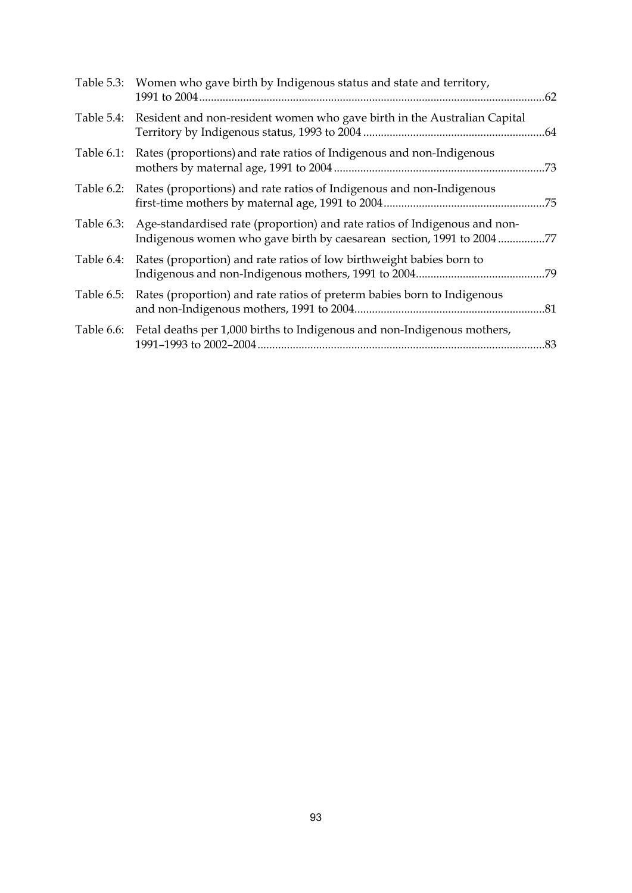Table 5.3: Women who gave birth by Indigenous status and state and territory, 1991 to 2004.....62

Table 5.4: Resident and non-resident women who gave birth in the Australian Capital Territory by Indigenous status, 1993 to 2004.....64

Table 6.1: Rates (proportions) and rate ratios of Indigenous and non-Indigenous mothers by maternal age, 1991 to 2004.....73

Table 6.2: Rates (proportions) and rate ratios of Indigenous and non-Indigenous first-time mothers by maternal age, 1991 to 2004.....75

Table 6.3: Age-standardised rate (proportion) and rate ratios of Indigenous and non-Indigenous women who gave birth by caesarean section, 1991 to 2004.....77

Table 6.4: Rates (proportion) and rate ratios of low birthweight babies born to Indigenous and non-Indigenous mothers, 1991 to 2004.....79

Table 6.5: Rates (proportion) and rate ratios of preterm babies born to Indigenous and non-Indigenous mothers, 1991 to 2004.....81

Table 6.6: Fetal deaths per 1,000 births to Indigenous and non-Indigenous mothers, 1991–1993 to 2002–2004.....83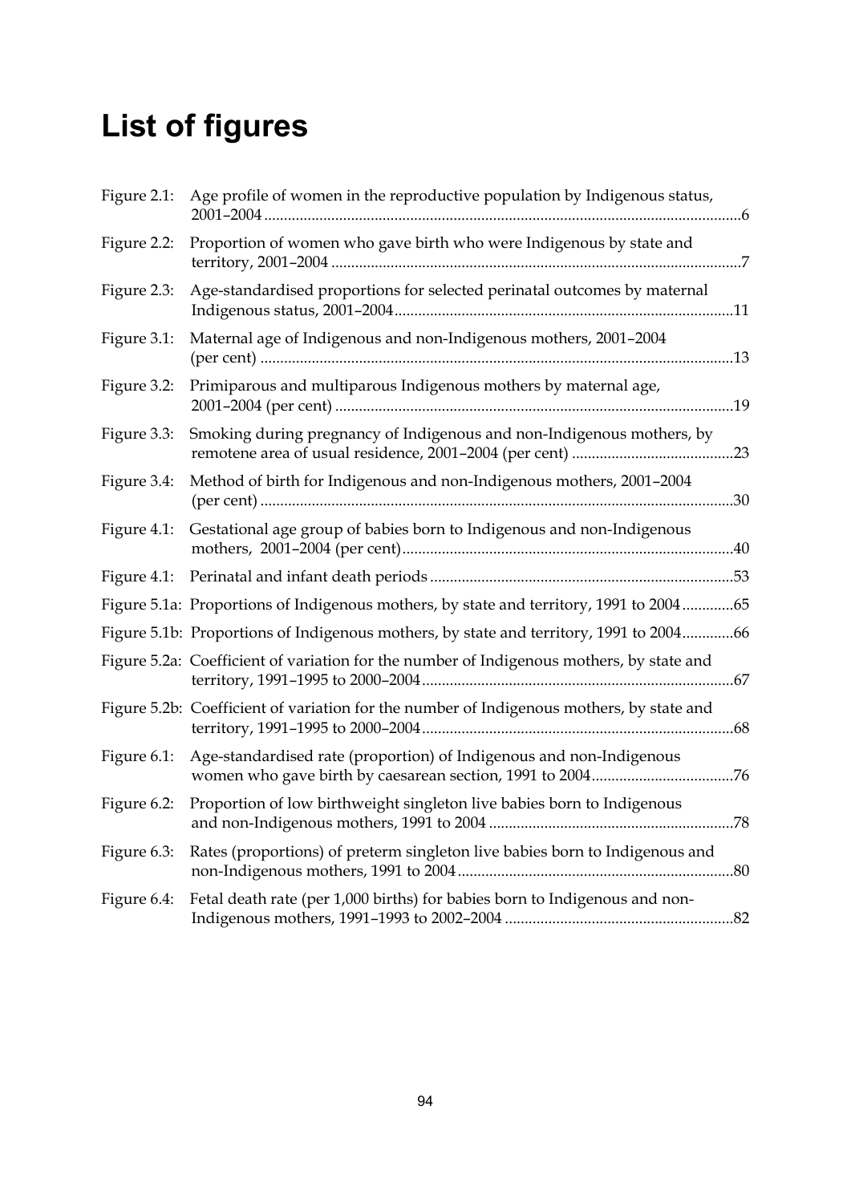# List of figures

Figure 2.1: Age profile of women in the reproductive population by Indigenous status, 2001–2004 ........................................................................................................................6

Figure 2.2: Proportion of women who gave birth who were Indigenous by state and territory, 2001–2004 ........................................................................................................7

Figure 2.3: Age-standardised proportions for selected perinatal outcomes by maternal Indigenous status, 2001–2004.....................................................................................11

Figure 3.1: Maternal age of Indigenous and non-Indigenous mothers, 2001–2004 (per cent) ........................................................................................................................13

Figure 3.2: Primiparous and multiparous Indigenous mothers by maternal age, 2001–2004 (per cent) .....................................................................................................19

Figure 3.3: Smoking during pregnancy of Indigenous and non-Indigenous mothers, by remotene area of usual residence, 2001–2004 (per cent) .........................................23

Figure 3.4: Method of birth for Indigenous and non-Indigenous mothers, 2001–2004 (per cent) ........................................................................................................................30

Figure 4.1: Gestational age group of babies born to Indigenous and non-Indigenous mothers, 2001–2004 (per cent)...................................................................................40

Figure 4.1: Perinatal and infant death periods .............................................................................53

Figure 5.1a: Proportions of Indigenous mothers, by state and territory, 1991 to 2004.............65

Figure 5.1b: Proportions of Indigenous mothers, by state and territory, 1991 to 2004.............66

Figure 5.2a: Coefficient of variation for the number of Indigenous mothers, by state and territory, 1991–1995 to 2000–2004...............................................................................67

Figure 5.2b: Coefficient of variation for the number of Indigenous mothers, by state and territory, 1991–1995 to 2000–2004...............................................................................68

Figure 6.1: Age-standardised rate (proportion) of Indigenous and non-Indigenous women who gave birth by caesarean section, 1991 to 2004....................................76

Figure 6.2: Proportion of low birthweight singleton live babies born to Indigenous and non-Indigenous mothers, 1991 to 2004 ..............................................................78

Figure 6.3: Rates (proportions) of preterm singleton live babies born to Indigenous and non-Indigenous mothers, 1991 to 2004......................................................................80

Figure 6.4: Fetal death rate (per 1,000 births) for babies born to Indigenous and non-Indigenous mothers, 1991–1993 to 2002–2004 ..........................................................82